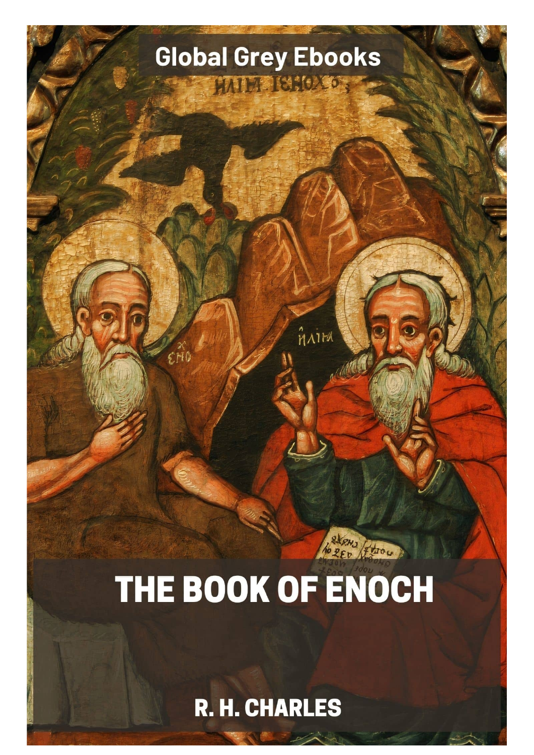Global Grey Ebooks

# THE BOOK OF ENOCH

R. H. CHARLES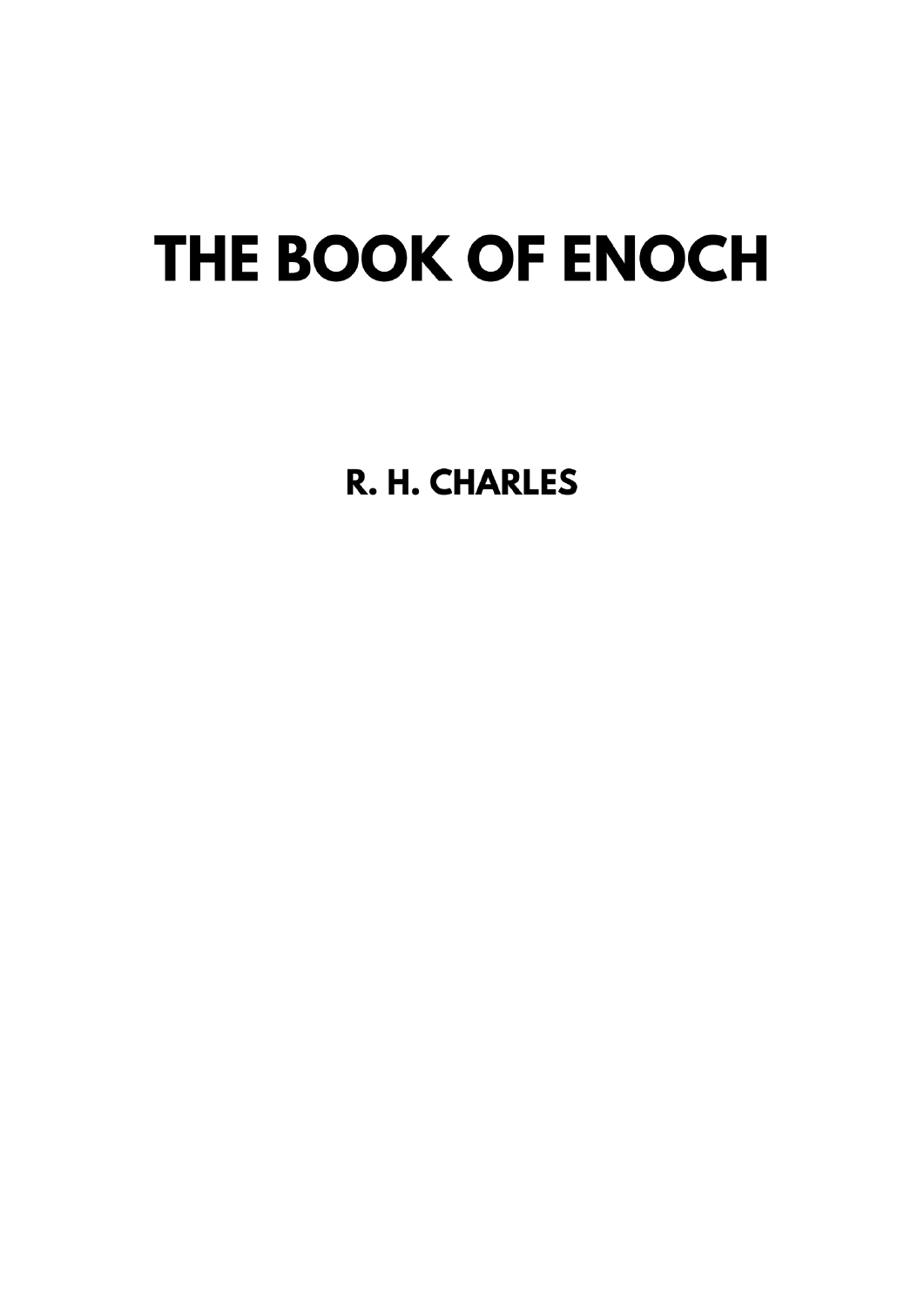# THE BOOK OF ENOCH

**R. H. CHARLES**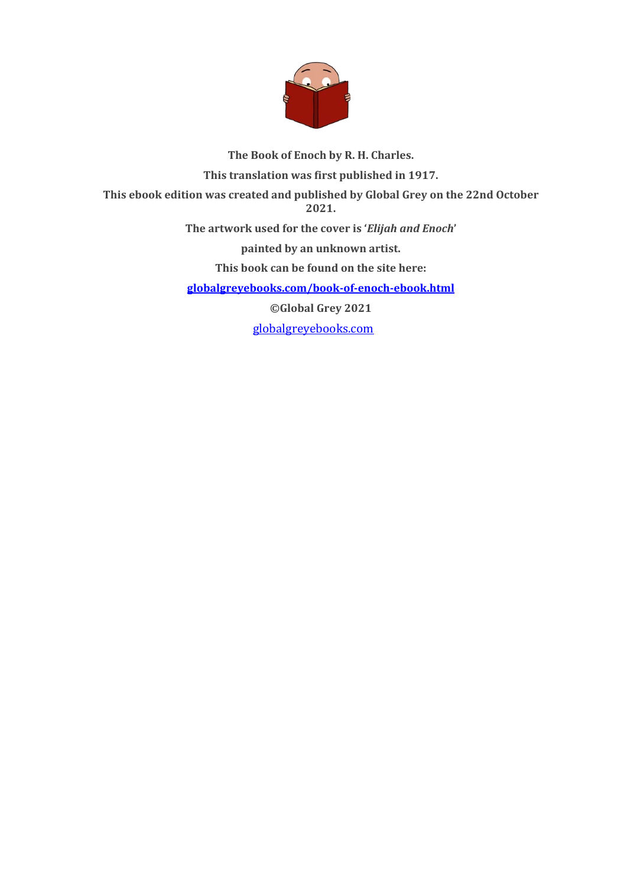**The Book of Enoch by R. H. Charles.**

**This translation was first published in 1917.**

**This ebook edition was created and published by Global Grey on the 22nd October 2021.**

**The artwork used for the cover is '*Elijah and Enoch*'**

**painted by an unknown artist.**

**This book can be found on the site here:**

**globalgreyebooks.com/book-of-enoch-ebook.html**

**©Global Grey 2021**

globalgreyebooks.com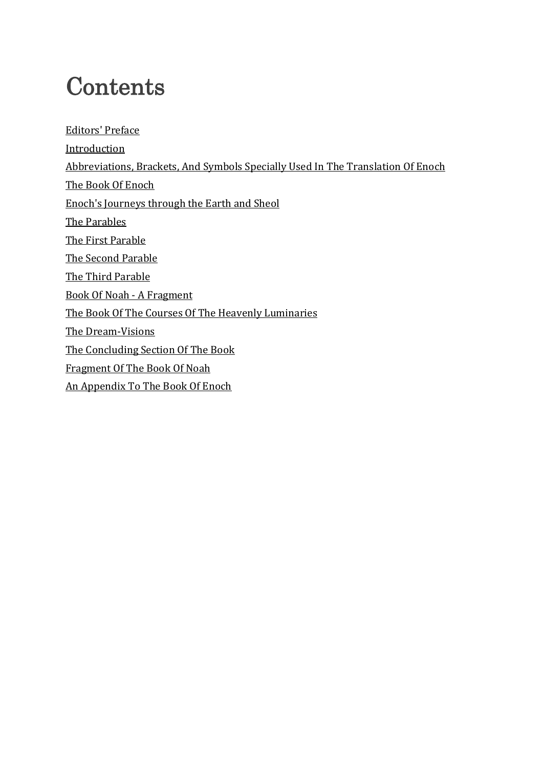# Contents

Editors' Preface

Introduction

Abbreviations, Brackets, And Symbols Specially Used In The Translation Of Enoch

The Book Of Enoch

Enoch's Journeys through the Earth and Sheol

The Parables

The First Parable

The Second Parable

The Third Parable

Book Of Noah - A Fragment

The Book Of The Courses Of The Heavenly Luminaries

The Dream-Visions

The Concluding Section Of The Book

Fragment Of The Book Of Noah

An Appendix To The Book Of Enoch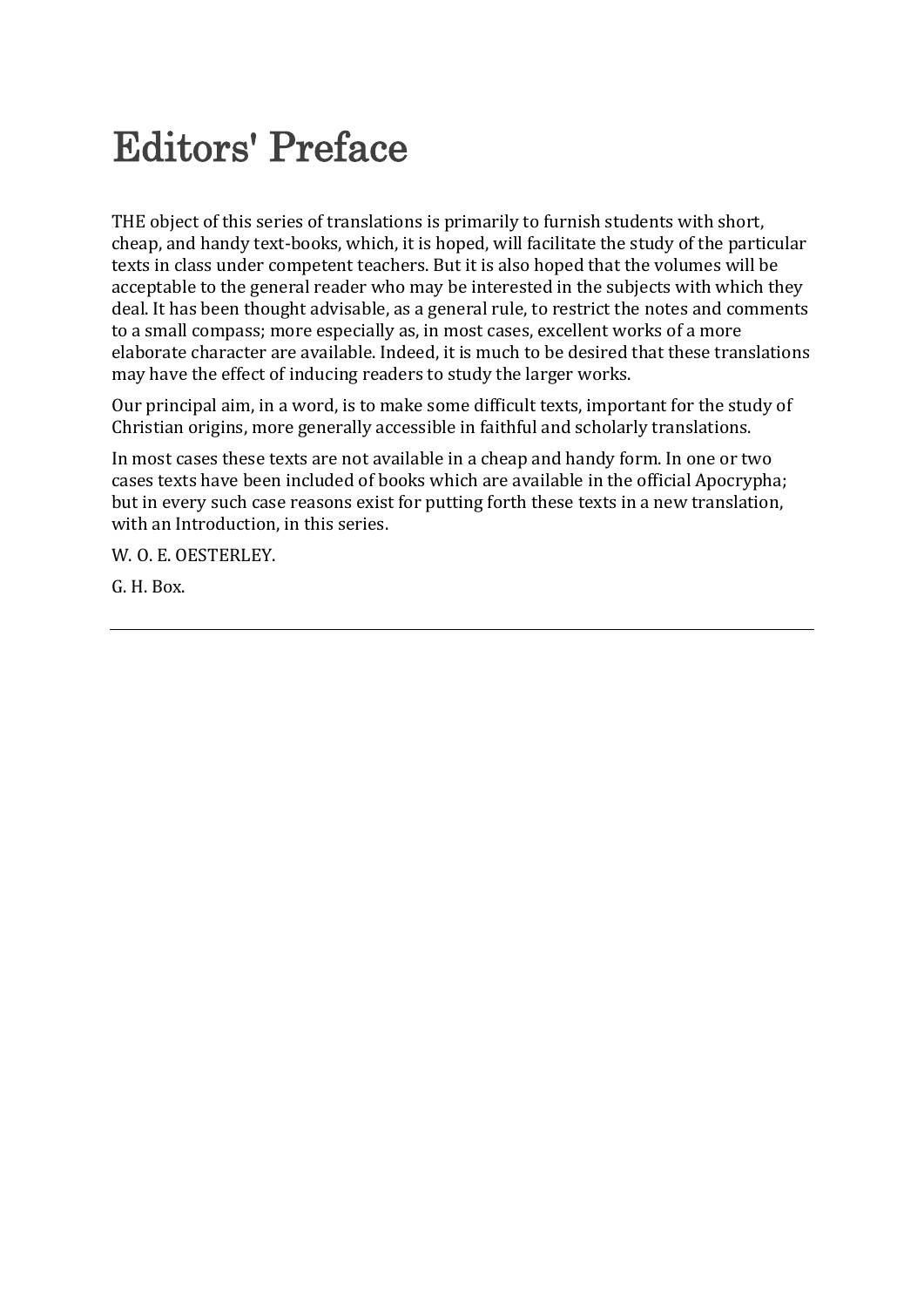# Editors' Preface

THE object of this series of translations is primarily to furnish students with short, cheap, and handy text-books, which, it is hoped, will facilitate the study of the particular texts in class under competent teachers. But it is also hoped that the volumes will be acceptable to the general reader who may be interested in the subjects with which they deal. It has been thought advisable, as a general rule, to restrict the notes and comments to a small compass; more especially as, in most cases, excellent works of a more elaborate character are available. Indeed, it is much to be desired that these translations may have the effect of inducing readers to study the larger works.

Our principal aim, in a word, is to make some difficult texts, important for the study of Christian origins, more generally accessible in faithful and scholarly translations.

In most cases these texts are not available in a cheap and handy form. In one or two cases texts have been included of books which are available in the official Apocrypha; but in every such case reasons exist for putting forth these texts in a new translation, with an Introduction, in this series.

W. O. E. OESTERLEY.

G. H. Box.

---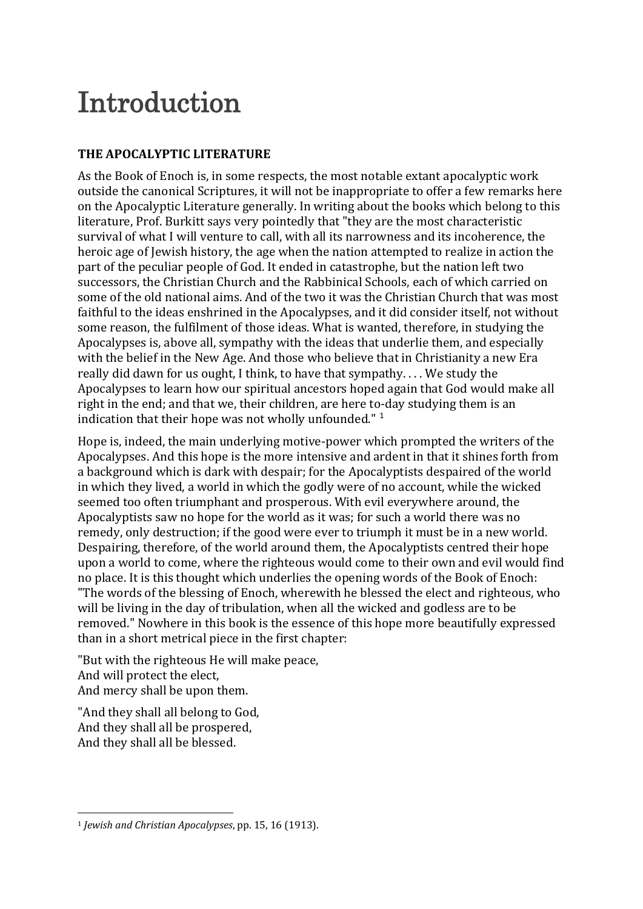# Introduction

**THE APOCALYPTIC LITERATURE**

As the Book of Enoch is, in some respects, the most notable extant apocalyptic work outside the canonical Scriptures, it will not be inappropriate to offer a few remarks here on the Apocalyptic Literature generally. In writing about the books which belong to this literature, Prof. Burkitt says very pointedly that "they are the most characteristic survival of what I will venture to call, with all its narrowness and its incoherence, the heroic age of Jewish history, the age when the nation attempted to realize in action the part of the peculiar people of God. It ended in catastrophe, but the nation left two successors, the Christian Church and the Rabbinical Schools, each of which carried on some of the old national aims. And of the two it was the Christian Church that was most faithful to the ideas enshrined in the Apocalypses, and it did consider itself, not without some reason, the fulfilment of those ideas. What is wanted, therefore, in studying the Apocalypses is, above all, sympathy with the ideas that underlie them, and especially with the belief in the New Age. And those who believe that in Christianity a new Era really did dawn for us ought, I think, to have that sympathy. . . . We study the Apocalypses to learn how our spiritual ancestors hoped again that God would make all right in the end; and that we, their children, are here to-day studying them is an indication that their hope was not wholly unfounded." [1]

Hope is, indeed, the main underlying motive-power which prompted the writers of the Apocalypses. And this hope is the more intensive and ardent in that it shines forth from a background which is dark with despair; for the Apocalyptists despaired of the world in which they lived, a world in which the godly were of no account, while the wicked seemed too often triumphant and prosperous. With evil everywhere around, the Apocalyptists saw no hope for the world as it was; for such a world there was no remedy, only destruction; if the good were ever to triumph it must be in a new world. Despairing, therefore, of the world around them, the Apocalyptists centred their hope upon a world to come, where the righteous would come to their own and evil would find no place. It is this thought which underlies the opening words of the Book of Enoch: "The words of the blessing of Enoch, wherewith he blessed the elect and righteous, who will be living in the day of tribulation, when all the wicked and godless are to be removed." Nowhere in this book is the essence of this hope more beautifully expressed than in a short metrical piece in the first chapter:

"But with the righteous He will make peace,  
And will protect the elect,  
And mercy shall be upon them.

"And they shall all belong to God,  
And they shall all be prospered,  
And they shall all be blessed.

---

[1] *Jewish and Christian Apocalypses*, pp. 15, 16 (1913).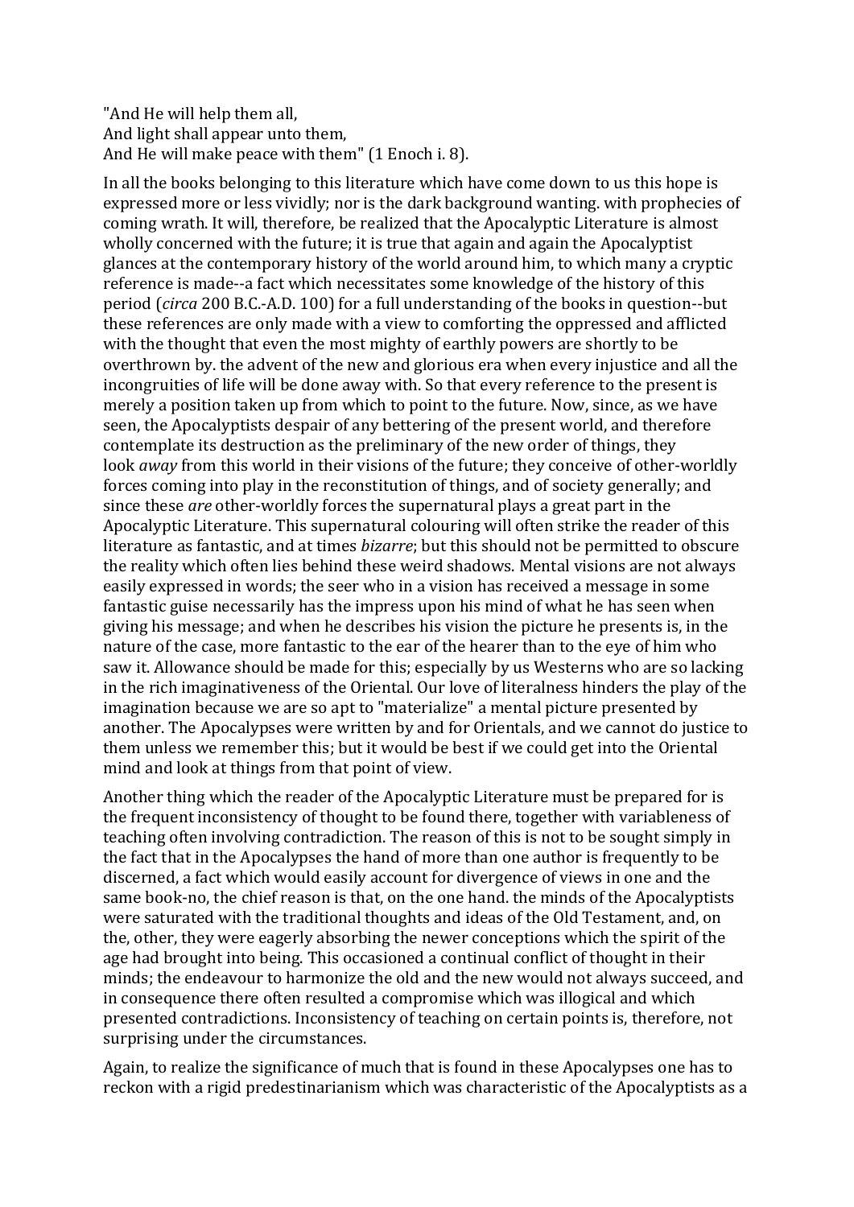"And He will help them all,  
And light shall appear unto them,  
And He will make peace with them" (1 Enoch i. 8).

In all the books belonging to this literature which have come down to us this hope is expressed more or less vividly; nor is the dark background wanting. with prophecies of coming wrath. It will, therefore, be realized that the Apocalyptic Literature is almost wholly concerned with the future; it is true that again and again the Apocalyptist glances at the contemporary history of the world around him, to which many a cryptic reference is made--a fact which necessitates some knowledge of the history of this period (*circa* 200 B.C.-A.D. 100) for a full understanding of the books in question--but these references are only made with a view to comforting the oppressed and afflicted with the thought that even the most mighty of earthly powers are shortly to be overthrown by. the advent of the new and glorious era when every injustice and all the incongruities of life will be done away with. So that every reference to the present is merely a position taken up from which to point to the future. Now, since, as we have seen, the Apocalyptists despair of any bettering of the present world, and therefore contemplate its destruction as the preliminary of the new order of things, they look *away* from this world in their visions of the future; they conceive of other-worldly forces coming into play in the reconstitution of things, and of society generally; and since these *are* other-worldly forces the supernatural plays a great part in the Apocalyptic Literature. This supernatural colouring will often strike the reader of this literature as fantastic, and at times *bizarre*; but this should not be permitted to obscure the reality which often lies behind these weird shadows. Mental visions are not always easily expressed in words; the seer who in a vision has received a message in some fantastic guise necessarily has the impress upon his mind of what he has seen when giving his message; and when he describes his vision the picture he presents is, in the nature of the case, more fantastic to the ear of the hearer than to the eye of him who saw it. Allowance should be made for this; especially by us Westerns who are so lacking in the rich imaginativeness of the Oriental. Our love of literalness hinders the play of the imagination because we are so apt to "materialize" a mental picture presented by another. The Apocalypses were written by and for Orientals, and we cannot do justice to them unless we remember this; but it would be best if we could get into the Oriental mind and look at things from that point of view.

Another thing which the reader of the Apocalyptic Literature must be prepared for is the frequent inconsistency of thought to be found there, together with variableness of teaching often involving contradiction. The reason of this is not to be sought simply in the fact that in the Apocalypses the hand of more than one author is frequently to be discerned, a fact which would easily account for divergence of views in one and the same book-no, the chief reason is that, on the one hand. the minds of the Apocalyptists were saturated with the traditional thoughts and ideas of the Old Testament, and, on the, other, they were eagerly absorbing the newer conceptions which the spirit of the age had brought into being. This occasioned a continual conflict of thought in their minds; the endeavour to harmonize the old and the new would not always succeed, and in consequence there often resulted a compromise which was illogical and which presented contradictions. Inconsistency of teaching on certain points is, therefore, not surprising under the circumstances.

Again, to realize the significance of much that is found in these Apocalypses one has to reckon with a rigid predestinarianism which was characteristic of the Apocalyptists as a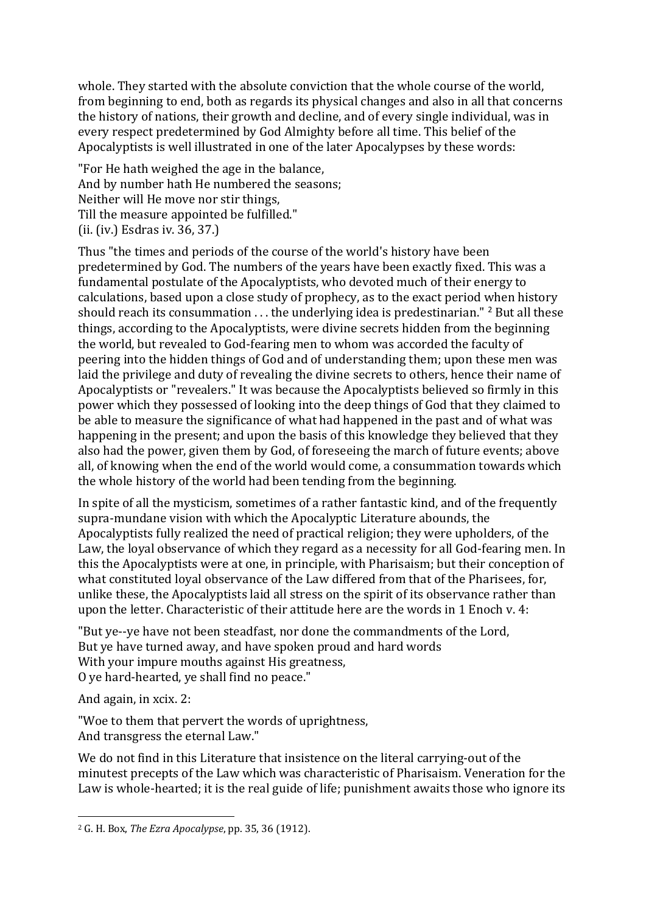whole. They started with the absolute conviction that the whole course of the world, from beginning to end, both as regards its physical changes and also in all that concerns the history of nations, their growth and decline, and of every single individual, was in every respect predetermined by God Almighty before all time. This belief of the Apocalyptists is well illustrated in one of the later Apocalypses by these words:

"For He hath weighed the age in the balance,
And by number hath He numbered the seasons;
Neither will He move nor stir things,
Till the measure appointed be fulfilled."
(ii. (iv.) Esdras iv. 36, 37.)

Thus "the times and periods of the course of the world's history have been predetermined by God. The numbers of the years have been exactly fixed. This was a fundamental postulate of the Apocalyptists, who devoted much of their energy to calculations, based upon a close study of prophecy, as to the exact period when history should reach its consummation . . . the underlying idea is predestinarian." [2] But all these things, according to the Apocalyptists, were divine secrets hidden from the beginning the world, but revealed to God-fearing men to whom was accorded the faculty of peering into the hidden things of God and of understanding them; upon these men was laid the privilege and duty of revealing the divine secrets to others, hence their name of Apocalyptists or "revealers." It was because the Apocalyptists believed so firmly in this power which they possessed of looking into the deep things of God that they claimed to be able to measure the significance of what had happened in the past and of what was happening in the present; and upon the basis of this knowledge they believed that they also had the power, given them by God, of foreseeing the march of future events; above all, of knowing when the end of the world would come, a consummation towards which the whole history of the world had been tending from the beginning.

In spite of all the mysticism, sometimes of a rather fantastic kind, and of the frequently supra-mundane vision with which the Apocalyptic Literature abounds, the Apocalyptists fully realized the need of practical religion; they were upholders, of the Law, the loyal observance of which they regard as a necessity for all God-fearing men. In this the Apocalyptists were at one, in principle, with Pharisaism; but their conception of what constituted loyal observance of the Law differed from that of the Pharisees, for, unlike these, the Apocalyptists laid all stress on the spirit of its observance rather than upon the letter. Characteristic of their attitude here are the words in 1 Enoch v. 4:

"But ye--ye have not been steadfast, nor done the commandments of the Lord,
But ye have turned away, and have spoken proud and hard words
With your impure mouths against His greatness,
O ye hard-hearted, ye shall find no peace."

And again, in xcix. 2:

"Woe to them that pervert the words of uprightness,
And transgress the eternal Law."

We do not find in this Literature that insistence on the literal carrying-out of the minutest precepts of the Law which was characteristic of Pharisaism. Veneration for the Law is whole-hearted; it is the real guide of life; punishment awaits those who ignore its

[2] G. H. Box, *The Ezra Apocalypse*, pp. 35, 36 (1912).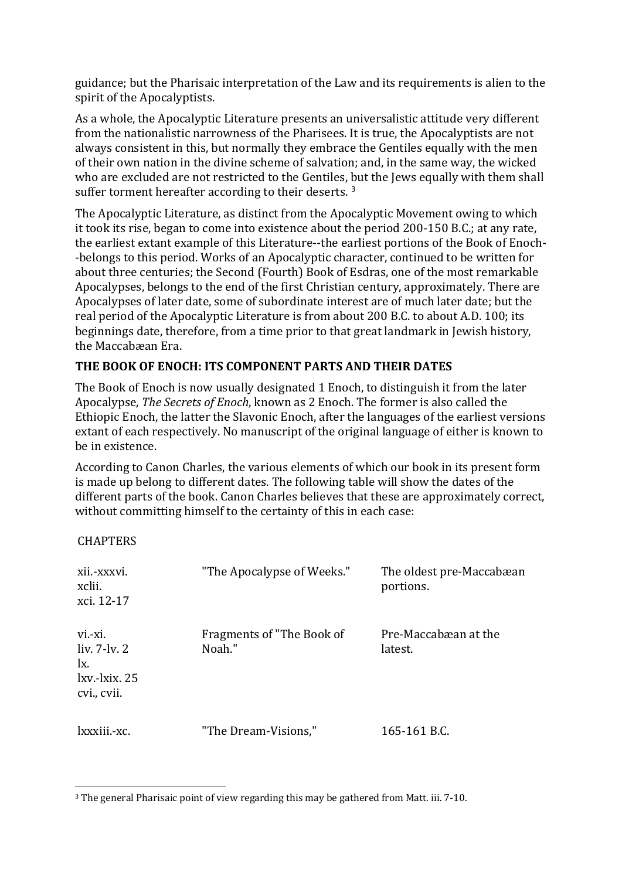guidance; but the Pharisaic interpretation of the Law and its requirements is alien to the spirit of the Apocalyptists.

As a whole, the Apocalyptic Literature presents an universalistic attitude very different from the nationalistic narrowness of the Pharisees. It is true, the Apocalyptists are not always consistent in this, but normally they embrace the Gentiles equally with the men of their own nation in the divine scheme of salvation; and, in the same way, the wicked who are excluded are not restricted to the Gentiles, but the Jews equally with them shall suffer torment hereafter according to their deserts. [3]

The Apocalyptic Literature, as distinct from the Apocalyptic Movement owing to which it took its rise, began to come into existence about the period 200-150 B.C.; at any rate, the earliest extant example of this Literature--the earliest portions of the Book of Enoch--belongs to this period. Works of an Apocalyptic character, continued to be written for about three centuries; the Second (Fourth) Book of Esdras, one of the most remarkable Apocalypses, belongs to the end of the first Christian century, approximately. There are Apocalypses of later date, some of subordinate interest are of much later date; but the real period of the Apocalyptic Literature is from about 200 B.C. to about A.D. 100; its beginnings date, therefore, from a time prior to that great landmark in Jewish history, the Maccabæan Era.

**THE BOOK OF ENOCH: ITS COMPONENT PARTS AND THEIR DATES**

The Book of Enoch is now usually designated 1 Enoch, to distinguish it from the later Apocalypse, *The Secrets of Enoch*, known as 2 Enoch. The former is also called the Ethiopic Enoch, the latter the Slavonic Enoch, after the languages of the earliest versions extant of each respectively. No manuscript of the original language of either is known to be in existence.

According to Canon Charles, the various elements of which our book in its present form is made up belong to different dates. The following table will show the dates of the different parts of the book. Canon Charles believes that these are approximately correct, without committing himself to the certainty of this in each case:

| CHAPTERS | | |
|---|---|---|
| xii.-xxxvi.<br>xclii.<br>xci. 12-17 | "The Apocalypse of Weeks." | The oldest pre-Maccabæan portions. |
| vi.-xi.<br>liv. 7-lv. 2<br>lx.<br>lxv.-lxix. 25<br>cvi., cvii. | Fragments of "The Book of Noah." | Pre-Maccabæan at the latest. |
| lxxxiii.-xc. | "The Dream-Visions," | 165-161 B.C. |

[3] The general Pharisaic point of view regarding this may be gathered from Matt. iii. 7-10.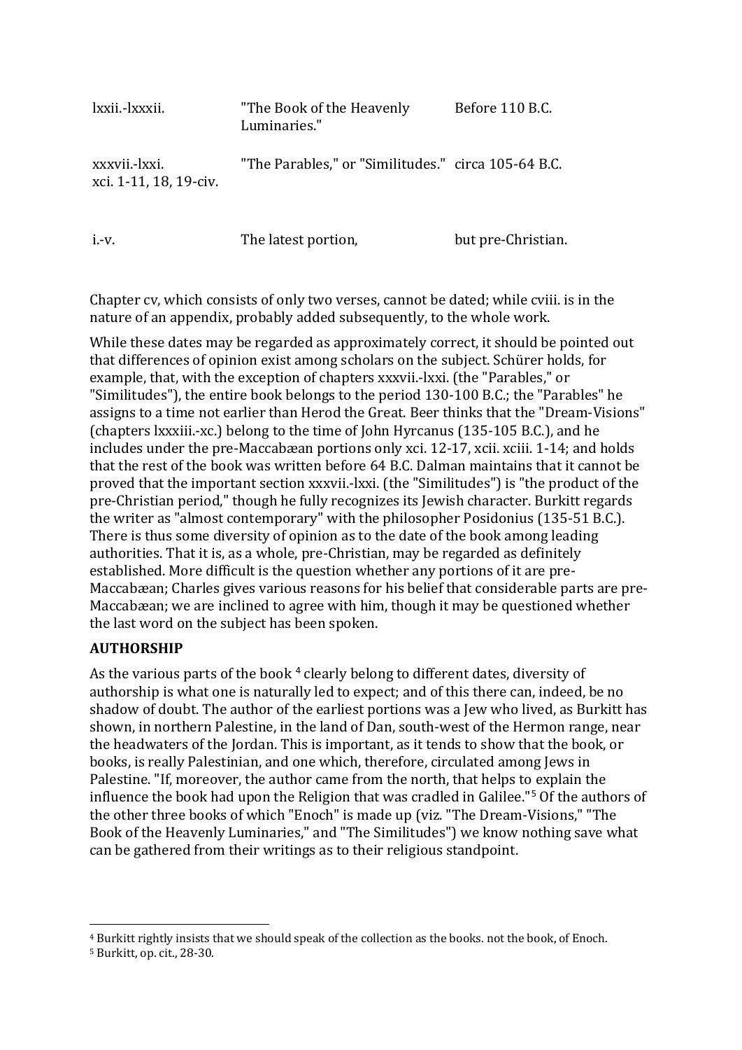| | | |
|---|---|---|
| lxxii.-lxxxii. | "The Book of the Heavenly Luminaries." | Before 110 B.C. |
| xxxvii.-lxxi.<br>xci. 1-11, 18, 19-civ. | "The Parables," or "Similitudes." | circa 105-64 B.C. |
| i.-v. | The latest portion, | but pre-Christian. |

Chapter cv, which consists of only two verses, cannot be dated; while cviii. is in the nature of an appendix, probably added subsequently, to the whole work.

While these dates may be regarded as approximately correct, it should be pointed out that differences of opinion exist among scholars on the subject. Schürer holds, for example, that, with the exception of chapters xxxvii.-lxxi. (the "Parables," or "Similitudes"), the entire book belongs to the period 130-100 B.C.; the "Parables" he assigns to a time not earlier than Herod the Great. Beer thinks that the "Dream-Visions" (chapters lxxxiii.-xc.) belong to the time of John Hyrcanus (135-105 B.C.), and he includes under the pre-Maccabæan portions only xci. 12-17, xcii. xciii. 1-14; and holds that the rest of the book was written before 64 B.C. Dalman maintains that it cannot be proved that the important section xxxvii.-lxxi. (the "Similitudes") is "the product of the pre-Christian period," though he fully recognizes its Jewish character. Burkitt regards the writer as "almost contemporary" with the philosopher Posidonius (135-51 B.C.). There is thus some diversity of opinion as to the date of the book among leading authorities. That it is, as a whole, pre-Christian, may be regarded as definitely established. More difficult is the question whether any portions of it are pre-Maccabæan; Charles gives various reasons for his belief that considerable parts are pre-Maccabæan; we are inclined to agree with him, though it may be questioned whether the last word on the subject has been spoken.

**AUTHORSHIP**

As the various parts of the book [4] clearly belong to different dates, diversity of authorship is what one is naturally led to expect; and of this there can, indeed, be no shadow of doubt. The author of the earliest portions was a Jew who lived, as Burkitt has shown, in northern Palestine, in the land of Dan, south-west of the Hermon range, near the headwaters of the Jordan. This is important, as it tends to show that the book, or books, is really Palestinian, and one which, therefore, circulated among Jews in Palestine. "If, moreover, the author came from the north, that helps to explain the influence the book had upon the Religion that was cradled in Galilee."[5] Of the authors of the other three books of which "Enoch" is made up (viz. "The Dream-Visions," "The Book of the Heavenly Luminaries," and "The Similitudes") we know nothing save what can be gathered from their writings as to their religious standpoint.

---

[4] Burkitt rightly insists that we should speak of the collection as the books. not the book, of Enoch.

[5] Burkitt, op. cit., 28-30.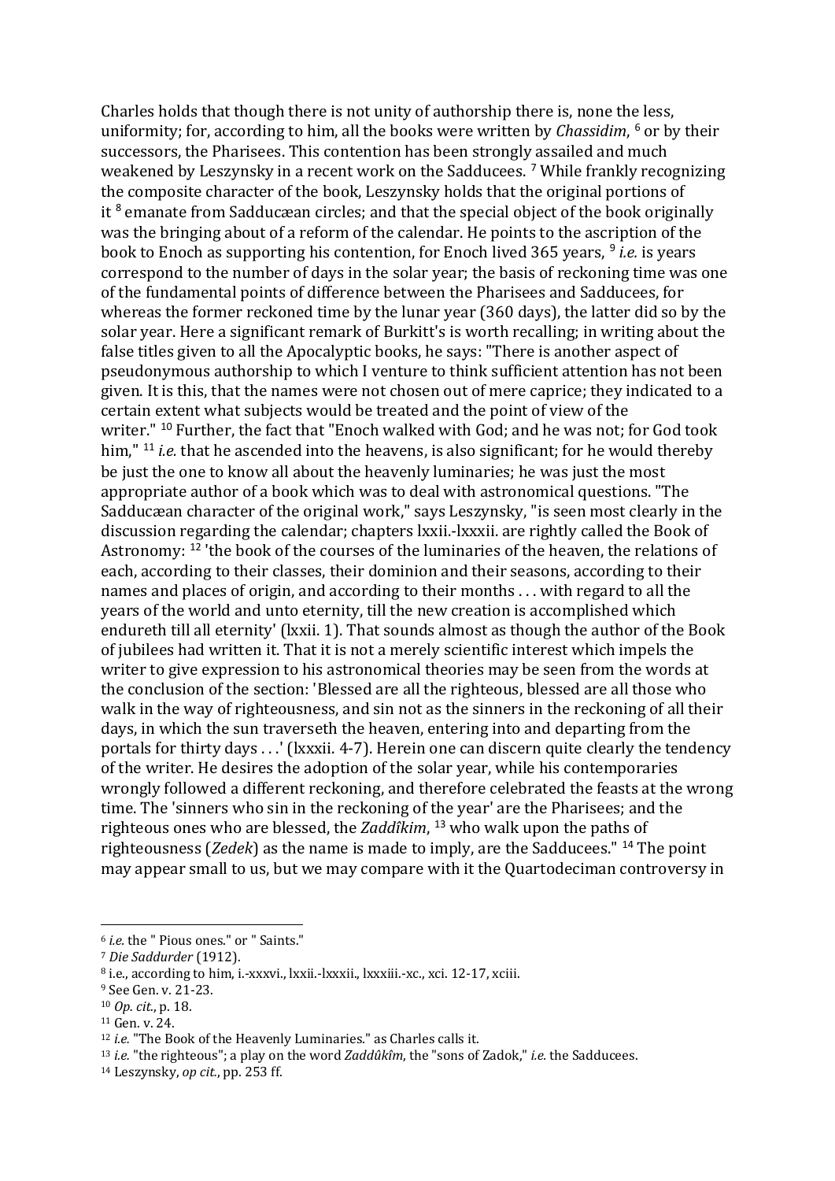Charles holds that though there is not unity of authorship there is, none the less, uniformity; for, according to him, all the books were written by *Chassidim*, [6] or by their successors, the Pharisees. This contention has been strongly assailed and much weakened by Leszynsky in a recent work on the Sadducees. [7] While frankly recognizing the composite character of the book, Leszynsky holds that the original portions of it [8] emanate from Sadducæan circles; and that the special object of the book originally was the bringing about of a reform of the calendar. He points to the ascription of the book to Enoch as supporting his contention, for Enoch lived 365 years, [9] *i.e.* is years correspond to the number of days in the solar year; the basis of reckoning time was one of the fundamental points of difference between the Pharisees and Sadducees, for whereas the former reckoned time by the lunar year (360 days), the latter did so by the solar year. Here a significant remark of Burkitt's is worth recalling; in writing about the false titles given to all the Apocalyptic books, he says: "There is another aspect of pseudonymous authorship to which I venture to think sufficient attention has not been given. It is this, that the names were not chosen out of mere caprice; they indicated to a certain extent what subjects would be treated and the point of view of the writer." [10] Further, the fact that "Enoch walked with God; and he was not; for God took him," [11] *i.e.* that he ascended into the heavens, is also significant; for he would thereby be just the one to know all about the heavenly luminaries; he was just the most appropriate author of a book which was to deal with astronomical questions. "The Sadducæan character of the original work," says Leszynsky, "is seen most clearly in the discussion regarding the calendar; chapters lxxii.-lxxxii. are rightly called the Book of Astronomy: [12] 'the book of the courses of the luminaries of the heaven, the relations of each, according to their classes, their dominion and their seasons, according to their names and places of origin, and according to their months . . . with regard to all the years of the world and unto eternity, till the new creation is accomplished which endureth till all eternity' (lxxii. 1). That sounds almost as though the author of the Book of jubilees had written it. That it is not a merely scientific interest which impels the writer to give expression to his astronomical theories may be seen from the words at the conclusion of the section: 'Blessed are all the righteous, blessed are all those who walk in the way of righteousness, and sin not as the sinners in the reckoning of all their days, in which the sun traverseth the heaven, entering into and departing from the portals for thirty days . . .' (lxxxii. 4-7). Herein one can discern quite clearly the tendency of the writer. He desires the adoption of the solar year, while his contemporaries wrongly followed a different reckoning, and therefore celebrated the feasts at the wrong time. The 'sinners who sin in the reckoning of the year' are the Pharisees; and the righteous ones who are blessed, the *Zaddîkim*, [13] who walk upon the paths of righteousness (*Zedek*) as the name is made to imply, are the Sadducees." [14] The point may appear small to us, but we may compare with it the Quartodeciman controversy in

---

[6] *i.e.* the " Pious ones." or " Saints."

[7] *Die Saddurder* (1912).

[8] i.e., according to him, i.-xxxvi., lxxii.-lxxxii., lxxxiii.-xc., xci. 12-17, xciii.

[9] See Gen. v. 21-23.

[10] *Op. cit.*, p. 18.

[11] Gen. v. 24.

[12] *i.e.* "The Book of the Heavenly Luminaries." as Charles calls it.

[13] *i.e.* "the righteous"; a play on the word *Zaddûkîm*, the "sons of Zadok," *i.e.* the Sadducees.

[14] Leszynsky, *op cit.*, pp. 253 ff.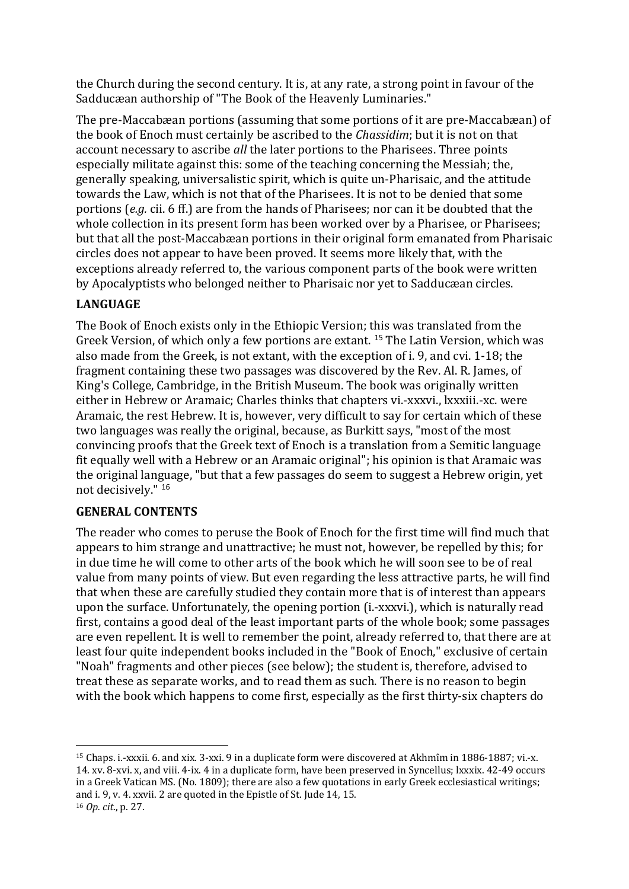the Church during the second century. It is, at any rate, a strong point in favour of the Sadducæan authorship of "The Book of the Heavenly Luminaries."

The pre-Maccabæan portions (assuming that some portions of it are pre-Maccabæan) of the book of Enoch must certainly be ascribed to the *Chassidim*; but it is not on that account necessary to ascribe *all* the later portions to the Pharisees. Three points especially militate against this: some of the teaching concerning the Messiah; the, generally speaking, universalistic spirit, which is quite un-Pharisaic, and the attitude towards the Law, which is not that of the Pharisees. It is not to be denied that some portions (*e.g.* cii. 6 ff.) are from the hands of Pharisees; nor can it be doubted that the whole collection in its present form has been worked over by a Pharisee, or Pharisees; but that all the post-Maccabæan portions in their original form emanated from Pharisaic circles does not appear to have been proved. It seems more likely that, with the exceptions already referred to, the various component parts of the book were written by Apocalyptists who belonged neither to Pharisaic nor yet to Sadducæan circles.

**LANGUAGE**

The Book of Enoch exists only in the Ethiopic Version; this was translated from the Greek Version, of which only a few portions are extant. [15] The Latin Version, which was also made from the Greek, is not extant, with the exception of i. 9, and cvi. 1-18; the fragment containing these two passages was discovered by the Rev. Al. R. James, of King's College, Cambridge, in the British Museum. The book was originally written either in Hebrew or Aramaic; Charles thinks that chapters vi.-xxxvi., lxxxiii.-xc. were Aramaic, the rest Hebrew. It is, however, very difficult to say for certain which of these two languages was really the original, because, as Burkitt says, "most of the most convincing proofs that the Greek text of Enoch is a translation from a Semitic language fit equally well with a Hebrew or an Aramaic original"; his opinion is that Aramaic was the original language, "but that a few passages do seem to suggest a Hebrew origin, yet not decisively." [16]

**GENERAL CONTENTS**

The reader who comes to peruse the Book of Enoch for the first time will find much that appears to him strange and unattractive; he must not, however, be repelled by this; for in due time he will come to other arts of the book which he will soon see to be of real value from many points of view. But even regarding the less attractive parts, he will find that when these are carefully studied they contain more that is of interest than appears upon the surface. Unfortunately, the opening portion (i.-xxxvi.), which is naturally read first, contains a good deal of the least important parts of the whole book; some passages are even repellent. It is well to remember the point, already referred to, that there are at least four quite independent books included in the "Book of Enoch," exclusive of certain "Noah" fragments and other pieces (see below); the student is, therefore, advised to treat these as separate works, and to read them as such. There is no reason to begin with the book which happens to come first, especially as the first thirty-six chapters do

---

[15] Chaps. i.-xxxii. 6. and xix. 3-xxi. 9 in a duplicate form were discovered at Akhmîm in 1886-1887; vi.-x. 14. xv. 8-xvi. x, and viii. 4-ix. 4 in a duplicate form, have been preserved in Syncellus; lxxxix. 42-49 occurs in a Greek Vatican MS. (No. 1809); there are also a few quotations in early Greek ecclesiastical writings; and i. 9, v. 4. xxvii. 2 are quoted in the Epistle of St. Jude 14, 15.

[16] *Op. cit.*, p. 27.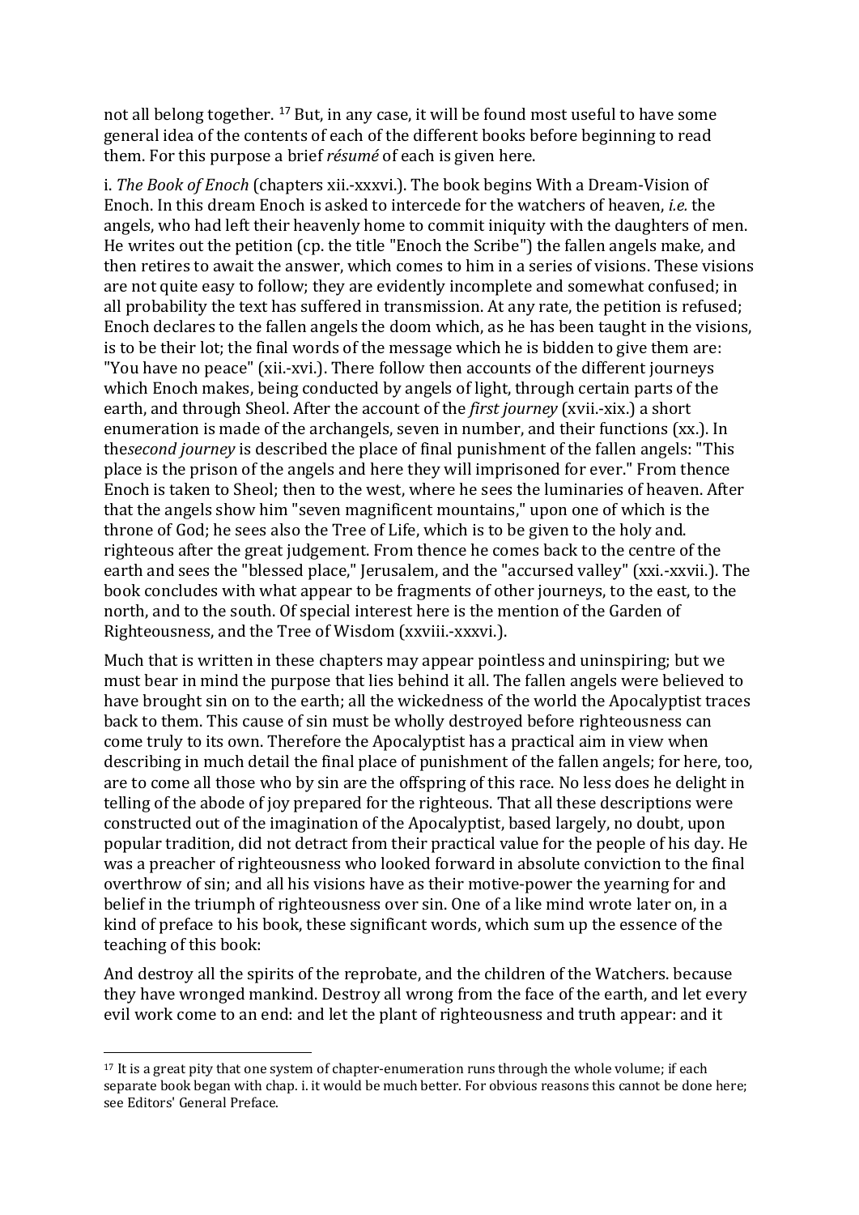not all belong together. [17] But, in any case, it will be found most useful to have some general idea of the contents of each of the different books before beginning to read them. For this purpose a brief *résumé* of each is given here.

i. *The Book of Enoch* (chapters xii.-xxxvi.). The book begins With a Dream-Vision of Enoch. In this dream Enoch is asked to intercede for the watchers of heaven, *i.e.* the angels, who had left their heavenly home to commit iniquity with the daughters of men. He writes out the petition (cp. the title "Enoch the Scribe") the fallen angels make, and then retires to await the answer, which comes to him in a series of visions. These visions are not quite easy to follow; they are evidently incomplete and somewhat confused; in all probability the text has suffered in transmission. At any rate, the petition is refused; Enoch declares to the fallen angels the doom which, as he has been taught in the visions, is to be their lot; the final words of the message which he is bidden to give them are: "You have no peace" (xii.-xvi.). There follow then accounts of the different journeys which Enoch makes, being conducted by angels of light, through certain parts of the earth, and through Sheol. After the account of the *first journey* (xvii.-xix.) a short enumeration is made of the archangels, seven in number, and their functions (xx.). In the*second journey* is described the place of final punishment of the fallen angels: "This place is the prison of the angels and here they will imprisoned for ever." From thence Enoch is taken to Sheol; then to the west, where he sees the luminaries of heaven. After that the angels show him "seven magnificent mountains," upon one of which is the throne of God; he sees also the Tree of Life, which is to be given to the holy and. righteous after the great judgement. From thence he comes back to the centre of the earth and sees the "blessed place," Jerusalem, and the "accursed valley" (xxi.-xxvii.). The book concludes with what appear to be fragments of other journeys, to the east, to the north, and to the south. Of special interest here is the mention of the Garden of Righteousness, and the Tree of Wisdom (xxviii.-xxxvi.).

Much that is written in these chapters may appear pointless and uninspiring; but we must bear in mind the purpose that lies behind it all. The fallen angels were believed to have brought sin on to the earth; all the wickedness of the world the Apocalyptist traces back to them. This cause of sin must be wholly destroyed before righteousness can come truly to its own. Therefore the Apocalyptist has a practical aim in view when describing in much detail the final place of punishment of the fallen angels; for here, too, are to come all those who by sin are the offspring of this race. No less does he delight in telling of the abode of joy prepared for the righteous. That all these descriptions were constructed out of the imagination of the Apocalyptist, based largely, no doubt, upon popular tradition, did not detract from their practical value for the people of his day. He was a preacher of righteousness who looked forward in absolute conviction to the final overthrow of sin; and all his visions have as their motive-power the yearning for and belief in the triumph of righteousness over sin. One of a like mind wrote later on, in a kind of preface to his book, these significant words, which sum up the essence of the teaching of this book:

And destroy all the spirits of the reprobate, and the children of the Watchers. because they have wronged mankind. Destroy all wrong from the face of the earth, and let every evil work come to an end: and let the plant of righteousness and truth appear: and it

---

[17] It is a great pity that one system of chapter-enumeration runs through the whole volume; if each separate book began with chap. i. it would be much better. For obvious reasons this cannot be done here; see Editors' General Preface.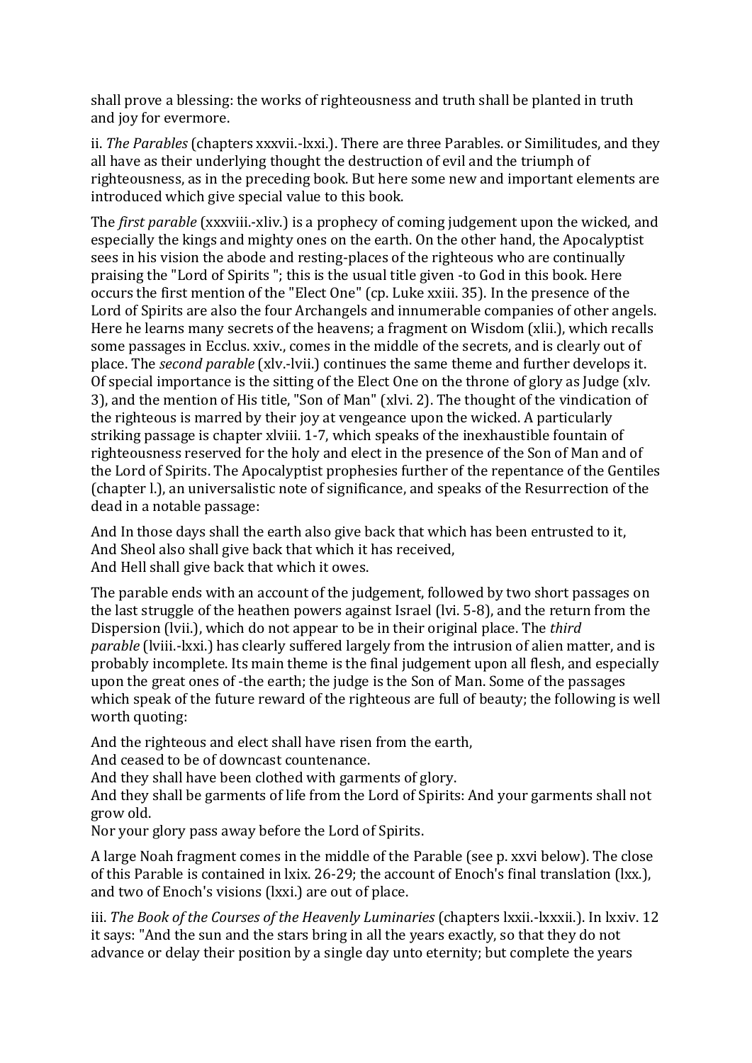shall prove a blessing: the works of righteousness and truth shall be planted in truth and joy for evermore.

ii. *The Parables* (chapters xxxvii.-lxxi.). There are three Parables. or Similitudes, and they all have as their underlying thought the destruction of evil and the triumph of righteousness, as in the preceding book. But here some new and important elements are introduced which give special value to this book.

The *first parable* (xxxviii.-xliv.) is a prophecy of coming judgement upon the wicked, and especially the kings and mighty ones on the earth. On the other hand, the Apocalyptist sees in his vision the abode and resting-places of the righteous who are continually praising the "Lord of Spirits "; this is the usual title given -to God in this book. Here occurs the first mention of the "Elect One" (cp. Luke xxiii. 35). In the presence of the Lord of Spirits are also the four Archangels and innumerable companies of other angels. Here he learns many secrets of the heavens; a fragment on Wisdom (xlii.), which recalls some passages in Ecclus. xxiv., comes in the middle of the secrets, and is clearly out of place. The *second parable* (xlv.-lvii.) continues the same theme and further develops it. Of special importance is the sitting of the Elect One on the throne of glory as Judge (xlv. 3), and the mention of His title, "Son of Man" (xlvi. 2). The thought of the vindication of the righteous is marred by their joy at vengeance upon the wicked. A particularly striking passage is chapter xlviii. 1-7, which speaks of the inexhaustible fountain of righteousness reserved for the holy and elect in the presence of the Son of Man and of the Lord of Spirits. The Apocalyptist prophesies further of the repentance of the Gentiles (chapter l.), an universalistic note of significance, and speaks of the Resurrection of the dead in a notable passage:

And In those days shall the earth also give back that which has been entrusted to it,  
And Sheol also shall give back that which it has received,  
And Hell shall give back that which it owes.

The parable ends with an account of the judgement, followed by two short passages on the last struggle of the heathen powers against Israel (lvi. 5-8), and the return from the Dispersion (lvii.), which do not appear to be in their original place. The *third parable* (lviii.-lxxi.) has clearly suffered largely from the intrusion of alien matter, and is probably incomplete. Its main theme is the final judgement upon all flesh, and especially upon the great ones of -the earth; the judge is the Son of Man. Some of the passages which speak of the future reward of the righteous are full of beauty; the following is well worth quoting:

And the righteous and elect shall have risen from the earth,  
And ceased to be of downcast countenance.  
And they shall have been clothed with garments of glory.  
And they shall be garments of life from the Lord of Spirits: And your garments shall not grow old.  
Nor your glory pass away before the Lord of Spirits.

A large Noah fragment comes in the middle of the Parable (see p. xxvi below). The close of this Parable is contained in lxix. 26-29; the account of Enoch's final translation (lxx.), and two of Enoch's visions (lxxi.) are out of place.

iii. *The Book of the Courses of the Heavenly Luminaries* (chapters lxxii.-lxxxii.). In lxxiv. 12 it says: "And the sun and the stars bring in all the years exactly, so that they do not advance or delay their position by a single day unto eternity; but complete the years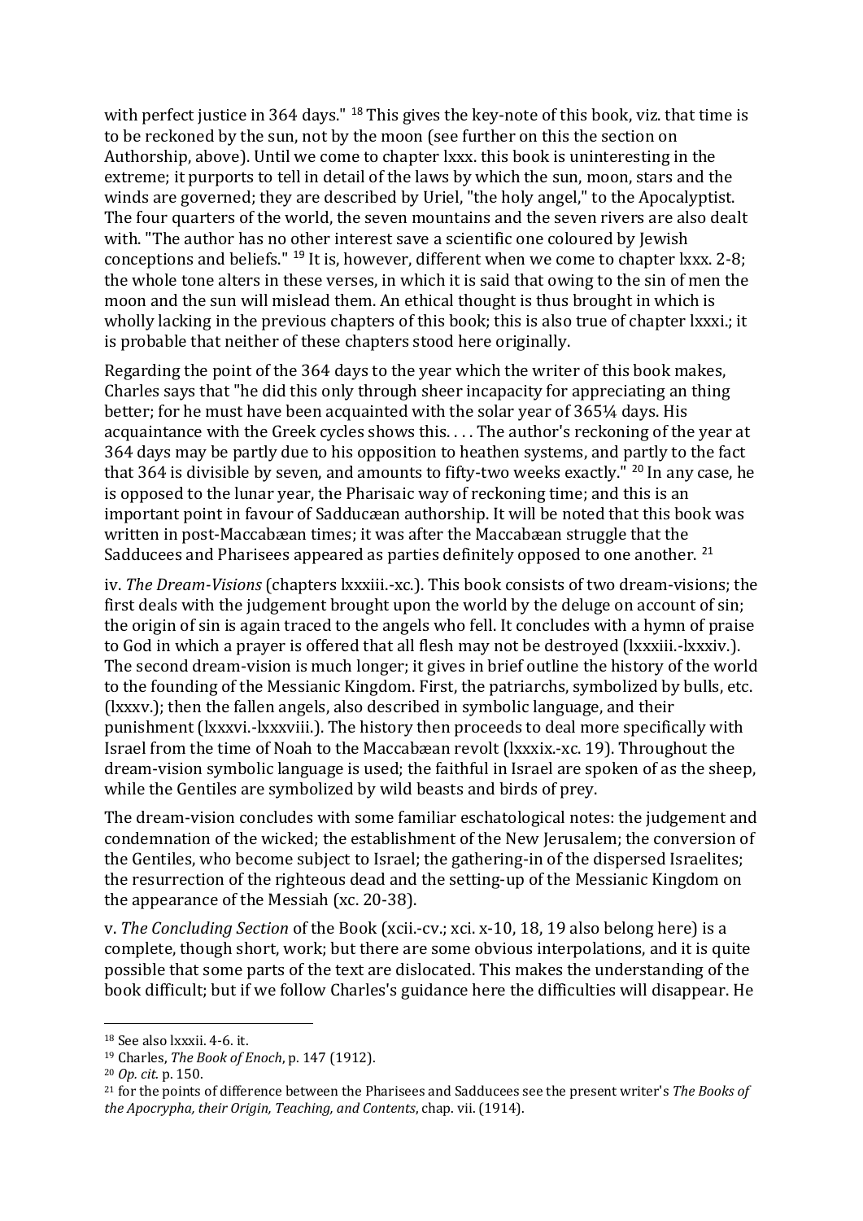with perfect justice in 364 days." [18] This gives the key-note of this book, viz. that time is to be reckoned by the sun, not by the moon (see further on this the section on Authorship, above). Until we come to chapter lxxx. this book is uninteresting in the extreme; it purports to tell in detail of the laws by which the sun, moon, stars and the winds are governed; they are described by Uriel, "the holy angel," to the Apocalyptist. The four quarters of the world, the seven mountains and the seven rivers are also dealt with. "The author has no other interest save a scientific one coloured by Jewish conceptions and beliefs." [19] It is, however, different when we come to chapter lxxx. 2-8; the whole tone alters in these verses, in which it is said that owing to the sin of men the moon and the sun will mislead them. An ethical thought is thus brought in which is wholly lacking in the previous chapters of this book; this is also true of chapter lxxxi.; it is probable that neither of these chapters stood here originally.

Regarding the point of the 364 days to the year which the writer of this book makes, Charles says that "he did this only through sheer incapacity for appreciating an thing better; for he must have been acquainted with the solar year of 365¼ days. His acquaintance with the Greek cycles shows this. . . . The author's reckoning of the year at 364 days may be partly due to his opposition to heathen systems, and partly to the fact that 364 is divisible by seven, and amounts to fifty-two weeks exactly." [20] In any case, he is opposed to the lunar year, the Pharisaic way of reckoning time; and this is an important point in favour of Sadducæan authorship. It will be noted that this book was written in post-Maccabæan times; it was after the Maccabæan struggle that the Sadducees and Pharisees appeared as parties definitely opposed to one another. [21]

iv. *The Dream-Visions* (chapters lxxxiii.-xc.). This book consists of two dream-visions; the first deals with the judgement brought upon the world by the deluge on account of sin; the origin of sin is again traced to the angels who fell. It concludes with a hymn of praise to God in which a prayer is offered that all flesh may not be destroyed (lxxxiii.-lxxxiv.). The second dream-vision is much longer; it gives in brief outline the history of the world to the founding of the Messianic Kingdom. First, the patriarchs, symbolized by bulls, etc. (lxxxv.); then the fallen angels, also described in symbolic language, and their punishment (lxxxvi.-lxxxviii.). The history then proceeds to deal more specifically with Israel from the time of Noah to the Maccabæan revolt (lxxxix.-xc. 19). Throughout the dream-vision symbolic language is used; the faithful in Israel are spoken of as the sheep, while the Gentiles are symbolized by wild beasts and birds of prey.

The dream-vision concludes with some familiar eschatological notes: the judgement and condemnation of the wicked; the establishment of the New Jerusalem; the conversion of the Gentiles, who become subject to Israel; the gathering-in of the dispersed Israelites; the resurrection of the righteous dead and the setting-up of the Messianic Kingdom on the appearance of the Messiah (xc. 20-38).

v. *The Concluding Section* of the Book (xcii.-cv.; xci. x-10, 18, 19 also belong here) is a complete, though short, work; but there are some obvious interpolations, and it is quite possible that some parts of the text are dislocated. This makes the understanding of the book difficult; but if we follow Charles's guidance here the difficulties will disappear. He

---

[18] See also lxxxii. 4-6. it.

[19] Charles, *The Book of Enoch*, p. 147 (1912).

[20] *Op. cit.* p. 150.

[21] for the points of difference between the Pharisees and Sadducees see the present writer's *The Books of the Apocrypha, their Origin, Teaching, and Contents*, chap. vii. (1914).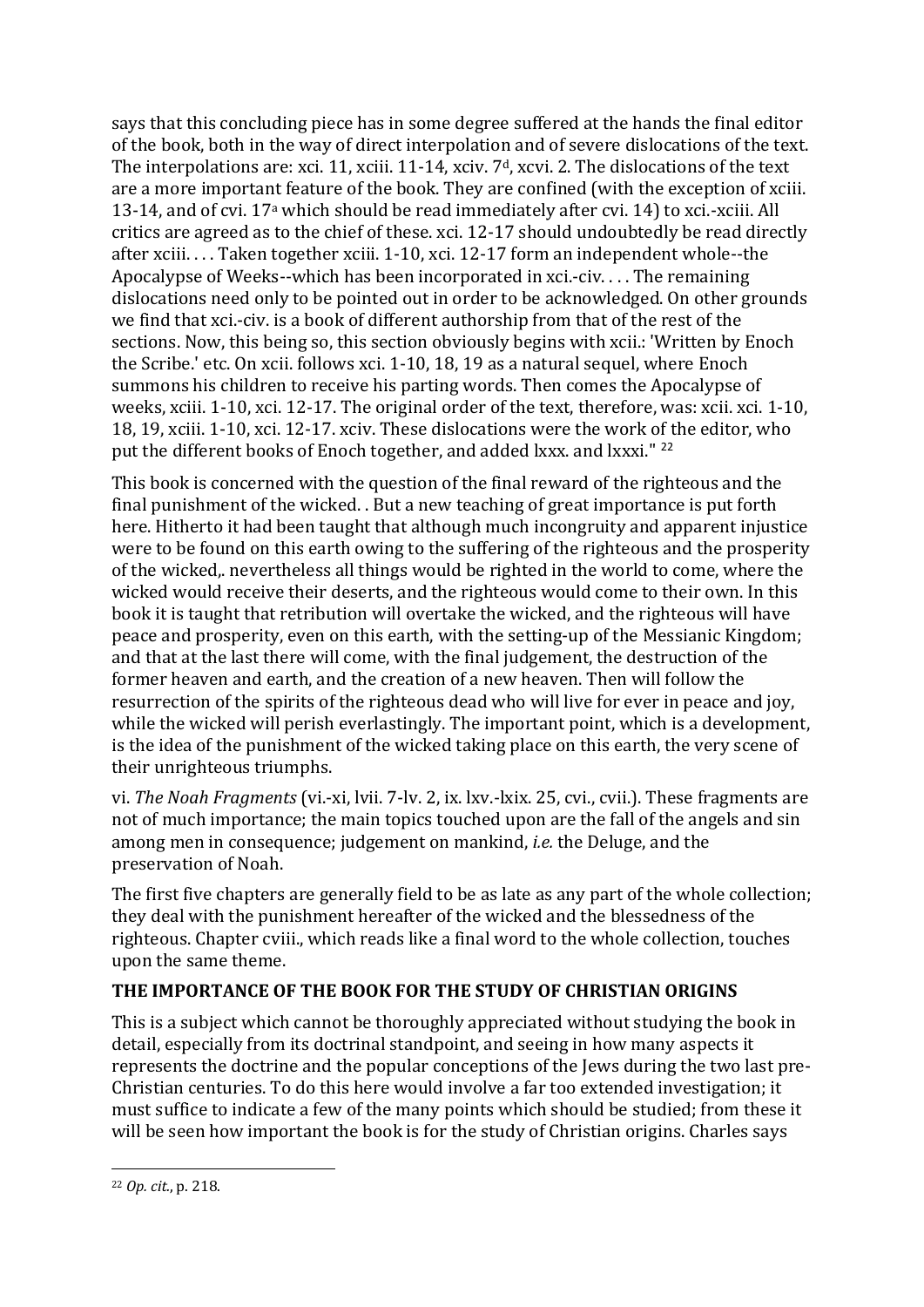says that this concluding piece has in some degree suffered at the hands the final editor of the book, both in the way of direct interpolation and of severe dislocations of the text. The interpolations are: xci. 11, xciii. 11-14, xciv. 7[d], xcvi. 2. The dislocations of the text are a more important feature of the book. They are confined (with the exception of xciii. 13-14, and of cvi. 17[a] which should be read immediately after cvi. 14) to xci.-xciii. All critics are agreed as to the chief of these. xci. 12-17 should undoubtedly be read directly after xciii. . . . Taken together xciii. 1-10, xci. 12-17 form an independent whole--the Apocalypse of Weeks--which has been incorporated in xci.-civ. . . . The remaining dislocations need only to be pointed out in order to be acknowledged. On other grounds we find that xci.-civ. is a book of different authorship from that of the rest of the sections. Now, this being so, this section obviously begins with xcii.: 'Written by Enoch the Scribe.' etc. On xcii. follows xci. 1-10, 18, 19 as a natural sequel, where Enoch summons his children to receive his parting words. Then comes the Apocalypse of weeks, xciii. 1-10, xci. 12-17. The original order of the text, therefore, was: xcii. xci. 1-10, 18, 19, xciii. 1-10, xci. 12-17. xciv. These dislocations were the work of the editor, who put the different books of Enoch together, and added lxxx. and lxxxi." [22]

This book is concerned with the question of the final reward of the righteous and the final punishment of the wicked. . But a new teaching of great importance is put forth here. Hitherto it had been taught that although much incongruity and apparent injustice were to be found on this earth owing to the suffering of the righteous and the prosperity of the wicked,. nevertheless all things would be righted in the world to come, where the wicked would receive their deserts, and the righteous would come to their own. In this book it is taught that retribution will overtake the wicked, and the righteous will have peace and prosperity, even on this earth, with the setting-up of the Messianic Kingdom; and that at the last there will come, with the final judgement, the destruction of the former heaven and earth, and the creation of a new heaven. Then will follow the resurrection of the spirits of the righteous dead who will live for ever in peace and joy, while the wicked will perish everlastingly. The important point, which is a development, is the idea of the punishment of the wicked taking place on this earth, the very scene of their unrighteous triumphs.

vi. *The Noah Fragments* (vi.-xi, lvii. 7-lv. 2, ix. lxv.-lxix. 25, cvi., cvii.). These fragments are not of much importance; the main topics touched upon are the fall of the angels and sin among men in consequence; judgement on mankind, *i.e.* the Deluge, and the preservation of Noah.

The first five chapters are generally field to be as late as any part of the whole collection; they deal with the punishment hereafter of the wicked and the blessedness of the righteous. Chapter cviii., which reads like a final word to the whole collection, touches upon the same theme.

## THE IMPORTANCE OF THE BOOK FOR THE STUDY OF CHRISTIAN ORIGINS

This is a subject which cannot be thoroughly appreciated without studying the book in detail, especially from its doctrinal standpoint, and seeing in how many aspects it represents the doctrine and the popular conceptions of the Jews during the two last pre-Christian centuries. To do this here would involve a far too extended investigation; it must suffice to indicate a few of the many points which should be studied; from these it will be seen how important the book is for the study of Christian origins. Charles says

---

[22] *Op. cit.*, p. 218.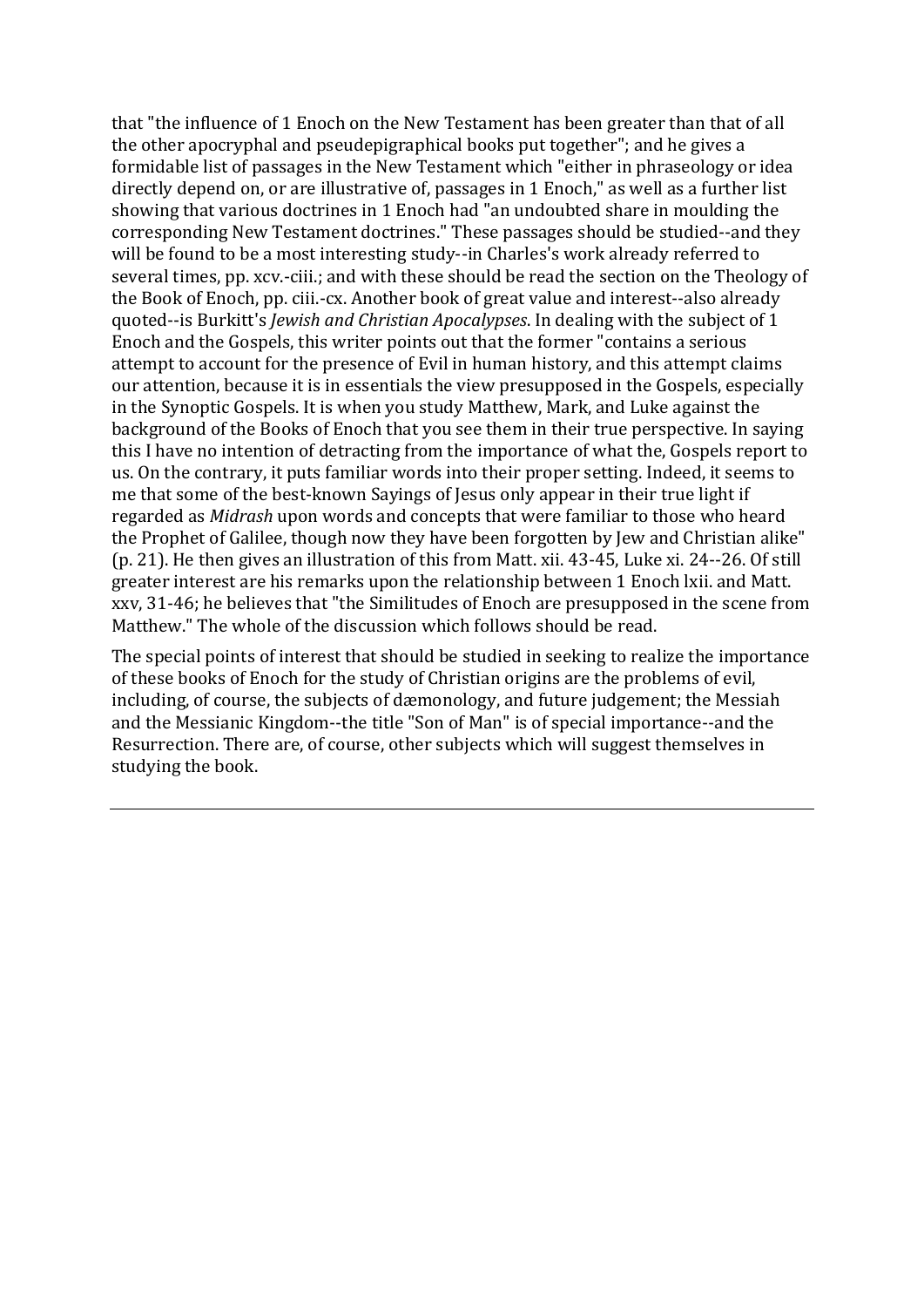that "the influence of 1 Enoch on the New Testament has been greater than that of all the other apocryphal and pseudepigraphical books put together"; and he gives a formidable list of passages in the New Testament which "either in phraseology or idea directly depend on, or are illustrative of, passages in 1 Enoch," as well as a further list showing that various doctrines in 1 Enoch had "an undoubted share in moulding the corresponding New Testament doctrines." These passages should be studied--and they will be found to be a most interesting study--in Charles's work already referred to several times, pp. xcv.-ciii.; and with these should be read the section on the Theology of the Book of Enoch, pp. ciii.-cx. Another book of great value and interest--also already quoted--is Burkitt's *Jewish and Christian Apocalypses*. In dealing with the subject of 1 Enoch and the Gospels, this writer points out that the former "contains a serious attempt to account for the presence of Evil in human history, and this attempt claims our attention, because it is in essentials the view presupposed in the Gospels, especially in the Synoptic Gospels. It is when you study Matthew, Mark, and Luke against the background of the Books of Enoch that you see them in their true perspective. In saying this I have no intention of detracting from the importance of what the, Gospels report to us. On the contrary, it puts familiar words into their proper setting. Indeed, it seems to me that some of the best-known Sayings of Jesus only appear in their true light if regarded as *Midrash* upon words and concepts that were familiar to those who heard the Prophet of Galilee, though now they have been forgotten by Jew and Christian alike" (p. 21). He then gives an illustration of this from Matt. xii. 43-45, Luke xi. 24--26. Of still greater interest are his remarks upon the relationship between 1 Enoch lxii. and Matt. xxv, 31-46; he believes that "the Similitudes of Enoch are presupposed in the scene from Matthew." The whole of the discussion which follows should be read.

The special points of interest that should be studied in seeking to realize the importance of these books of Enoch for the study of Christian origins are the problems of evil, including, of course, the subjects of dæmonology, and future judgement; the Messiah and the Messianic Kingdom--the title "Son of Man" is of special importance--and the Resurrection. There are, of course, other subjects which will suggest themselves in studying the book.

---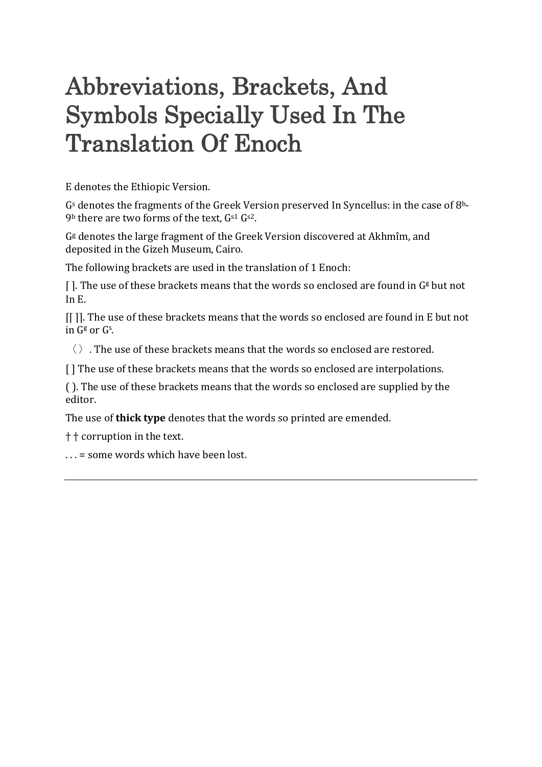# Abbreviations, Brackets, And Symbols Specially Used In The Translation Of Enoch

E denotes the Ethiopic Version.

$G^s$ denotes the fragments of the Greek Version preserved In Syncellus: in the case of $8^b$-$9^b$ there are two forms of the text, $G^{s1}$ $G^{s2}$.

$G^g$ denotes the large fragment of the Greek Version discovered at Akhmîm, and deposited in the Gizeh Museum, Cairo.

The following brackets are used in the translation of 1 Enoch:

⌈ ⌉. The use of these brackets means that the words so enclosed are found in $G^g$ but not In E.

⌈⌈ ⌉⌉. The use of these brackets means that the words so enclosed are found in E but not in $G^g$ or $G^s$.

〈 〉. The use of these brackets means that the words so enclosed are restored.

[ ] The use of these brackets means that the words so enclosed are interpolations.

( ). The use of these brackets means that the words so enclosed are supplied by the editor.

The use of **thick type** denotes that the words so printed are emended.

† † corruption in the text.

. . . = some words which have been lost.

---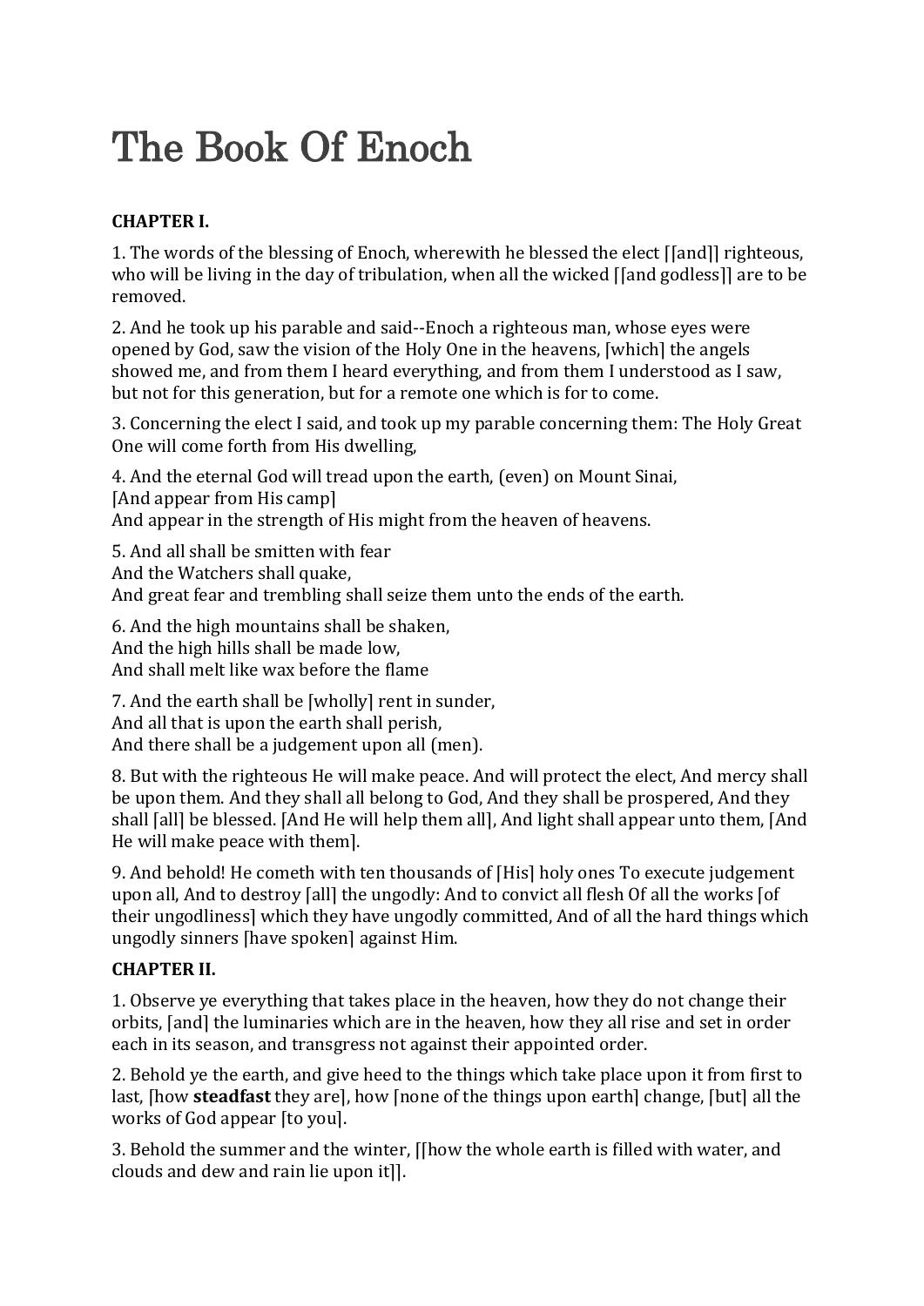# The Book Of Enoch

**CHAPTER I.**

1. The words of the blessing of Enoch, wherewith he blessed the elect [[and]] righteous, who will be living in the day of tribulation, when all the wicked [[and godless]] are to be removed.

2. And he took up his parable and said--Enoch a righteous man, whose eyes were opened by God, saw the vision of the Holy One in the heavens, [which] the angels showed me, and from them I heard everything, and from them I understood as I saw, but not for this generation, but for a remote one which is for to come.

3. Concerning the elect I said, and took up my parable concerning them: The Holy Great One will come forth from His dwelling,

4. And the eternal God will tread upon the earth, (even) on Mount Sinai,
[And appear from His camp]
And appear in the strength of His might from the heaven of heavens.

5. And all shall be smitten with fear
And the Watchers shall quake,
And great fear and trembling shall seize them unto the ends of the earth.

6. And the high mountains shall be shaken,
And the high hills shall be made low,
And shall melt like wax before the flame

7. And the earth shall be [wholly] rent in sunder,
And all that is upon the earth shall perish,
And there shall be a judgement upon all (men).

8. But with the righteous He will make peace. And will protect the elect, And mercy shall be upon them. And they shall all belong to God, And they shall be prospered, And they shall [all] be blessed. [And He will help them all], And light shall appear unto them, [And He will make peace with them].

9. And behold! He cometh with ten thousands of [His] holy ones To execute judgement upon all, And to destroy [all] the ungodly: And to convict all flesh Of all the works [of their ungodliness] which they have ungodly committed, And of all the hard things which ungodly sinners [have spoken] against Him.

**CHAPTER II.**

1. Observe ye everything that takes place in the heaven, how they do not change their orbits, [and] the luminaries which are in the heaven, how they all rise and set in order each in its season, and transgress not against their appointed order.

2. Behold ye the earth, and give heed to the things which take place upon it from first to last, [how **steadfast** they are], how [none of the things upon earth] change, [but] all the works of God appear [to you].

3. Behold the summer and the winter, [[how the whole earth is filled with water, and clouds and dew and rain lie upon it]].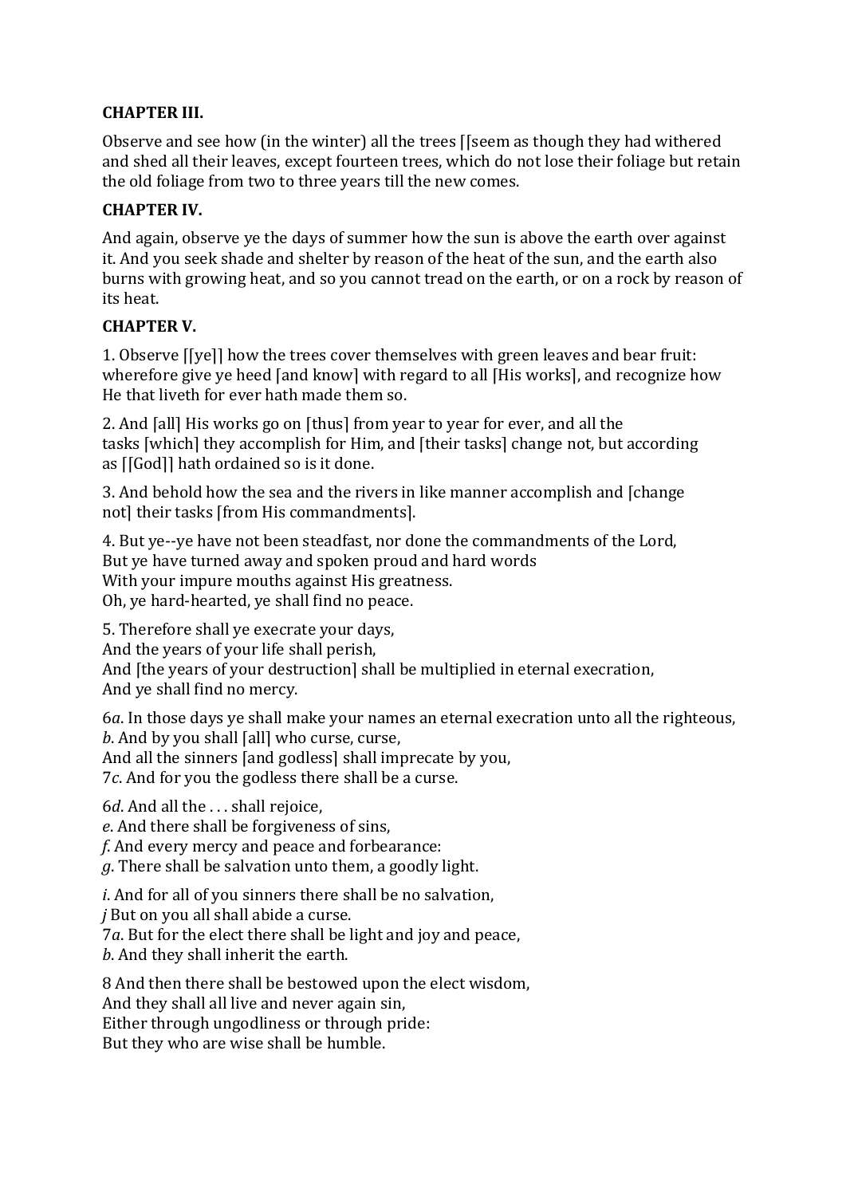**CHAPTER III.**

Observe and see how (in the winter) all the trees [[seem as though they had withered and shed all their leaves, except fourteen trees, which do not lose their foliage but retain the old foliage from two to three years till the new comes.

**CHAPTER IV.**

And again, observe ye the days of summer how the sun is above the earth over against it. And you seek shade and shelter by reason of the heat of the sun, and the earth also burns with growing heat, and so you cannot tread on the earth, or on a rock by reason of its heat.

**CHAPTER V.**

1. Observe [[ye]] how the trees cover themselves with green leaves and bear fruit: wherefore give ye heed [and know] with regard to all [His works], and recognize how He that liveth for ever hath made them so.

2. And [all] His works go on [thus] from year to year for ever, and all the tasks [which] they accomplish for Him, and [their tasks] change not, but according as [[God]] hath ordained so is it done.

3. And behold how the sea and the rivers in like manner accomplish and [change not] their tasks [from His commandments].

4. But ye--ye have not been steadfast, nor done the commandments of the Lord,
But ye have turned away and spoken proud and hard words
With your impure mouths against His greatness.
Oh, ye hard-hearted, ye shall find no peace.

5. Therefore shall ye execrate your days,
And the years of your life shall perish,
And [the years of your destruction] shall be multiplied in eternal execration,
And ye shall find no mercy.

6*a*. In those days ye shall make your names an eternal execration unto all the righteous,
*b*. And by you shall [all] who curse, curse,
And all the sinners [and godless] shall imprecate by you,
7*c*. And for you the godless there shall be a curse.

6*d*. And all the . . . shall rejoice,
*e*. And there shall be forgiveness of sins,
*f*. And every mercy and peace and forbearance:
*g*. There shall be salvation unto them, a goodly light.

*i*. And for all of you sinners there shall be no salvation,
*j* But on you all shall abide a curse.
7*a*. But for the elect there shall be light and joy and peace,
*b*. And they shall inherit the earth.

8 And then there shall be bestowed upon the elect wisdom,
And they shall all live and never again sin,
Either through ungodliness or through pride:
But they who are wise shall be humble.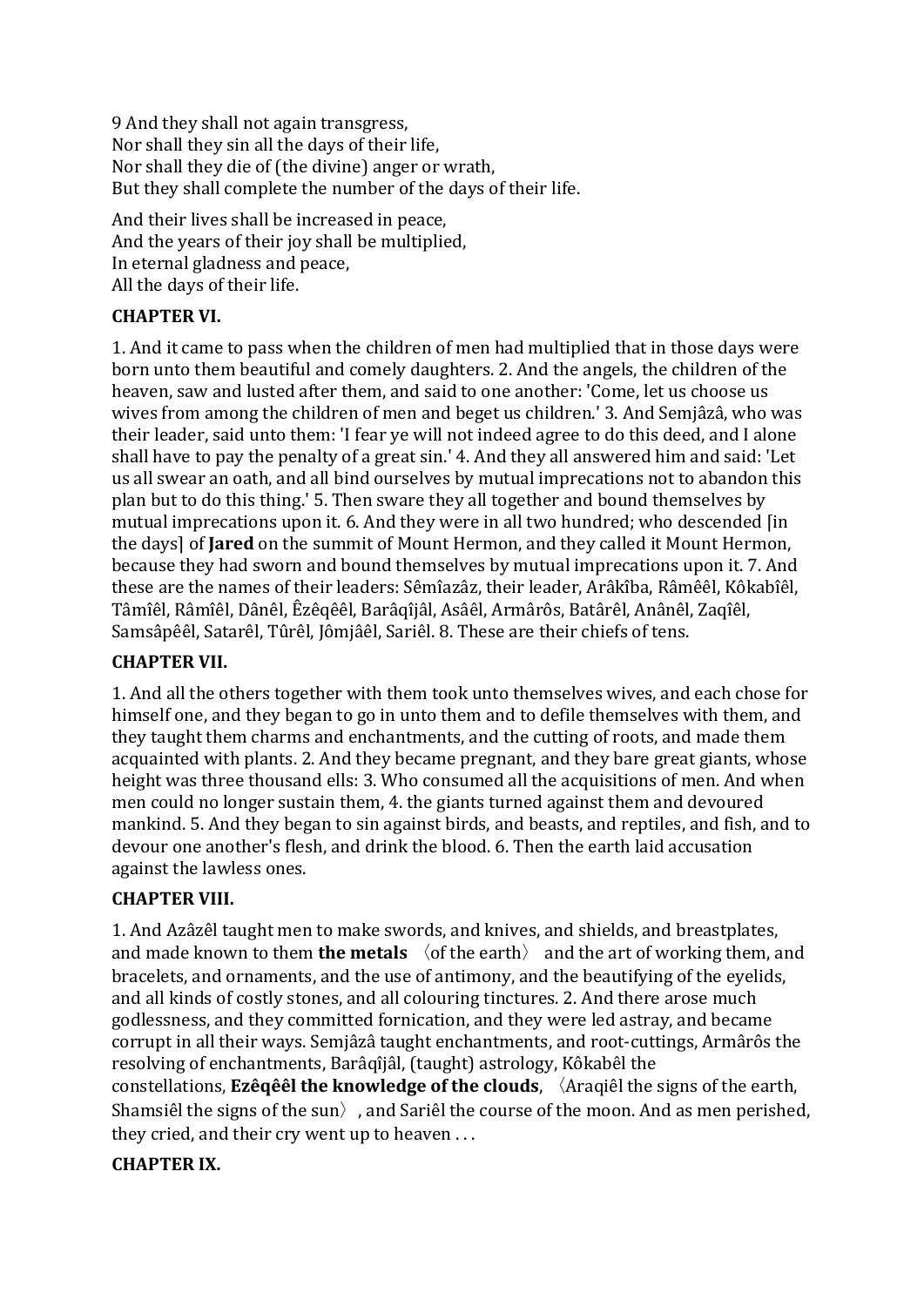9 And they shall not again transgress,
Nor shall they sin all the days of their life,
Nor shall they die of (the divine) anger or wrath,
But they shall complete the number of the days of their life.

And their lives shall be increased in peace,
And the years of their joy shall be multiplied,
In eternal gladness and peace,
All the days of their life.

**CHAPTER VI.**

1. And it came to pass when the children of men had multiplied that in those days were born unto them beautiful and comely daughters. 2. And the angels, the children of the heaven, saw and lusted after them, and said to one another: 'Come, let us choose us wives from among the children of men and beget us children.' 3. And Semjâzâ, who was their leader, said unto them: 'I fear ye will not indeed agree to do this deed, and I alone shall have to pay the penalty of a great sin.' 4. And they all answered him and said: 'Let us all swear an oath, and all bind ourselves by mutual imprecations not to abandon this plan but to do this thing.' 5. Then sware they all together and bound themselves by mutual imprecations upon it. 6. And they were in all two hundred; who descended [in the days] of **Jared** on the summit of Mount Hermon, and they called it Mount Hermon, because they had sworn and bound themselves by mutual imprecations upon it. 7. And these are the names of their leaders: Sêmîazâz, their leader, Arâkîba, Râmêêl, Kôkabîêl, Tâmîêl, Râmîêl, Dânêl, Êzêqêêl, Barâqîjâl, Asâêl, Armârôs, Batârêl, Anânêl, Zaqîêl, Samsâpêêl, Satarêl, Tûrêl, Jômjâêl, Sariêl. 8. These are their chiefs of tens.

**CHAPTER VII.**

1. And all the others together with them took unto themselves wives, and each chose for himself one, and they began to go in unto them and to defile themselves with them, and they taught them charms and enchantments, and the cutting of roots, and made them acquainted with plants. 2. And they became pregnant, and they bare great giants, whose height was three thousand ells: 3. Who consumed all the acquisitions of men. And when men could no longer sustain them, 4. the giants turned against them and devoured mankind. 5. And they began to sin against birds, and beasts, and reptiles, and fish, and to devour one another's flesh, and drink the blood. 6. Then the earth laid accusation against the lawless ones.

**CHAPTER VIII.**

1. And Azâzêl taught men to make swords, and knives, and shields, and breastplates, and made known to them **the metals** 〈of the earth〉 and the art of working them, and bracelets, and ornaments, and the use of antimony, and the beautifying of the eyelids, and all kinds of costly stones, and all colouring tinctures. 2. And there arose much godlessness, and they committed fornication, and they were led astray, and became corrupt in all their ways. Semjâzâ taught enchantments, and root-cuttings, Armârôs the resolving of enchantments, Barâqîjâl, (taught) astrology, Kôkabêl the constellations, **Ezêqêêl the knowledge of the clouds**, 〈Araqiêl the signs of the earth, Shamsiêl the signs of the sun〉, and Sariêl the course of the moon. And as men perished, they cried, and their cry went up to heaven . . .

**CHAPTER IX.**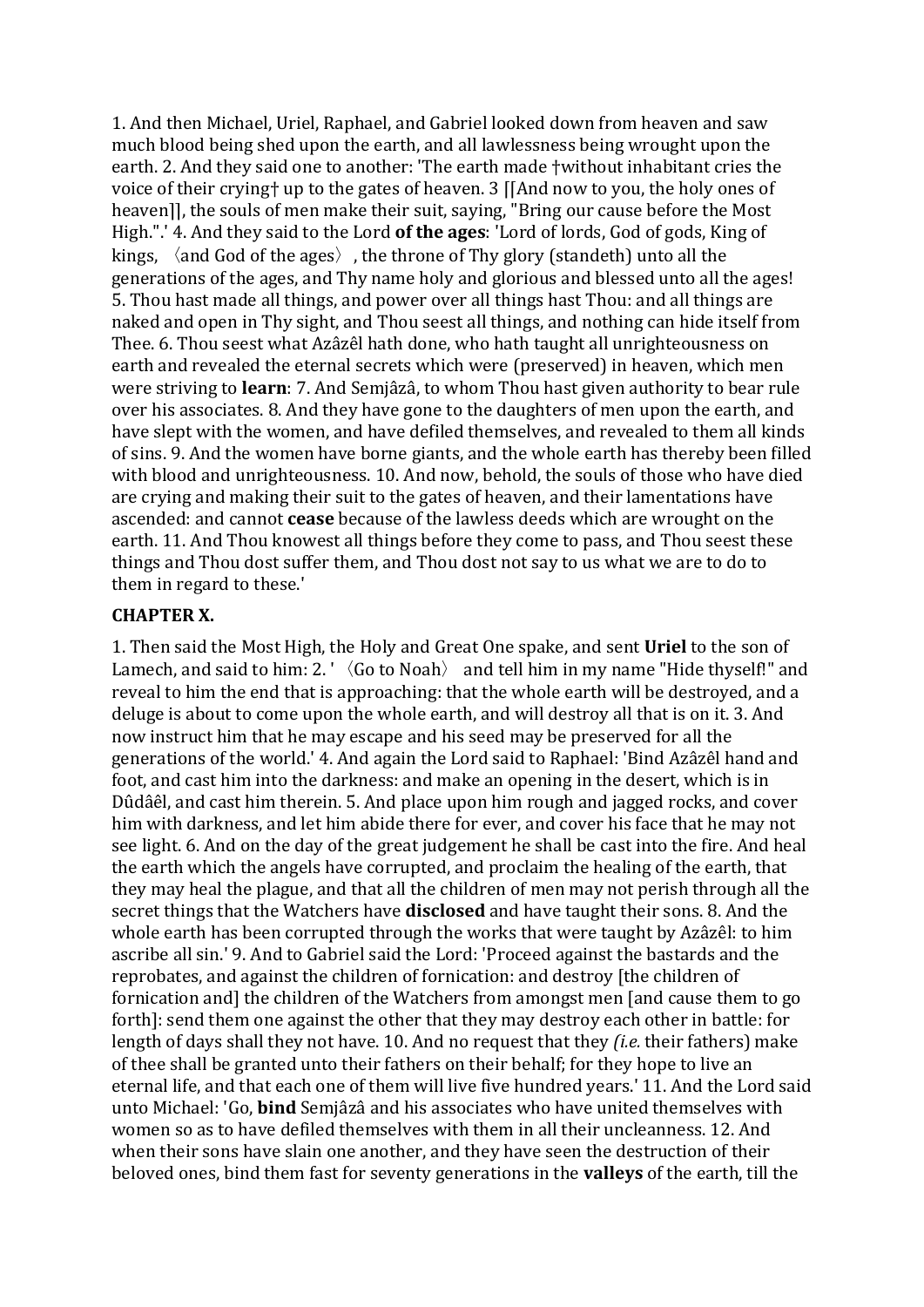1. And then Michael, Uriel, Raphael, and Gabriel looked down from heaven and saw much blood being shed upon the earth, and all lawlessness being wrought upon the earth. 2. And they said one to another: 'The earth made †without inhabitant cries the voice of their crying† up to the gates of heaven. 3 [[And now to you, the holy ones of heaven]], the souls of men make their suit, saying, "Bring our cause before the Most High.".' 4. And they said to the Lord **of the ages**: 'Lord of lords, God of gods, King of kings, 〈and God of the ages〉, the throne of Thy glory (standeth) unto all the generations of the ages, and Thy name holy and glorious and blessed unto all the ages! 5. Thou hast made all things, and power over all things hast Thou: and all things are naked and open in Thy sight, and Thou seest all things, and nothing can hide itself from Thee. 6. Thou seest what Azâzêl hath done, who hath taught all unrighteousness on earth and revealed the eternal secrets which were (preserved) in heaven, which men were striving to **learn**: 7. And Semjâzâ, to whom Thou hast given authority to bear rule over his associates. 8. And they have gone to the daughters of men upon the earth, and have slept with the women, and have defiled themselves, and revealed to them all kinds of sins. 9. And the women have borne giants, and the whole earth has thereby been filled with blood and unrighteousness. 10. And now, behold, the souls of those who have died are crying and making their suit to the gates of heaven, and their lamentations have ascended: and cannot **cease** because of the lawless deeds which are wrought on the earth. 11. And Thou knowest all things before they come to pass, and Thou seest these things and Thou dost suffer them, and Thou dost not say to us what we are to do to them in regard to these.'

## CHAPTER X.

1. Then said the Most High, the Holy and Great One spake, and sent **Uriel** to the son of Lamech, and said to him: 2. '〈Go to Noah〉 and tell him in my name "Hide thyself!" and reveal to him the end that is approaching: that the whole earth will be destroyed, and a deluge is about to come upon the whole earth, and will destroy all that is on it. 3. And now instruct him that he may escape and his seed may be preserved for all the generations of the world.' 4. And again the Lord said to Raphael: 'Bind Azâzêl hand and foot, and cast him into the darkness: and make an opening in the desert, which is in Dûdâêl, and cast him therein. 5. And place upon him rough and jagged rocks, and cover him with darkness, and let him abide there for ever, and cover his face that he may not see light. 6. And on the day of the great judgement he shall be cast into the fire. And heal the earth which the angels have corrupted, and proclaim the healing of the earth, that they may heal the plague, and that all the children of men may not perish through all the secret things that the Watchers have **disclosed** and have taught their sons. 8. And the whole earth has been corrupted through the works that were taught by Azâzêl: to him ascribe all sin.' 9. And to Gabriel said the Lord: 'Proceed against the bastards and the reprobates, and against the children of fornication: and destroy [the children of fornication and] the children of the Watchers from amongst men [and cause them to go forth]: send them one against the other that they may destroy each other in battle: for length of days shall they not have. 10. And no request that they *(i.e.* their fathers) make of thee shall be granted unto their fathers on their behalf; for they hope to live an eternal life, and that each one of them will live five hundred years.' 11. And the Lord said unto Michael: 'Go, **bind** Semjâzâ and his associates who have united themselves with women so as to have defiled themselves with them in all their uncleanness. 12. And when their sons have slain one another, and they have seen the destruction of their beloved ones, bind them fast for seventy generations in the **valleys** of the earth, till the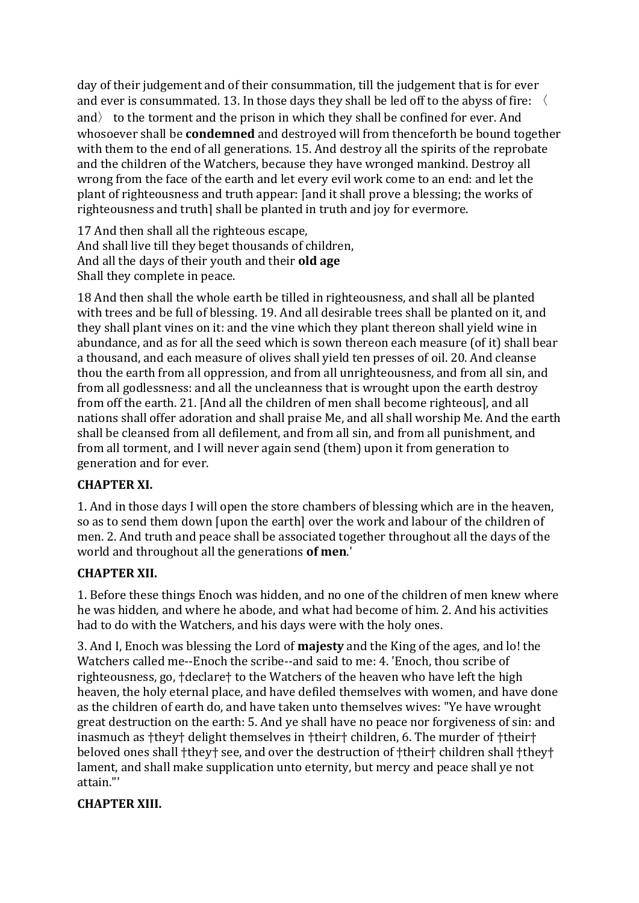day of their judgement and of their consummation, till the judgement that is for ever and ever is consummated. 13. In those days they shall be led off to the abyss of fire: 〈and〉 to the torment and the prison in which they shall be confined for ever. And whosoever shall be **condemned** and destroyed will from thenceforth be bound together with them to the end of all generations. 15. And destroy all the spirits of the reprobate and the children of the Watchers, because they have wronged mankind. Destroy all wrong from the face of the earth and let every evil work come to an end: and let the plant of righteousness and truth appear: [and it shall prove a blessing; the works of righteousness and truth] shall be planted in truth and joy for evermore.

17 And then shall all the righteous escape,  
And shall live till they beget thousands of children,  
And all the days of their youth and their **old age**  
Shall they complete in peace.

18 And then shall the whole earth be tilled in righteousness, and shall all be planted with trees and be full of blessing. 19. And all desirable trees shall be planted on it, and they shall plant vines on it: and the vine which they plant thereon shall yield wine in abundance, and as for all the seed which is sown thereon each measure (of it) shall bear a thousand, and each measure of olives shall yield ten presses of oil. 20. And cleanse thou the earth from all oppression, and from all unrighteousness, and from all sin, and from all godlessness: and all the uncleanness that is wrought upon the earth destroy from off the earth. 21. [And all the children of men shall become righteous], and all nations shall offer adoration and shall praise Me, and all shall worship Me. And the earth shall be cleansed from all defilement, and from all sin, and from all punishment, and from all torment, and I will never again send (them) upon it from generation to generation and for ever.

**CHAPTER XI.**

1. And in those days I will open the store chambers of blessing which are in the heaven, so as to send them down [upon the earth] over the work and labour of the children of men. 2. And truth and peace shall be associated together throughout all the days of the world and throughout all the generations **of men**.'

**CHAPTER XII.**

1. Before these things Enoch was hidden, and no one of the children of men knew where he was hidden, and where he abode, and what had become of him. 2. And his activities had to do with the Watchers, and his days were with the holy ones.

3. And I, Enoch was blessing the Lord of **majesty** and the King of the ages, and lo! the Watchers called me--Enoch the scribe--and said to me: 4. 'Enoch, thou scribe of righteousness, go, †declare† to the Watchers of the heaven who have left the high heaven, the holy eternal place, and have defiled themselves with women, and have done as the children of earth do, and have taken unto themselves wives: "Ye have wrought great destruction on the earth: 5. And ye shall have no peace nor forgiveness of sin: and inasmuch as †they† delight themselves in †their† children, 6. The murder of †their† beloved ones shall †they† see, and over the destruction of †their† children shall †they† lament, and shall make supplication unto eternity, but mercy and peace shall ye not attain."'

**CHAPTER XIII.**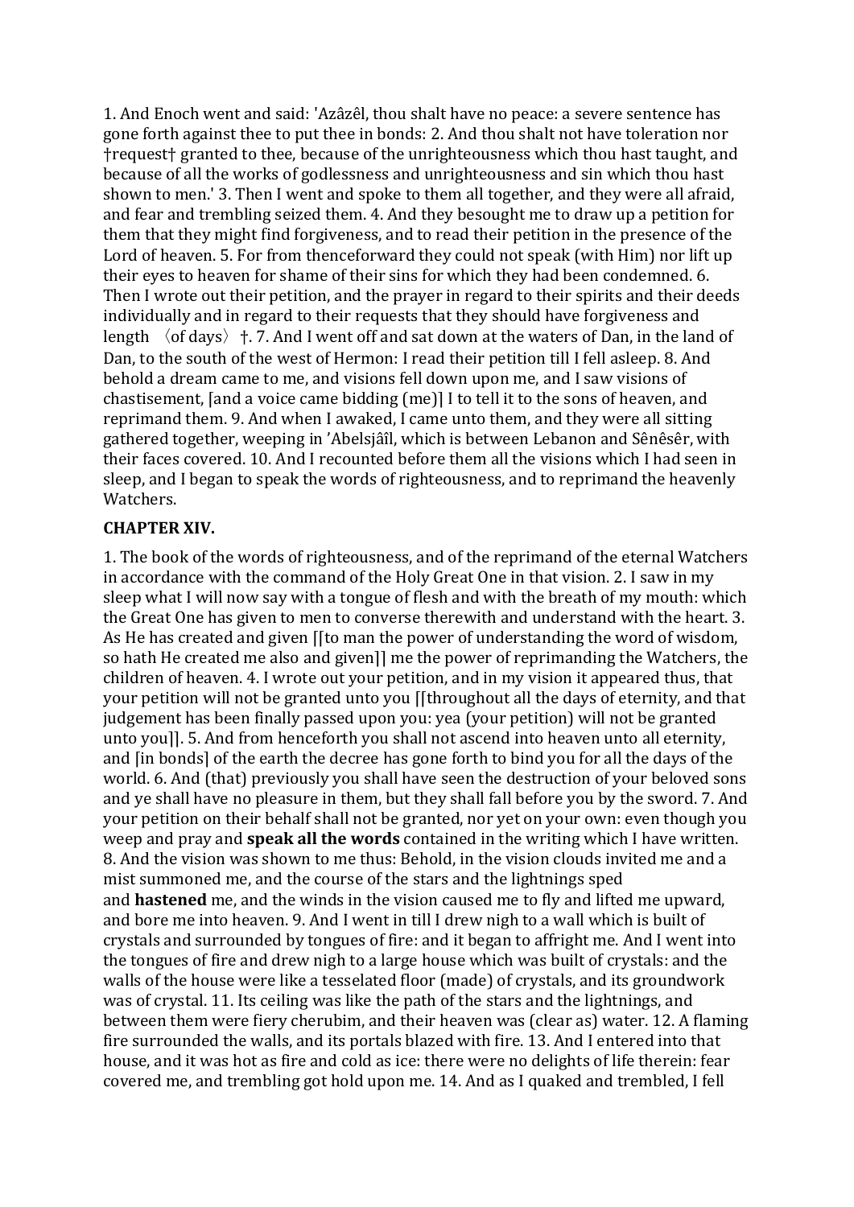1. And Enoch went and said: 'Azâzêl, thou shalt have no peace: a severe sentence has gone forth against thee to put thee in bonds: 2. And thou shalt not have toleration nor †request† granted to thee, because of the unrighteousness which thou hast taught, and because of all the works of godlessness and unrighteousness and sin which thou hast shown to men.' 3. Then I went and spoke to them all together, and they were all afraid, and fear and trembling seized them. 4. And they besought me to draw up a petition for them that they might find forgiveness, and to read their petition in the presence of the Lord of heaven. 5. For from thenceforward they could not speak (with Him) nor lift up their eyes to heaven for shame of their sins for which they had been condemned. 6. Then I wrote out their petition, and the prayer in regard to their spirits and their deeds individually and in regard to their requests that they should have forgiveness and length 〈of days〉 †. 7. And I went off and sat down at the waters of Dan, in the land of Dan, to the south of the west of Hermon: I read their petition till I fell asleep. 8. And behold a dream came to me, and visions fell down upon me, and I saw visions of chastisement, [and a voice came bidding (me)] I to tell it to the sons of heaven, and reprimand them. 9. And when I awaked, I came unto them, and they were all sitting gathered together, weeping in 'Abelsjâîl, which is between Lebanon and Sênêsêr, with their faces covered. 10. And I recounted before them all the visions which I had seen in sleep, and I began to speak the words of righteousness, and to reprimand the heavenly Watchers.

**CHAPTER XIV.**

1. The book of the words of righteousness, and of the reprimand of the eternal Watchers in accordance with the command of the Holy Great One in that vision. 2. I saw in my sleep what I will now say with a tongue of flesh and with the breath of my mouth: which the Great One has given to men to converse therewith and understand with the heart. 3. As He has created and given ⌈⌈to man the power of understanding the word of wisdom, so hath He created me also and given⌉⌉ me the power of reprimanding the Watchers, the children of heaven. 4. I wrote out your petition, and in my vision it appeared thus, that your petition will not be granted unto you ⌈⌈throughout all the days of eternity, and that judgement has been finally passed upon you: yea (your petition) will not be granted unto you⌉⌉. 5. And from henceforth you shall not ascend into heaven unto all eternity, and [in bonds] of the earth the decree has gone forth to bind you for all the days of the world. 6. And (that) previously you shall have seen the destruction of your beloved sons and ye shall have no pleasure in them, but they shall fall before you by the sword. 7. And your petition on their behalf shall not be granted, nor yet on your own: even though you weep and pray and **speak all the words** contained in the writing which I have written. 8. And the vision was shown to me thus: Behold, in the vision clouds invited me and a mist summoned me, and the course of the stars and the lightnings sped and **hastened** me, and the winds in the vision caused me to fly and lifted me upward, and bore me into heaven. 9. And I went in till I drew nigh to a wall which is built of crystals and surrounded by tongues of fire: and it began to affright me. And I went into the tongues of fire and drew nigh to a large house which was built of crystals: and the walls of the house were like a tesselated floor (made) of crystals, and its groundwork was of crystal. 11. Its ceiling was like the path of the stars and the lightnings, and between them were fiery cherubim, and their heaven was (clear as) water. 12. A flaming fire surrounded the walls, and its portals blazed with fire. 13. And I entered into that house, and it was hot as fire and cold as ice: there were no delights of life therein: fear covered me, and trembling got hold upon me. 14. And as I quaked and trembled, I fell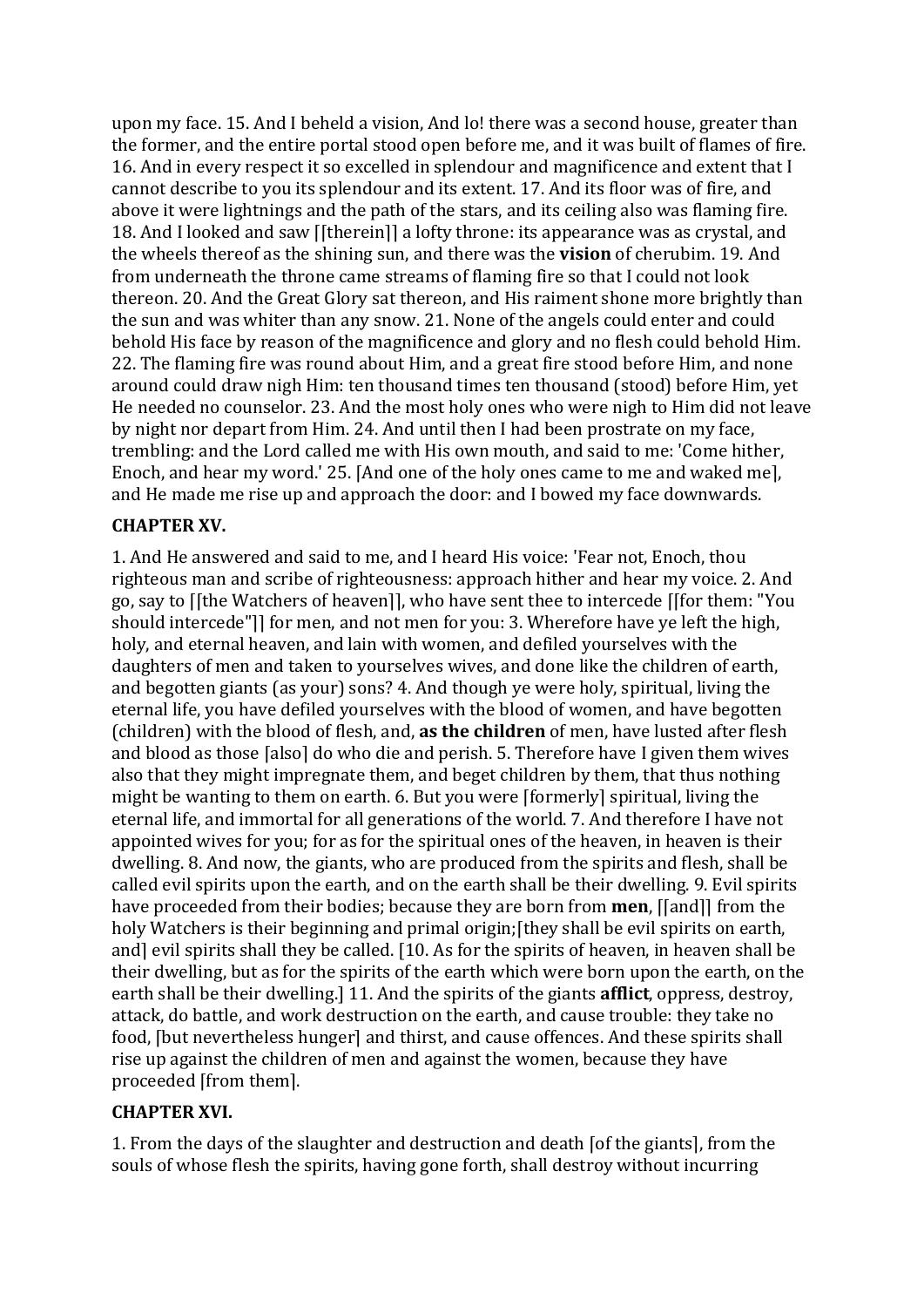upon my face. 15. And I beheld a vision, And lo! there was a second house, greater than the former, and the entire portal stood open before me, and it was built of flames of fire. 16. And in every respect it so excelled in splendour and magnificence and extent that I cannot describe to you its splendour and its extent. 17. And its floor was of fire, and above it were lightnings and the path of the stars, and its ceiling also was flaming fire. 18. And I looked and saw [[therein]] a lofty throne: its appearance was as crystal, and the wheels thereof as the shining sun, and there was the **vision** of cherubim. 19. And from underneath the throne came streams of flaming fire so that I could not look thereon. 20. And the Great Glory sat thereon, and His raiment shone more brightly than the sun and was whiter than any snow. 21. None of the angels could enter and could behold His face by reason of the magnificence and glory and no flesh could behold Him. 22. The flaming fire was round about Him, and a great fire stood before Him, and none around could draw nigh Him: ten thousand times ten thousand (stood) before Him, yet He needed no counselor. 23. And the most holy ones who were nigh to Him did not leave by night nor depart from Him. 24. And until then I had been prostrate on my face, trembling: and the Lord called me with His own mouth, and said to me: 'Come hither, Enoch, and hear my word.' 25. [And one of the holy ones came to me and waked me], and He made me rise up and approach the door: and I bowed my face downwards.

## CHAPTER XV.

1. And He answered and said to me, and I heard His voice: 'Fear not, Enoch, thou righteous man and scribe of righteousness: approach hither and hear my voice. 2. And go, say to [[the Watchers of heaven]], who have sent thee to intercede [[for them: "You should intercede"]] for men, and not men for you: 3. Wherefore have ye left the high, holy, and eternal heaven, and lain with women, and defiled yourselves with the daughters of men and taken to yourselves wives, and done like the children of earth, and begotten giants (as your) sons? 4. And though ye were holy, spiritual, living the eternal life, you have defiled yourselves with the blood of women, and have begotten (children) with the blood of flesh, and, **as the children** of men, have lusted after flesh and blood as those [also] do who die and perish. 5. Therefore have I given them wives also that they might impregnate them, and beget children by them, that thus nothing might be wanting to them on earth. 6. But you were [formerly] spiritual, living the eternal life, and immortal for all generations of the world. 7. And therefore I have not appointed wives for you; for as for the spiritual ones of the heaven, in heaven is their dwelling. 8. And now, the giants, who are produced from the spirits and flesh, shall be called evil spirits upon the earth, and on the earth shall be their dwelling. 9. Evil spirits have proceeded from their bodies; because they are born from **men**, [[and]] from the holy Watchers is their beginning and primal origin;[they shall be evil spirits on earth, and] evil spirits shall they be called. [10. As for the spirits of heaven, in heaven shall be their dwelling, but as for the spirits of the earth which were born upon the earth, on the earth shall be their dwelling.] 11. And the spirits of the giants **afflict**, oppress, destroy, attack, do battle, and work destruction on the earth, and cause trouble: they take no food, [but nevertheless hunger] and thirst, and cause offences. And these spirits shall rise up against the children of men and against the women, because they have proceeded [from them].

## CHAPTER XVI.

1. From the days of the slaughter and destruction and death [of the giants], from the souls of whose flesh the spirits, having gone forth, shall destroy without incurring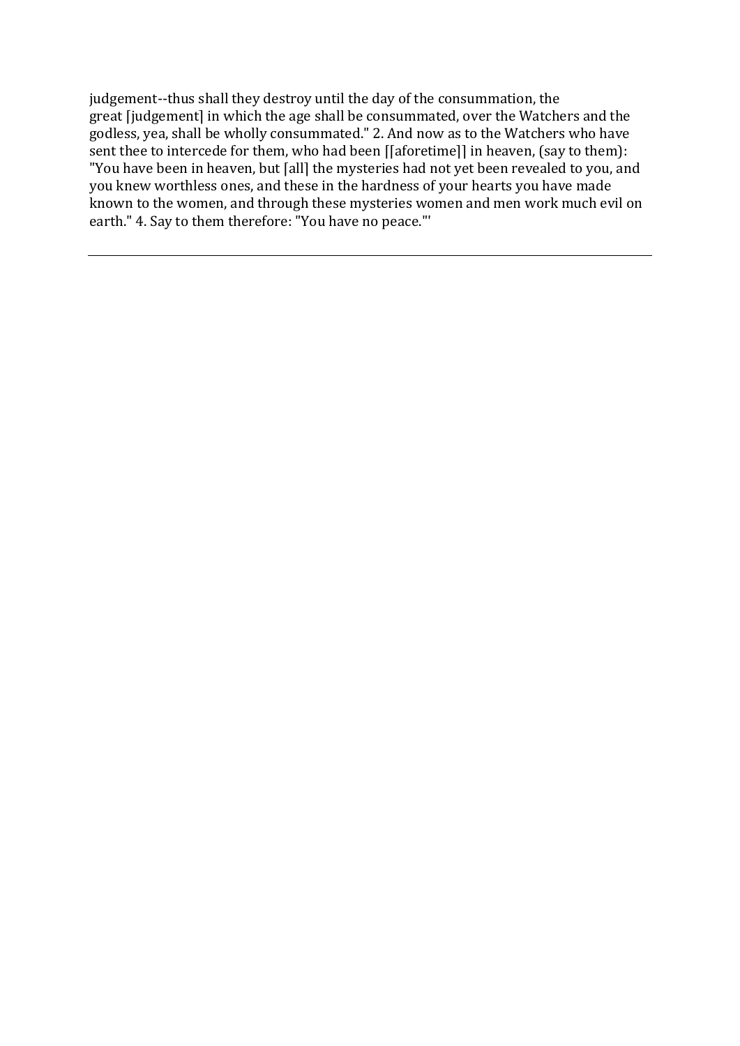judgement--thus shall they destroy until the day of the consummation, the great [judgement] in which the age shall be consummated, over the Watchers and the godless, yea, shall be wholly consummated." 2. And now as to the Watchers who have sent thee to intercede for them, who had been [[aforetime]] in heaven, (say to them): "You have been in heaven, but [all] the mysteries had not yet been revealed to you, and you knew worthless ones, and these in the hardness of your hearts you have made known to the women, and through these mysteries women and men work much evil on earth." 4. Say to them therefore: "You have no peace."'

---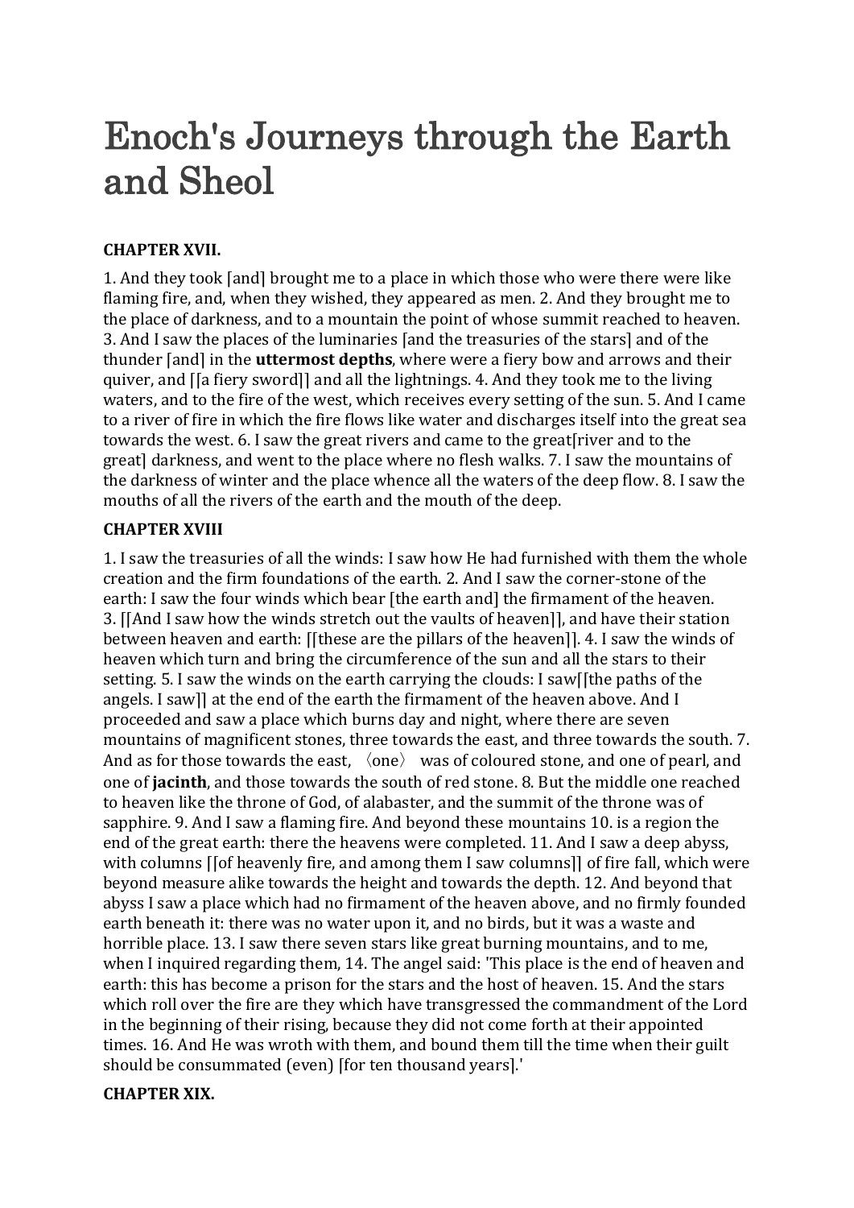# Enoch's Journeys through the Earth and Sheol

**CHAPTER XVII.**

1. And they took [and] brought me to a place in which those who were there were like flaming fire, and, when they wished, they appeared as men. 2. And they brought me to the place of darkness, and to a mountain the point of whose summit reached to heaven. 3. And I saw the places of the luminaries [and the treasuries of the stars] and of the thunder [and] in the **uttermost depths**, where were a fiery bow and arrows and their quiver, and [[a fiery sword]] and all the lightnings. 4. And they took me to the living waters, and to the fire of the west, which receives every setting of the sun. 5. And I came to a river of fire in which the fire flows like water and discharges itself into the great sea towards the west. 6. I saw the great rivers and came to the great[river and to the great] darkness, and went to the place where no flesh walks. 7. I saw the mountains of the darkness of winter and the place whence all the waters of the deep flow. 8. I saw the mouths of all the rivers of the earth and the mouth of the deep.

**CHAPTER XVIII**

1. I saw the treasuries of all the winds: I saw how He had furnished with them the whole creation and the firm foundations of the earth. 2. And I saw the corner-stone of the earth: I saw the four winds which bear [the earth and] the firmament of the heaven. 3. [[And I saw how the winds stretch out the vaults of heaven]], and have their station between heaven and earth: [[these are the pillars of the heaven]]. 4. I saw the winds of heaven which turn and bring the circumference of the sun and all the stars to their setting. 5. I saw the winds on the earth carrying the clouds: I saw[[the paths of the angels. I saw]] at the end of the earth the firmament of the heaven above. And I proceeded and saw a place which burns day and night, where there are seven mountains of magnificent stones, three towards the east, and three towards the south. 7. And as for those towards the east, 〈one〉 was of coloured stone, and one of pearl, and one of **jacinth**, and those towards the south of red stone. 8. But the middle one reached to heaven like the throne of God, of alabaster, and the summit of the throne was of sapphire. 9. And I saw a flaming fire. And beyond these mountains 10. is a region the end of the great earth: there the heavens were completed. 11. And I saw a deep abyss, with columns [[of heavenly fire, and among them I saw columns]] of fire fall, which were beyond measure alike towards the height and towards the depth. 12. And beyond that abyss I saw a place which had no firmament of the heaven above, and no firmly founded earth beneath it: there was no water upon it, and no birds, but it was a waste and horrible place. 13. I saw there seven stars like great burning mountains, and to me, when I inquired regarding them, 14. The angel said: 'This place is the end of heaven and earth: this has become a prison for the stars and the host of heaven. 15. And the stars which roll over the fire are they which have transgressed the commandment of the Lord in the beginning of their rising, because they did not come forth at their appointed times. 16. And He was wroth with them, and bound them till the time when their guilt should be consummated (even) [for ten thousand years].'

**CHAPTER XIX.**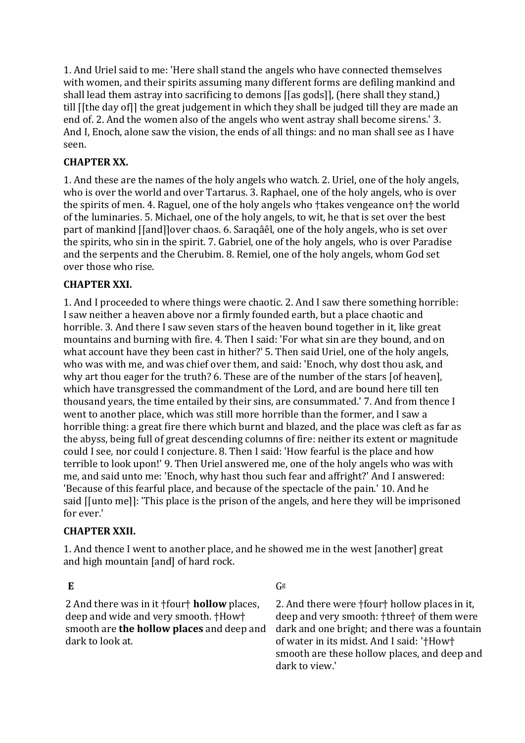1. And Uriel said to me: 'Here shall stand the angels who have connected themselves with women, and their spirits assuming many different forms are defiling mankind and shall lead them astray into sacrificing to demons [[as gods]], (here shall they stand,) till [[the day of]] the great judgement in which they shall be judged till they are made an end of. 2. And the women also of the angels who went astray shall become sirens.' 3. And I, Enoch, alone saw the vision, the ends of all things: and no man shall see as I have seen.

**CHAPTER XX.**

1. And these are the names of the holy angels who watch. 2. Uriel, one of the holy angels, who is over the world and over Tartarus. 3. Raphael, one of the holy angels, who is over the spirits of men. 4. Raguel, one of the holy angels who †takes vengeance on† the world of the luminaries. 5. Michael, one of the holy angels, to wit, he that is set over the best part of mankind [[and]]over chaos. 6. Saraqâêl, one of the holy angels, who is set over the spirits, who sin in the spirit. 7. Gabriel, one of the holy angels, who is over Paradise and the serpents and the Cherubim. 8. Remiel, one of the holy angels, whom God set over those who rise.

**CHAPTER XXI.**

1. And I proceeded to where things were chaotic. 2. And I saw there something horrible: I saw neither a heaven above nor a firmly founded earth, but a place chaotic and horrible. 3. And there I saw seven stars of the heaven bound together in it, like great mountains and burning with fire. 4. Then I said: 'For what sin are they bound, and on what account have they been cast in hither?' 5. Then said Uriel, one of the holy angels, who was with me, and was chief over them, and said: 'Enoch, why dost thou ask, and why art thou eager for the truth? 6. These are of the number of the stars [of heaven], which have transgressed the commandment of the Lord, and are bound here till ten thousand years, the time entailed by their sins, are consummated.' 7. And from thence I went to another place, which was still more horrible than the former, and I saw a horrible thing: a great fire there which burnt and blazed, and the place was cleft as far as the abyss, being full of great descending columns of fire: neither its extent or magnitude could I see, nor could I conjecture. 8. Then I said: 'How fearful is the place and how terrible to look upon!' 9. Then Uriel answered me, one of the holy angels who was with me, and said unto me: 'Enoch, why hast thou such fear and affright?' And I answered: 'Because of this fearful place, and because of the spectacle of the pain.' 10. And he said [[unto me]]: 'This place is the prison of the angels, and here they will be imprisoned for ever.'

**CHAPTER XXII.**

1. And thence I went to another place, and he showed me in the west [another] great and high mountain [and] of hard rock.

| **E** | Gg |
|---|---|
| 2 And there was in it †four† **hollow** places, deep and wide and very smooth. †How† smooth are **the hollow places** and deep and dark to look at. | 2. And there were †four† hollow places in it, deep and very smooth: †three† of them were dark and one bright; and there was a fountain of water in its midst. And I said: '†How† smooth are these hollow places, and deep and dark to view.' |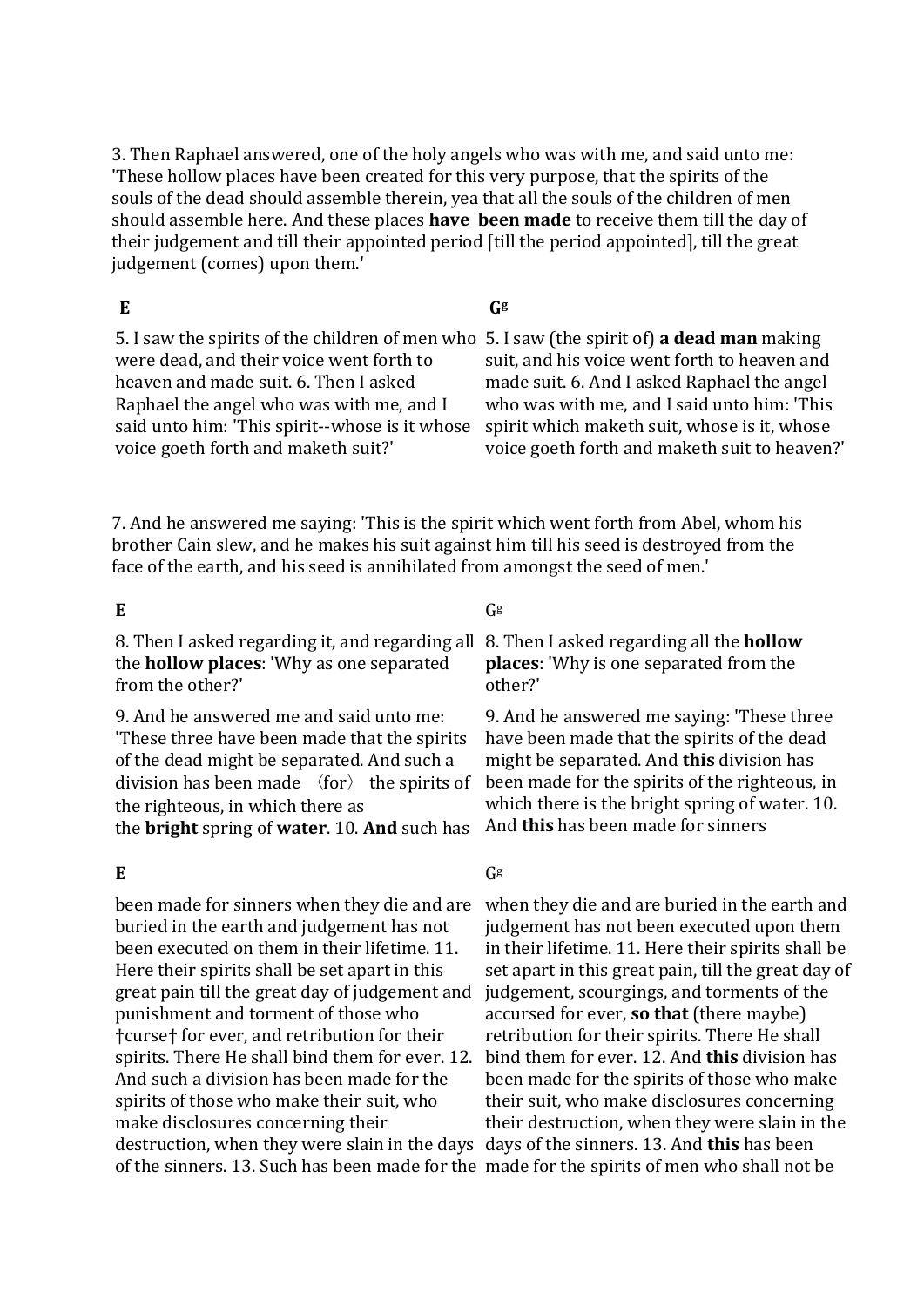3. Then Raphael answered, one of the holy angels who was with me, and said unto me: 'These hollow places have been created for this very purpose, that the spirits of the souls of the dead should assemble therein, yea that all the souls of the children of men should assemble here. And these places **have been made** to receive them till the day of their judgement and till their appointed period [till the period appointed], till the great judgement (comes) upon them.'

| E | Gg |
| --- | --- |
| 5. I saw the spirits of the children of men who were dead, and their voice went forth to heaven and made suit. 6. Then I asked Raphael the angel who was with me, and I said unto him: 'This spirit--whose is it whose voice goeth forth and maketh suit?' | 5. I saw (the spirit of) **a dead man** making suit, and his voice went forth to heaven and made suit. 6. And I asked Raphael the angel who was with me, and I said unto him: 'This spirit which maketh suit, whose is it, whose voice goeth forth and maketh suit to heaven?' |

7. And he answered me saying: 'This is the spirit which went forth from Abel, whom his brother Cain slew, and he makes his suit against him till his seed is destroyed from the face of the earth, and his seed is annihilated from amongst the seed of men.'

| E | Gg |
| --- | --- |
| 8. Then I asked regarding it, and regarding all the **hollow places**: 'Why as one separated from the other?' | 8. Then I asked regarding all the **hollow places**: 'Why is one separated from the other?' |
| 9. And he answered me and said unto me: 'These three have been made that the spirits of the dead might be separated. And such a division has been made 〈for〉 the spirits of the righteous, in which there as the **bright** spring of **water**. 10. **And** such has | 9. And he answered me saying: 'These three have been made that the spirits of the dead might be separated. And **this** division has been made for the spirits of the righteous, in which there is the bright spring of water. 10. And **this** has been made for sinners |

| E | Gg |
| --- | --- |
| been made for sinners when they die and are buried in the earth and judgement has not been executed on them in their lifetime. 11. Here their spirits shall be set apart in this great pain till the great day of judgement and punishment and torment of those who †curse† for ever, and retribution for their spirits. There He shall bind them for ever. 12. And such a division has been made for the spirits of those who make their suit, who make disclosures concerning their destruction, when they were slain in the days of the sinners. 13. Such has been made for the | when they die and are buried in the earth and judgement has not been executed upon them in their lifetime. 11. Here their spirits shall be set apart in this great pain, till the great day of judgement, scourgings, and torments of the accursed for ever, **so that** (there maybe) retribution for their spirits. There He shall bind them for ever. 12. And **this** division has been made for the spirits of those who make their suit, who make disclosures concerning their destruction, when they were slain in the days of the sinners. 13. And **this** has been made for the spirits of men who shall not be |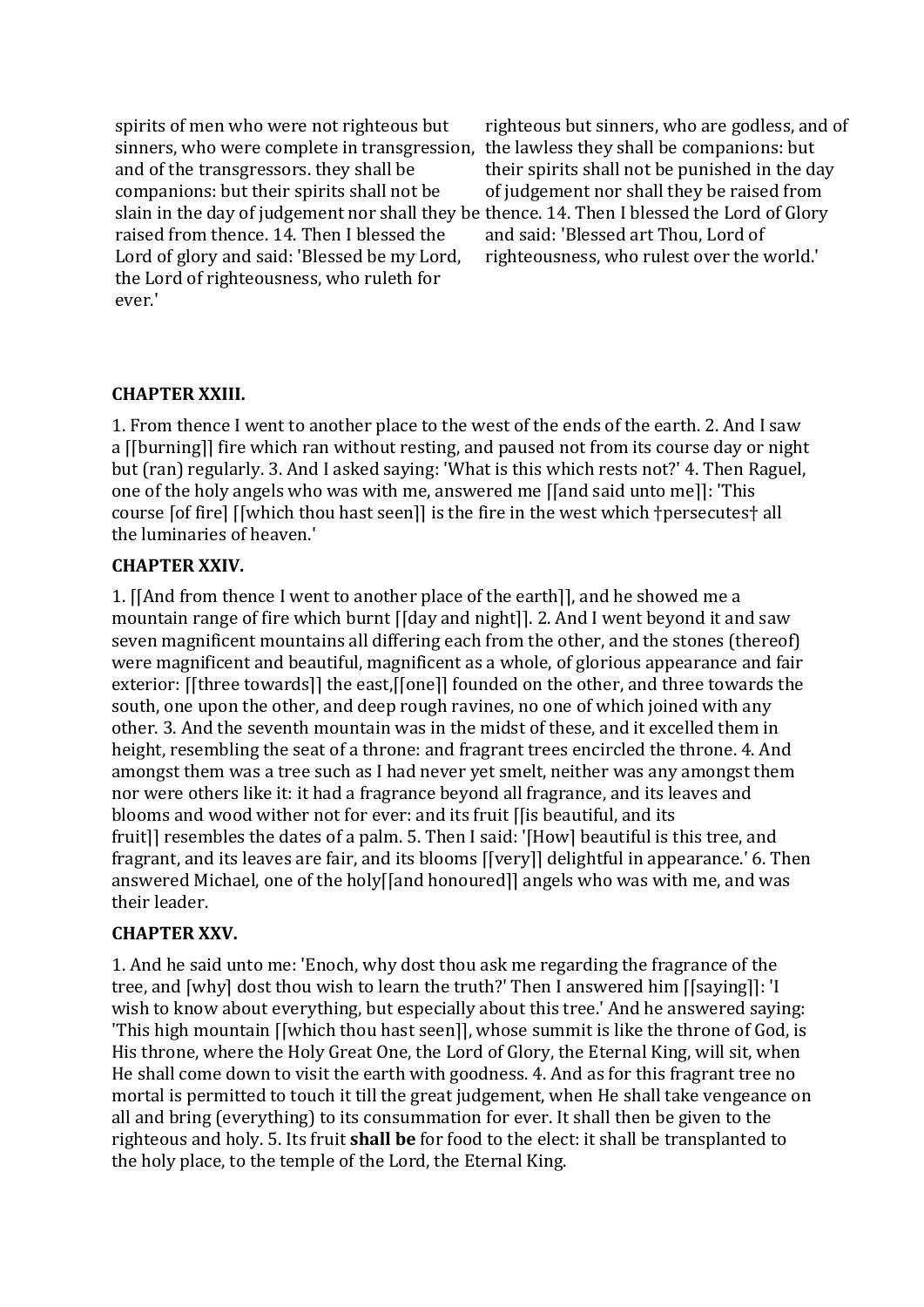spirits of men who were not righteous but sinners, who were complete in transgression, and of the transgressors. they shall be companions: but their spirits shall not be slain in the day of judgement nor shall they be raised from thence. 14. Then I blessed the Lord of glory and said: 'Blessed be my Lord, the Lord of righteousness, who ruleth for ever.'

righteous but sinners, who are godless, and of the lawless they shall be companions: but their spirits shall not be punished in the day of judgement nor shall they be raised from thence. 14. Then I blessed the Lord of Glory and said: 'Blessed art Thou, Lord of righteousness, who rulest over the world.'

**CHAPTER XXIII.**

1. From thence I went to another place to the west of the ends of the earth. 2. And I saw a [[burning]] fire which ran without resting, and paused not from its course day or night but (ran) regularly. 3. And I asked saying: 'What is this which rests not?' 4. Then Raguel, one of the holy angels who was with me, answered me [[and said unto me]]: 'This course [of fire] [[which thou hast seen]] is the fire in the west which †persecutes† all the luminaries of heaven.'

**CHAPTER XXIV.**

1. [[And from thence I went to another place of the earth]], and he showed me a mountain range of fire which burnt [[day and night]]. 2. And I went beyond it and saw seven magnificent mountains all differing each from the other, and the stones (thereof) were magnificent and beautiful, magnificent as a whole, of glorious appearance and fair exterior: [[three towards]] the east,[[one]] founded on the other, and three towards the south, one upon the other, and deep rough ravines, no one of which joined with any other. 3. And the seventh mountain was in the midst of these, and it excelled them in height, resembling the seat of a throne: and fragrant trees encircled the throne. 4. And amongst them was a tree such as I had never yet smelt, neither was any amongst them nor were others like it: it had a fragrance beyond all fragrance, and its leaves and blooms and wood wither not for ever: and its fruit [[is beautiful, and its fruit]] resembles the dates of a palm. 5. Then I said: '[How] beautiful is this tree, and fragrant, and its leaves are fair, and its blooms [[very]] delightful in appearance.' 6. Then answered Michael, one of the holy[[and honoured]] angels who was with me, and was their leader.

**CHAPTER XXV.**

1. And he said unto me: 'Enoch, why dost thou ask me regarding the fragrance of the tree, and [why] dost thou wish to learn the truth?' Then I answered him [[saying]]: 'I wish to know about everything, but especially about this tree.' And he answered saying: 'This high mountain [[which thou hast seen]], whose summit is like the throne of God, is His throne, where the Holy Great One, the Lord of Glory, the Eternal King, will sit, when He shall come down to visit the earth with goodness. 4. And as for this fragrant tree no mortal is permitted to touch it till the great judgement, when He shall take vengeance on all and bring (everything) to its consummation for ever. It shall then be given to the righteous and holy. 5. Its fruit **shall be** for food to the elect: it shall be transplanted to the holy place, to the temple of the Lord, the Eternal King.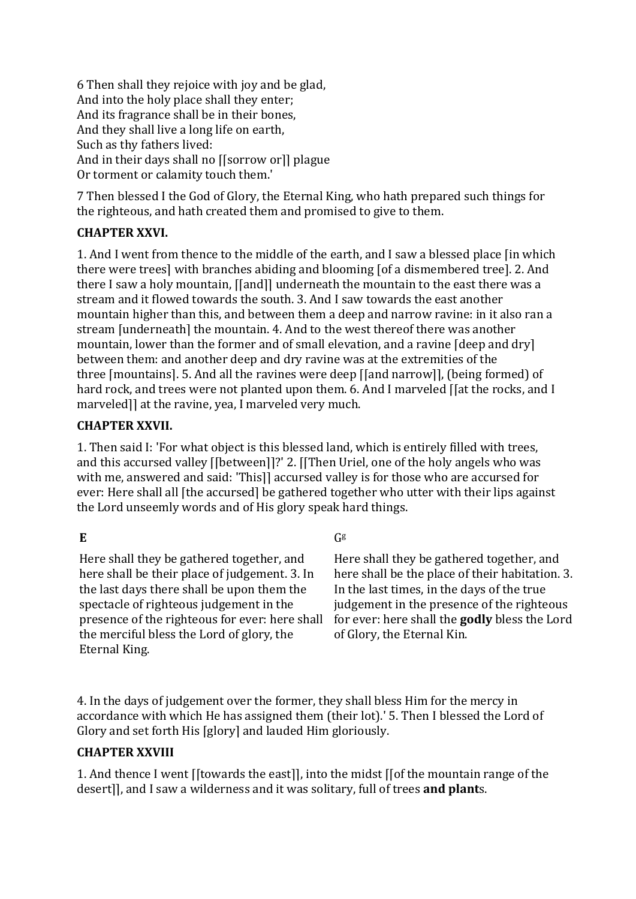6 Then shall they rejoice with joy and be glad,
And into the holy place shall they enter;
And its fragrance shall be in their bones,
And they shall live a long life on earth,
Such as thy fathers lived:
And in their days shall no [[sorrow or]] plague
Or torment or calamity touch them.'

7 Then blessed I the God of Glory, the Eternal King, who hath prepared such things for the righteous, and hath created them and promised to give to them.

**CHAPTER XXVI.**

1. And I went from thence to the middle of the earth, and I saw a blessed place [in which there were trees] with branches abiding and blooming [of a dismembered tree]. 2. And there I saw a holy mountain, [[and]] underneath the mountain to the east there was a stream and it flowed towards the south. 3. And I saw towards the east another mountain higher than this, and between them a deep and narrow ravine: in it also ran a stream [underneath] the mountain. 4. And to the west thereof there was another mountain, lower than the former and of small elevation, and a ravine [deep and dry] between them: and another deep and dry ravine was at the extremities of the three [mountains]. 5. And all the ravines were deep [[and narrow]], (being formed) of hard rock, and trees were not planted upon them. 6. And I marveled [[at the rocks, and I marveled]] at the ravine, yea, I marveled very much.

**CHAPTER XXVII.**

1. Then said I: 'For what object is this blessed land, which is entirely filled with trees, and this accursed valley [[between]]?' 2. [[Then Uriel, one of the holy angels who was with me, answered and said: 'This]] accursed valley is for those who are accursed for ever: Here shall all [the accursed] be gathered together who utter with their lips against the Lord unseemly words and of His glory speak hard things.

| **E** | G[g] |
|---|---|
| Here shall they be gathered together, and here shall be their place of judgement. 3. In the last days there shall be upon them the spectacle of righteous judgement in the presence of the righteous for ever: here shall the merciful bless the Lord of glory, the Eternal King. | Here shall they be gathered together, and here shall be the place of their habitation. 3. In the last times, in the days of the true judgement in the presence of the righteous for ever: here shall the **godly** bless the Lord of Glory, the Eternal Kin. |

4. In the days of judgement over the former, they shall bless Him for the mercy in accordance with which He has assigned them (their lot).' 5. Then I blessed the Lord of Glory and set forth His [glory] and lauded Him gloriously.

**CHAPTER XXVIII**

1. And thence I went [[towards the east]], into the midst [[of the mountain range of the desert]], and I saw a wilderness and it was solitary, full of trees **and plant**s.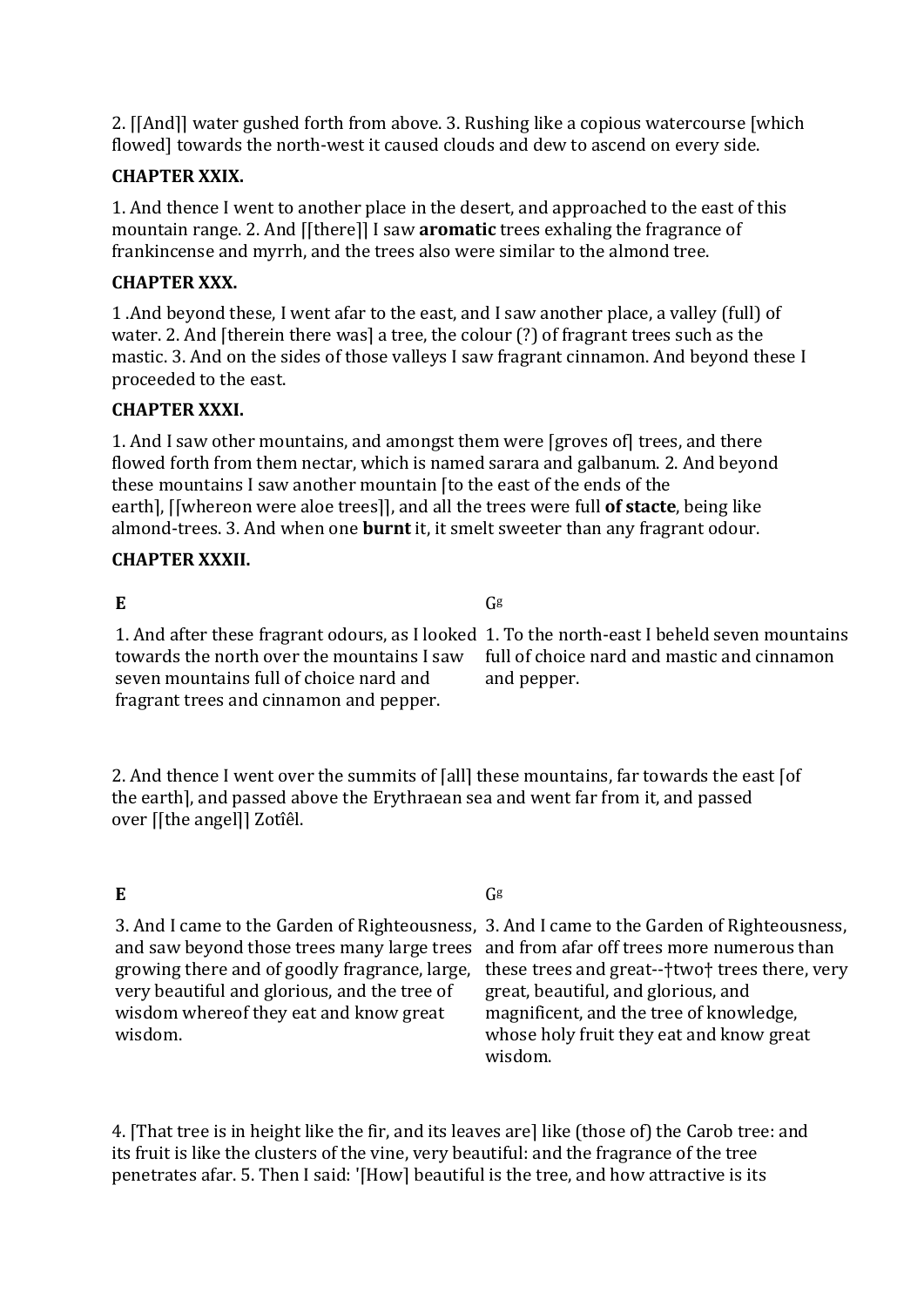2. [[And]] water gushed forth from above. 3. Rushing like a copious watercourse [which flowed] towards the north-west it caused clouds and dew to ascend on every side.

**CHAPTER XXIX.**

1. And thence I went to another place in the desert, and approached to the east of this mountain range. 2. And [[there]] I saw **aromatic** trees exhaling the fragrance of frankincense and myrrh, and the trees also were similar to the almond tree.

**CHAPTER XXX.**

1 .And beyond these, I went afar to the east, and I saw another place, a valley (full) of water. 2. And [therein there was] a tree, the colour (?) of fragrant trees such as the mastic. 3. And on the sides of those valleys I saw fragrant cinnamon. And beyond these I proceeded to the east.

**CHAPTER XXXI.**

1. And I saw other mountains, and amongst them were [groves of] trees, and there flowed forth from them nectar, which is named sarara and galbanum. 2. And beyond these mountains I saw another mountain [to the east of the ends of the earth], [[whereon were aloe trees]], and all the trees were full **of stacte**, being like almond-trees. 3. And when one **burnt** it, it smelt sweeter than any fragrant odour.

**CHAPTER XXXII.**

| **E** | G[g] |
| --- | --- |
| 1. And after these fragrant odours, as I looked towards the north over the mountains I saw seven mountains full of choice nard and fragrant trees and cinnamon and pepper. | 1. To the north-east I beheld seven mountains full of choice nard and mastic and cinnamon and pepper. |

2. And thence I went over the summits of [all] these mountains, far towards the east [of the earth], and passed above the Erythraean sea and went far from it, and passed over [[the angel]] Zotîêl.

| **E** | G[g] |
| --- | --- |
| 3. And I came to the Garden of Righteousness, and saw beyond those trees many large trees growing there and of goodly fragrance, large, very beautiful and glorious, and the tree of wisdom whereof they eat and know great wisdom. | 3. And I came to the Garden of Righteousness, and from afar off trees more numerous than these trees and great--†two† trees there, very great, beautiful, and glorious, and magnificent, and the tree of knowledge, whose holy fruit they eat and know great wisdom. |

4. [That tree is in height like the fir, and its leaves are] like (those of) the Carob tree: and its fruit is like the clusters of the vine, very beautiful: and the fragrance of the tree penetrates afar. 5. Then I said: '[How] beautiful is the tree, and how attractive is its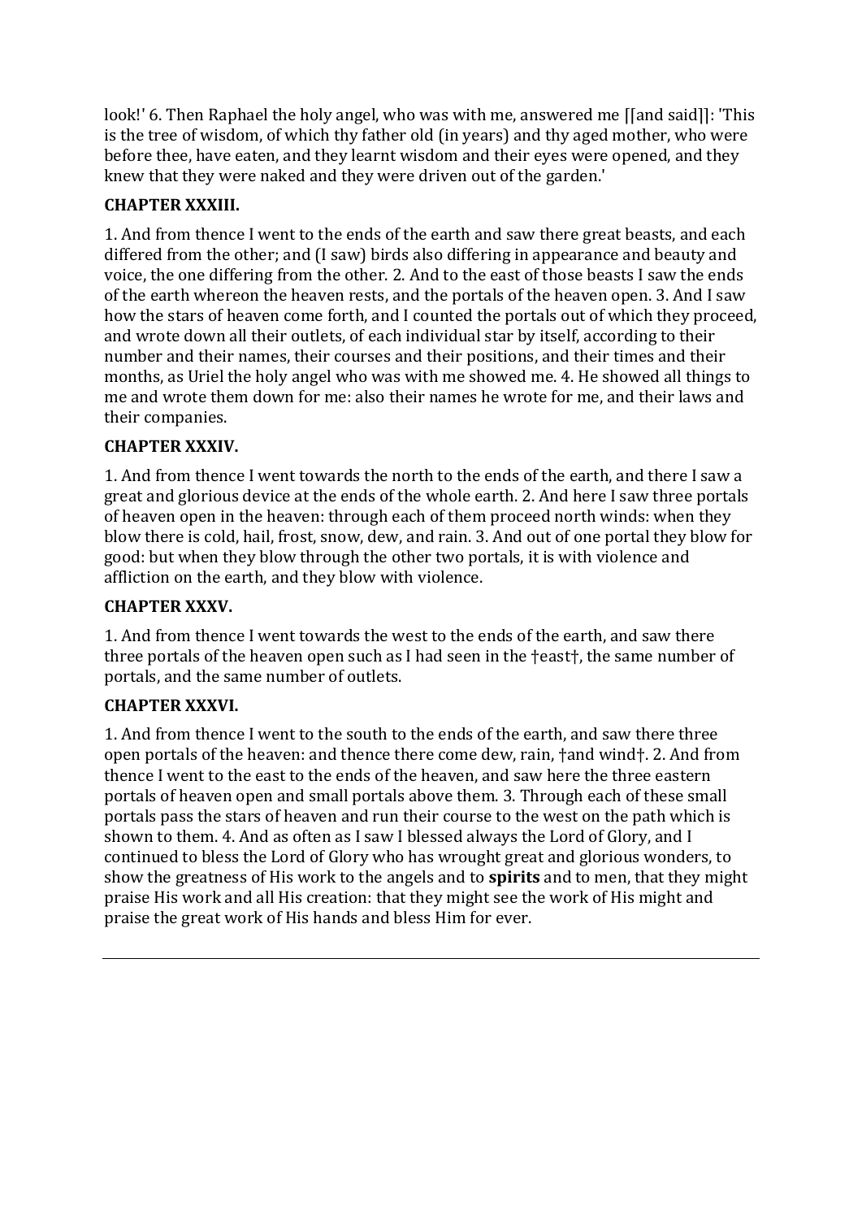look!' 6. Then Raphael the holy angel, who was with me, answered me [[and said]]: 'This is the tree of wisdom, of which thy father old (in years) and thy aged mother, who were before thee, have eaten, and they learnt wisdom and their eyes were opened, and they knew that they were naked and they were driven out of the garden.'

**CHAPTER XXXIII.**

1. And from thence I went to the ends of the earth and saw there great beasts, and each differed from the other; and (I saw) birds also differing in appearance and beauty and voice, the one differing from the other. 2. And to the east of those beasts I saw the ends of the earth whereon the heaven rests, and the portals of the heaven open. 3. And I saw how the stars of heaven come forth, and I counted the portals out of which they proceed, and wrote down all their outlets, of each individual star by itself, according to their number and their names, their courses and their positions, and their times and their months, as Uriel the holy angel who was with me showed me. 4. He showed all things to me and wrote them down for me: also their names he wrote for me, and their laws and their companies.

**CHAPTER XXXIV.**

1. And from thence I went towards the north to the ends of the earth, and there I saw a great and glorious device at the ends of the whole earth. 2. And here I saw three portals of heaven open in the heaven: through each of them proceed north winds: when they blow there is cold, hail, frost, snow, dew, and rain. 3. And out of one portal they blow for good: but when they blow through the other two portals, it is with violence and affliction on the earth, and they blow with violence.

**CHAPTER XXXV.**

1. And from thence I went towards the west to the ends of the earth, and saw there three portals of the heaven open such as I had seen in the †east†, the same number of portals, and the same number of outlets.

**CHAPTER XXXVI.**

1. And from thence I went to the south to the ends of the earth, and saw there three open portals of the heaven: and thence there come dew, rain, †and wind†. 2. And from thence I went to the east to the ends of the heaven, and saw here the three eastern portals of heaven open and small portals above them. 3. Through each of these small portals pass the stars of heaven and run their course to the west on the path which is shown to them. 4. And as often as I saw I blessed always the Lord of Glory, and I continued to bless the Lord of Glory who has wrought great and glorious wonders, to show the greatness of His work to the angels and to **spirits** and to men, that they might praise His work and all His creation: that they might see the work of His might and praise the great work of His hands and bless Him for ever.

---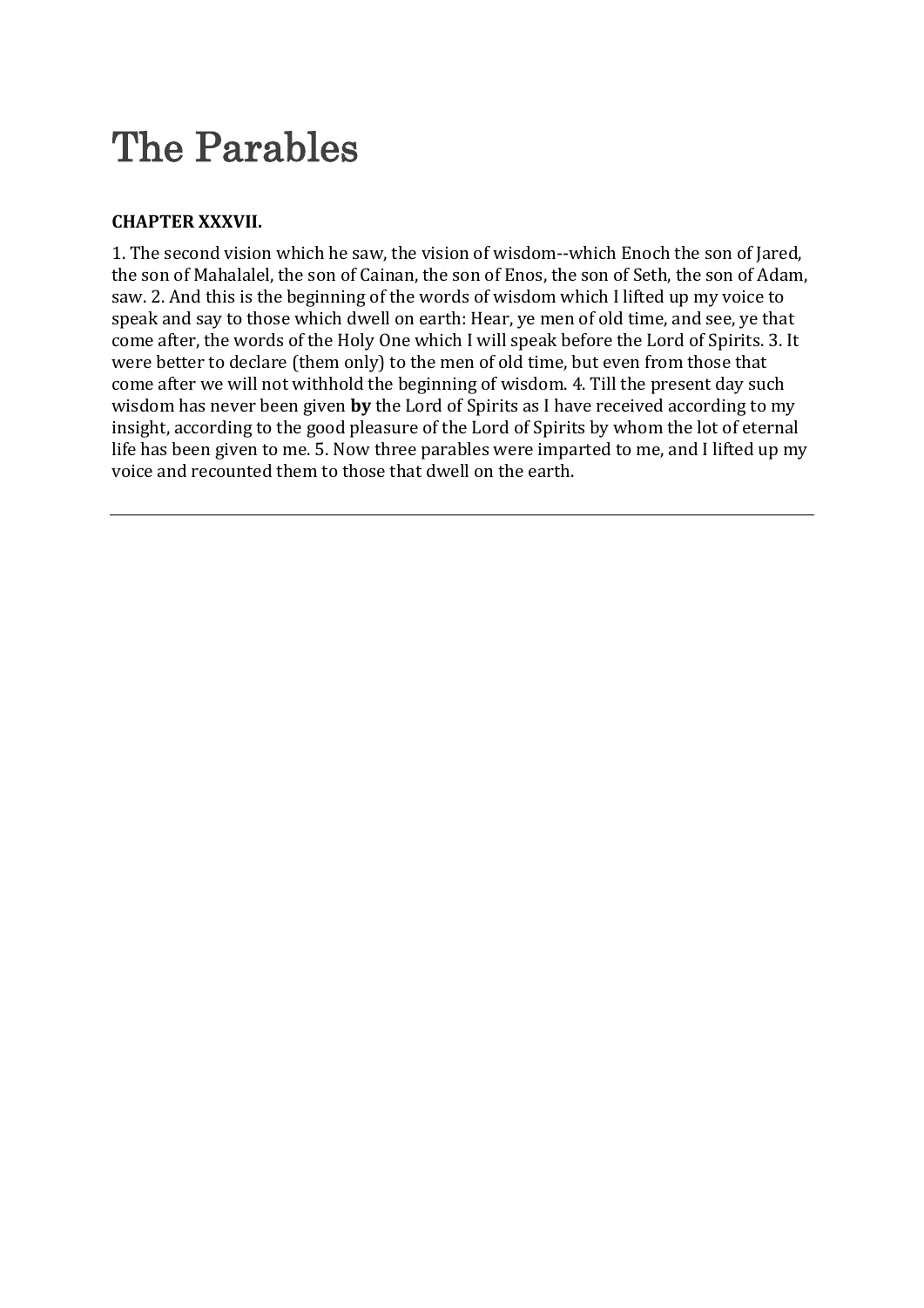# The Parables

**CHAPTER XXXVII.**

1. The second vision which he saw, the vision of wisdom--which Enoch the son of Jared, the son of Mahalalel, the son of Cainan, the son of Enos, the son of Seth, the son of Adam, saw. 2. And this is the beginning of the words of wisdom which I lifted up my voice to speak and say to those which dwell on earth: Hear, ye men of old time, and see, ye that come after, the words of the Holy One which I will speak before the Lord of Spirits. 3. It were better to declare (them only) to the men of old time, but even from those that come after we will not withhold the beginning of wisdom. 4. Till the present day such wisdom has never been given **by** the Lord of Spirits as I have received according to my insight, according to the good pleasure of the Lord of Spirits by whom the lot of eternal life has been given to me. 5. Now three parables were imparted to me, and I lifted up my voice and recounted them to those that dwell on the earth.

---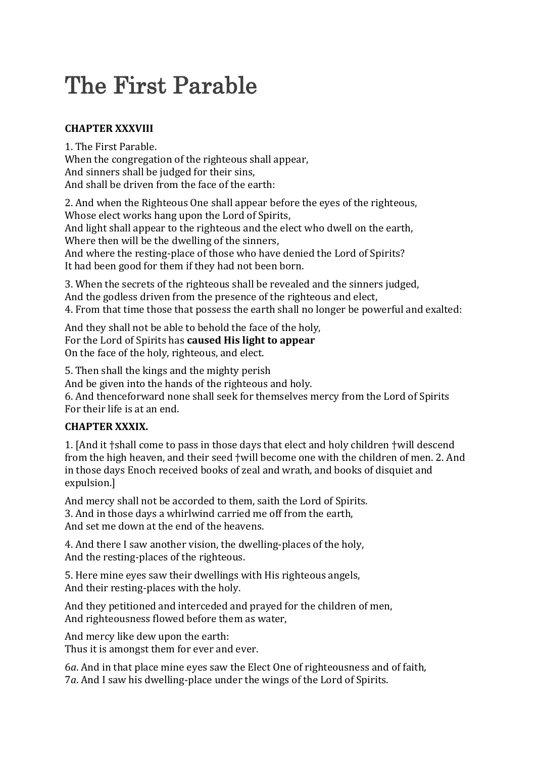# The First Parable

**CHAPTER XXXVIII**

1. The First Parable.
When the congregation of the righteous shall appear,
And sinners shall be judged for their sins,
And shall be driven from the face of the earth:

2. And when the Righteous One shall appear before the eyes of the righteous,
Whose elect works hang upon the Lord of Spirits,
And light shall appear to the righteous and the elect who dwell on the earth,
Where then will be the dwelling of the sinners,
And where the resting-place of those who have denied the Lord of Spirits?
It had been good for them if they had not been born.

3. When the secrets of the righteous shall be revealed and the sinners judged,
And the godless driven from the presence of the righteous and elect,
4. From that time those that possess the earth shall no longer be powerful and exalted:

And they shall not be able to behold the face of the holy,
For the Lord of Spirits has **caused His light to appear**
On the face of the holy, righteous, and elect.

5. Then shall the kings and the mighty perish
And be given into the hands of the righteous and holy.
6. And thenceforward none shall seek for themselves mercy from the Lord of Spirits
For their life is at an end.

**CHAPTER XXXIX.**

1. [And it †shall come to pass in those days that elect and holy children †will descend from the high heaven, and their seed †will become one with the children of men. 2. And in those days Enoch received books of zeal and wrath, and books of disquiet and expulsion.]

And mercy shall not be accorded to them, saith the Lord of Spirits.
3. And in those days a whirlwind carried me off from the earth,
And set me down at the end of the heavens.

4. And there I saw another vision, the dwelling-places of the holy,
And the resting-places of the righteous.

5. Here mine eyes saw their dwellings with His righteous angels,
And their resting-places with the holy.

And they petitioned and interceded and prayed for the children of men,
And righteousness flowed before them as water,

And mercy like dew upon the earth:
Thus it is amongst them for ever and ever.

6*a*. And in that place mine eyes saw the Elect One of righteousness and of faith,
7*a*. And I saw his dwelling-place under the wings of the Lord of Spirits.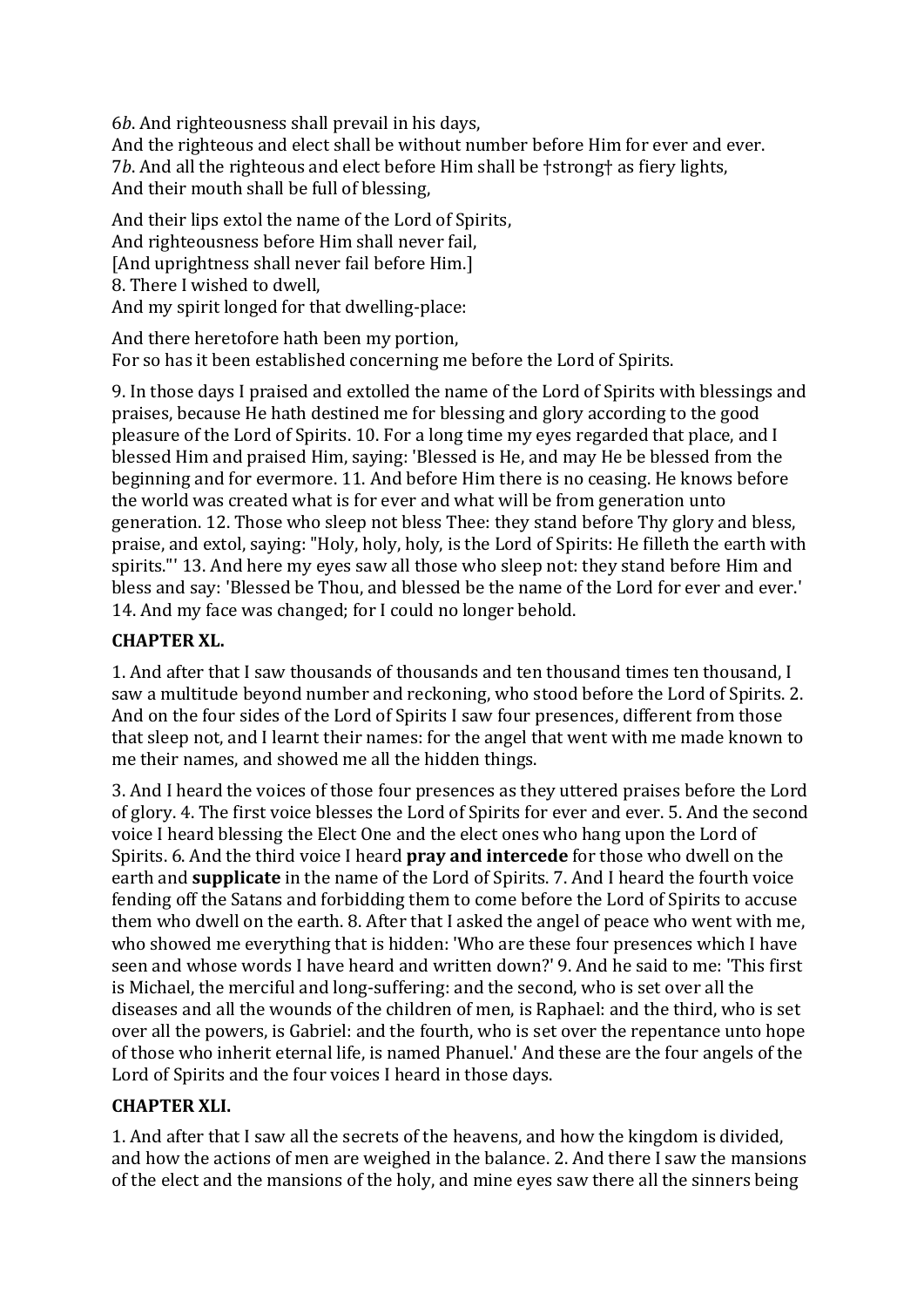6*b*. And righteousness shall prevail in his days,
And the righteous and elect shall be without number before Him for ever and ever.
7*b*. And all the righteous and elect before Him shall be †strong† as fiery lights,
And their mouth shall be full of blessing,

And their lips extol the name of the Lord of Spirits,
And righteousness before Him shall never fail,
[And uprightness shall never fail before Him.]
8. There I wished to dwell,
And my spirit longed for that dwelling-place:

And there heretofore hath been my portion,
For so has it been established concerning me before the Lord of Spirits.

9. In those days I praised and extolled the name of the Lord of Spirits with blessings and praises, because He hath destined me for blessing and glory according to the good pleasure of the Lord of Spirits. 10. For a long time my eyes regarded that place, and I blessed Him and praised Him, saying: 'Blessed is He, and may He be blessed from the beginning and for evermore. 11. And before Him there is no ceasing. He knows before the world was created what is for ever and what will be from generation unto generation. 12. Those who sleep not bless Thee: they stand before Thy glory and bless, praise, and extol, saying: "Holy, holy, holy, is the Lord of Spirits: He filleth the earth with spirits."' 13. And here my eyes saw all those who sleep not: they stand before Him and bless and say: 'Blessed be Thou, and blessed be the name of the Lord for ever and ever.' 14. And my face was changed; for I could no longer behold.

## CHAPTER XL.

1. And after that I saw thousands of thousands and ten thousand times ten thousand, I saw a multitude beyond number and reckoning, who stood before the Lord of Spirits. 2. And on the four sides of the Lord of Spirits I saw four presences, different from those that sleep not, and I learnt their names: for the angel that went with me made known to me their names, and showed me all the hidden things.

3. And I heard the voices of those four presences as they uttered praises before the Lord of glory. 4. The first voice blesses the Lord of Spirits for ever and ever. 5. And the second voice I heard blessing the Elect One and the elect ones who hang upon the Lord of Spirits. 6. And the third voice I heard **pray and intercede** for those who dwell on the earth and **supplicate** in the name of the Lord of Spirits. 7. And I heard the fourth voice fending off the Satans and forbidding them to come before the Lord of Spirits to accuse them who dwell on the earth. 8. After that I asked the angel of peace who went with me, who showed me everything that is hidden: 'Who are these four presences which I have seen and whose words I have heard and written down?' 9. And he said to me: 'This first is Michael, the merciful and long-suffering: and the second, who is set over all the diseases and all the wounds of the children of men, is Raphael: and the third, who is set over all the powers, is Gabriel: and the fourth, who is set over the repentance unto hope of those who inherit eternal life, is named Phanuel.' And these are the four angels of the Lord of Spirits and the four voices I heard in those days.

## CHAPTER XLI.

1. And after that I saw all the secrets of the heavens, and how the kingdom is divided, and how the actions of men are weighed in the balance. 2. And there I saw the mansions of the elect and the mansions of the holy, and mine eyes saw there all the sinners being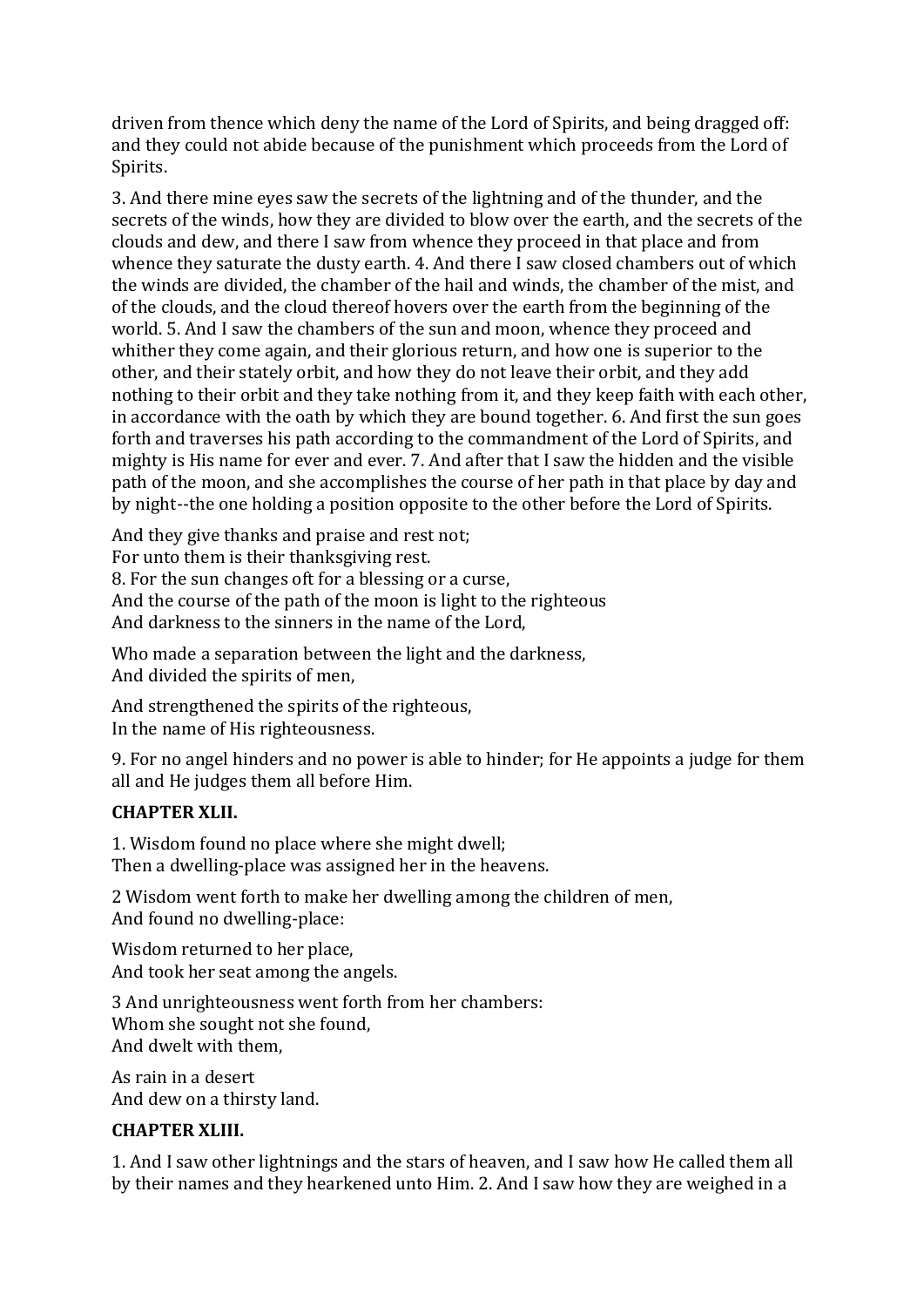driven from thence which deny the name of the Lord of Spirits, and being dragged off: and they could not abide because of the punishment which proceeds from the Lord of Spirits.

3. And there mine eyes saw the secrets of the lightning and of the thunder, and the secrets of the winds, how they are divided to blow over the earth, and the secrets of the clouds and dew, and there I saw from whence they proceed in that place and from whence they saturate the dusty earth. 4. And there I saw closed chambers out of which the winds are divided, the chamber of the hail and winds, the chamber of the mist, and of the clouds, and the cloud thereof hovers over the earth from the beginning of the world. 5. And I saw the chambers of the sun and moon, whence they proceed and whither they come again, and their glorious return, and how one is superior to the other, and their stately orbit, and how they do not leave their orbit, and they add nothing to their orbit and they take nothing from it, and they keep faith with each other, in accordance with the oath by which they are bound together. 6. And first the sun goes forth and traverses his path according to the commandment of the Lord of Spirits, and mighty is His name for ever and ever. 7. And after that I saw the hidden and the visible path of the moon, and she accomplishes the course of her path in that place by day and by night--the one holding a position opposite to the other before the Lord of Spirits.

And they give thanks and praise and rest not;
For unto them is their thanksgiving rest.
8. For the sun changes oft for a blessing or a curse,
And the course of the path of the moon is light to the righteous
And darkness to the sinners in the name of the Lord,

Who made a separation between the light and the darkness,
And divided the spirits of men,

And strengthened the spirits of the righteous,
In the name of His righteousness.

9. For no angel hinders and no power is able to hinder; for He appoints a judge for them all and He judges them all before Him.

## CHAPTER XLII.

1. Wisdom found no place where she might dwell;
Then a dwelling-place was assigned her in the heavens.

2 Wisdom went forth to make her dwelling among the children of men,
And found no dwelling-place:

Wisdom returned to her place,
And took her seat among the angels.

3 And unrighteousness went forth from her chambers:
Whom she sought not she found,
And dwelt with them,

As rain in a desert
And dew on a thirsty land.

## CHAPTER XLIII.

1. And I saw other lightnings and the stars of heaven, and I saw how He called them all by their names and they hearkened unto Him. 2. And I saw how they are weighed in a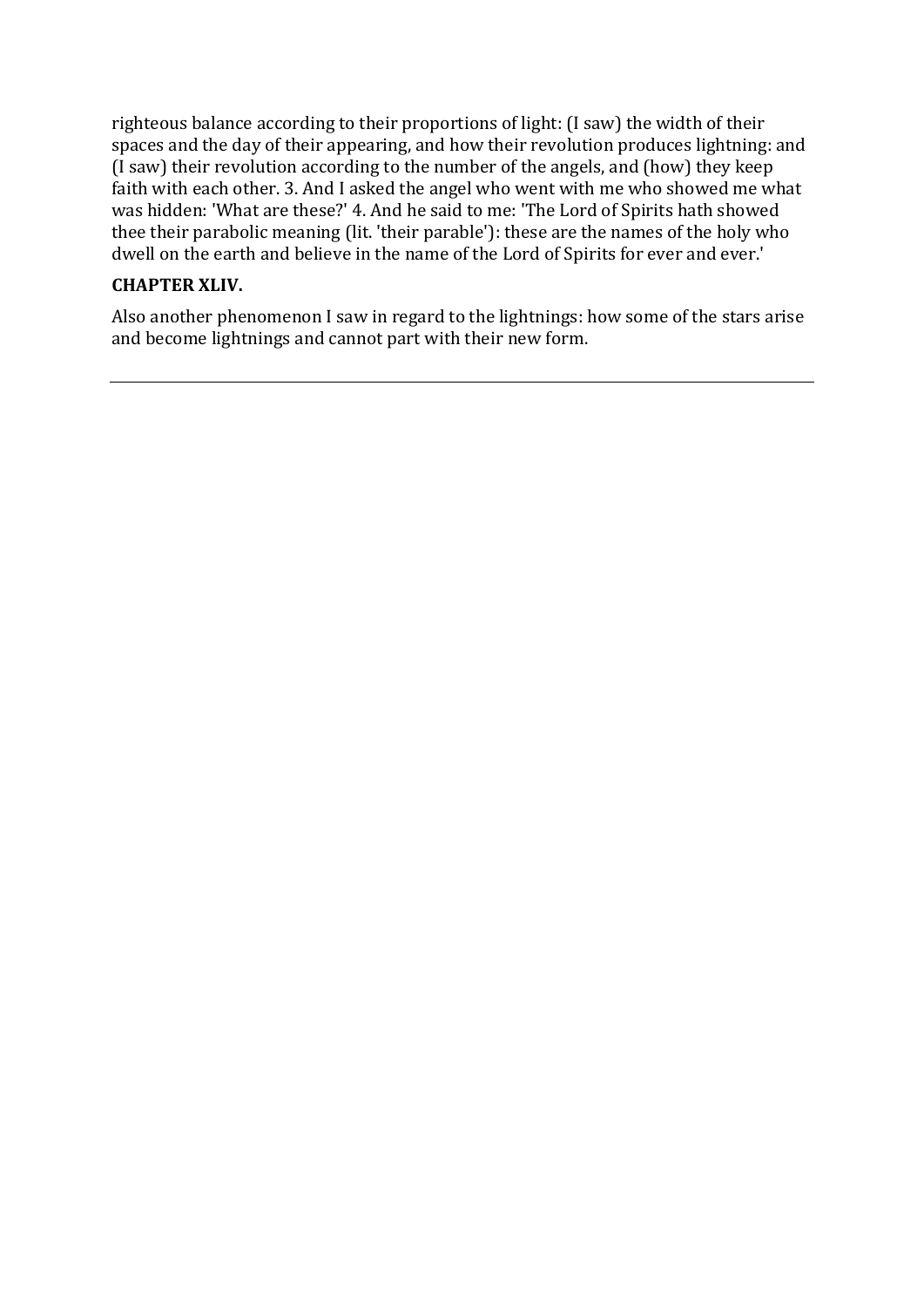righteous balance according to their proportions of light: (I saw) the width of their spaces and the day of their appearing, and how their revolution produces lightning: and (I saw) their revolution according to the number of the angels, and (how) they keep faith with each other. 3. And I asked the angel who went with me who showed me what was hidden: 'What are these?' 4. And he said to me: 'The Lord of Spirits hath showed thee their parabolic meaning (lit. 'their parable'): these are the names of the holy who dwell on the earth and believe in the name of the Lord of Spirits for ever and ever.'

**CHAPTER XLIV.**

Also another phenomenon I saw in regard to the lightnings: how some of the stars arise and become lightnings and cannot part with their new form.

---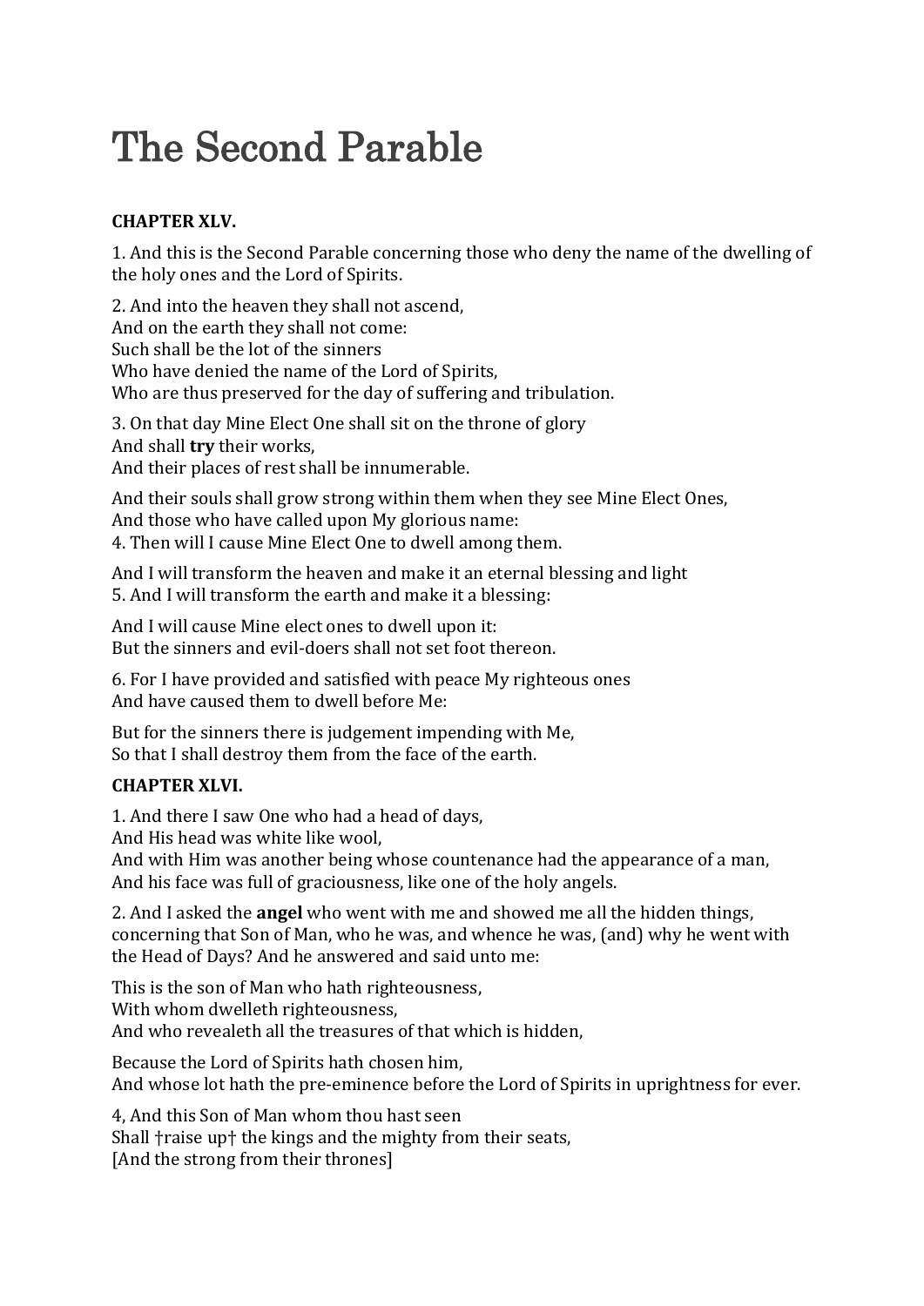# The Second Parable

**CHAPTER XLV.**

1. And this is the Second Parable concerning those who deny the name of the dwelling of the holy ones and the Lord of Spirits.

2. And into the heaven they shall not ascend,
And on the earth they shall not come:
Such shall be the lot of the sinners
Who have denied the name of the Lord of Spirits,
Who are thus preserved for the day of suffering and tribulation.

3. On that day Mine Elect One shall sit on the throne of glory
And shall **try** their works,
And their places of rest shall be innumerable.

And their souls shall grow strong within them when they see Mine Elect Ones,
And those who have called upon My glorious name:
4. Then will I cause Mine Elect One to dwell among them.

And I will transform the heaven and make it an eternal blessing and light
5. And I will transform the earth and make it a blessing:

And I will cause Mine elect ones to dwell upon it:
But the sinners and evil-doers shall not set foot thereon.

6. For I have provided and satisfied with peace My righteous ones
And have caused them to dwell before Me:

But for the sinners there is judgement impending with Me,
So that I shall destroy them from the face of the earth.

**CHAPTER XLVI.**

1. And there I saw One who had a head of days,
And His head was white like wool,
And with Him was another being whose countenance had the appearance of a man,
And his face was full of graciousness, like one of the holy angels.

2. And I asked the **angel** who went with me and showed me all the hidden things, concerning that Son of Man, who he was, and whence he was, (and) why he went with the Head of Days? And he answered and said unto me:

This is the son of Man who hath righteousness,
With whom dwelleth righteousness,
And who revealeth all the treasures of that which is hidden,

Because the Lord of Spirits hath chosen him,
And whose lot hath the pre-eminence before the Lord of Spirits in uprightness for ever.

4, And this Son of Man whom thou hast seen
Shall †raise up† the kings and the mighty from their seats,
[And the strong from their thrones]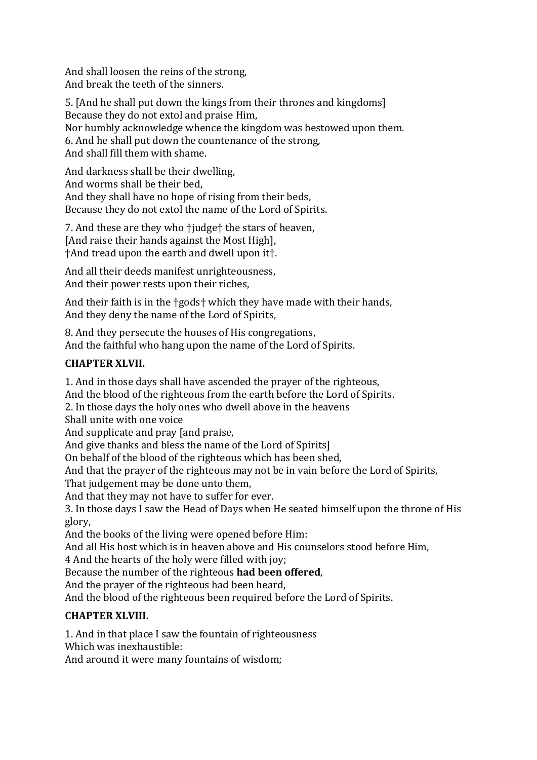And shall loosen the reins of the strong,
And break the teeth of the sinners.

5. [And he shall put down the kings from their thrones and kingdoms]
Because they do not extol and praise Him,
Nor humbly acknowledge whence the kingdom was bestowed upon them.
6. And he shall put down the countenance of the strong,
And shall fill them with shame.

And darkness shall be their dwelling,
And worms shall be their bed,
And they shall have no hope of rising from their beds,
Because they do not extol the name of the Lord of Spirits.

7. And these are they who †judge† the stars of heaven,
[And raise their hands against the Most High],
†And tread upon the earth and dwell upon it†.

And all their deeds manifest unrighteousness,
And their power rests upon their riches,

And their faith is in the †gods† which they have made with their hands,
And they deny the name of the Lord of Spirits,

8. And they persecute the houses of His congregations,
And the faithful who hang upon the name of the Lord of Spirits.

**CHAPTER XLVII.**

1. And in those days shall have ascended the prayer of the righteous,
And the blood of the righteous from the earth before the Lord of Spirits.
2. In those days the holy ones who dwell above in the heavens
Shall unite with one voice
And supplicate and pray [and praise,
And give thanks and bless the name of the Lord of Spirits]
On behalf of the blood of the righteous which has been shed,
And that the prayer of the righteous may not be in vain before the Lord of Spirits,
That judgement may be done unto them,
And that they may not have to suffer for ever.
3. In those days I saw the Head of Days when He seated himself upon the throne of His glory,
And the books of the living were opened before Him:
And all His host which is in heaven above and His counselors stood before Him,
4 And the hearts of the holy were filled with joy;
Because the number of the righteous **had been offered**,
And the prayer of the righteous had been heard,
And the blood of the righteous been required before the Lord of Spirits.

**CHAPTER XLVIII.**

1. And in that place I saw the fountain of righteousness
Which was inexhaustible:
And around it were many fountains of wisdom;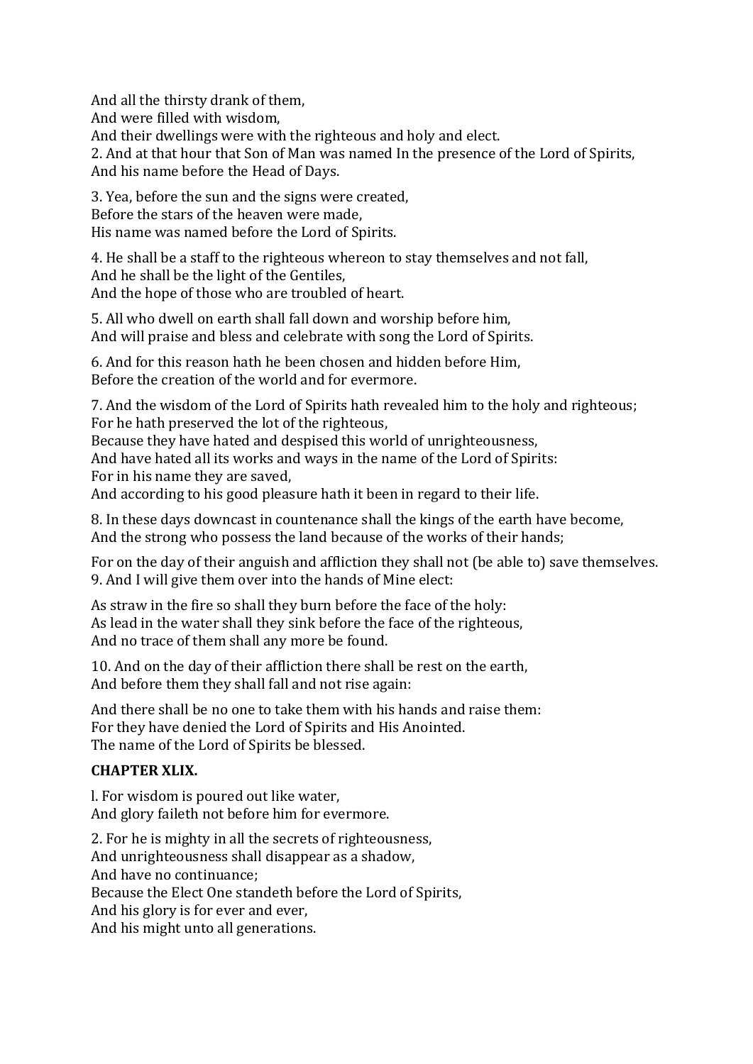And all the thirsty drank of them,
And were filled with wisdom,
And their dwellings were with the righteous and holy and elect.
2. And at that hour that Son of Man was named In the presence of the Lord of Spirits,
And his name before the Head of Days.

3. Yea, before the sun and the signs were created,
Before the stars of the heaven were made,
His name was named before the Lord of Spirits.

4. He shall be a staff to the righteous whereon to stay themselves and not fall,
And he shall be the light of the Gentiles,
And the hope of those who are troubled of heart.

5. All who dwell on earth shall fall down and worship before him,
And will praise and bless and celebrate with song the Lord of Spirits.

6. And for this reason hath he been chosen and hidden before Him,
Before the creation of the world and for evermore.

7. And the wisdom of the Lord of Spirits hath revealed him to the holy and righteous;
For he hath preserved the lot of the righteous,
Because they have hated and despised this world of unrighteousness,
And have hated all its works and ways in the name of the Lord of Spirits:
For in his name they are saved,
And according to his good pleasure hath it been in regard to their life.

8. In these days downcast in countenance shall the kings of the earth have become,
And the strong who possess the land because of the works of their hands;

For on the day of their anguish and affliction they shall not (be able to) save themselves.
9. And I will give them over into the hands of Mine elect:

As straw in the fire so shall they burn before the face of the holy:
As lead in the water shall they sink before the face of the righteous,
And no trace of them shall any more be found.

10. And on the day of their affliction there shall be rest on the earth,
And before them they shall fall and not rise again:

And there shall be no one to take them with his hands and raise them:
For they have denied the Lord of Spirits and His Anointed.
The name of the Lord of Spirits be blessed.

**CHAPTER XLIX.**

l. For wisdom is poured out like water,
And glory faileth not before him for evermore.

2. For he is mighty in all the secrets of righteousness,
And unrighteousness shall disappear as a shadow,
And have no continuance;
Because the Elect One standeth before the Lord of Spirits,
And his glory is for ever and ever,
And his might unto all generations.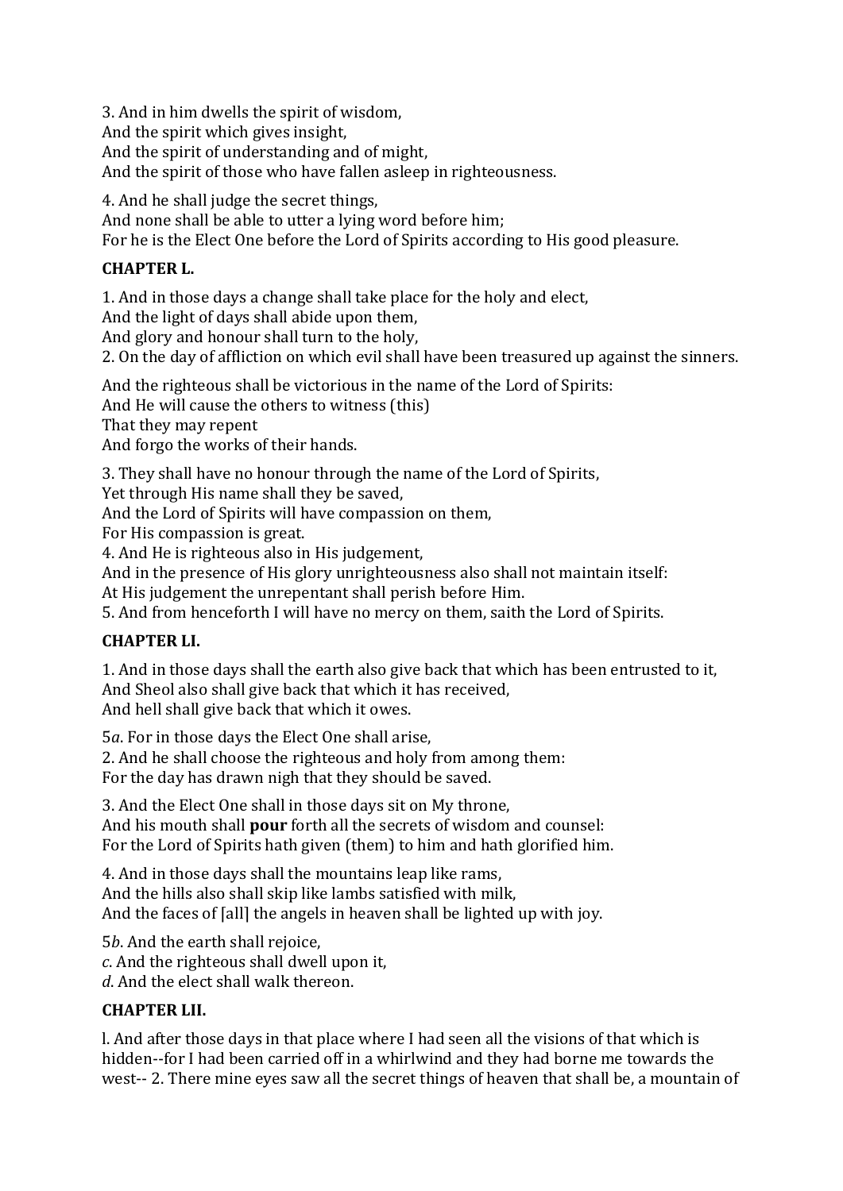3. And in him dwells the spirit of wisdom,
And the spirit which gives insight,
And the spirit of understanding and of might,
And the spirit of those who have fallen asleep in righteousness.

4. And he shall judge the secret things,
And none shall be able to utter a lying word before him;
For he is the Elect One before the Lord of Spirits according to His good pleasure.

**CHAPTER L.**

1. And in those days a change shall take place for the holy and elect,
And the light of days shall abide upon them,
And glory and honour shall turn to the holy,
2. On the day of affliction on which evil shall have been treasured up against the sinners.

And the righteous shall be victorious in the name of the Lord of Spirits:
And He will cause the others to witness (this)
That they may repent
And forgo the works of their hands.

3. They shall have no honour through the name of the Lord of Spirits,
Yet through His name shall they be saved,
And the Lord of Spirits will have compassion on them,
For His compassion is great.
4. And He is righteous also in His judgement,
And in the presence of His glory unrighteousness also shall not maintain itself:
At His judgement the unrepentant shall perish before Him.
5. And from henceforth I will have no mercy on them, saith the Lord of Spirits.

**CHAPTER LI.**

1. And in those days shall the earth also give back that which has been entrusted to it,
And Sheol also shall give back that which it has received,
And hell shall give back that which it owes.

5*a*. For in those days the Elect One shall arise,
2. And he shall choose the righteous and holy from among them:
For the day has drawn nigh that they should be saved.

3. And the Elect One shall in those days sit on My throne,
And his mouth shall **pour** forth all the secrets of wisdom and counsel:
For the Lord of Spirits hath given (them) to him and hath glorified him.

4. And in those days shall the mountains leap like rams,
And the hills also shall skip like lambs satisfied with milk,
And the faces of [all] the angels in heaven shall be lighted up with joy.

5*b*. And the earth shall rejoice,
*c*. And the righteous shall dwell upon it,
*d*. And the elect shall walk thereon.

**CHAPTER LII.**

l. And after those days in that place where I had seen all the visions of that which is hidden--for I had been carried off in a whirlwind and they had borne me towards the west-- 2. There mine eyes saw all the secret things of heaven that shall be, a mountain of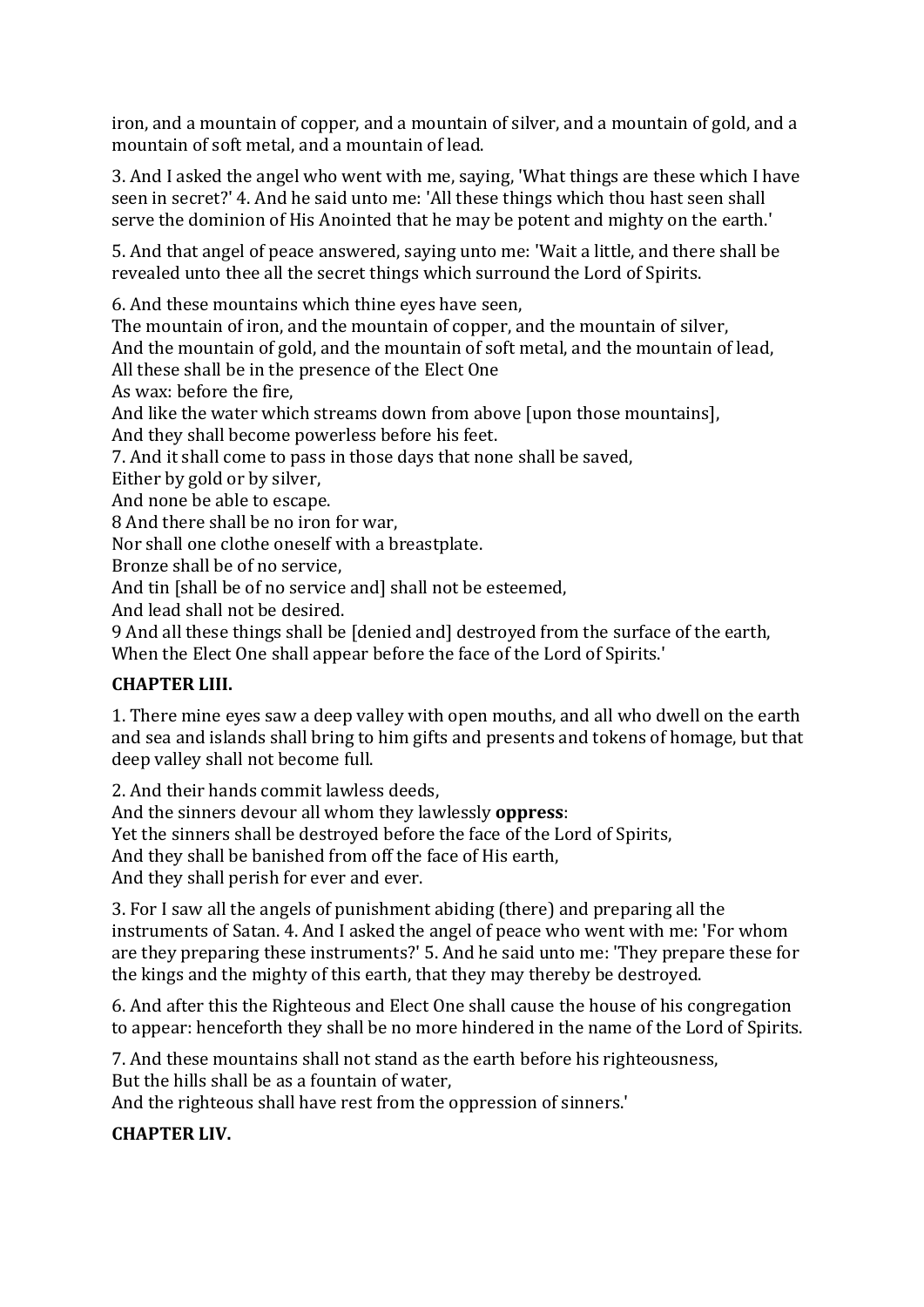iron, and a mountain of copper, and a mountain of silver, and a mountain of gold, and a mountain of soft metal, and a mountain of lead.

3. And I asked the angel who went with me, saying, 'What things are these which I have seen in secret?' 4. And he said unto me: 'All these things which thou hast seen shall serve the dominion of His Anointed that he may be potent and mighty on the earth.'

5. And that angel of peace answered, saying unto me: 'Wait a little, and there shall be revealed unto thee all the secret things which surround the Lord of Spirits.

6. And these mountains which thine eyes have seen,
The mountain of iron, and the mountain of copper, and the mountain of silver,
And the mountain of gold, and the mountain of soft metal, and the mountain of lead,
All these shall be in the presence of the Elect One
As wax: before the fire,
And like the water which streams down from above [upon those mountains],
And they shall become powerless before his feet.
7. And it shall come to pass in those days that none shall be saved,
Either by gold or by silver,
And none be able to escape.
8 And there shall be no iron for war,
Nor shall one clothe oneself with a breastplate.
Bronze shall be of no service,
And tin [shall be of no service and] shall not be esteemed,
And lead shall not be desired.
9 And all these things shall be [denied and] destroyed from the surface of the earth,
When the Elect One shall appear before the face of the Lord of Spirits.'

**CHAPTER LIII.**

1. There mine eyes saw a deep valley with open mouths, and all who dwell on the earth and sea and islands shall bring to him gifts and presents and tokens of homage, but that deep valley shall not become full.

2. And their hands commit lawless deeds,
And the sinners devour all whom they lawlessly **oppress**:
Yet the sinners shall be destroyed before the face of the Lord of Spirits,
And they shall be banished from off the face of His earth,
And they shall perish for ever and ever.

3. For I saw all the angels of punishment abiding (there) and preparing all the instruments of Satan. 4. And I asked the angel of peace who went with me: 'For whom are they preparing these instruments?' 5. And he said unto me: 'They prepare these for the kings and the mighty of this earth, that they may thereby be destroyed.

6. And after this the Righteous and Elect One shall cause the house of his congregation to appear: henceforth they shall be no more hindered in the name of the Lord of Spirits.

7. And these mountains shall not stand as the earth before his righteousness,
But the hills shall be as a fountain of water,
And the righteous shall have rest from the oppression of sinners.'

**CHAPTER LIV.**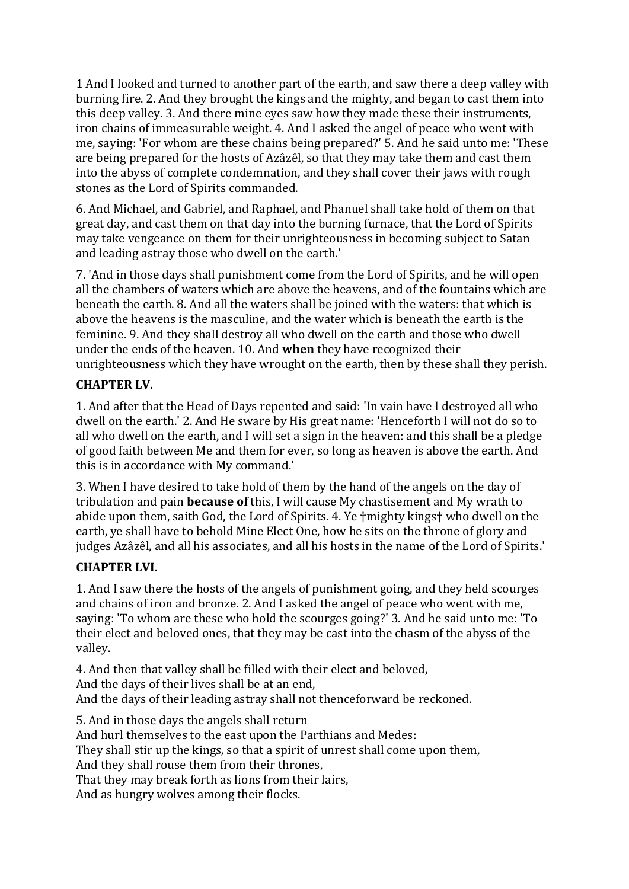1 And I looked and turned to another part of the earth, and saw there a deep valley with burning fire. 2. And they brought the kings and the mighty, and began to cast them into this deep valley. 3. And there mine eyes saw how they made these their instruments, iron chains of immeasurable weight. 4. And I asked the angel of peace who went with me, saying: 'For whom are these chains being prepared?' 5. And he said unto me: 'These are being prepared for the hosts of Azâzêl, so that they may take them and cast them into the abyss of complete condemnation, and they shall cover their jaws with rough stones as the Lord of Spirits commanded.

6. And Michael, and Gabriel, and Raphael, and Phanuel shall take hold of them on that great day, and cast them on that day into the burning furnace, that the Lord of Spirits may take vengeance on them for their unrighteousness in becoming subject to Satan and leading astray those who dwell on the earth.'

7. 'And in those days shall punishment come from the Lord of Spirits, and he will open all the chambers of waters which are above the heavens, and of the fountains which are beneath the earth. 8. And all the waters shall be joined with the waters: that which is above the heavens is the masculine, and the water which is beneath the earth is the feminine. 9. And they shall destroy all who dwell on the earth and those who dwell under the ends of the heaven. 10. And **when** they have recognized their unrighteousness which they have wrought on the earth, then by these shall they perish.

## CHAPTER LV.

1. And after that the Head of Days repented and said: 'In vain have I destroyed all who dwell on the earth.' 2. And He sware by His great name: 'Henceforth I will not do so to all who dwell on the earth, and I will set a sign in the heaven: and this shall be a pledge of good faith between Me and them for ever, so long as heaven is above the earth. And this is in accordance with My command.'

3. When I have desired to take hold of them by the hand of the angels on the day of tribulation and pain **because of** this, I will cause My chastisement and My wrath to abide upon them, saith God, the Lord of Spirits. 4. Ye †mighty kings† who dwell on the earth, ye shall have to behold Mine Elect One, how he sits on the throne of glory and judges Azâzêl, and all his associates, and all his hosts in the name of the Lord of Spirits.'

## CHAPTER LVI.

1. And I saw there the hosts of the angels of punishment going, and they held scourges and chains of iron and bronze. 2. And I asked the angel of peace who went with me, saying: 'To whom are these who hold the scourges going?' 3. And he said unto me: 'To their elect and beloved ones, that they may be cast into the chasm of the abyss of the valley.

4. And then that valley shall be filled with their elect and beloved,  
And the days of their lives shall be at an end,  
And the days of their leading astray shall not thenceforward be reckoned.

5. And in those days the angels shall return  
And hurl themselves to the east upon the Parthians and Medes:  
They shall stir up the kings, so that a spirit of unrest shall come upon them,  
And they shall rouse them from their thrones,  
That they may break forth as lions from their lairs,  
And as hungry wolves among their flocks.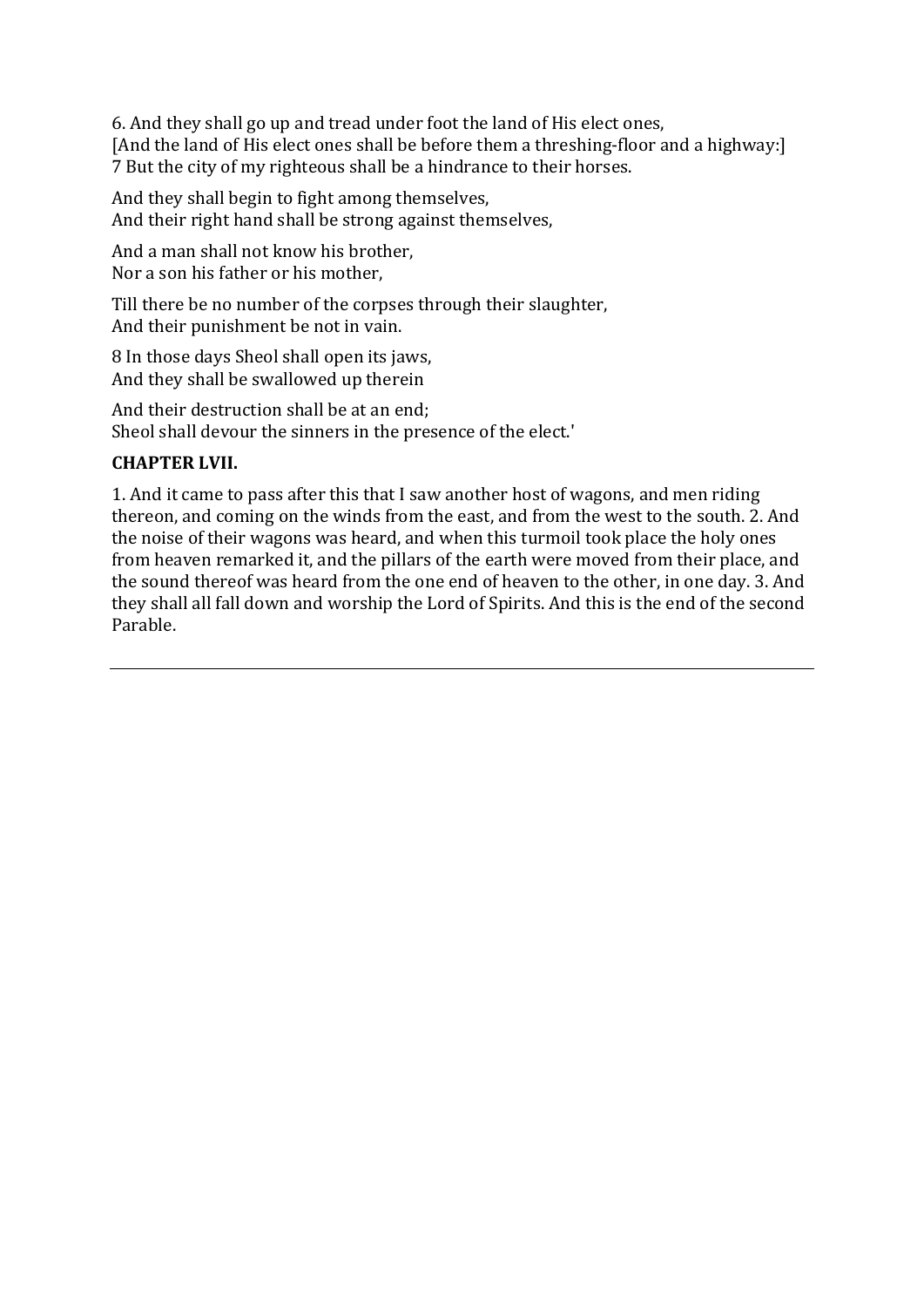6. And they shall go up and tread under foot the land of His elect ones,
[And the land of His elect ones shall be before them a threshing-floor and a highway:]
7 But the city of my righteous shall be a hindrance to their horses.

And they shall begin to fight among themselves,
And their right hand shall be strong against themselves,

And a man shall not know his brother,
Nor a son his father or his mother,

Till there be no number of the corpses through their slaughter,
And their punishment be not in vain.

8 In those days Sheol shall open its jaws,
And they shall be swallowed up therein

And their destruction shall be at an end;
Sheol shall devour the sinners in the presence of the elect.'

**CHAPTER LVII.**

1. And it came to pass after this that I saw another host of wagons, and men riding thereon, and coming on the winds from the east, and from the west to the south. 2. And the noise of their wagons was heard, and when this turmoil took place the holy ones from heaven remarked it, and the pillars of the earth were moved from their place, and the sound thereof was heard from the one end of heaven to the other, in one day. 3. And they shall all fall down and worship the Lord of Spirits. And this is the end of the second Parable.

---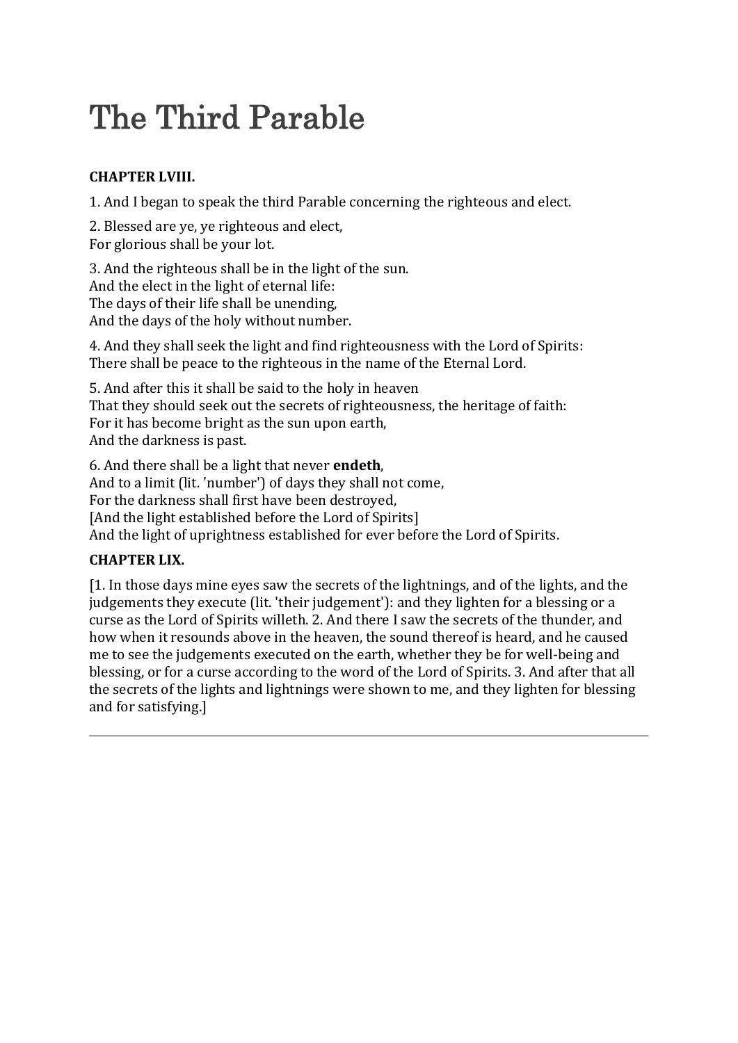# The Third Parable

**CHAPTER LVIII.**

1. And I began to speak the third Parable concerning the righteous and elect.

2. Blessed are ye, ye righteous and elect,  
For glorious shall be your lot.

3. And the righteous shall be in the light of the sun.  
And the elect in the light of eternal life:  
The days of their life shall be unending,  
And the days of the holy without number.

4. And they shall seek the light and find righteousness with the Lord of Spirits:  
There shall be peace to the righteous in the name of the Eternal Lord.

5. And after this it shall be said to the holy in heaven  
That they should seek out the secrets of righteousness, the heritage of faith:  
For it has become bright as the sun upon earth,  
And the darkness is past.

6. And there shall be a light that never **endeth**,  
And to a limit (lit. 'number') of days they shall not come,  
For the darkness shall first have been destroyed,  
[And the light established before the Lord of Spirits]  
And the light of uprightness established for ever before the Lord of Spirits.

**CHAPTER LIX.**

[1. In those days mine eyes saw the secrets of the lightnings, and of the lights, and the judgements they execute (lit. 'their judgement'): and they lighten for a blessing or a curse as the Lord of Spirits willeth. 2. And there I saw the secrets of the thunder, and how when it resounds above in the heaven, the sound thereof is heard, and he caused me to see the judgements executed on the earth, whether they be for well-being and blessing, or for a curse according to the word of the Lord of Spirits. 3. And after that all the secrets of the lights and lightnings were shown to me, and they lighten for blessing and for satisfying.]

---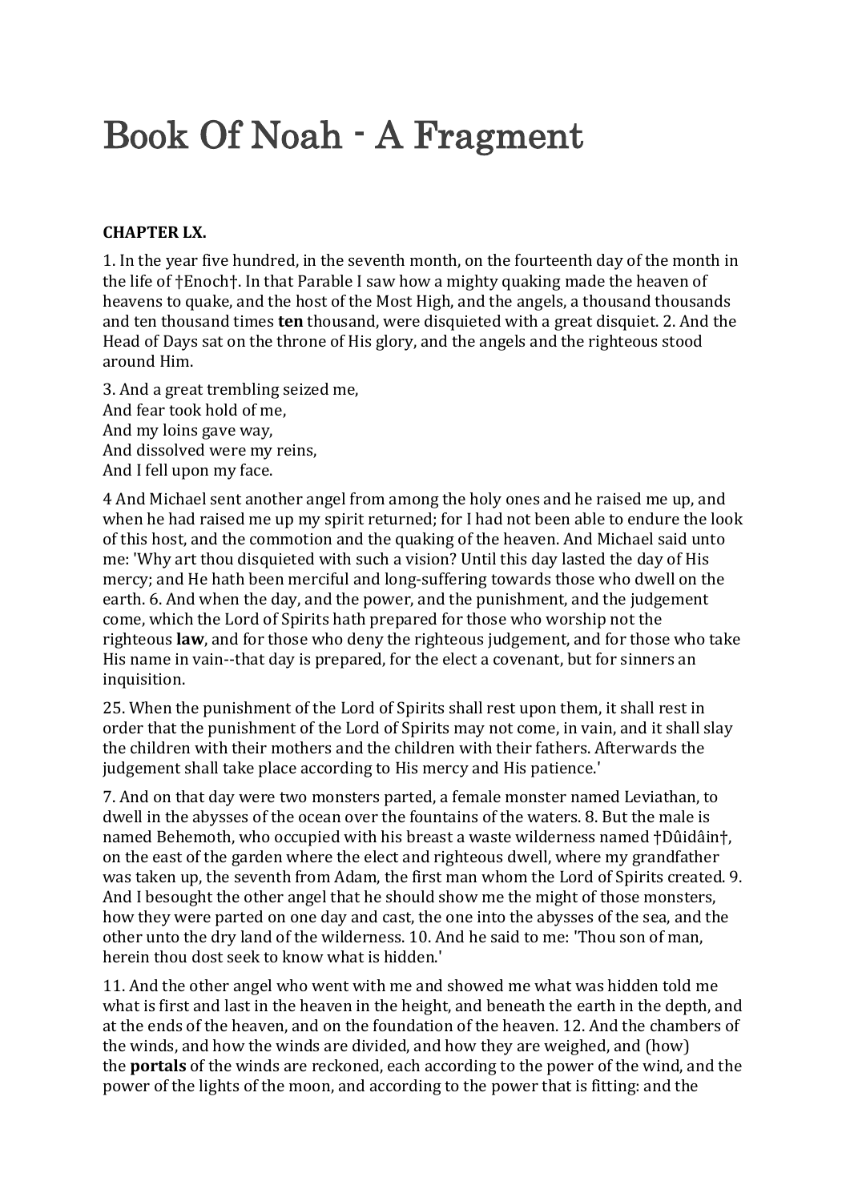# Book Of Noah - A Fragment

**CHAPTER LX.**

1. In the year five hundred, in the seventh month, on the fourteenth day of the month in the life of †Enoch†. In that Parable I saw how a mighty quaking made the heaven of heavens to quake, and the host of the Most High, and the angels, a thousand thousands and ten thousand times **ten** thousand, were disquieted with a great disquiet. 2. And the Head of Days sat on the throne of His glory, and the angels and the righteous stood around Him.

3. And a great trembling seized me,  
And fear took hold of me,  
And my loins gave way,  
And dissolved were my reins,  
And I fell upon my face.

4 And Michael sent another angel from among the holy ones and he raised me up, and when he had raised me up my spirit returned; for I had not been able to endure the look of this host, and the commotion and the quaking of the heaven. And Michael said unto me: 'Why art thou disquieted with such a vision? Until this day lasted the day of His mercy; and He hath been merciful and long-suffering towards those who dwell on the earth. 6. And when the day, and the power, and the punishment, and the judgement come, which the Lord of Spirits hath prepared for those who worship not the righteous **law**, and for those who deny the righteous judgement, and for those who take His name in vain--that day is prepared, for the elect a covenant, but for sinners an inquisition.

25. When the punishment of the Lord of Spirits shall rest upon them, it shall rest in order that the punishment of the Lord of Spirits may not come, in vain, and it shall slay the children with their mothers and the children with their fathers. Afterwards the judgement shall take place according to His mercy and His patience.'

7. And on that day were two monsters parted, a female monster named Leviathan, to dwell in the abysses of the ocean over the fountains of the waters. 8. But the male is named Behemoth, who occupied with his breast a waste wilderness named †Dûidâin†, on the east of the garden where the elect and righteous dwell, where my grandfather was taken up, the seventh from Adam, the first man whom the Lord of Spirits created. 9. And I besought the other angel that he should show me the might of those monsters, how they were parted on one day and cast, the one into the abysses of the sea, and the other unto the dry land of the wilderness. 10. And he said to me: 'Thou son of man, herein thou dost seek to know what is hidden.'

11. And the other angel who went with me and showed me what was hidden told me what is first and last in the heaven in the height, and beneath the earth in the depth, and at the ends of the heaven, and on the foundation of the heaven. 12. And the chambers of the winds, and how the winds are divided, and how they are weighed, and (how) the **portals** of the winds are reckoned, each according to the power of the wind, and the power of the lights of the moon, and according to the power that is fitting: and the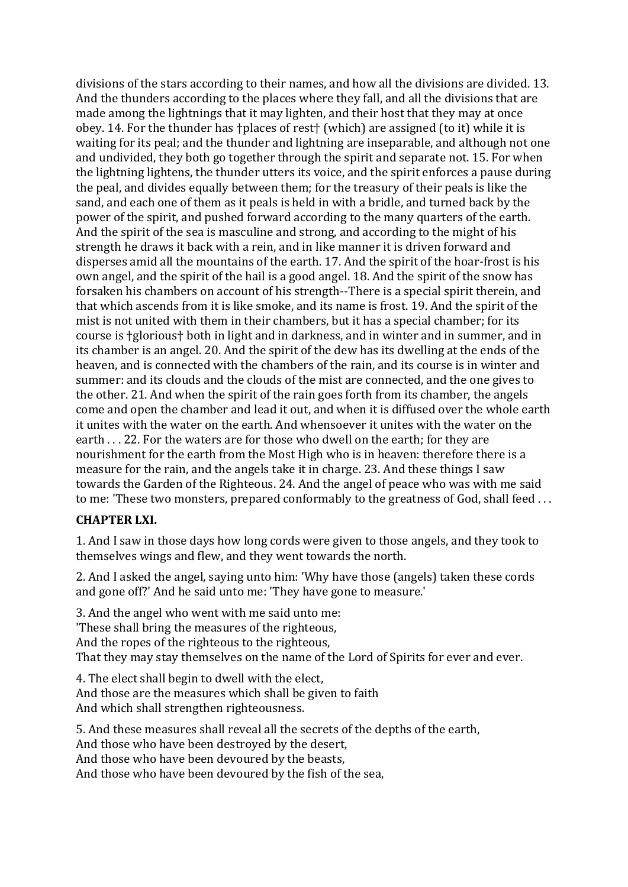divisions of the stars according to their names, and how all the divisions are divided. 13. And the thunders according to the places where they fall, and all the divisions that are made among the lightnings that it may lighten, and their host that they may at once obey. 14. For the thunder has †places of rest† (which) are assigned (to it) while it is waiting for its peal; and the thunder and lightning are inseparable, and although not one and undivided, they both go together through the spirit and separate not. 15. For when the lightning lightens, the thunder utters its voice, and the spirit enforces a pause during the peal, and divides equally between them; for the treasury of their peals is like the sand, and each one of them as it peals is held in with a bridle, and turned back by the power of the spirit, and pushed forward according to the many quarters of the earth. And the spirit of the sea is masculine and strong, and according to the might of his strength he draws it back with a rein, and in like manner it is driven forward and disperses amid all the mountains of the earth. 17. And the spirit of the hoar-frost is his own angel, and the spirit of the hail is a good angel. 18. And the spirit of the snow has forsaken his chambers on account of his strength--There is a special spirit therein, and that which ascends from it is like smoke, and its name is frost. 19. And the spirit of the mist is not united with them in their chambers, but it has a special chamber; for its course is †glorious† both in light and in darkness, and in winter and in summer, and in its chamber is an angel. 20. And the spirit of the dew has its dwelling at the ends of the heaven, and is connected with the chambers of the rain, and its course is in winter and summer: and its clouds and the clouds of the mist are connected, and the one gives to the other. 21. And when the spirit of the rain goes forth from its chamber, the angels come and open the chamber and lead it out, and when it is diffused over the whole earth it unites with the water on the earth. And whensoever it unites with the water on the earth . . . 22. For the waters are for those who dwell on the earth; for they are nourishment for the earth from the Most High who is in heaven: therefore there is a measure for the rain, and the angels take it in charge. 23. And these things I saw towards the Garden of the Righteous. 24. And the angel of peace who was with me said to me: 'These two monsters, prepared conformably to the greatness of God, shall feed . . .

**CHAPTER LXI.**

1. And I saw in those days how long cords were given to those angels, and they took to themselves wings and flew, and they went towards the north.

2. And I asked the angel, saying unto him: 'Why have those (angels) taken these cords and gone off?' And he said unto me: 'They have gone to measure.'

3. And the angel who went with me said unto me:
'These shall bring the measures of the righteous,
And the ropes of the righteous to the righteous,
That they may stay themselves on the name of the Lord of Spirits for ever and ever.

4. The elect shall begin to dwell with the elect,
And those are the measures which shall be given to faith
And which shall strengthen righteousness.

5. And these measures shall reveal all the secrets of the depths of the earth,
And those who have been destroyed by the desert,
And those who have been devoured by the beasts,
And those who have been devoured by the fish of the sea,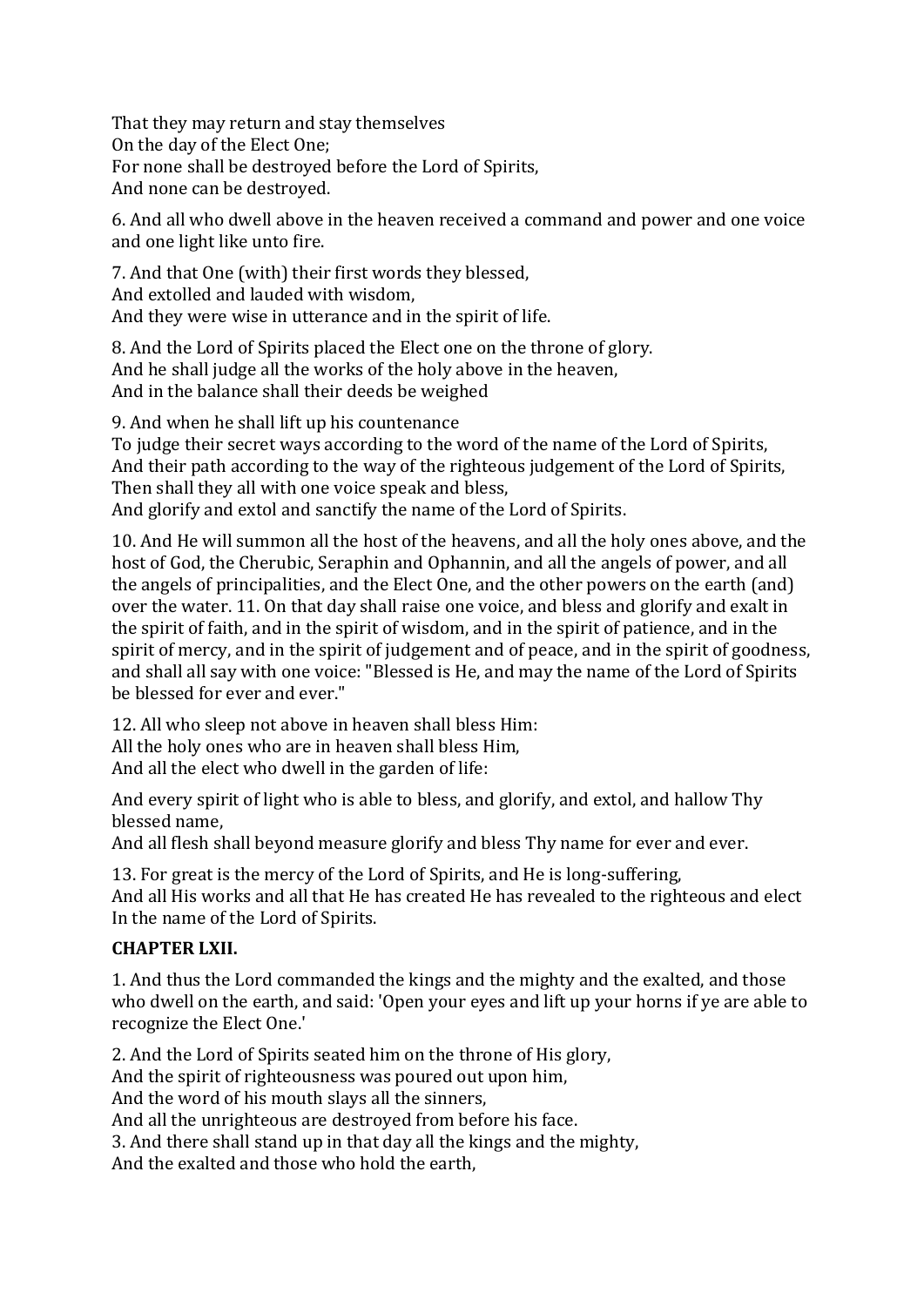That they may return and stay themselves
On the day of the Elect One;
For none shall be destroyed before the Lord of Spirits,
And none can be destroyed.

6. And all who dwell above in the heaven received a command and power and one voice and one light like unto fire.

7. And that One (with) their first words they blessed,
And extolled and lauded with wisdom,
And they were wise in utterance and in the spirit of life.

8. And the Lord of Spirits placed the Elect one on the throne of glory.
And he shall judge all the works of the holy above in the heaven,
And in the balance shall their deeds be weighed

9. And when he shall lift up his countenance
To judge their secret ways according to the word of the name of the Lord of Spirits,
And their path according to the way of the righteous judgement of the Lord of Spirits,
Then shall they all with one voice speak and bless,
And glorify and extol and sanctify the name of the Lord of Spirits.

10. And He will summon all the host of the heavens, and all the holy ones above, and the host of God, the Cherubic, Seraphin and Ophannin, and all the angels of power, and all the angels of principalities, and the Elect One, and the other powers on the earth (and) over the water. 11. On that day shall raise one voice, and bless and glorify and exalt in the spirit of faith, and in the spirit of wisdom, and in the spirit of patience, and in the spirit of mercy, and in the spirit of judgement and of peace, and in the spirit of goodness, and shall all say with one voice: "Blessed is He, and may the name of the Lord of Spirits be blessed for ever and ever."

12. All who sleep not above in heaven shall bless Him:
All the holy ones who are in heaven shall bless Him,
And all the elect who dwell in the garden of life:

And every spirit of light who is able to bless, and glorify, and extol, and hallow Thy blessed name,
And all flesh shall beyond measure glorify and bless Thy name for ever and ever.

13. For great is the mercy of the Lord of Spirits, and He is long-suffering,
And all His works and all that He has created He has revealed to the righteous and elect
In the name of the Lord of Spirits.

**CHAPTER LXII.**

1. And thus the Lord commanded the kings and the mighty and the exalted, and those who dwell on the earth, and said: 'Open your eyes and lift up your horns if ye are able to recognize the Elect One.'

2. And the Lord of Spirits seated him on the throne of His glory,
And the spirit of righteousness was poured out upon him,
And the word of his mouth slays all the sinners,
And all the unrighteous are destroyed from before his face.
3. And there shall stand up in that day all the kings and the mighty,
And the exalted and those who hold the earth,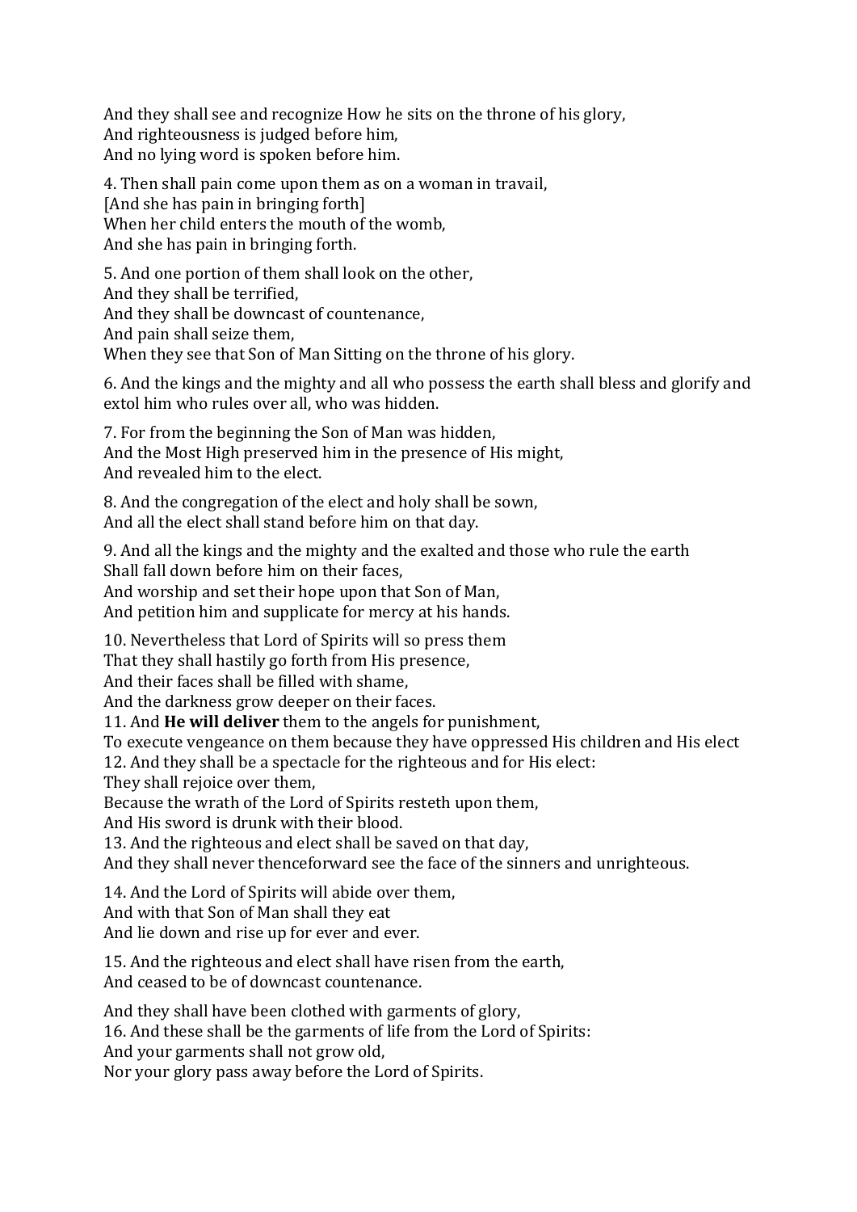And they shall see and recognize How he sits on the throne of his glory,
And righteousness is judged before him,
And no lying word is spoken before him.

4. Then shall pain come upon them as on a woman in travail,
[And she has pain in bringing forth]
When her child enters the mouth of the womb,
And she has pain in bringing forth.

5. And one portion of them shall look on the other,
And they shall be terrified,
And they shall be downcast of countenance,
And pain shall seize them,
When they see that Son of Man Sitting on the throne of his glory.

6. And the kings and the mighty and all who possess the earth shall bless and glorify and extol him who rules over all, who was hidden.

7. For from the beginning the Son of Man was hidden,
And the Most High preserved him in the presence of His might,
And revealed him to the elect.

8. And the congregation of the elect and holy shall be sown,
And all the elect shall stand before him on that day.

9. And all the kings and the mighty and the exalted and those who rule the earth
Shall fall down before him on their faces,
And worship and set their hope upon that Son of Man,
And petition him and supplicate for mercy at his hands.

10. Nevertheless that Lord of Spirits will so press them
That they shall hastily go forth from His presence,
And their faces shall be filled with shame,
And the darkness grow deeper on their faces.
11. And **He will deliver** them to the angels for punishment,
To execute vengeance on them because they have oppressed His children and His elect
12. And they shall be a spectacle for the righteous and for His elect:
They shall rejoice over them,
Because the wrath of the Lord of Spirits resteth upon them,
And His sword is drunk with their blood.
13. And the righteous and elect shall be saved on that day,
And they shall never thenceforward see the face of the sinners and unrighteous.

14. And the Lord of Spirits will abide over them,
And with that Son of Man shall they eat
And lie down and rise up for ever and ever.

15. And the righteous and elect shall have risen from the earth,
And ceased to be of downcast countenance.

And they shall have been clothed with garments of glory,
16. And these shall be the garments of life from the Lord of Spirits:
And your garments shall not grow old,
Nor your glory pass away before the Lord of Spirits.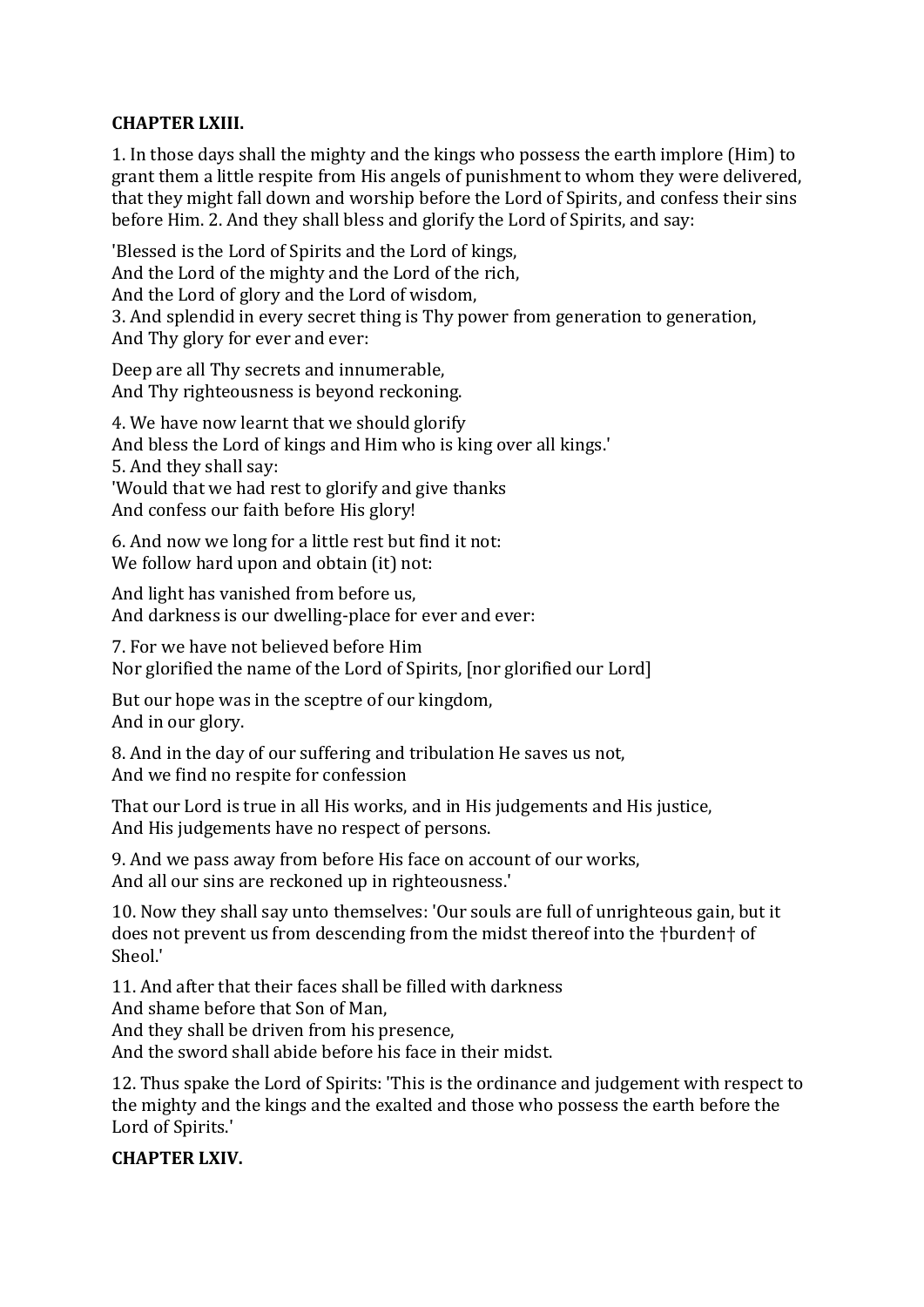**CHAPTER LXIII.**

1. In those days shall the mighty and the kings who possess the earth implore (Him) to grant them a little respite from His angels of punishment to whom they were delivered, that they might fall down and worship before the Lord of Spirits, and confess their sins before Him. 2. And they shall bless and glorify the Lord of Spirits, and say:

'Blessed is the Lord of Spirits and the Lord of kings,
And the Lord of the mighty and the Lord of the rich,
And the Lord of glory and the Lord of wisdom,
3. And splendid in every secret thing is Thy power from generation to generation,
And Thy glory for ever and ever:

Deep are all Thy secrets and innumerable,
And Thy righteousness is beyond reckoning.

4. We have now learnt that we should glorify
And bless the Lord of kings and Him who is king over all kings.'
5. And they shall say:
'Would that we had rest to glorify and give thanks
And confess our faith before His glory!

6. And now we long for a little rest but find it not:
We follow hard upon and obtain (it) not:

And light has vanished from before us,
And darkness is our dwelling-place for ever and ever:

7. For we have not believed before Him
Nor glorified the name of the Lord of Spirits, [nor glorified our Lord]

But our hope was in the sceptre of our kingdom,
And in our glory.

8. And in the day of our suffering and tribulation He saves us not,
And we find no respite for confession

That our Lord is true in all His works, and in His judgements and His justice,
And His judgements have no respect of persons.

9. And we pass away from before His face on account of our works,
And all our sins are reckoned up in righteousness.'

10. Now they shall say unto themselves: 'Our souls are full of unrighteous gain, but it does not prevent us from descending from the midst thereof into the †burden† of Sheol.'

11. And after that their faces shall be filled with darkness
And shame before that Son of Man,
And they shall be driven from his presence,
And the sword shall abide before his face in their midst.

12. Thus spake the Lord of Spirits: 'This is the ordinance and judgement with respect to the mighty and the kings and the exalted and those who possess the earth before the Lord of Spirits.'

**CHAPTER LXIV.**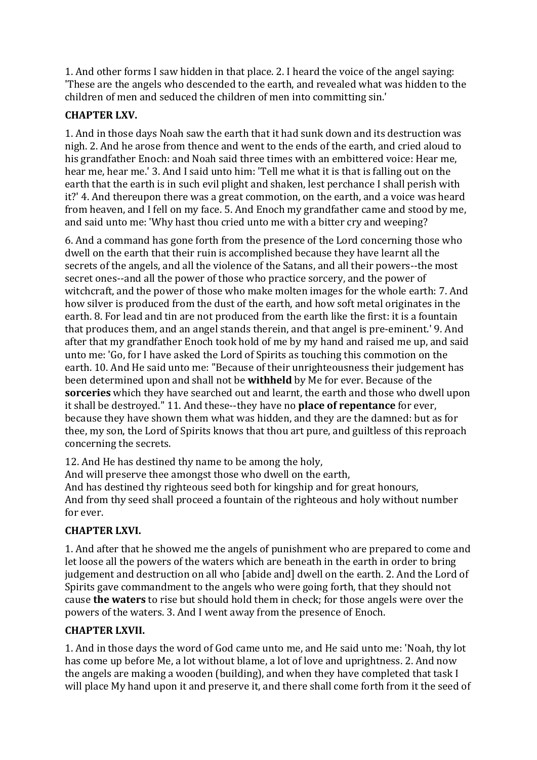1. And other forms I saw hidden in that place. 2. I heard the voice of the angel saying: 'These are the angels who descended to the earth, and revealed what was hidden to the children of men and seduced the children of men into committing sin.'

## CHAPTER LXV.

1. And in those days Noah saw the earth that it had sunk down and its destruction was nigh. 2. And he arose from thence and went to the ends of the earth, and cried aloud to his grandfather Enoch: and Noah said three times with an embittered voice: Hear me, hear me, hear me.' 3. And I said unto him: 'Tell me what it is that is falling out on the earth that the earth is in such evil plight and shaken, lest perchance I shall perish with it?' 4. And thereupon there was a great commotion, on the earth, and a voice was heard from heaven, and I fell on my face. 5. And Enoch my grandfather came and stood by me, and said unto me: 'Why hast thou cried unto me with a bitter cry and weeping?

6. And a command has gone forth from the presence of the Lord concerning those who dwell on the earth that their ruin is accomplished because they have learnt all the secrets of the angels, and all the violence of the Satans, and all their powers--the most secret ones--and all the power of those who practice sorcery, and the power of witchcraft, and the power of those who make molten images for the whole earth: 7. And how silver is produced from the dust of the earth, and how soft metal originates in the earth. 8. For lead and tin are not produced from the earth like the first: it is a fountain that produces them, and an angel stands therein, and that angel is pre-eminent.' 9. And after that my grandfather Enoch took hold of me by my hand and raised me up, and said unto me: 'Go, for I have asked the Lord of Spirits as touching this commotion on the earth. 10. And He said unto me: "Because of their unrighteousness their judgement has been determined upon and shall not be **withheld** by Me for ever. Because of the **sorceries** which they have searched out and learnt, the earth and those who dwell upon it shall be destroyed." 11. And these--they have no **place of repentance** for ever, because they have shown them what was hidden, and they are the damned: but as for thee, my son, the Lord of Spirits knows that thou art pure, and guiltless of this reproach concerning the secrets.

12. And He has destined thy name to be among the holy,
And will preserve thee amongst those who dwell on the earth,
And has destined thy righteous seed both for kingship and for great honours,
And from thy seed shall proceed a fountain of the righteous and holy without number for ever.

## CHAPTER LXVI.

1. And after that he showed me the angels of punishment who are prepared to come and let loose all the powers of the waters which are beneath in the earth in order to bring judgement and destruction on all who [abide and] dwell on the earth. 2. And the Lord of Spirits gave commandment to the angels who were going forth, that they should not cause **the waters** to rise but should hold them in check; for those angels were over the powers of the waters. 3. And I went away from the presence of Enoch.

## CHAPTER LXVII.

1. And in those days the word of God came unto me, and He said unto me: 'Noah, thy lot has come up before Me, a lot without blame, a lot of love and uprightness. 2. And now the angels are making a wooden (building), and when they have completed that task I will place My hand upon it and preserve it, and there shall come forth from it the seed of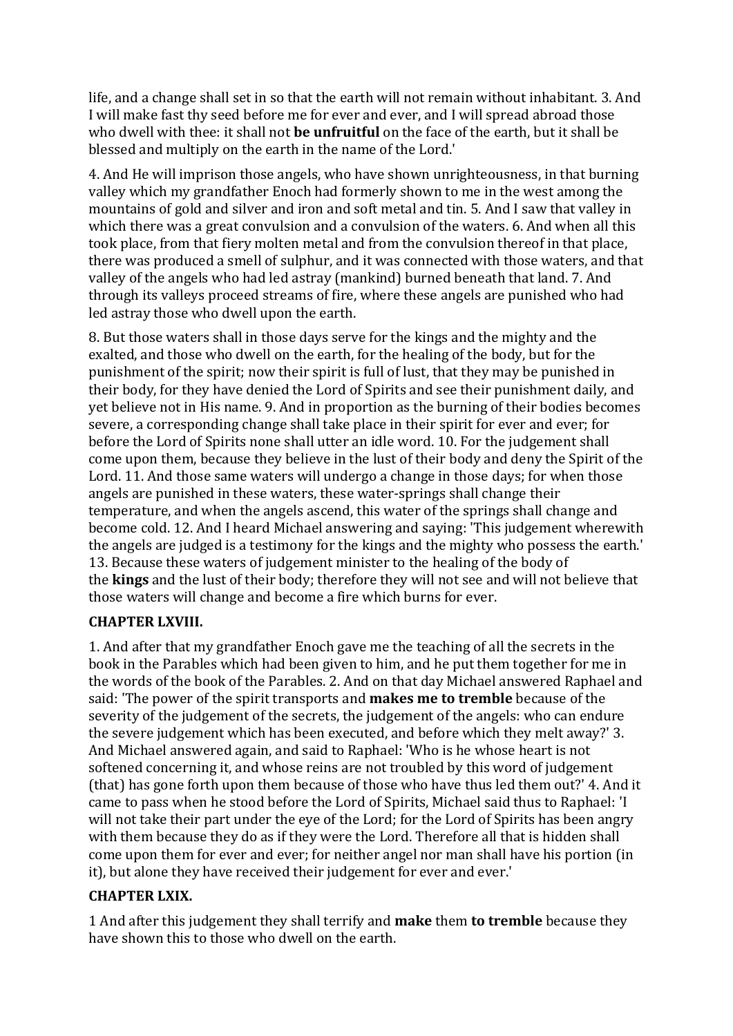life, and a change shall set in so that the earth will not remain without inhabitant. 3. And I will make fast thy seed before me for ever and ever, and I will spread abroad those who dwell with thee: it shall not **be unfruitful** on the face of the earth, but it shall be blessed and multiply on the earth in the name of the Lord.'

4. And He will imprison those angels, who have shown unrighteousness, in that burning valley which my grandfather Enoch had formerly shown to me in the west among the mountains of gold and silver and iron and soft metal and tin. 5. And I saw that valley in which there was a great convulsion and a convulsion of the waters. 6. And when all this took place, from that fiery molten metal and from the convulsion thereof in that place, there was produced a smell of sulphur, and it was connected with those waters, and that valley of the angels who had led astray (mankind) burned beneath that land. 7. And through its valleys proceed streams of fire, where these angels are punished who had led astray those who dwell upon the earth.

8. But those waters shall in those days serve for the kings and the mighty and the exalted, and those who dwell on the earth, for the healing of the body, but for the punishment of the spirit; now their spirit is full of lust, that they may be punished in their body, for they have denied the Lord of Spirits and see their punishment daily, and yet believe not in His name. 9. And in proportion as the burning of their bodies becomes severe, a corresponding change shall take place in their spirit for ever and ever; for before the Lord of Spirits none shall utter an idle word. 10. For the judgement shall come upon them, because they believe in the lust of their body and deny the Spirit of the Lord. 11. And those same waters will undergo a change in those days; for when those angels are punished in these waters, these water-springs shall change their temperature, and when the angels ascend, this water of the springs shall change and become cold. 12. And I heard Michael answering and saying: 'This judgement wherewith the angels are judged is a testimony for the kings and the mighty who possess the earth.' 13. Because these waters of judgement minister to the healing of the body of the **kings** and the lust of their body; therefore they will not see and will not believe that those waters will change and become a fire which burns for ever.

### CHAPTER LXVIII.

1. And after that my grandfather Enoch gave me the teaching of all the secrets in the book in the Parables which had been given to him, and he put them together for me in the words of the book of the Parables. 2. And on that day Michael answered Raphael and said: 'The power of the spirit transports and **makes me to tremble** because of the severity of the judgement of the secrets, the judgement of the angels: who can endure the severe judgement which has been executed, and before which they melt away?' 3. And Michael answered again, and said to Raphael: 'Who is he whose heart is not softened concerning it, and whose reins are not troubled by this word of judgement (that) has gone forth upon them because of those who have thus led them out?' 4. And it came to pass when he stood before the Lord of Spirits, Michael said thus to Raphael: 'I will not take their part under the eye of the Lord; for the Lord of Spirits has been angry with them because they do as if they were the Lord. Therefore all that is hidden shall come upon them for ever and ever; for neither angel nor man shall have his portion (in it), but alone they have received their judgement for ever and ever.'

### CHAPTER LXIX.

1 And after this judgement they shall terrify and **make** them **to tremble** because they have shown this to those who dwell on the earth.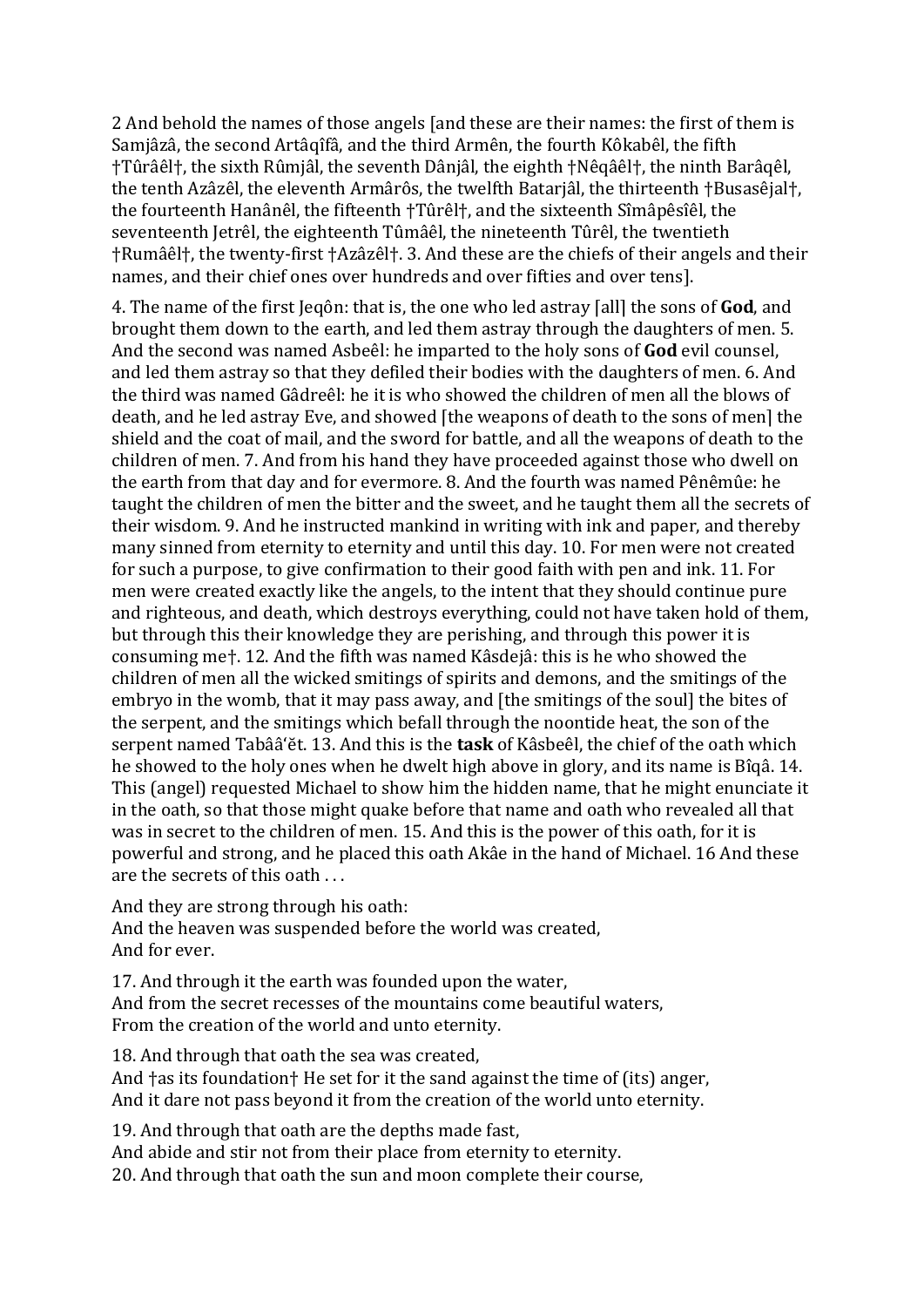2 And behold the names of those angels [and these are their names: the first of them is Samjâzâ, the second Artâqîfâ, and the third Armên, the fourth Kôkabêl, the fifth †Tûrâêl†, the sixth Rûmjâl, the seventh Dânjâl, the eighth †Nêqâêl†, the ninth Barâqêl, the tenth Azâzêl, the eleventh Armârôs, the twelfth Batarjâl, the thirteenth †Busasêjal†, the fourteenth Hanânêl, the fifteenth †Tûrêl†, and the sixteenth Sîmâpêsîêl, the seventeenth Jetrêl, the eighteenth Tûmâêl, the nineteenth Tûrêl, the twentieth †Rumâêl†, the twenty-first †Azâzêl†. 3. And these are the chiefs of their angels and their names, and their chief ones over hundreds and over fifties and over tens].

4. The name of the first Jeqôn: that is, the one who led astray [all] the sons of **God**, and brought them down to the earth, and led them astray through the daughters of men. 5. And the second was named Asbeêl: he imparted to the holy sons of **God** evil counsel, and led them astray so that they defiled their bodies with the daughters of men. 6. And the third was named Gâdreêl: he it is who showed the children of men all the blows of death, and he led astray Eve, and showed [the weapons of death to the sons of men] the shield and the coat of mail, and the sword for battle, and all the weapons of death to the children of men. 7. And from his hand they have proceeded against those who dwell on the earth from that day and for evermore. 8. And the fourth was named Pênêmûe: he taught the children of men the bitter and the sweet, and he taught them all the secrets of their wisdom. 9. And he instructed mankind in writing with ink and paper, and thereby many sinned from eternity to eternity and until this day. 10. For men were not created for such a purpose, to give confirmation to their good faith with pen and ink. 11. For men were created exactly like the angels, to the intent that they should continue pure and righteous, and death, which destroys everything, could not have taken hold of them, but through this their knowledge they are perishing, and through this power it is consuming me†. 12. And the fifth was named Kâsdejâ: this is he who showed the children of men all the wicked smitings of spirits and demons, and the smitings of the embryo in the womb, that it may pass away, and [the smitings of the soul] the bites of the serpent, and the smitings which befall through the noontide heat, the son of the serpent named Tabââ'ĕt. 13. And this is the **task** of Kâsbeêl, the chief of the oath which he showed to the holy ones when he dwelt high above in glory, and its name is Bîqâ. 14. This (angel) requested Michael to show him the hidden name, that he might enunciate it in the oath, so that those might quake before that name and oath who revealed all that was in secret to the children of men. 15. And this is the power of this oath, for it is powerful and strong, and he placed this oath Akâe in the hand of Michael. 16 And these are the secrets of this oath . . .

And they are strong through his oath:
And the heaven was suspended before the world was created,
And for ever.

17. And through it the earth was founded upon the water,
And from the secret recesses of the mountains come beautiful waters,
From the creation of the world and unto eternity.

18. And through that oath the sea was created,
And †as its foundation† He set for it the sand against the time of (its) anger,
And it dare not pass beyond it from the creation of the world unto eternity.

19. And through that oath are the depths made fast,
And abide and stir not from their place from eternity to eternity.
20. And through that oath the sun and moon complete their course,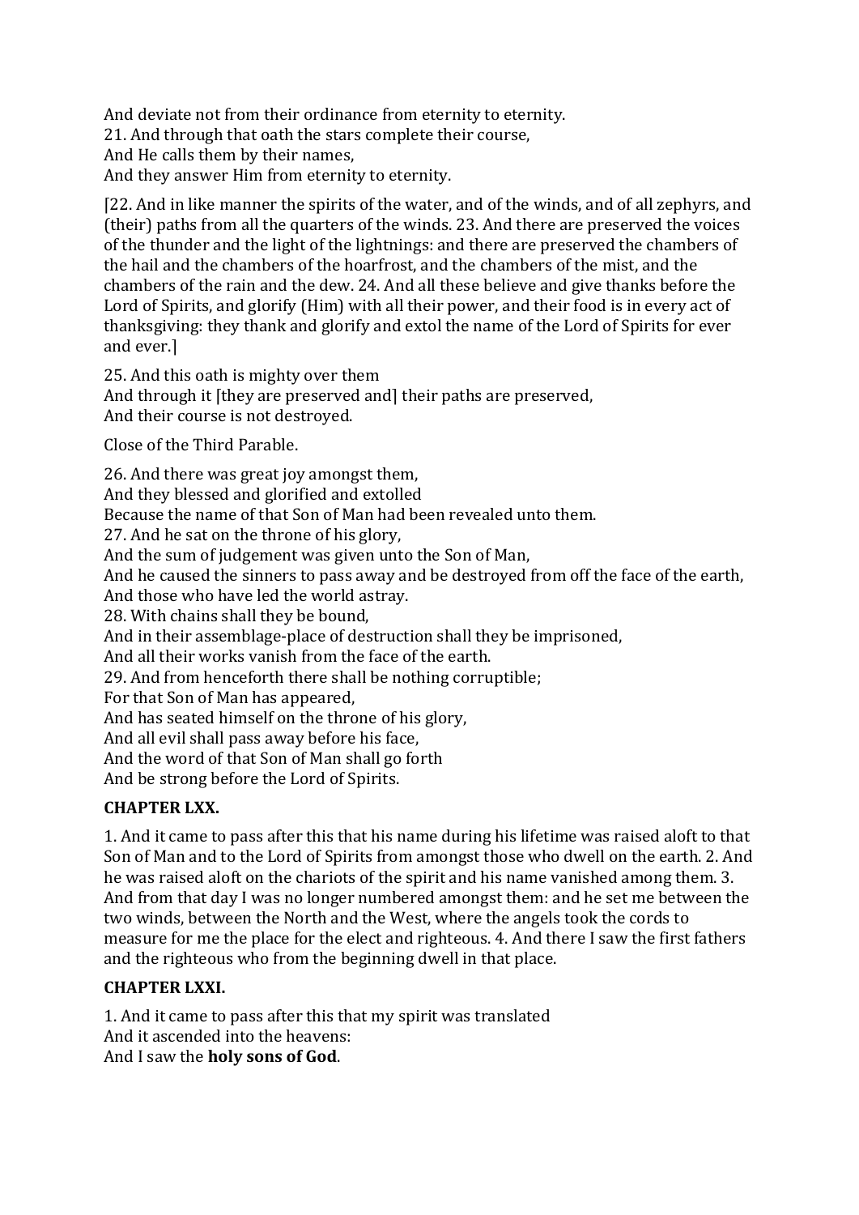And deviate not from their ordinance from eternity to eternity.
21. And through that oath the stars complete their course,
And He calls them by their names,
And they answer Him from eternity to eternity.

[22. And in like manner the spirits of the water, and of the winds, and of all zephyrs, and (their) paths from all the quarters of the winds. 23. And there are preserved the voices of the thunder and the light of the lightnings: and there are preserved the chambers of the hail and the chambers of the hoarfrost, and the chambers of the mist, and the chambers of the rain and the dew. 24. And all these believe and give thanks before the Lord of Spirits, and glorify (Him) with all their power, and their food is in every act of thanksgiving: they thank and glorify and extol the name of the Lord of Spirits for ever and ever.]

25. And this oath is mighty over them
And through it [they are preserved and] their paths are preserved,
And their course is not destroyed.

Close of the Third Parable.

26. And there was great joy amongst them,
And they blessed and glorified and extolled
Because the name of that Son of Man had been revealed unto them.
27. And he sat on the throne of his glory,
And the sum of judgement was given unto the Son of Man,
And he caused the sinners to pass away and be destroyed from off the face of the earth,
And those who have led the world astray.
28. With chains shall they be bound,
And in their assemblage-place of destruction shall they be imprisoned,
And all their works vanish from the face of the earth.
29. And from henceforth there shall be nothing corruptible;
For that Son of Man has appeared,
And has seated himself on the throne of his glory,
And all evil shall pass away before his face,
And the word of that Son of Man shall go forth
And be strong before the Lord of Spirits.

**CHAPTER LXX.**

1. And it came to pass after this that his name during his lifetime was raised aloft to that Son of Man and to the Lord of Spirits from amongst those who dwell on the earth. 2. And he was raised aloft on the chariots of the spirit and his name vanished among them. 3. And from that day I was no longer numbered amongst them: and he set me between the two winds, between the North and the West, where the angels took the cords to measure for me the place for the elect and righteous. 4. And there I saw the first fathers and the righteous who from the beginning dwell in that place.

**CHAPTER LXXI.**

1. And it came to pass after this that my spirit was translated
And it ascended into the heavens:
And I saw the **holy sons of God**.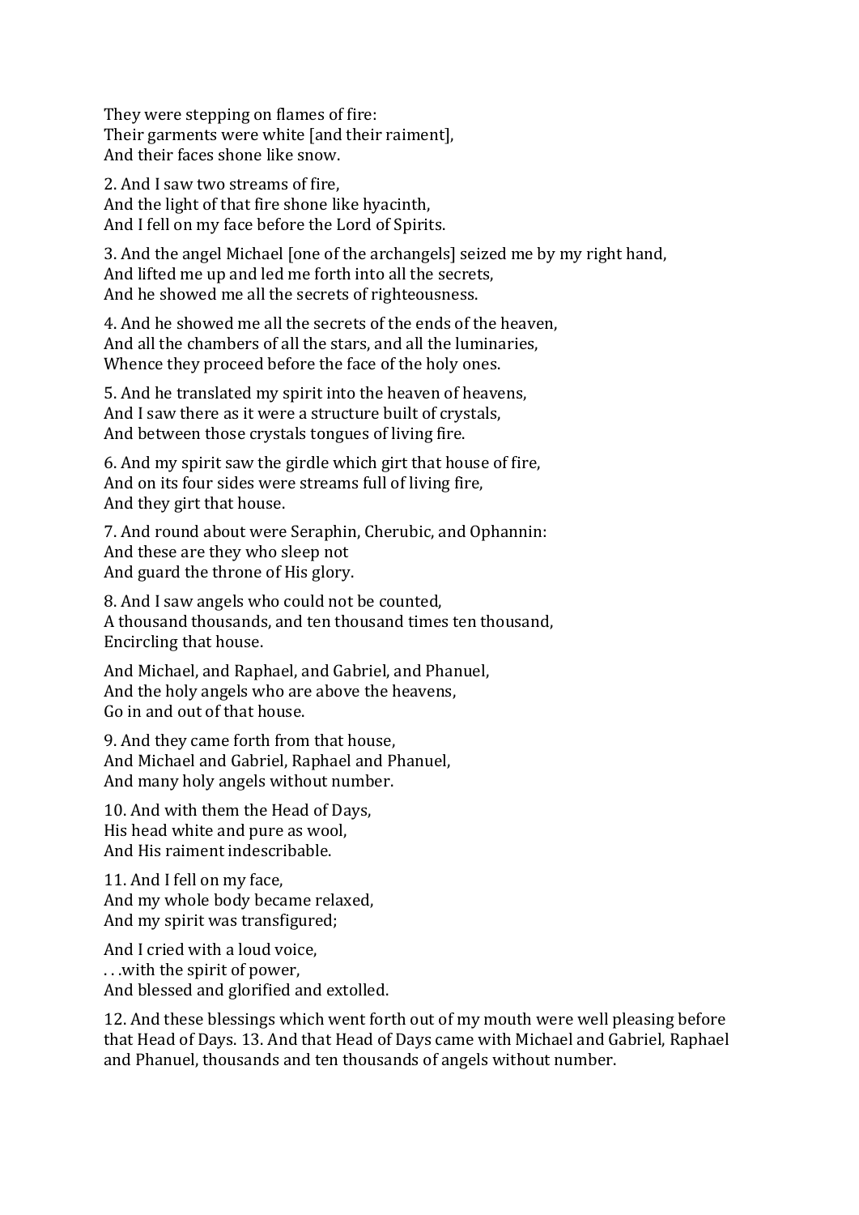They were stepping on flames of fire:  
Their garments were white [and their raiment],  
And their faces shone like snow.

2. And I saw two streams of fire,  
And the light of that fire shone like hyacinth,  
And I fell on my face before the Lord of Spirits.

3. And the angel Michael [one of the archangels] seized me by my right hand,  
And lifted me up and led me forth into all the secrets,  
And he showed me all the secrets of righteousness.

4. And he showed me all the secrets of the ends of the heaven,  
And all the chambers of all the stars, and all the luminaries,  
Whence they proceed before the face of the holy ones.

5. And he translated my spirit into the heaven of heavens,  
And I saw there as it were a structure built of crystals,  
And between those crystals tongues of living fire.

6. And my spirit saw the girdle which girt that house of fire,  
And on its four sides were streams full of living fire,  
And they girt that house.

7. And round about were Seraphin, Cherubic, and Ophannin:  
And these are they who sleep not  
And guard the throne of His glory.

8. And I saw angels who could not be counted,  
A thousand thousands, and ten thousand times ten thousand,  
Encircling that house.

And Michael, and Raphael, and Gabriel, and Phanuel,  
And the holy angels who are above the heavens,  
Go in and out of that house.

9. And they came forth from that house,  
And Michael and Gabriel, Raphael and Phanuel,  
And many holy angels without number.

10. And with them the Head of Days,  
His head white and pure as wool,  
And His raiment indescribable.

11. And I fell on my face,  
And my whole body became relaxed,  
And my spirit was transfigured;

And I cried with a loud voice,  
. . .with the spirit of power,  
And blessed and glorified and extolled.

12. And these blessings which went forth out of my mouth were well pleasing before that Head of Days. 13. And that Head of Days came with Michael and Gabriel, Raphael and Phanuel, thousands and ten thousands of angels without number.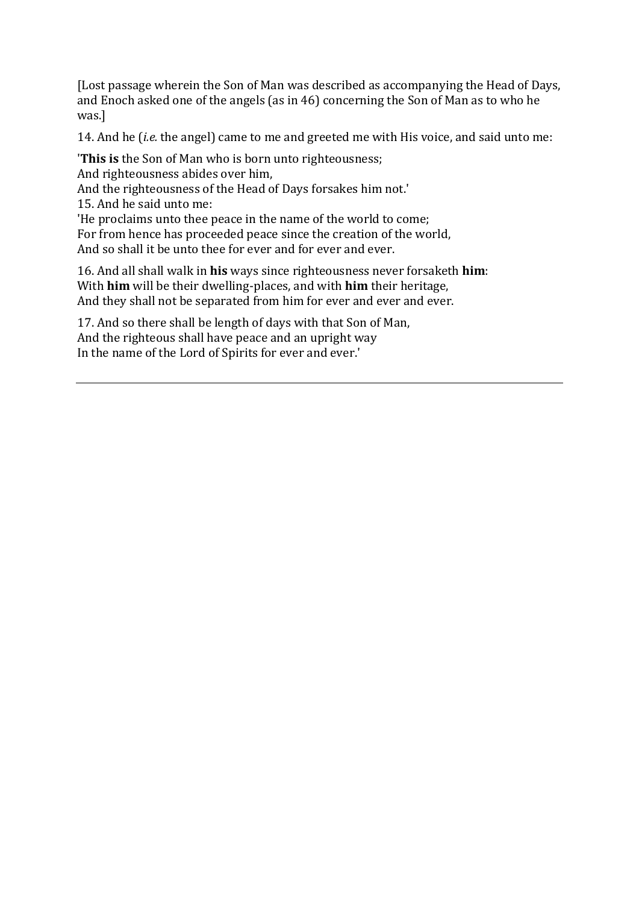[Lost passage wherein the Son of Man was described as accompanying the Head of Days, and Enoch asked one of the angels (as in 46) concerning the Son of Man as to who he was.]

14. And he (*i.e.* the angel) came to me and greeted me with His voice, and said unto me:

'**This is** the Son of Man who is born unto righteousness;  
And righteousness abides over him,  
And the righteousness of the Head of Days forsakes him not.'  
15. And he said unto me:  
'He proclaims unto thee peace in the name of the world to come;  
For from hence has proceeded peace since the creation of the world,  
And so shall it be unto thee for ever and for ever and ever.

16. And all shall walk in **his** ways since righteousness never forsaketh **him**:  
With **him** will be their dwelling-places, and with **him** their heritage,  
And they shall not be separated from him for ever and ever and ever.

17. And so there shall be length of days with that Son of Man,  
And the righteous shall have peace and an upright way  
In the name of the Lord of Spirits for ever and ever.'

---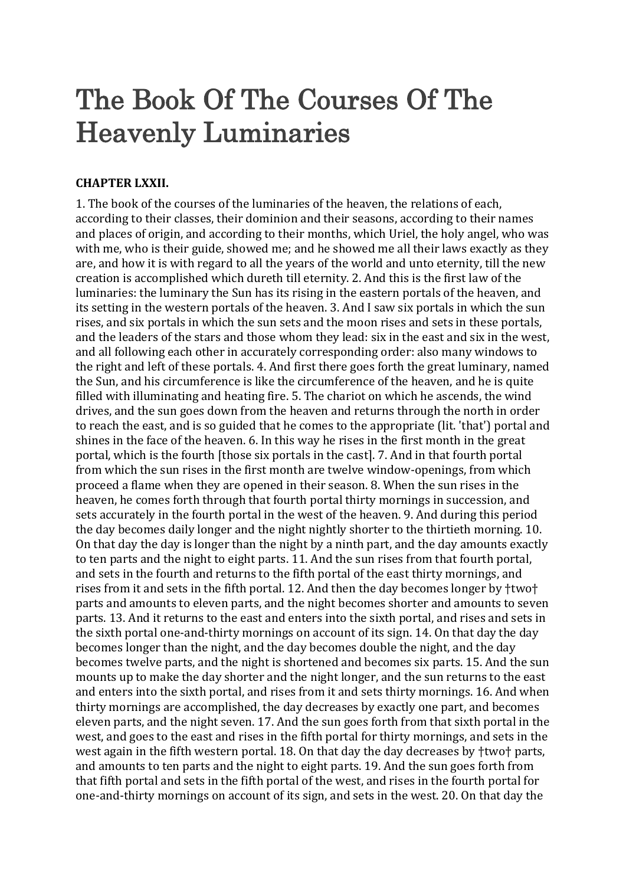# The Book Of The Courses Of The Heavenly Luminaries

**CHAPTER LXXII.**

1. The book of the courses of the luminaries of the heaven, the relations of each, according to their classes, their dominion and their seasons, according to their names and places of origin, and according to their months, which Uriel, the holy angel, who was with me, who is their guide, showed me; and he showed me all their laws exactly as they are, and how it is with regard to all the years of the world and unto eternity, till the new creation is accomplished which dureth till eternity. 2. And this is the first law of the luminaries: the luminary the Sun has its rising in the eastern portals of the heaven, and its setting in the western portals of the heaven. 3. And I saw six portals in which the sun rises, and six portals in which the sun sets and the moon rises and sets in these portals, and the leaders of the stars and those whom they lead: six in the east and six in the west, and all following each other in accurately corresponding order: also many windows to the right and left of these portals. 4. And first there goes forth the great luminary, named the Sun, and his circumference is like the circumference of the heaven, and he is quite filled with illuminating and heating fire. 5. The chariot on which he ascends, the wind drives, and the sun goes down from the heaven and returns through the north in order to reach the east, and is so guided that he comes to the appropriate (lit. 'that') portal and shines in the face of the heaven. 6. In this way he rises in the first month in the great portal, which is the fourth [those six portals in the cast]. 7. And in that fourth portal from which the sun rises in the first month are twelve window-openings, from which proceed a flame when they are opened in their season. 8. When the sun rises in the heaven, he comes forth through that fourth portal thirty mornings in succession, and sets accurately in the fourth portal in the west of the heaven. 9. And during this period the day becomes daily longer and the night nightly shorter to the thirtieth morning. 10. On that day the day is longer than the night by a ninth part, and the day amounts exactly to ten parts and the night to eight parts. 11. And the sun rises from that fourth portal, and sets in the fourth and returns to the fifth portal of the east thirty mornings, and rises from it and sets in the fifth portal. 12. And then the day becomes longer by †two† parts and amounts to eleven parts, and the night becomes shorter and amounts to seven parts. 13. And it returns to the east and enters into the sixth portal, and rises and sets in the sixth portal one-and-thirty mornings on account of its sign. 14. On that day the day becomes longer than the night, and the day becomes double the night, and the day becomes twelve parts, and the night is shortened and becomes six parts. 15. And the sun mounts up to make the day shorter and the night longer, and the sun returns to the east and enters into the sixth portal, and rises from it and sets thirty mornings. 16. And when thirty mornings are accomplished, the day decreases by exactly one part, and becomes eleven parts, and the night seven. 17. And the sun goes forth from that sixth portal in the west, and goes to the east and rises in the fifth portal for thirty mornings, and sets in the west again in the fifth western portal. 18. On that day the day decreases by †two† parts, and amounts to ten parts and the night to eight parts. 19. And the sun goes forth from that fifth portal and sets in the fifth portal of the west, and rises in the fourth portal for one-and-thirty mornings on account of its sign, and sets in the west. 20. On that day the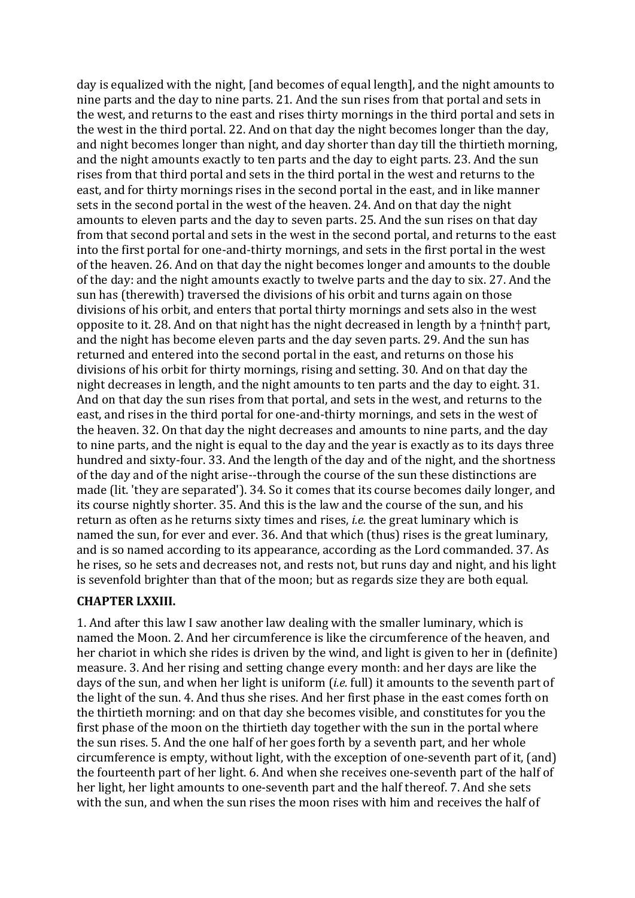day is equalized with the night, [and becomes of equal length], and the night amounts to nine parts and the day to nine parts. 21. And the sun rises from that portal and sets in the west, and returns to the east and rises thirty mornings in the third portal and sets in the west in the third portal. 22. And on that day the night becomes longer than the day, and night becomes longer than night, and day shorter than day till the thirtieth morning, and the night amounts exactly to ten parts and the day to eight parts. 23. And the sun rises from that third portal and sets in the third portal in the west and returns to the east, and for thirty mornings rises in the second portal in the east, and in like manner sets in the second portal in the west of the heaven. 24. And on that day the night amounts to eleven parts and the day to seven parts. 25. And the sun rises on that day from that second portal and sets in the west in the second portal, and returns to the east into the first portal for one-and-thirty mornings, and sets in the first portal in the west of the heaven. 26. And on that day the night becomes longer and amounts to the double of the day: and the night amounts exactly to twelve parts and the day to six. 27. And the sun has (therewith) traversed the divisions of his orbit and turns again on those divisions of his orbit, and enters that portal thirty mornings and sets also in the west opposite to it. 28. And on that night has the night decreased in length by a †ninth† part, and the night has become eleven parts and the day seven parts. 29. And the sun has returned and entered into the second portal in the east, and returns on those his divisions of his orbit for thirty mornings, rising and setting. 30. And on that day the night decreases in length, and the night amounts to ten parts and the day to eight. 31. And on that day the sun rises from that portal, and sets in the west, and returns to the east, and rises in the third portal for one-and-thirty mornings, and sets in the west of the heaven. 32. On that day the night decreases and amounts to nine parts, and the day to nine parts, and the night is equal to the day and the year is exactly as to its days three hundred and sixty-four. 33. And the length of the day and of the night, and the shortness of the day and of the night arise--through the course of the sun these distinctions are made (lit. 'they are separated'). 34. So it comes that its course becomes daily longer, and its course nightly shorter. 35. And this is the law and the course of the sun, and his return as often as he returns sixty times and rises, *i.e.* the great luminary which is named the sun, for ever and ever. 36. And that which (thus) rises is the great luminary, and is so named according to its appearance, according as the Lord commanded. 37. As he rises, so he sets and decreases not, and rests not, but runs day and night, and his light is sevenfold brighter than that of the moon; but as regards size they are both equal.

**CHAPTER LXXIII.**

1. And after this law I saw another law dealing with the smaller luminary, which is named the Moon. 2. And her circumference is like the circumference of the heaven, and her chariot in which she rides is driven by the wind, and light is given to her in (definite) measure. 3. And her rising and setting change every month: and her days are like the days of the sun, and when her light is uniform (*i.e.* full) it amounts to the seventh part of the light of the sun. 4. And thus she rises. And her first phase in the east comes forth on the thirtieth morning: and on that day she becomes visible, and constitutes for you the first phase of the moon on the thirtieth day together with the sun in the portal where the sun rises. 5. And the one half of her goes forth by a seventh part, and her whole circumference is empty, without light, with the exception of one-seventh part of it, (and) the fourteenth part of her light. 6. And when she receives one-seventh part of the half of her light, her light amounts to one-seventh part and the half thereof. 7. And she sets with the sun, and when the sun rises the moon rises with him and receives the half of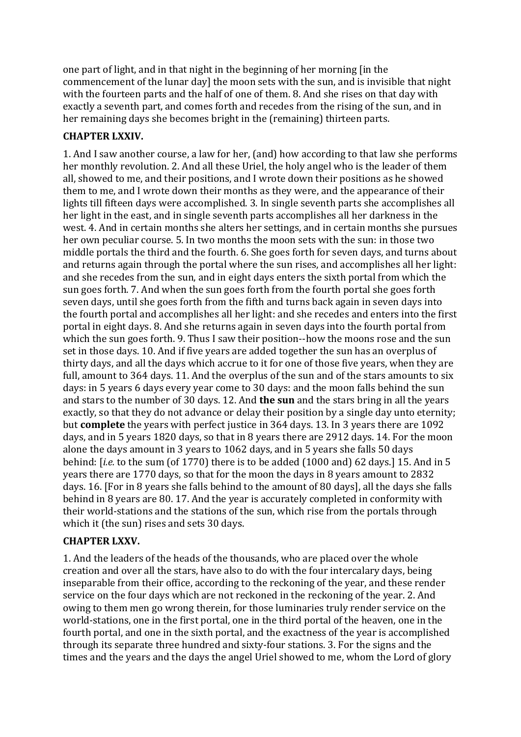one part of light, and in that night in the beginning of her morning [in the commencement of the lunar day] the moon sets with the sun, and is invisible that night with the fourteen parts and the half of one of them. 8. And she rises on that day with exactly a seventh part, and comes forth and recedes from the rising of the sun, and in her remaining days she becomes bright in the (remaining) thirteen parts.

**CHAPTER LXXIV.**

1. And I saw another course, a law for her, (and) how according to that law she performs her monthly revolution. 2. And all these Uriel, the holy angel who is the leader of them all, showed to me, and their positions, and I wrote down their positions as he showed them to me, and I wrote down their months as they were, and the appearance of their lights till fifteen days were accomplished. 3. In single seventh parts she accomplishes all her light in the east, and in single seventh parts accomplishes all her darkness in the west. 4. And in certain months she alters her settings, and in certain months she pursues her own peculiar course. 5. In two months the moon sets with the sun: in those two middle portals the third and the fourth. 6. She goes forth for seven days, and turns about and returns again through the portal where the sun rises, and accomplishes all her light: and she recedes from the sun, and in eight days enters the sixth portal from which the sun goes forth. 7. And when the sun goes forth from the fourth portal she goes forth seven days, until she goes forth from the fifth and turns back again in seven days into the fourth portal and accomplishes all her light: and she recedes and enters into the first portal in eight days. 8. And she returns again in seven days into the fourth portal from which the sun goes forth. 9. Thus I saw their position--how the moons rose and the sun set in those days. 10. And if five years are added together the sun has an overplus of thirty days, and all the days which accrue to it for one of those five years, when they are full, amount to 364 days. 11. And the overplus of the sun and of the stars amounts to six days: in 5 years 6 days every year come to 30 days: and the moon falls behind the sun and stars to the number of 30 days. 12. And **the sun** and the stars bring in all the years exactly, so that they do not advance or delay their position by a single day unto eternity; but **complete** the years with perfect justice in 364 days. 13. In 3 years there are 1092 days, and in 5 years 1820 days, so that in 8 years there are 2912 days. 14. For the moon alone the days amount in 3 years to 1062 days, and in 5 years she falls 50 days behind: [*i.e.* to the sum (of 1770) there is to be added (1000 and) 62 days.] 15. And in 5 years there are 1770 days, so that for the moon the days in 8 years amount to 2832 days. 16. [For in 8 years she falls behind to the amount of 80 days], all the days she falls behind in 8 years are 80. 17. And the year is accurately completed in conformity with their world-stations and the stations of the sun, which rise from the portals through which it (the sun) rises and sets 30 days.

**CHAPTER LXXV.**

1. And the leaders of the heads of the thousands, who are placed over the whole creation and over all the stars, have also to do with the four intercalary days, being inseparable from their office, according to the reckoning of the year, and these render service on the four days which are not reckoned in the reckoning of the year. 2. And owing to them men go wrong therein, for those luminaries truly render service on the world-stations, one in the first portal, one in the third portal of the heaven, one in the fourth portal, and one in the sixth portal, and the exactness of the year is accomplished through its separate three hundred and sixty-four stations. 3. For the signs and the times and the years and the days the angel Uriel showed to me, whom the Lord of glory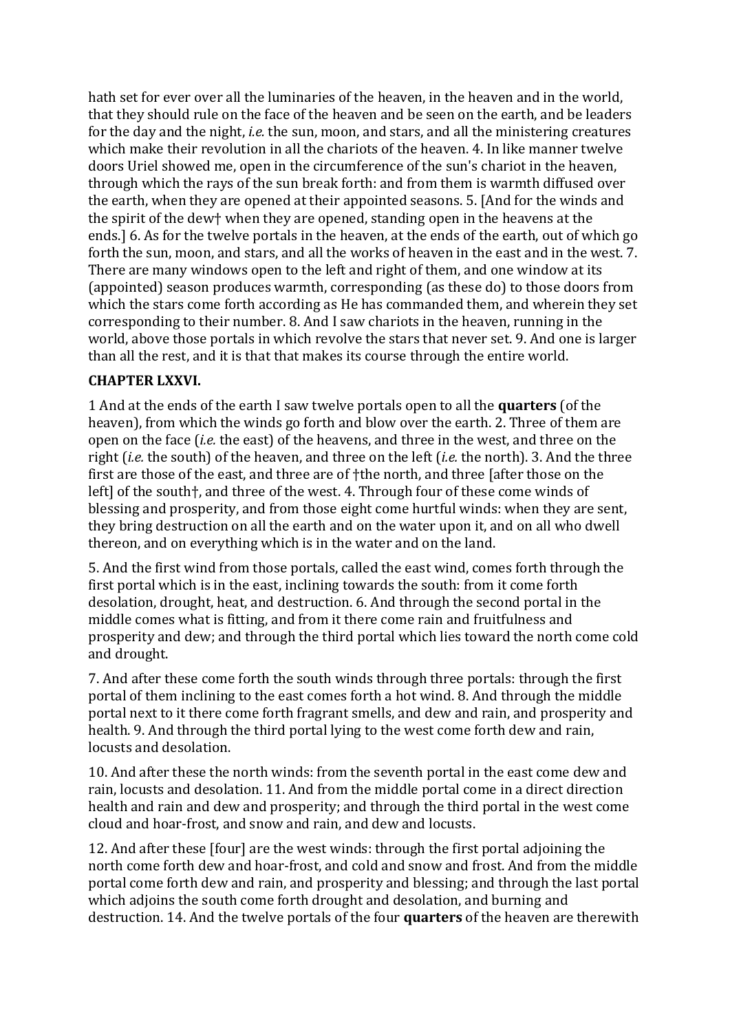hath set for ever over all the luminaries of the heaven, in the heaven and in the world, that they should rule on the face of the heaven and be seen on the earth, and be leaders for the day and the night, *i.e.* the sun, moon, and stars, and all the ministering creatures which make their revolution in all the chariots of the heaven. 4. In like manner twelve doors Uriel showed me, open in the circumference of the sun's chariot in the heaven, through which the rays of the sun break forth: and from them is warmth diffused over the earth, when they are opened at their appointed seasons. 5. [And for the winds and the spirit of the dew† when they are opened, standing open in the heavens at the ends.] 6. As for the twelve portals in the heaven, at the ends of the earth, out of which go forth the sun, moon, and stars, and all the works of heaven in the east and in the west. 7. There are many windows open to the left and right of them, and one window at its (appointed) season produces warmth, corresponding (as these do) to those doors from which the stars come forth according as He has commanded them, and wherein they set corresponding to their number. 8. And I saw chariots in the heaven, running in the world, above those portals in which revolve the stars that never set. 9. And one is larger than all the rest, and it is that that makes its course through the entire world.

**CHAPTER LXXVI.**

1 And at the ends of the earth I saw twelve portals open to all the **quarters** (of the heaven), from which the winds go forth and blow over the earth. 2. Three of them are open on the face (*i.e.* the east) of the heavens, and three in the west, and three on the right (*i.e.* the south) of the heaven, and three on the left (*i.e.* the north). 3. And the three first are those of the east, and three are of †the north, and three [after those on the left] of the south†, and three of the west. 4. Through four of these come winds of blessing and prosperity, and from those eight come hurtful winds: when they are sent, they bring destruction on all the earth and on the water upon it, and on all who dwell thereon, and on everything which is in the water and on the land.

5. And the first wind from those portals, called the east wind, comes forth through the first portal which is in the east, inclining towards the south: from it come forth desolation, drought, heat, and destruction. 6. And through the second portal in the middle comes what is fitting, and from it there come rain and fruitfulness and prosperity and dew; and through the third portal which lies toward the north come cold and drought.

7. And after these come forth the south winds through three portals: through the first portal of them inclining to the east comes forth a hot wind. 8. And through the middle portal next to it there come forth fragrant smells, and dew and rain, and prosperity and health. 9. And through the third portal lying to the west come forth dew and rain, locusts and desolation.

10. And after these the north winds: from the seventh portal in the east come dew and rain, locusts and desolation. 11. And from the middle portal come in a direct direction health and rain and dew and prosperity; and through the third portal in the west come cloud and hoar-frost, and snow and rain, and dew and locusts.

12. And after these [four] are the west winds: through the first portal adjoining the north come forth dew and hoar-frost, and cold and snow and frost. And from the middle portal come forth dew and rain, and prosperity and blessing; and through the last portal which adjoins the south come forth drought and desolation, and burning and destruction. 14. And the twelve portals of the four **quarters** of the heaven are therewith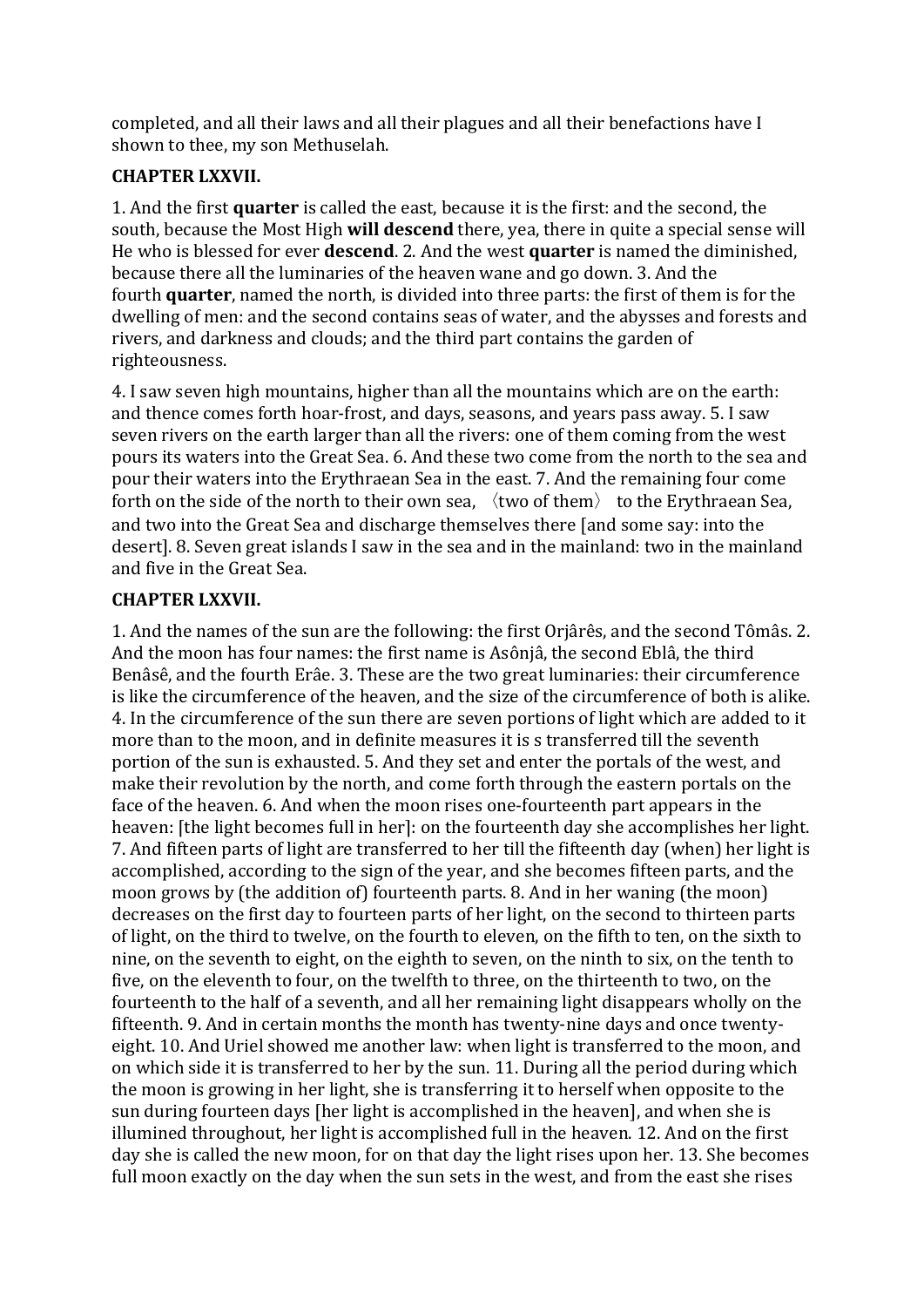completed, and all their laws and all their plagues and all their benefactions have I shown to thee, my son Methuselah.

**CHAPTER LXXVII.**

1. And the first **quarter** is called the east, because it is the first: and the second, the south, because the Most High **will descend** there, yea, there in quite a special sense will He who is blessed for ever **descend**. 2. And the west **quarter** is named the diminished, because there all the luminaries of the heaven wane and go down. 3. And the fourth **quarter**, named the north, is divided into three parts: the first of them is for the dwelling of men: and the second contains seas of water, and the abysses and forests and rivers, and darkness and clouds; and the third part contains the garden of righteousness.

4. I saw seven high mountains, higher than all the mountains which are on the earth: and thence comes forth hoar-frost, and days, seasons, and years pass away. 5. I saw seven rivers on the earth larger than all the rivers: one of them coming from the west pours its waters into the Great Sea. 6. And these two come from the north to the sea and pour their waters into the Erythraean Sea in the east. 7. And the remaining four come forth on the side of the north to their own sea, 〈two of them〉 to the Erythraean Sea, and two into the Great Sea and discharge themselves there [and some say: into the desert]. 8. Seven great islands I saw in the sea and in the mainland: two in the mainland and five in the Great Sea.

**CHAPTER LXXVII.**

1. And the names of the sun are the following: the first Orjârês, and the second Tômâs. 2. And the moon has four names: the first name is Asônjâ, the second Eblâ, the third Benâsê, and the fourth Erâe. 3. These are the two great luminaries: their circumference is like the circumference of the heaven, and the size of the circumference of both is alike. 4. In the circumference of the sun there are seven portions of light which are added to it more than to the moon, and in definite measures it is s transferred till the seventh portion of the sun is exhausted. 5. And they set and enter the portals of the west, and make their revolution by the north, and come forth through the eastern portals on the face of the heaven. 6. And when the moon rises one-fourteenth part appears in the heaven: [the light becomes full in her]: on the fourteenth day she accomplishes her light. 7. And fifteen parts of light are transferred to her till the fifteenth day (when) her light is accomplished, according to the sign of the year, and she becomes fifteen parts, and the moon grows by (the addition of) fourteenth parts. 8. And in her waning (the moon) decreases on the first day to fourteen parts of her light, on the second to thirteen parts of light, on the third to twelve, on the fourth to eleven, on the fifth to ten, on the sixth to nine, on the seventh to eight, on the eighth to seven, on the ninth to six, on the tenth to five, on the eleventh to four, on the twelfth to three, on the thirteenth to two, on the fourteenth to the half of a seventh, and all her remaining light disappears wholly on the fifteenth. 9. And in certain months the month has twenty-nine days and once twenty-eight. 10. And Uriel showed me another law: when light is transferred to the moon, and on which side it is transferred to her by the sun. 11. During all the period during which the moon is growing in her light, she is transferring it to herself when opposite to the sun during fourteen days [her light is accomplished in the heaven], and when she is illumined throughout, her light is accomplished full in the heaven. 12. And on the first day she is called the new moon, for on that day the light rises upon her. 13. She becomes full moon exactly on the day when the sun sets in the west, and from the east she rises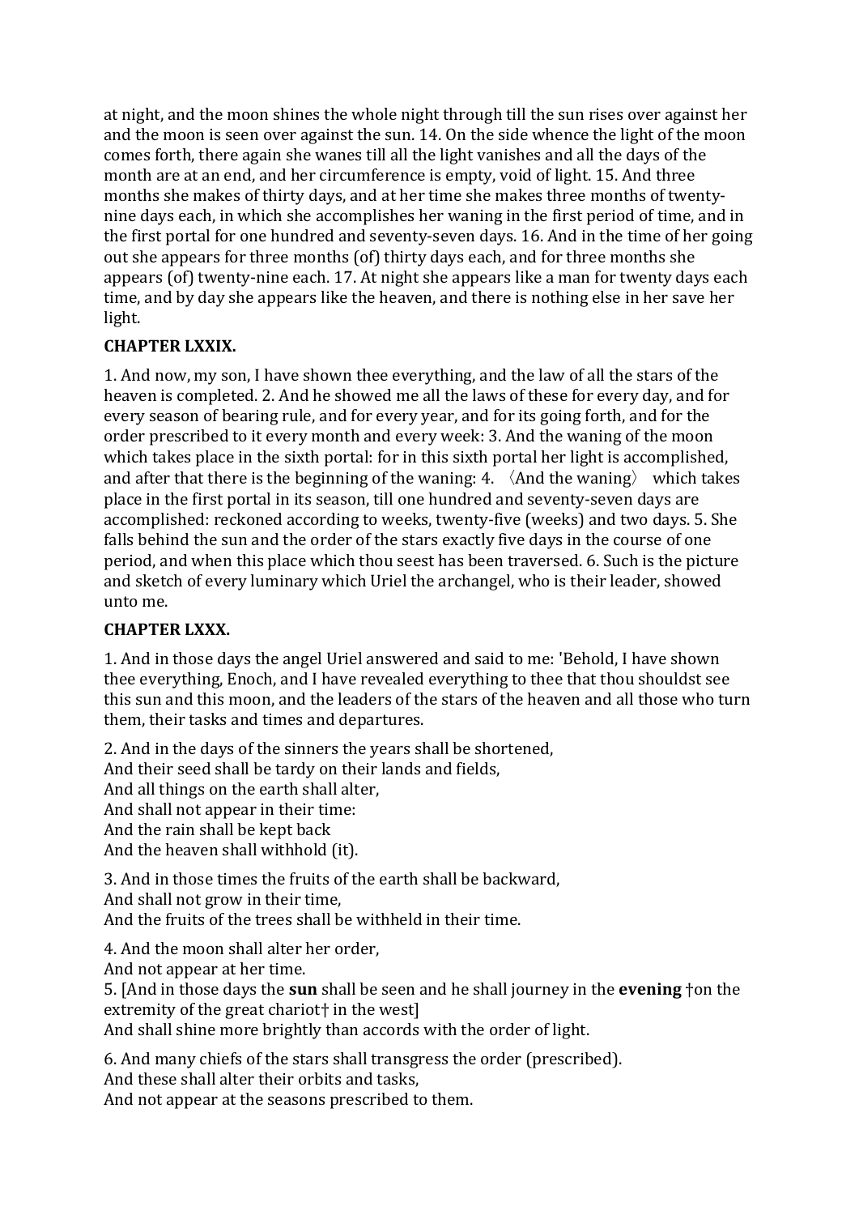at night, and the moon shines the whole night through till the sun rises over against her and the moon is seen over against the sun. 14. On the side whence the light of the moon comes forth, there again she wanes till all the light vanishes and all the days of the month are at an end, and her circumference is empty, void of light. 15. And three months she makes of thirty days, and at her time she makes three months of twenty-nine days each, in which she accomplishes her waning in the first period of time, and in the first portal for one hundred and seventy-seven days. 16. And in the time of her going out she appears for three months (of) thirty days each, and for three months she appears (of) twenty-nine each. 17. At night she appears like a man for twenty days each time, and by day she appears like the heaven, and there is nothing else in her save her light.

## CHAPTER LXXIX.

1. And now, my son, I have shown thee everything, and the law of all the stars of the heaven is completed. 2. And he showed me all the laws of these for every day, and for every season of bearing rule, and for every year, and for its going forth, and for the order prescribed to it every month and every week: 3. And the waning of the moon which takes place in the sixth portal: for in this sixth portal her light is accomplished, and after that there is the beginning of the waning: 4. 〈And the waning〉 which takes place in the first portal in its season, till one hundred and seventy-seven days are accomplished: reckoned according to weeks, twenty-five (weeks) and two days. 5. She falls behind the sun and the order of the stars exactly five days in the course of one period, and when this place which thou seest has been traversed. 6. Such is the picture and sketch of every luminary which Uriel the archangel, who is their leader, showed unto me.

## CHAPTER LXXX.

1. And in those days the angel Uriel answered and said to me: 'Behold, I have shown thee everything, Enoch, and I have revealed everything to thee that thou shouldst see this sun and this moon, and the leaders of the stars of the heaven and all those who turn them, their tasks and times and departures.

2. And in the days of the sinners the years shall be shortened,  
And their seed shall be tardy on their lands and fields,  
And all things on the earth shall alter,  
And shall not appear in their time:  
And the rain shall be kept back  
And the heaven shall withhold (it).

3. And in those times the fruits of the earth shall be backward,  
And shall not grow in their time,  
And the fruits of the trees shall be withheld in their time.

4. And the moon shall alter her order,  
And not appear at her time.  
5. [And in those days the **sun** shall be seen and he shall journey in the **evening** †on the extremity of the great chariot† in the west]  
And shall shine more brightly than accords with the order of light.

6. And many chiefs of the stars shall transgress the order (prescribed).  
And these shall alter their orbits and tasks,  
And not appear at the seasons prescribed to them.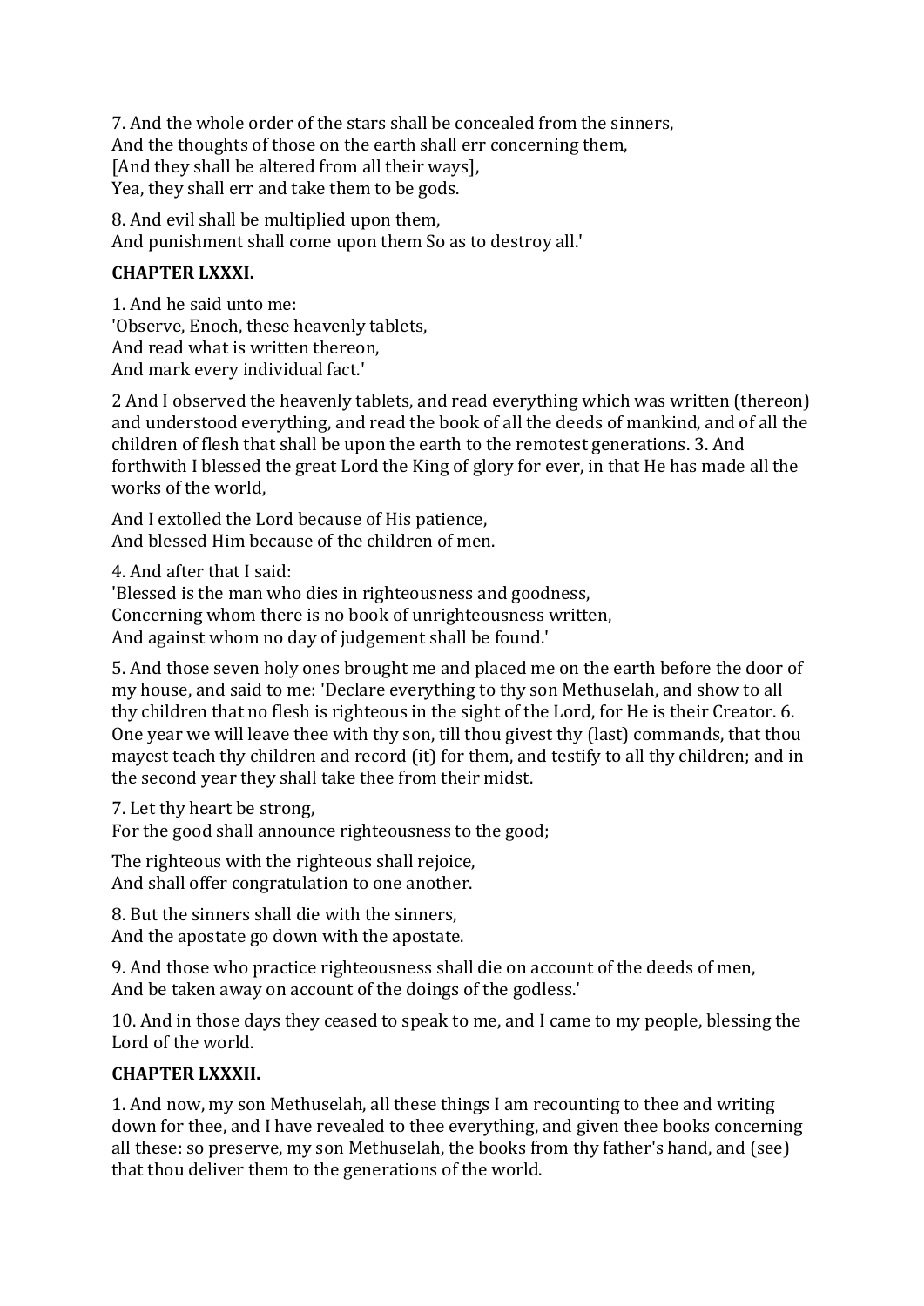7. And the whole order of the stars shall be concealed from the sinners,
And the thoughts of those on the earth shall err concerning them,
[And they shall be altered from all their ways],
Yea, they shall err and take them to be gods.

8. And evil shall be multiplied upon them,
And punishment shall come upon them So as to destroy all.'

**CHAPTER LXXXI.**

1. And he said unto me:
'Observe, Enoch, these heavenly tablets,
And read what is written thereon,
And mark every individual fact.'

2 And I observed the heavenly tablets, and read everything which was written (thereon) and understood everything, and read the book of all the deeds of mankind, and of all the children of flesh that shall be upon the earth to the remotest generations. 3. And forthwith I blessed the great Lord the King of glory for ever, in that He has made all the works of the world,

And I extolled the Lord because of His patience,
And blessed Him because of the children of men.

4. And after that I said:
'Blessed is the man who dies in righteousness and goodness,
Concerning whom there is no book of unrighteousness written,
And against whom no day of judgement shall be found.'

5. And those seven holy ones brought me and placed me on the earth before the door of my house, and said to me: 'Declare everything to thy son Methuselah, and show to all thy children that no flesh is righteous in the sight of the Lord, for He is their Creator. 6. One year we will leave thee with thy son, till thou givest thy (last) commands, that thou mayest teach thy children and record (it) for them, and testify to all thy children; and in the second year they shall take thee from their midst.

7. Let thy heart be strong,
For the good shall announce righteousness to the good;

The righteous with the righteous shall rejoice,
And shall offer congratulation to one another.

8. But the sinners shall die with the sinners,
And the apostate go down with the apostate.

9. And those who practice righteousness shall die on account of the deeds of men,
And be taken away on account of the doings of the godless.'

10. And in those days they ceased to speak to me, and I came to my people, blessing the Lord of the world.

**CHAPTER LXXXII.**

1. And now, my son Methuselah, all these things I am recounting to thee and writing down for thee, and I have revealed to thee everything, and given thee books concerning all these: so preserve, my son Methuselah, the books from thy father's hand, and (see) that thou deliver them to the generations of the world.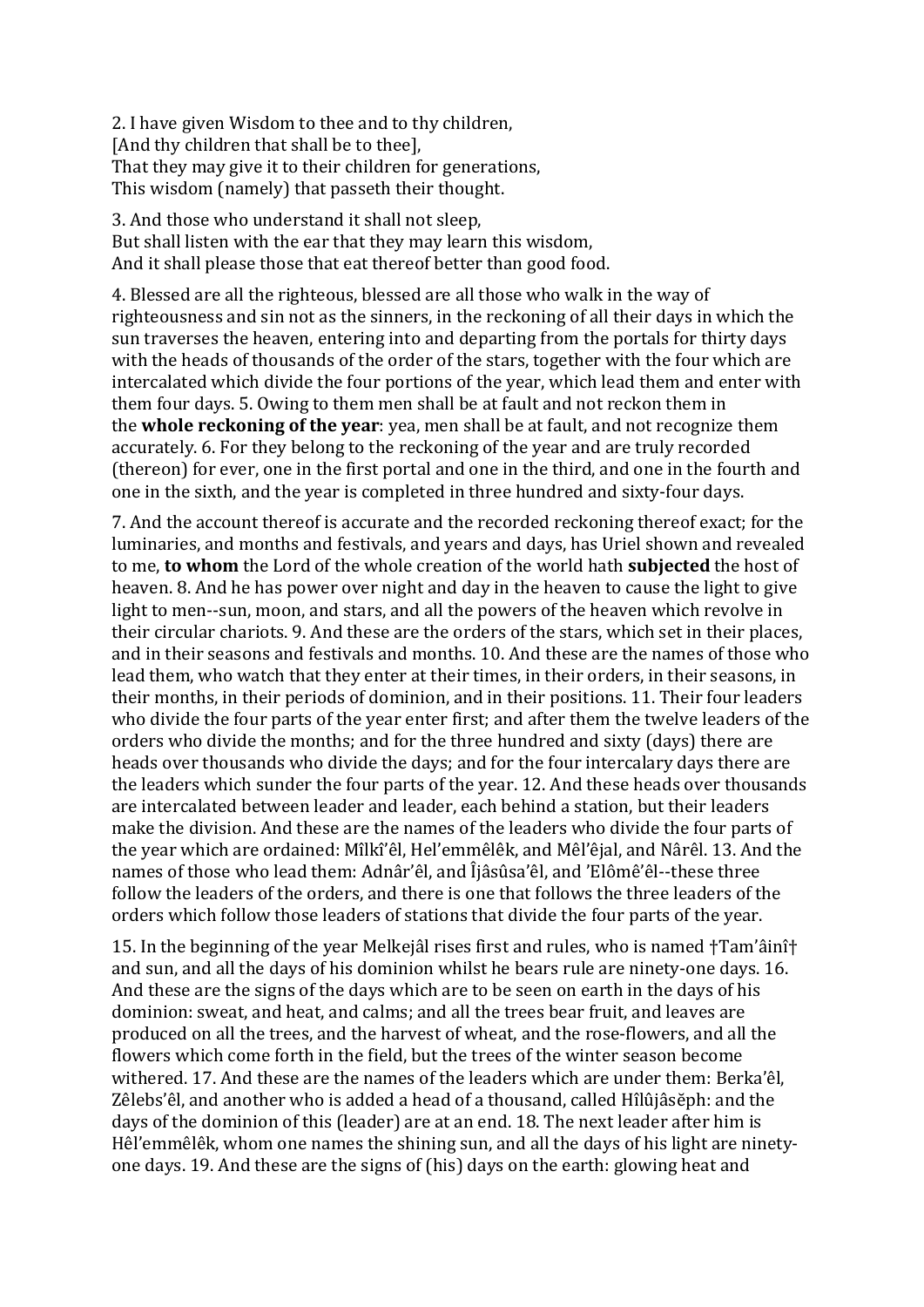2. I have given Wisdom to thee and to thy children,
[And thy children that shall be to thee],
That they may give it to their children for generations,
This wisdom (namely) that passeth their thought.

3. And those who understand it shall not sleep,
But shall listen with the ear that they may learn this wisdom,
And it shall please those that eat thereof better than good food.

4. Blessed are all the righteous, blessed are all those who walk in the way of righteousness and sin not as the sinners, in the reckoning of all their days in which the sun traverses the heaven, entering into and departing from the portals for thirty days with the heads of thousands of the order of the stars, together with the four which are intercalated which divide the four portions of the year, which lead them and enter with them four days. 5. Owing to them men shall be at fault and not reckon them in the **whole reckoning of the year**: yea, men shall be at fault, and not recognize them accurately. 6. For they belong to the reckoning of the year and are truly recorded (thereon) for ever, one in the first portal and one in the third, and one in the fourth and one in the sixth, and the year is completed in three hundred and sixty-four days.

7. And the account thereof is accurate and the recorded reckoning thereof exact; for the luminaries, and months and festivals, and years and days, has Uriel shown and revealed to me, **to whom** the Lord of the whole creation of the world hath **subjected** the host of heaven. 8. And he has power over night and day in the heaven to cause the light to give light to men--sun, moon, and stars, and all the powers of the heaven which revolve in their circular chariots. 9. And these are the orders of the stars, which set in their places, and in their seasons and festivals and months. 10. And these are the names of those who lead them, who watch that they enter at their times, in their orders, in their seasons, in their months, in their periods of dominion, and in their positions. 11. Their four leaders who divide the four parts of the year enter first; and after them the twelve leaders of the orders who divide the months; and for the three hundred and sixty (days) there are heads over thousands who divide the days; and for the four intercalary days there are the leaders which sunder the four parts of the year. 12. And these heads over thousands are intercalated between leader and leader, each behind a station, but their leaders make the division. And these are the names of the leaders who divide the four parts of the year which are ordained: Mîlkî'êl, Hel'emmêlêk, and Mêl'êjal, and Nârêl. 13. And the names of those who lead them: Adnâr'êl, and Îjâsûsa'êl, and 'Elômê'êl--these three follow the leaders of the orders, and there is one that follows the three leaders of the orders which follow those leaders of stations that divide the four parts of the year.

15. In the beginning of the year Melkejâl rises first and rules, who is named †Tam'âinî† and sun, and all the days of his dominion whilst he bears rule are ninety-one days. 16. And these are the signs of the days which are to be seen on earth in the days of his dominion: sweat, and heat, and calms; and all the trees bear fruit, and leaves are produced on all the trees, and the harvest of wheat, and the rose-flowers, and all the flowers which come forth in the field, but the trees of the winter season become withered. 17. And these are the names of the leaders which are under them: Berka'êl, Zêlebs'êl, and another who is added a head of a thousand, called Hîlûjâsĕph: and the days of the dominion of this (leader) are at an end. 18. The next leader after him is Hêl'emmêlêk, whom one names the shining sun, and all the days of his light are ninety-one days. 19. And these are the signs of (his) days on the earth: glowing heat and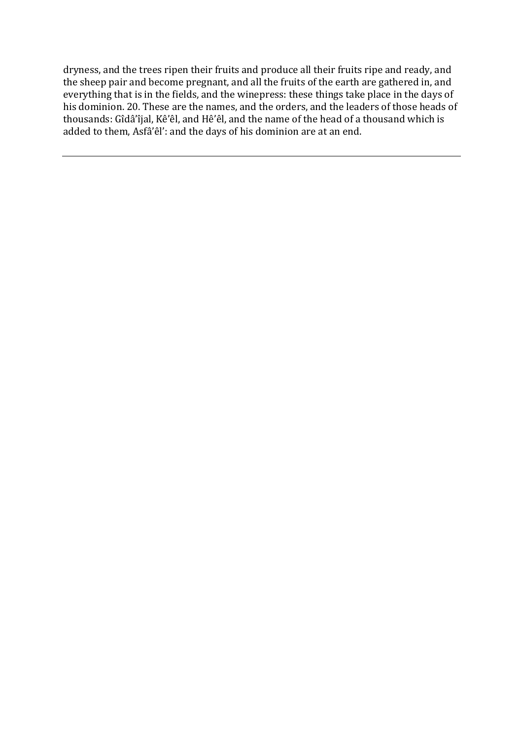dryness, and the trees ripen their fruits and produce all their fruits ripe and ready, and the sheep pair and become pregnant, and all the fruits of the earth are gathered in, and everything that is in the fields, and the winepress: these things take place in the days of his dominion. 20. These are the names, and the orders, and the leaders of those heads of thousands: Gîdâ'îjal, Kê'êl, and Hê'êl, and the name of the head of a thousand which is added to them, Asfâ'êl': and the days of his dominion are at an end.

---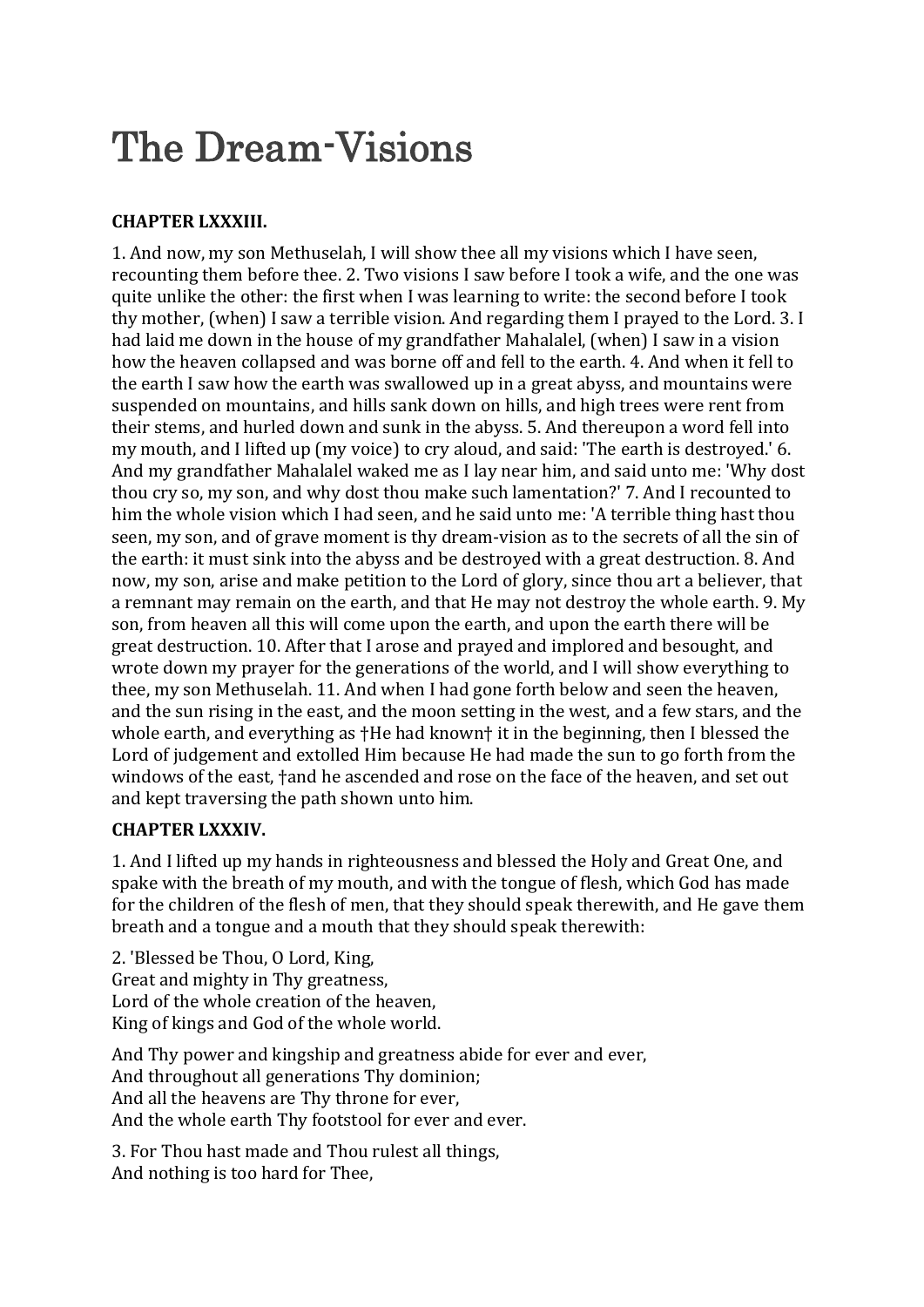# The Dream-Visions

**CHAPTER LXXXIII.**

1. And now, my son Methuselah, I will show thee all my visions which I have seen, recounting them before thee. 2. Two visions I saw before I took a wife, and the one was quite unlike the other: the first when I was learning to write: the second before I took thy mother, (when) I saw a terrible vision. And regarding them I prayed to the Lord. 3. I had laid me down in the house of my grandfather Mahalalel, (when) I saw in a vision how the heaven collapsed and was borne off and fell to the earth. 4. And when it fell to the earth I saw how the earth was swallowed up in a great abyss, and mountains were suspended on mountains, and hills sank down on hills, and high trees were rent from their stems, and hurled down and sunk in the abyss. 5. And thereupon a word fell into my mouth, and I lifted up (my voice) to cry aloud, and said: 'The earth is destroyed.' 6. And my grandfather Mahalalel waked me as I lay near him, and said unto me: 'Why dost thou cry so, my son, and why dost thou make such lamentation?' 7. And I recounted to him the whole vision which I had seen, and he said unto me: 'A terrible thing hast thou seen, my son, and of grave moment is thy dream-vision as to the secrets of all the sin of the earth: it must sink into the abyss and be destroyed with a great destruction. 8. And now, my son, arise and make petition to the Lord of glory, since thou art a believer, that a remnant may remain on the earth, and that He may not destroy the whole earth. 9. My son, from heaven all this will come upon the earth, and upon the earth there will be great destruction. 10. After that I arose and prayed and implored and besought, and wrote down my prayer for the generations of the world, and I will show everything to thee, my son Methuselah. 11. And when I had gone forth below and seen the heaven, and the sun rising in the east, and the moon setting in the west, and a few stars, and the whole earth, and everything as †He had known† it in the beginning, then I blessed the Lord of judgement and extolled Him because He had made the sun to go forth from the windows of the east, †and he ascended and rose on the face of the heaven, and set out and kept traversing the path shown unto him.

**CHAPTER LXXXIV.**

1. And I lifted up my hands in righteousness and blessed the Holy and Great One, and spake with the breath of my mouth, and with the tongue of flesh, which God has made for the children of the flesh of men, that they should speak therewith, and He gave them breath and a tongue and a mouth that they should speak therewith:

2. 'Blessed be Thou, O Lord, King,  
Great and mighty in Thy greatness,  
Lord of the whole creation of the heaven,  
King of kings and God of the whole world.

And Thy power and kingship and greatness abide for ever and ever,  
And throughout all generations Thy dominion;  
And all the heavens are Thy throne for ever,  
And the whole earth Thy footstool for ever and ever.

3. For Thou hast made and Thou rulest all things,  
And nothing is too hard for Thee,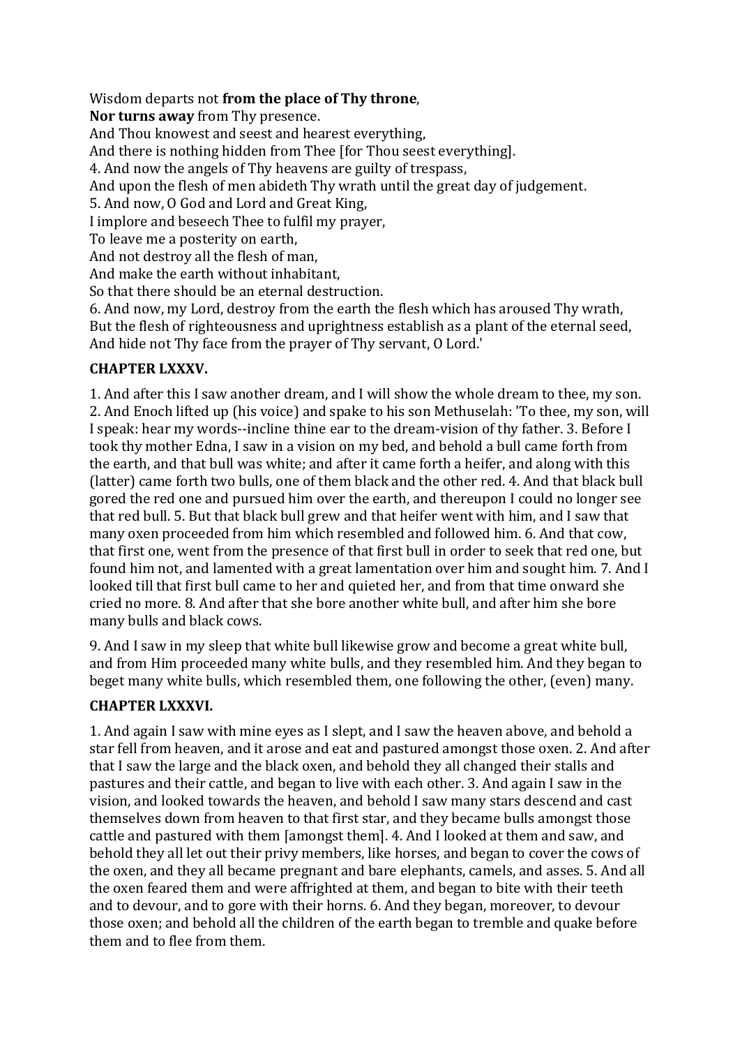Wisdom departs not **from the place of Thy throne**,
**Nor turns away** from Thy presence.
And Thou knowest and seest and hearest everything,
And there is nothing hidden from Thee [for Thou seest everything].
4. And now the angels of Thy heavens are guilty of trespass,
And upon the flesh of men abideth Thy wrath until the great day of judgement.
5. And now, O God and Lord and Great King,
I implore and beseech Thee to fulfil my prayer,
To leave me a posterity on earth,
And not destroy all the flesh of man,
And make the earth without inhabitant,
So that there should be an eternal destruction.
6. And now, my Lord, destroy from the earth the flesh which has aroused Thy wrath,
But the flesh of righteousness and uprightness establish as a plant of the eternal seed,
And hide not Thy face from the prayer of Thy servant, O Lord.'

**CHAPTER LXXXV.**

1. And after this I saw another dream, and I will show the whole dream to thee, my son. 2. And Enoch lifted up (his voice) and spake to his son Methuselah: 'To thee, my son, will I speak: hear my words--incline thine ear to the dream-vision of thy father. 3. Before I took thy mother Edna, I saw in a vision on my bed, and behold a bull came forth from the earth, and that bull was white; and after it came forth a heifer, and along with this (latter) came forth two bulls, one of them black and the other red. 4. And that black bull gored the red one and pursued him over the earth, and thereupon I could no longer see that red bull. 5. But that black bull grew and that heifer went with him, and I saw that many oxen proceeded from him which resembled and followed him. 6. And that cow, that first one, went from the presence of that first bull in order to seek that red one, but found him not, and lamented with a great lamentation over him and sought him. 7. And I looked till that first bull came to her and quieted her, and from that time onward she cried no more. 8. And after that she bore another white bull, and after him she bore many bulls and black cows.

9. And I saw in my sleep that white bull likewise grow and become a great white bull, and from Him proceeded many white bulls, and they resembled him. And they began to beget many white bulls, which resembled them, one following the other, (even) many.

**CHAPTER LXXXVI.**

1. And again I saw with mine eyes as I slept, and I saw the heaven above, and behold a star fell from heaven, and it arose and eat and pastured amongst those oxen. 2. And after that I saw the large and the black oxen, and behold they all changed their stalls and pastures and their cattle, and began to live with each other. 3. And again I saw in the vision, and looked towards the heaven, and behold I saw many stars descend and cast themselves down from heaven to that first star, and they became bulls amongst those cattle and pastured with them [amongst them]. 4. And I looked at them and saw, and behold they all let out their privy members, like horses, and began to cover the cows of the oxen, and they all became pregnant and bare elephants, camels, and asses. 5. And all the oxen feared them and were affrighted at them, and began to bite with their teeth and to devour, and to gore with their horns. 6. And they began, moreover, to devour those oxen; and behold all the children of the earth began to tremble and quake before them and to flee from them.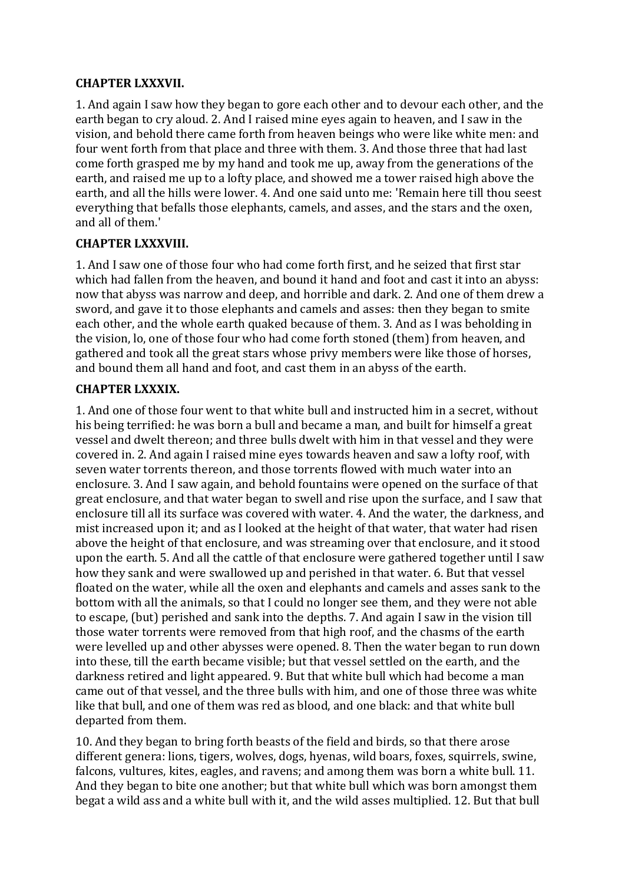**CHAPTER LXXXVII.**

1. And again I saw how they began to gore each other and to devour each other, and the earth began to cry aloud. 2. And I raised mine eyes again to heaven, and I saw in the vision, and behold there came forth from heaven beings who were like white men: and four went forth from that place and three with them. 3. And those three that had last come forth grasped me by my hand and took me up, away from the generations of the earth, and raised me up to a lofty place, and showed me a tower raised high above the earth, and all the hills were lower. 4. And one said unto me: 'Remain here till thou seest everything that befalls those elephants, camels, and asses, and the stars and the oxen, and all of them.'

**CHAPTER LXXXVIII.**

1. And I saw one of those four who had come forth first, and he seized that first star which had fallen from the heaven, and bound it hand and foot and cast it into an abyss: now that abyss was narrow and deep, and horrible and dark. 2. And one of them drew a sword, and gave it to those elephants and camels and asses: then they began to smite each other, and the whole earth quaked because of them. 3. And as I was beholding in the vision, lo, one of those four who had come forth stoned (them) from heaven, and gathered and took all the great stars whose privy members were like those of horses, and bound them all hand and foot, and cast them in an abyss of the earth.

**CHAPTER LXXXIX.**

1. And one of those four went to that white bull and instructed him in a secret, without his being terrified: he was born a bull and became a man, and built for himself a great vessel and dwelt thereon; and three bulls dwelt with him in that vessel and they were covered in. 2. And again I raised mine eyes towards heaven and saw a lofty roof, with seven water torrents thereon, and those torrents flowed with much water into an enclosure. 3. And I saw again, and behold fountains were opened on the surface of that great enclosure, and that water began to swell and rise upon the surface, and I saw that enclosure till all its surface was covered with water. 4. And the water, the darkness, and mist increased upon it; and as I looked at the height of that water, that water had risen above the height of that enclosure, and was streaming over that enclosure, and it stood upon the earth. 5. And all the cattle of that enclosure were gathered together until I saw how they sank and were swallowed up and perished in that water. 6. But that vessel floated on the water, while all the oxen and elephants and camels and asses sank to the bottom with all the animals, so that I could no longer see them, and they were not able to escape, (but) perished and sank into the depths. 7. And again I saw in the vision till those water torrents were removed from that high roof, and the chasms of the earth were levelled up and other abysses were opened. 8. Then the water began to run down into these, till the earth became visible; but that vessel settled on the earth, and the darkness retired and light appeared. 9. But that white bull which had become a man came out of that vessel, and the three bulls with him, and one of those three was white like that bull, and one of them was red as blood, and one black: and that white bull departed from them.

10. And they began to bring forth beasts of the field and birds, so that there arose different genera: lions, tigers, wolves, dogs, hyenas, wild boars, foxes, squirrels, swine, falcons, vultures, kites, eagles, and ravens; and among them was born a white bull. 11. And they began to bite one another; but that white bull which was born amongst them begat a wild ass and a white bull with it, and the wild asses multiplied. 12. But that bull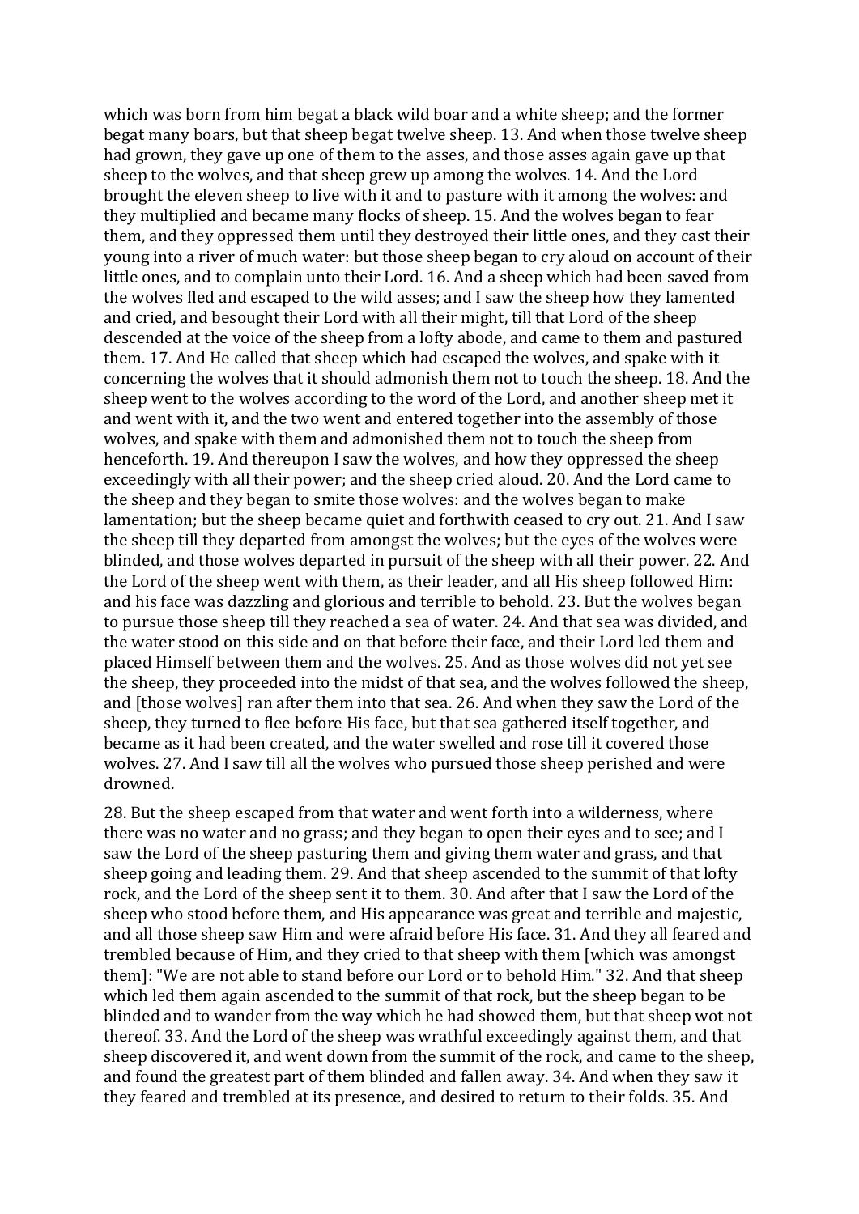which was born from him begat a black wild boar and a white sheep; and the former begat many boars, but that sheep begat twelve sheep. 13. And when those twelve sheep had grown, they gave up one of them to the asses, and those asses again gave up that sheep to the wolves, and that sheep grew up among the wolves. 14. And the Lord brought the eleven sheep to live with it and to pasture with it among the wolves: and they multiplied and became many flocks of sheep. 15. And the wolves began to fear them, and they oppressed them until they destroyed their little ones, and they cast their young into a river of much water: but those sheep began to cry aloud on account of their little ones, and to complain unto their Lord. 16. And a sheep which had been saved from the wolves fled and escaped to the wild asses; and I saw the sheep how they lamented and cried, and besought their Lord with all their might, till that Lord of the sheep descended at the voice of the sheep from a lofty abode, and came to them and pastured them. 17. And He called that sheep which had escaped the wolves, and spake with it concerning the wolves that it should admonish them not to touch the sheep. 18. And the sheep went to the wolves according to the word of the Lord, and another sheep met it and went with it, and the two went and entered together into the assembly of those wolves, and spake with them and admonished them not to touch the sheep from henceforth. 19. And thereupon I saw the wolves, and how they oppressed the sheep exceedingly with all their power; and the sheep cried aloud. 20. And the Lord came to the sheep and they began to smite those wolves: and the wolves began to make lamentation; but the sheep became quiet and forthwith ceased to cry out. 21. And I saw the sheep till they departed from amongst the wolves; but the eyes of the wolves were blinded, and those wolves departed in pursuit of the sheep with all their power. 22. And the Lord of the sheep went with them, as their leader, and all His sheep followed Him: and his face was dazzling and glorious and terrible to behold. 23. But the wolves began to pursue those sheep till they reached a sea of water. 24. And that sea was divided, and the water stood on this side and on that before their face, and their Lord led them and placed Himself between them and the wolves. 25. And as those wolves did not yet see the sheep, they proceeded into the midst of that sea, and the wolves followed the sheep, and [those wolves] ran after them into that sea. 26. And when they saw the Lord of the sheep, they turned to flee before His face, but that sea gathered itself together, and became as it had been created, and the water swelled and rose till it covered those wolves. 27. And I saw till all the wolves who pursued those sheep perished and were drowned.

28. But the sheep escaped from that water and went forth into a wilderness, where there was no water and no grass; and they began to open their eyes and to see; and I saw the Lord of the sheep pasturing them and giving them water and grass, and that sheep going and leading them. 29. And that sheep ascended to the summit of that lofty rock, and the Lord of the sheep sent it to them. 30. And after that I saw the Lord of the sheep who stood before them, and His appearance was great and terrible and majestic, and all those sheep saw Him and were afraid before His face. 31. And they all feared and trembled because of Him, and they cried to that sheep with them [which was amongst them]: "We are not able to stand before our Lord or to behold Him." 32. And that sheep which led them again ascended to the summit of that rock, but the sheep began to be blinded and to wander from the way which he had showed them, but that sheep wot not thereof. 33. And the Lord of the sheep was wrathful exceedingly against them, and that sheep discovered it, and went down from the summit of the rock, and came to the sheep, and found the greatest part of them blinded and fallen away. 34. And when they saw it they feared and trembled at its presence, and desired to return to their folds. 35. And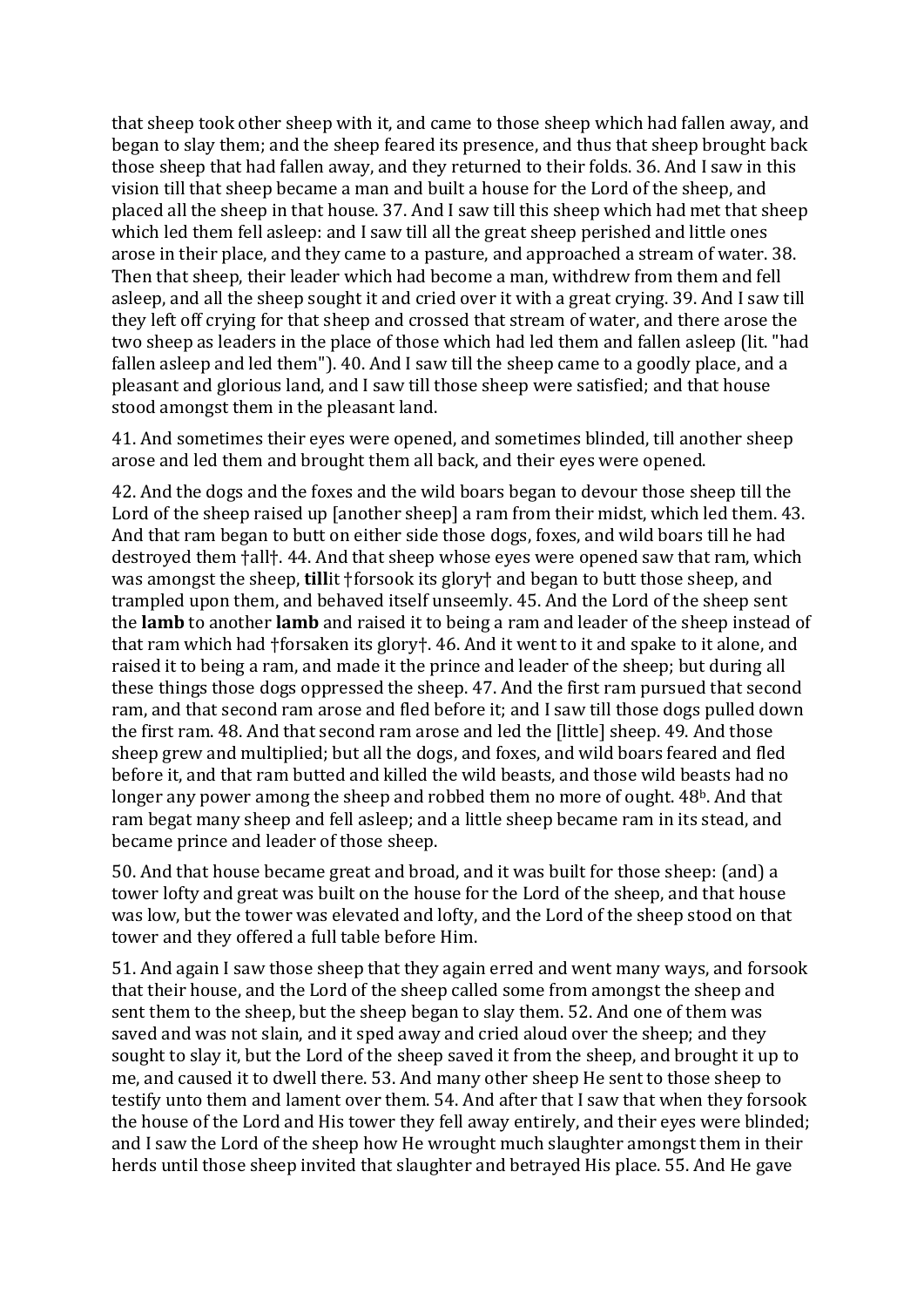that sheep took other sheep with it, and came to those sheep which had fallen away, and began to slay them; and the sheep feared its presence, and thus that sheep brought back those sheep that had fallen away, and they returned to their folds. 36. And I saw in this vision till that sheep became a man and built a house for the Lord of the sheep, and placed all the sheep in that house. 37. And I saw till this sheep which had met that sheep which led them fell asleep: and I saw till all the great sheep perished and little ones arose in their place, and they came to a pasture, and approached a stream of water. 38. Then that sheep, their leader which had become a man, withdrew from them and fell asleep, and all the sheep sought it and cried over it with a great crying. 39. And I saw till they left off crying for that sheep and crossed that stream of water, and there arose the two sheep as leaders in the place of those which had led them and fallen asleep (lit. "had fallen asleep and led them"). 40. And I saw till the sheep came to a goodly place, and a pleasant and glorious land, and I saw till those sheep were satisfied; and that house stood amongst them in the pleasant land.

41. And sometimes their eyes were opened, and sometimes blinded, till another sheep arose and led them and brought them all back, and their eyes were opened.

42. And the dogs and the foxes and the wild boars began to devour those sheep till the Lord of the sheep raised up [another sheep] a ram from their midst, which led them. 43. And that ram began to butt on either side those dogs, foxes, and wild boars till he had destroyed them †all†. 44. And that sheep whose eyes were opened saw that ram, which was amongst the sheep, **till**it †forsook its glory† and began to butt those sheep, and trampled upon them, and behaved itself unseemly. 45. And the Lord of the sheep sent the **lamb** to another **lamb** and raised it to being a ram and leader of the sheep instead of that ram which had †forsaken its glory†. 46. And it went to it and spake to it alone, and raised it to being a ram, and made it the prince and leader of the sheep; but during all these things those dogs oppressed the sheep. 47. And the first ram pursued that second ram, and that second ram arose and fled before it; and I saw till those dogs pulled down the first ram. 48. And that second ram arose and led the [little] sheep. 49. And those sheep grew and multiplied; but all the dogs, and foxes, and wild boars feared and fled before it, and that ram butted and killed the wild beasts, and those wild beasts had no longer any power among the sheep and robbed them no more of ought. 48b. And that ram begat many sheep and fell asleep; and a little sheep became ram in its stead, and became prince and leader of those sheep.

50. And that house became great and broad, and it was built for those sheep: (and) a tower lofty and great was built on the house for the Lord of the sheep, and that house was low, but the tower was elevated and lofty, and the Lord of the sheep stood on that tower and they offered a full table before Him.

51. And again I saw those sheep that they again erred and went many ways, and forsook that their house, and the Lord of the sheep called some from amongst the sheep and sent them to the sheep, but the sheep began to slay them. 52. And one of them was saved and was not slain, and it sped away and cried aloud over the sheep; and they sought to slay it, but the Lord of the sheep saved it from the sheep, and brought it up to me, and caused it to dwell there. 53. And many other sheep He sent to those sheep to testify unto them and lament over them. 54. And after that I saw that when they forsook the house of the Lord and His tower they fell away entirely, and their eyes were blinded; and I saw the Lord of the sheep how He wrought much slaughter amongst them in their herds until those sheep invited that slaughter and betrayed His place. 55. And He gave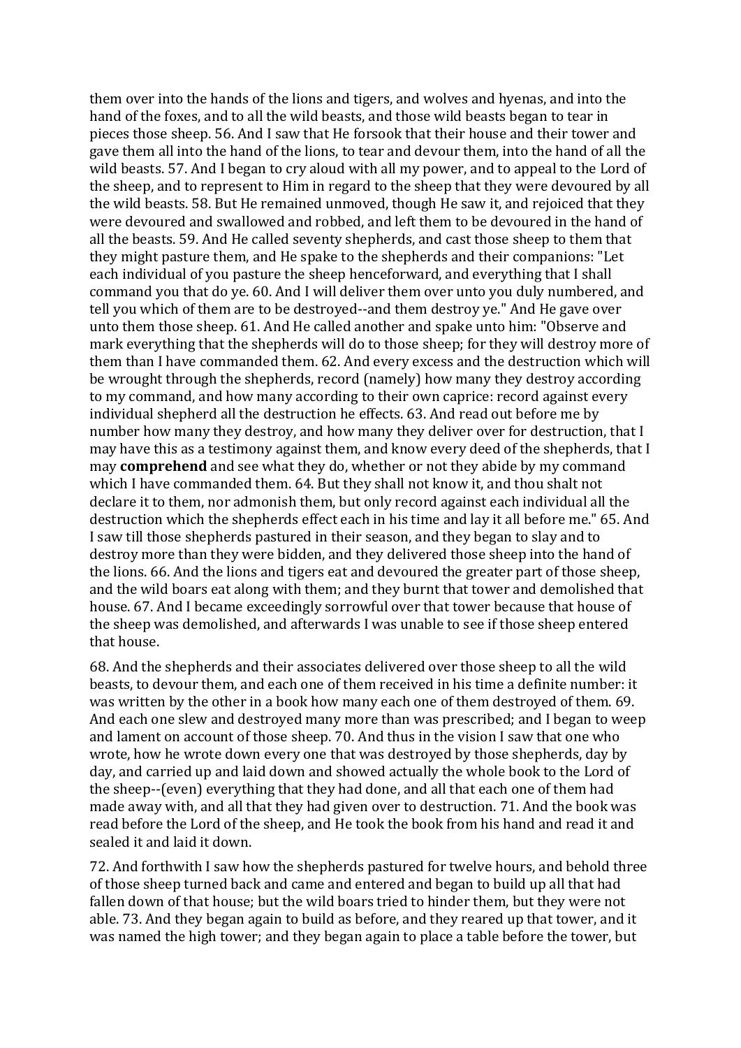them over into the hands of the lions and tigers, and wolves and hyenas, and into the hand of the foxes, and to all the wild beasts, and those wild beasts began to tear in pieces those sheep. 56. And I saw that He forsook that their house and their tower and gave them all into the hand of the lions, to tear and devour them, into the hand of all the wild beasts. 57. And I began to cry aloud with all my power, and to appeal to the Lord of the sheep, and to represent to Him in regard to the sheep that they were devoured by all the wild beasts. 58. But He remained unmoved, though He saw it, and rejoiced that they were devoured and swallowed and robbed, and left them to be devoured in the hand of all the beasts. 59. And He called seventy shepherds, and cast those sheep to them that they might pasture them, and He spake to the shepherds and their companions: "Let each individual of you pasture the sheep henceforward, and everything that I shall command you that do ye. 60. And I will deliver them over unto you duly numbered, and tell you which of them are to be destroyed--and them destroy ye." And He gave over unto them those sheep. 61. And He called another and spake unto him: "Observe and mark everything that the shepherds will do to those sheep; for they will destroy more of them than I have commanded them. 62. And every excess and the destruction which will be wrought through the shepherds, record (namely) how many they destroy according to my command, and how many according to their own caprice: record against every individual shepherd all the destruction he effects. 63. And read out before me by number how many they destroy, and how many they deliver over for destruction, that I may have this as a testimony against them, and know every deed of the shepherds, that I may **comprehend** and see what they do, whether or not they abide by my command which I have commanded them. 64. But they shall not know it, and thou shalt not declare it to them, nor admonish them, but only record against each individual all the destruction which the shepherds effect each in his time and lay it all before me." 65. And I saw till those shepherds pastured in their season, and they began to slay and to destroy more than they were bidden, and they delivered those sheep into the hand of the lions. 66. And the lions and tigers eat and devoured the greater part of those sheep, and the wild boars eat along with them; and they burnt that tower and demolished that house. 67. And I became exceedingly sorrowful over that tower because that house of the sheep was demolished, and afterwards I was unable to see if those sheep entered that house.

68. And the shepherds and their associates delivered over those sheep to all the wild beasts, to devour them, and each one of them received in his time a definite number: it was written by the other in a book how many each one of them destroyed of them. 69. And each one slew and destroyed many more than was prescribed; and I began to weep and lament on account of those sheep. 70. And thus in the vision I saw that one who wrote, how he wrote down every one that was destroyed by those shepherds, day by day, and carried up and laid down and showed actually the whole book to the Lord of the sheep--(even) everything that they had done, and all that each one of them had made away with, and all that they had given over to destruction. 71. And the book was read before the Lord of the sheep, and He took the book from his hand and read it and sealed it and laid it down.

72. And forthwith I saw how the shepherds pastured for twelve hours, and behold three of those sheep turned back and came and entered and began to build up all that had fallen down of that house; but the wild boars tried to hinder them, but they were not able. 73. And they began again to build as before, and they reared up that tower, and it was named the high tower; and they began again to place a table before the tower, but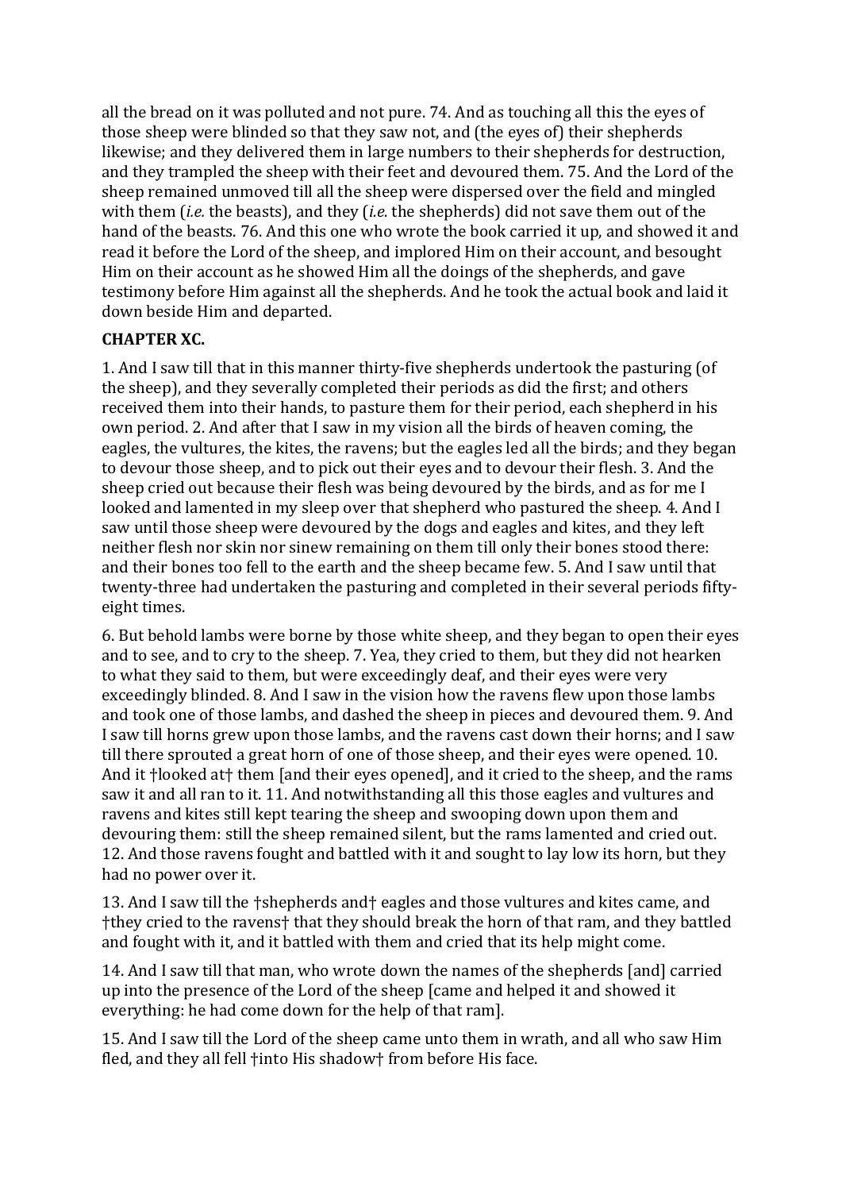all the bread on it was polluted and not pure. 74. And as touching all this the eyes of those sheep were blinded so that they saw not, and (the eyes of) their shepherds likewise; and they delivered them in large numbers to their shepherds for destruction, and they trampled the sheep with their feet and devoured them. 75. And the Lord of the sheep remained unmoved till all the sheep were dispersed over the field and mingled with them (*i.e.* the beasts), and they (*i.e.* the shepherds) did not save them out of the hand of the beasts. 76. And this one who wrote the book carried it up, and showed it and read it before the Lord of the sheep, and implored Him on their account, and besought Him on their account as he showed Him all the doings of the shepherds, and gave testimony before Him against all the shepherds. And he took the actual book and laid it down beside Him and departed.

**CHAPTER XC.**

1. And I saw till that in this manner thirty-five shepherds undertook the pasturing (of the sheep), and they severally completed their periods as did the first; and others received them into their hands, to pasture them for their period, each shepherd in his own period. 2. And after that I saw in my vision all the birds of heaven coming, the eagles, the vultures, the kites, the ravens; but the eagles led all the birds; and they began to devour those sheep, and to pick out their eyes and to devour their flesh. 3. And the sheep cried out because their flesh was being devoured by the birds, and as for me I looked and lamented in my sleep over that shepherd who pastured the sheep. 4. And I saw until those sheep were devoured by the dogs and eagles and kites, and they left neither flesh nor skin nor sinew remaining on them till only their bones stood there: and their bones too fell to the earth and the sheep became few. 5. And I saw until that twenty-three had undertaken the pasturing and completed in their several periods fifty-eight times.

6. But behold lambs were borne by those white sheep, and they began to open their eyes and to see, and to cry to the sheep. 7. Yea, they cried to them, but they did not hearken to what they said to them, but were exceedingly deaf, and their eyes were very exceedingly blinded. 8. And I saw in the vision how the ravens flew upon those lambs and took one of those lambs, and dashed the sheep in pieces and devoured them. 9. And I saw till horns grew upon those lambs, and the ravens cast down their horns; and I saw till there sprouted a great horn of one of those sheep, and their eyes were opened. 10. And it †looked at† them [and their eyes opened], and it cried to the sheep, and the rams saw it and all ran to it. 11. And notwithstanding all this those eagles and vultures and ravens and kites still kept tearing the sheep and swooping down upon them and devouring them: still the sheep remained silent, but the rams lamented and cried out. 12. And those ravens fought and battled with it and sought to lay low its horn, but they had no power over it.

13. And I saw till the †shepherds and† eagles and those vultures and kites came, and †they cried to the ravens† that they should break the horn of that ram, and they battled and fought with it, and it battled with them and cried that its help might come.

14. And I saw till that man, who wrote down the names of the shepherds [and] carried up into the presence of the Lord of the sheep [came and helped it and showed it everything: he had come down for the help of that ram].

15. And I saw till the Lord of the sheep came unto them in wrath, and all who saw Him fled, and they all fell †into His shadow† from before His face.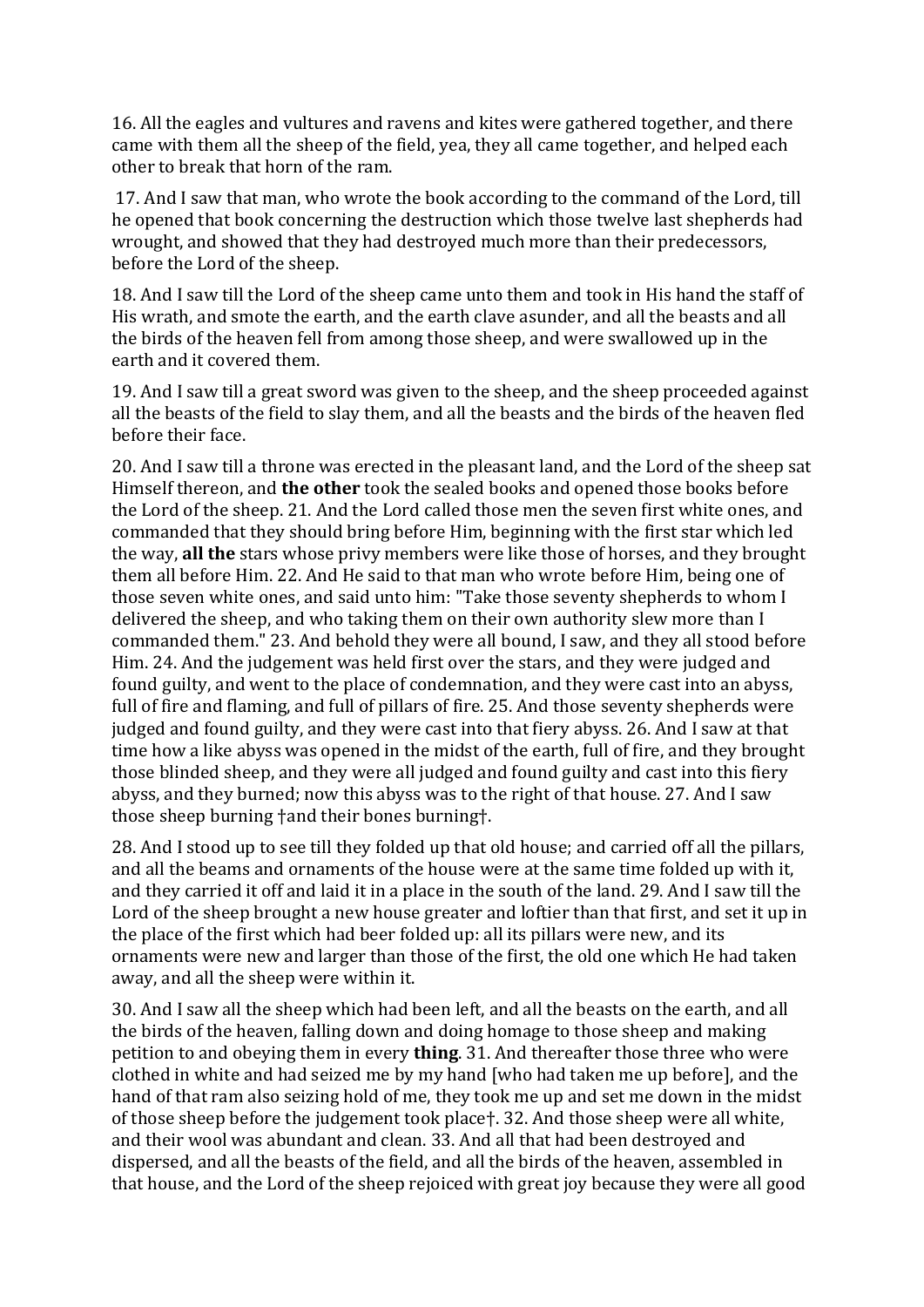16. All the eagles and vultures and ravens and kites were gathered together, and there came with them all the sheep of the field, yea, they all came together, and helped each other to break that horn of the ram.

17. And I saw that man, who wrote the book according to the command of the Lord, till he opened that book concerning the destruction which those twelve last shepherds had wrought, and showed that they had destroyed much more than their predecessors, before the Lord of the sheep.

18. And I saw till the Lord of the sheep came unto them and took in His hand the staff of His wrath, and smote the earth, and the earth clave asunder, and all the beasts and all the birds of the heaven fell from among those sheep, and were swallowed up in the earth and it covered them.

19. And I saw till a great sword was given to the sheep, and the sheep proceeded against all the beasts of the field to slay them, and all the beasts and the birds of the heaven fled before their face.

20. And I saw till a throne was erected in the pleasant land, and the Lord of the sheep sat Himself thereon, and **the other** took the sealed books and opened those books before the Lord of the sheep. 21. And the Lord called those men the seven first white ones, and commanded that they should bring before Him, beginning with the first star which led the way, **all the** stars whose privy members were like those of horses, and they brought them all before Him. 22. And He said to that man who wrote before Him, being one of those seven white ones, and said unto him: "Take those seventy shepherds to whom I delivered the sheep, and who taking them on their own authority slew more than I commanded them." 23. And behold they were all bound, I saw, and they all stood before Him. 24. And the judgement was held first over the stars, and they were judged and found guilty, and went to the place of condemnation, and they were cast into an abyss, full of fire and flaming, and full of pillars of fire. 25. And those seventy shepherds were judged and found guilty, and they were cast into that fiery abyss. 26. And I saw at that time how a like abyss was opened in the midst of the earth, full of fire, and they brought those blinded sheep, and they were all judged and found guilty and cast into this fiery abyss, and they burned; now this abyss was to the right of that house. 27. And I saw those sheep burning †and their bones burning†.

28. And I stood up to see till they folded up that old house; and carried off all the pillars, and all the beams and ornaments of the house were at the same time folded up with it, and they carried it off and laid it in a place in the south of the land. 29. And I saw till the Lord of the sheep brought a new house greater and loftier than that first, and set it up in the place of the first which had beer folded up: all its pillars were new, and its ornaments were new and larger than those of the first, the old one which He had taken away, and all the sheep were within it.

30. And I saw all the sheep which had been left, and all the beasts on the earth, and all the birds of the heaven, falling down and doing homage to those sheep and making petition to and obeying them in every **thing**. 31. And thereafter those three who were clothed in white and had seized me by my hand [who had taken me up before], and the hand of that ram also seizing hold of me, they took me up and set me down in the midst of those sheep before the judgement took place†. 32. And those sheep were all white, and their wool was abundant and clean. 33. And all that had been destroyed and dispersed, and all the beasts of the field, and all the birds of the heaven, assembled in that house, and the Lord of the sheep rejoiced with great joy because they were all good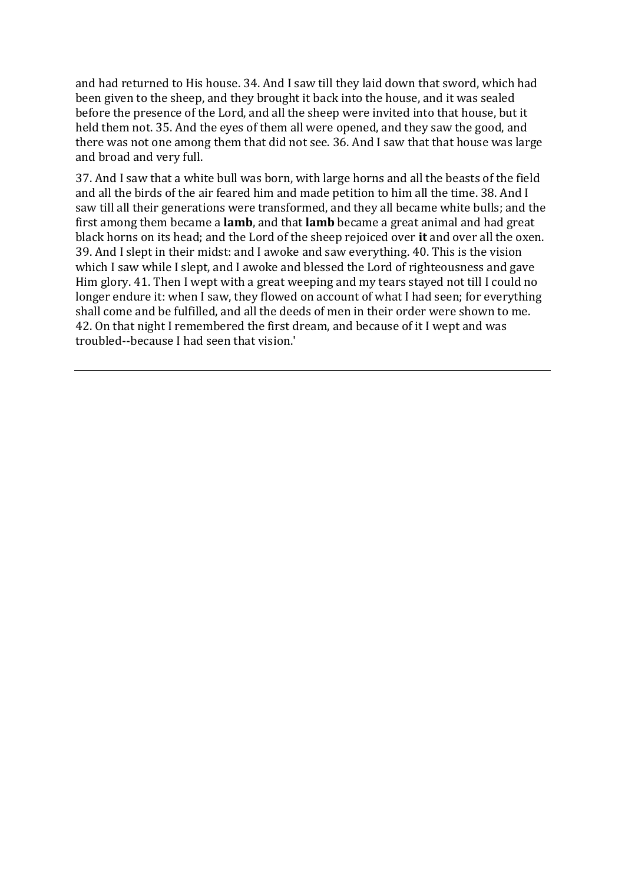and had returned to His house. 34. And I saw till they laid down that sword, which had been given to the sheep, and they brought it back into the house, and it was sealed before the presence of the Lord, and all the sheep were invited into that house, but it held them not. 35. And the eyes of them all were opened, and they saw the good, and there was not one among them that did not see. 36. And I saw that that house was large and broad and very full.

37. And I saw that a white bull was born, with large horns and all the beasts of the field and all the birds of the air feared him and made petition to him all the time. 38. And I saw till all their generations were transformed, and they all became white bulls; and the first among them became a **lamb**, and that **lamb** became a great animal and had great black horns on its head; and the Lord of the sheep rejoiced over **it** and over all the oxen. 39. And I slept in their midst: and I awoke and saw everything. 40. This is the vision which I saw while I slept, and I awoke and blessed the Lord of righteousness and gave Him glory. 41. Then I wept with a great weeping and my tears stayed not till I could no longer endure it: when I saw, they flowed on account of what I had seen; for everything shall come and be fulfilled, and all the deeds of men in their order were shown to me. 42. On that night I remembered the first dream, and because of it I wept and was troubled--because I had seen that vision.'

---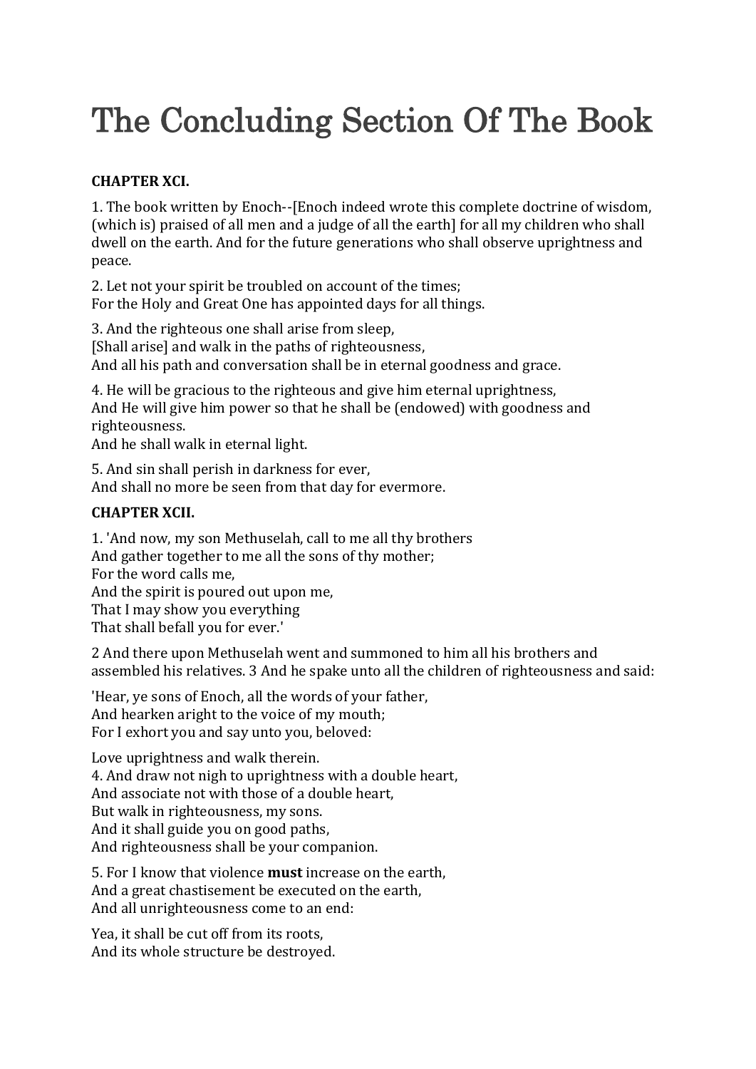# The Concluding Section Of The Book

**CHAPTER XCI.**

1. The book written by Enoch--[Enoch indeed wrote this complete doctrine of wisdom, (which is) praised of all men and a judge of all the earth] for all my children who shall dwell on the earth. And for the future generations who shall observe uprightness and peace.

2. Let not your spirit be troubled on account of the times;
For the Holy and Great One has appointed days for all things.

3. And the righteous one shall arise from sleep,
[Shall arise] and walk in the paths of righteousness,
And all his path and conversation shall be in eternal goodness and grace.

4. He will be gracious to the righteous and give him eternal uprightness,
And He will give him power so that he shall be (endowed) with goodness and righteousness.
And he shall walk in eternal light.

5. And sin shall perish in darkness for ever,
And shall no more be seen from that day for evermore.

**CHAPTER XCII.**

1. 'And now, my son Methuselah, call to me all thy brothers
And gather together to me all the sons of thy mother;
For the word calls me,
And the spirit is poured out upon me,
That I may show you everything
That shall befall you for ever.'

2 And there upon Methuselah went and summoned to him all his brothers and assembled his relatives. 3 And he spake unto all the children of righteousness and said:

'Hear, ye sons of Enoch, all the words of your father,
And hearken aright to the voice of my mouth;
For I exhort you and say unto you, beloved:

Love uprightness and walk therein.
4. And draw not nigh to uprightness with a double heart,
And associate not with those of a double heart,
But walk in righteousness, my sons.
And it shall guide you on good paths,
And righteousness shall be your companion.

5. For I know that violence **must** increase on the earth,
And a great chastisement be executed on the earth,
And all unrighteousness come to an end:

Yea, it shall be cut off from its roots,
And its whole structure be destroyed.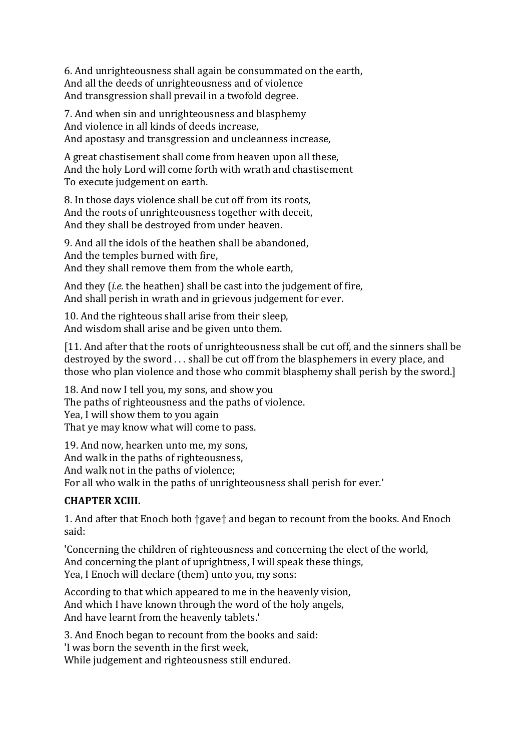6. And unrighteousness shall again be consummated on the earth,
And all the deeds of unrighteousness and of violence
And transgression shall prevail in a twofold degree.

7. And when sin and unrighteousness and blasphemy
And violence in all kinds of deeds increase,
And apostasy and transgression and uncleanness increase,

A great chastisement shall come from heaven upon all these,
And the holy Lord will come forth with wrath and chastisement
To execute judgement on earth.

8. In those days violence shall be cut off from its roots,
And the roots of unrighteousness together with deceit,
And they shall be destroyed from under heaven.

9. And all the idols of the heathen shall be abandoned,
And the temples burned with fire,
And they shall remove them from the whole earth,

And they (*i.e.* the heathen) shall be cast into the judgement of fire,
And shall perish in wrath and in grievous judgement for ever.

10. And the righteous shall arise from their sleep,
And wisdom shall arise and be given unto them.

[11. And after that the roots of unrighteousness shall be cut off, and the sinners shall be destroyed by the sword . . . shall be cut off from the blasphemers in every place, and those who plan violence and those who commit blasphemy shall perish by the sword.]

18. And now I tell you, my sons, and show you
The paths of righteousness and the paths of violence.
Yea, I will show them to you again
That ye may know what will come to pass.

19. And now, hearken unto me, my sons,
And walk in the paths of righteousness,
And walk not in the paths of violence;
For all who walk in the paths of unrighteousness shall perish for ever.'

**CHAPTER XCIII.**

1. And after that Enoch both †gave† and began to recount from the books. And Enoch said:

'Concerning the children of righteousness and concerning the elect of the world,
And concerning the plant of uprightness, I will speak these things,
Yea, I Enoch will declare (them) unto you, my sons:

According to that which appeared to me in the heavenly vision,
And which I have known through the word of the holy angels,
And have learnt from the heavenly tablets.'

3. And Enoch began to recount from the books and said:
'I was born the seventh in the first week,
While judgement and righteousness still endured.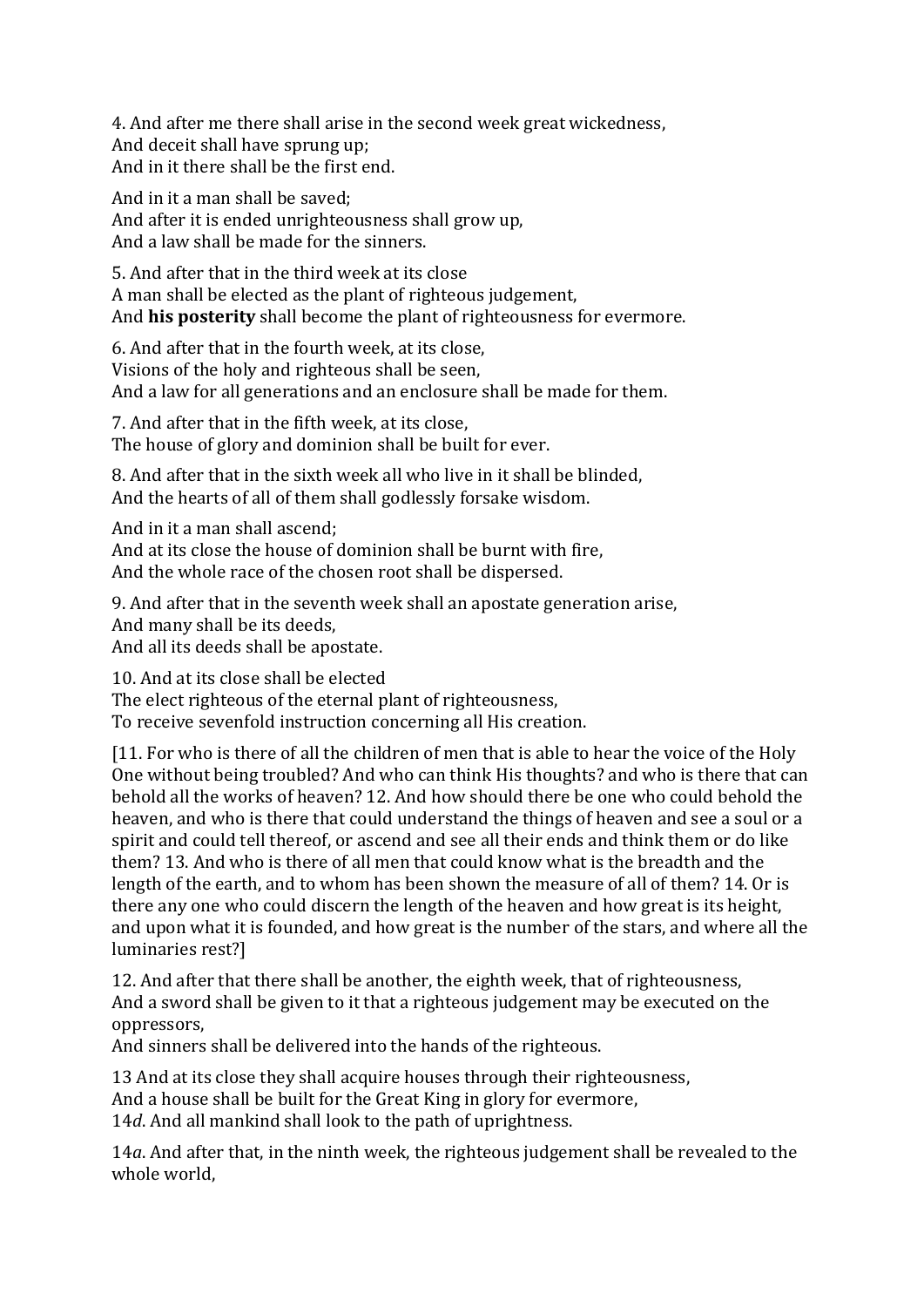4. And after me there shall arise in the second week great wickedness,
And deceit shall have sprung up;
And in it there shall be the first end.

And in it a man shall be saved;
And after it is ended unrighteousness shall grow up,
And a law shall be made for the sinners.

5. And after that in the third week at its close
A man shall be elected as the plant of righteous judgement,
And **his posterity** shall become the plant of righteousness for evermore.

6. And after that in the fourth week, at its close,
Visions of the holy and righteous shall be seen,
And a law for all generations and an enclosure shall be made for them.

7. And after that in the fifth week, at its close,
The house of glory and dominion shall be built for ever.

8. And after that in the sixth week all who live in it shall be blinded,
And the hearts of all of them shall godlessly forsake wisdom.

And in it a man shall ascend;
And at its close the house of dominion shall be burnt with fire,
And the whole race of the chosen root shall be dispersed.

9. And after that in the seventh week shall an apostate generation arise,
And many shall be its deeds,
And all its deeds shall be apostate.

10. And at its close shall be elected
The elect righteous of the eternal plant of righteousness,
To receive sevenfold instruction concerning all His creation.

[11. For who is there of all the children of men that is able to hear the voice of the Holy One without being troubled? And who can think His thoughts? and who is there that can behold all the works of heaven? 12. And how should there be one who could behold the heaven, and who is there that could understand the things of heaven and see a soul or a spirit and could tell thereof, or ascend and see all their ends and think them or do like them? 13. And who is there of all men that could know what is the breadth and the length of the earth, and to whom has been shown the measure of all of them? 14. Or is there any one who could discern the length of the heaven and how great is its height, and upon what it is founded, and how great is the number of the stars, and where all the luminaries rest?]

12. And after that there shall be another, the eighth week, that of righteousness,
And a sword shall be given to it that a righteous judgement may be executed on the oppressors,
And sinners shall be delivered into the hands of the righteous.

13 And at its close they shall acquire houses through their righteousness,
And a house shall be built for the Great King in glory for evermore,
14*d*. And all mankind shall look to the path of uprightness.

14*a*. And after that, in the ninth week, the righteous judgement shall be revealed to the whole world,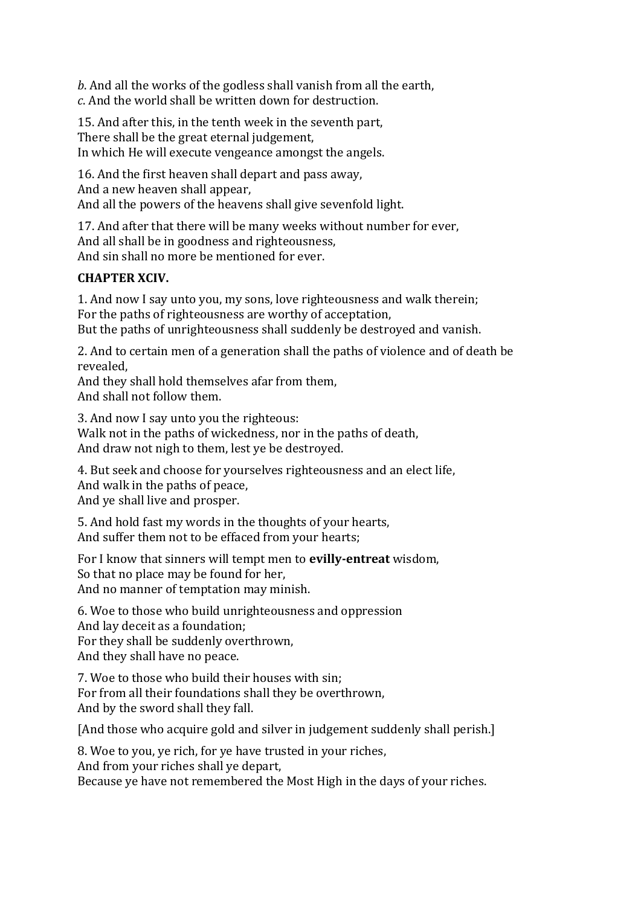*b*. And all the works of the godless shall vanish from all the earth,
*c*. And the world shall be written down for destruction.

15. And after this, in the tenth week in the seventh part,
There shall be the great eternal judgement,
In which He will execute vengeance amongst the angels.

16. And the first heaven shall depart and pass away,
And a new heaven shall appear,
And all the powers of the heavens shall give sevenfold light.

17. And after that there will be many weeks without number for ever,
And all shall be in goodness and righteousness,
And sin shall no more be mentioned for ever.

**CHAPTER XCIV.**

1. And now I say unto you, my sons, love righteousness and walk therein;
For the paths of righteousness are worthy of acceptation,
But the paths of unrighteousness shall suddenly be destroyed and vanish.

2. And to certain men of a generation shall the paths of violence and of death be revealed,
And they shall hold themselves afar from them,
And shall not follow them.

3. And now I say unto you the righteous:
Walk not in the paths of wickedness, nor in the paths of death,
And draw not nigh to them, lest ye be destroyed.

4. But seek and choose for yourselves righteousness and an elect life,
And walk in the paths of peace,
And ye shall live and prosper.

5. And hold fast my words in the thoughts of your hearts,
And suffer them not to be effaced from your hearts;

For I know that sinners will tempt men to **evilly-entreat** wisdom,
So that no place may be found for her,
And no manner of temptation may minish.

6. Woe to those who build unrighteousness and oppression
And lay deceit as a foundation;
For they shall be suddenly overthrown,
And they shall have no peace.

7. Woe to those who build their houses with sin;
For from all their foundations shall they be overthrown,
And by the sword shall they fall.

[And those who acquire gold and silver in judgement suddenly shall perish.]

8. Woe to you, ye rich, for ye have trusted in your riches,
And from your riches shall ye depart,
Because ye have not remembered the Most High in the days of your riches.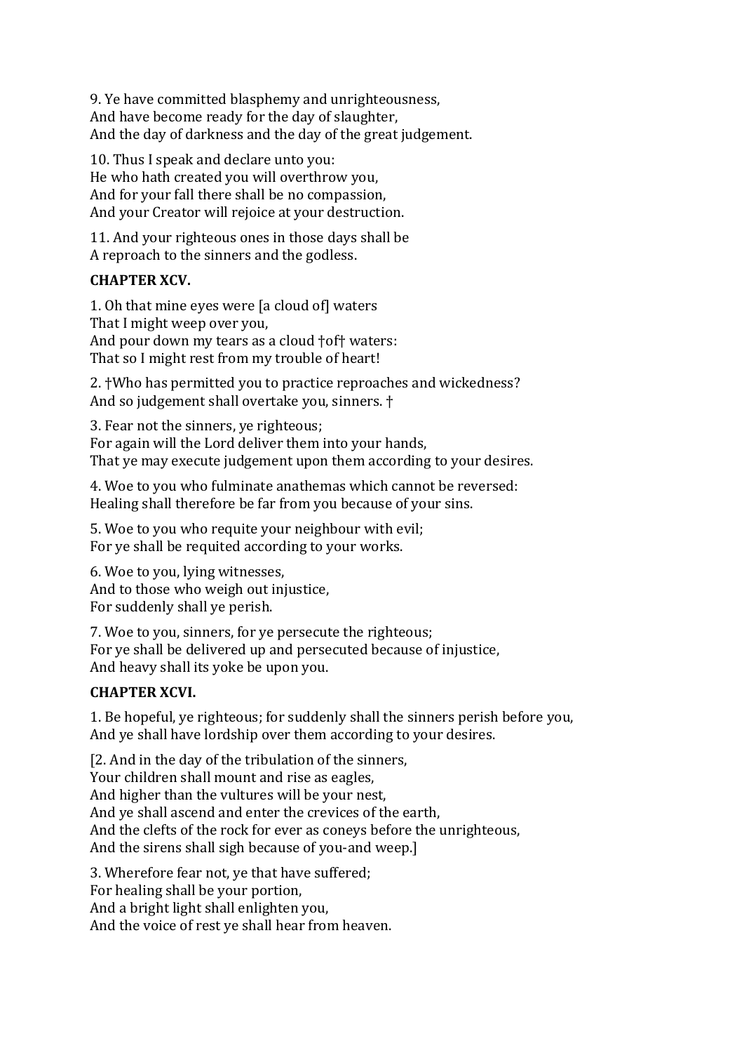9. Ye have committed blasphemy and unrighteousness,
And have become ready for the day of slaughter,
And the day of darkness and the day of the great judgement.

10. Thus I speak and declare unto you:
He who hath created you will overthrow you,
And for your fall there shall be no compassion,
And your Creator will rejoice at your destruction.

11. And your righteous ones in those days shall be
A reproach to the sinners and the godless.

**CHAPTER XCV.**

1. Oh that mine eyes were [a cloud of] waters
That I might weep over you,
And pour down my tears as a cloud †of† waters:
That so I might rest from my trouble of heart!

2. †Who has permitted you to practice reproaches and wickedness?
And so judgement shall overtake you, sinners. †

3. Fear not the sinners, ye righteous;
For again will the Lord deliver them into your hands,
That ye may execute judgement upon them according to your desires.

4. Woe to you who fulminate anathemas which cannot be reversed:
Healing shall therefore be far from you because of your sins.

5. Woe to you who requite your neighbour with evil;
For ye shall be requited according to your works.

6. Woe to you, lying witnesses,
And to those who weigh out injustice,
For suddenly shall ye perish.

7. Woe to you, sinners, for ye persecute the righteous;
For ye shall be delivered up and persecuted because of injustice,
And heavy shall its yoke be upon you.

**CHAPTER XCVI.**

1. Be hopeful, ye righteous; for suddenly shall the sinners perish before you,
And ye shall have lordship over them according to your desires.

[2. And in the day of the tribulation of the sinners,
Your children shall mount and rise as eagles,
And higher than the vultures will be your nest,
And ye shall ascend and enter the crevices of the earth,
And the clefts of the rock for ever as coneys before the unrighteous,
And the sirens shall sigh because of you-and weep.]

3. Wherefore fear not, ye that have suffered;
For healing shall be your portion,
And a bright light shall enlighten you,
And the voice of rest ye shall hear from heaven.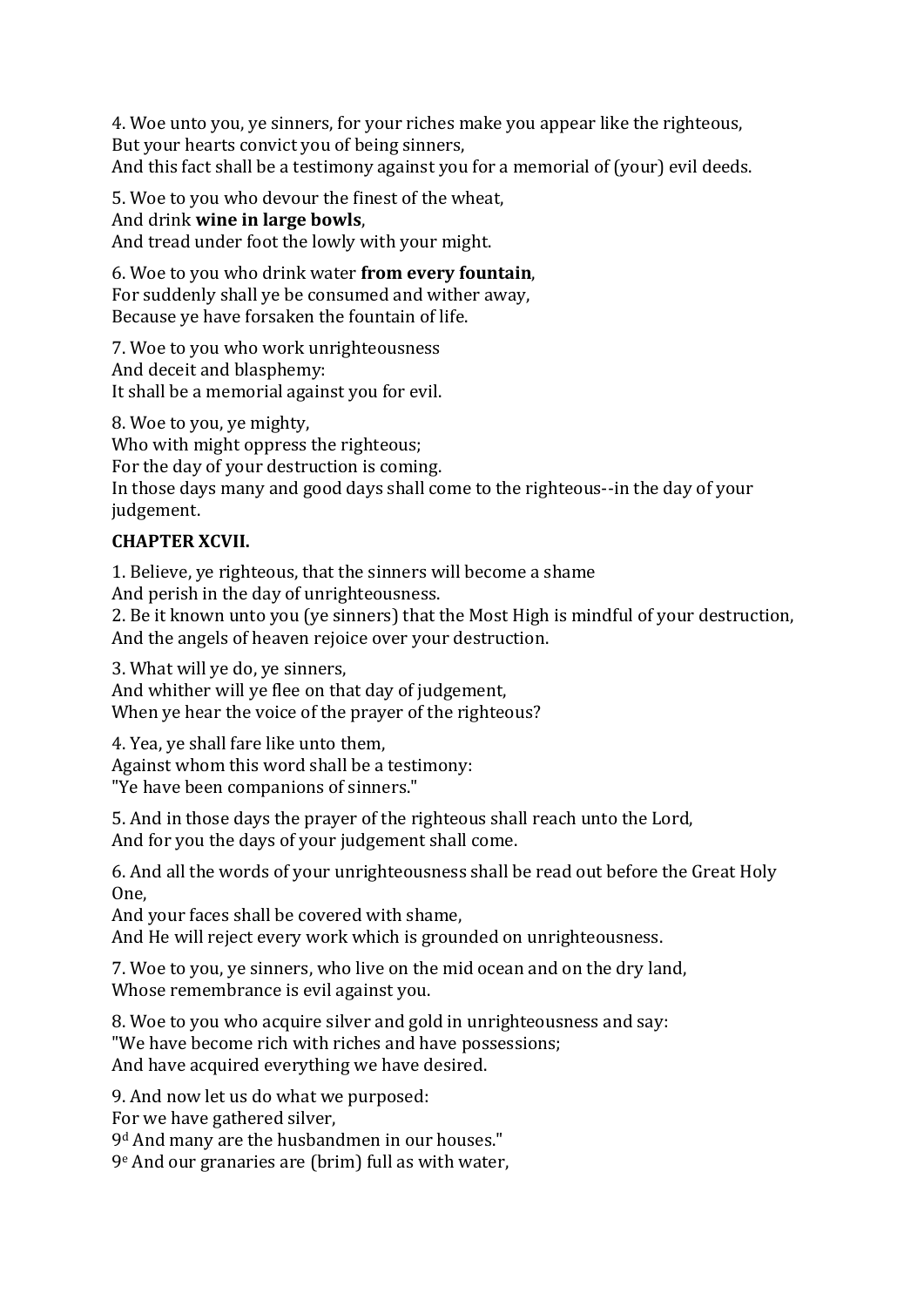4. Woe unto you, ye sinners, for your riches make you appear like the righteous,
But your hearts convict you of being sinners,
And this fact shall be a testimony against you for a memorial of (your) evil deeds.

5. Woe to you who devour the finest of the wheat,
And drink **wine in large bowls**,
And tread under foot the lowly with your might.

6. Woe to you who drink water **from every fountain**,
For suddenly shall ye be consumed and wither away,
Because ye have forsaken the fountain of life.

7. Woe to you who work unrighteousness
And deceit and blasphemy:
It shall be a memorial against you for evil.

8. Woe to you, ye mighty,
Who with might oppress the righteous;
For the day of your destruction is coming.
In those days many and good days shall come to the righteous--in the day of your judgement.

**CHAPTER XCVII.**

1. Believe, ye righteous, that the sinners will become a shame
And perish in the day of unrighteousness.
2. Be it known unto you (ye sinners) that the Most High is mindful of your destruction,
And the angels of heaven rejoice over your destruction.

3. What will ye do, ye sinners,
And whither will ye flee on that day of judgement,
When ye hear the voice of the prayer of the righteous?

4. Yea, ye shall fare like unto them,
Against whom this word shall be a testimony:
"Ye have been companions of sinners."

5. And in those days the prayer of the righteous shall reach unto the Lord,
And for you the days of your judgement shall come.

6. And all the words of your unrighteousness shall be read out before the Great Holy One,
And your faces shall be covered with shame,
And He will reject every work which is grounded on unrighteousness.

7. Woe to you, ye sinners, who live on the mid ocean and on the dry land,
Whose remembrance is evil against you.

8. Woe to you who acquire silver and gold in unrighteousness and say:
"We have become rich with riches and have possessions;
And have acquired everything we have desired.

9. And now let us do what we purposed:
For we have gathered silver,
9[d] And many are the husbandmen in our houses."
9[e] And our granaries are (brim) full as with water,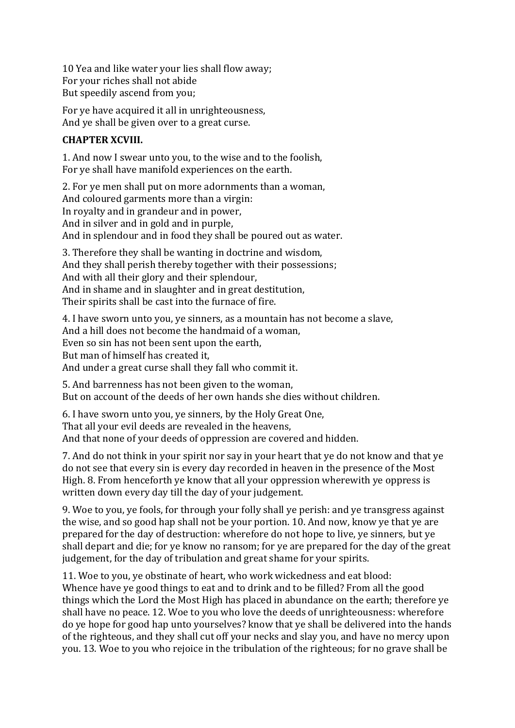10 Yea and like water your lies shall flow away;
For your riches shall not abide
But speedily ascend from you;

For ye have acquired it all in unrighteousness,
And ye shall be given over to a great curse.

**CHAPTER XCVIII.**

1. And now I swear unto you, to the wise and to the foolish,
For ye shall have manifold experiences on the earth.

2. For ye men shall put on more adornments than a woman,
And coloured garments more than a virgin:
In royalty and in grandeur and in power,
And in silver and in gold and in purple,
And in splendour and in food they shall be poured out as water.

3. Therefore they shall be wanting in doctrine and wisdom,
And they shall perish thereby together with their possessions;
And with all their glory and their splendour,
And in shame and in slaughter and in great destitution,
Their spirits shall be cast into the furnace of fire.

4. I have sworn unto you, ye sinners, as a mountain has not become a slave,
And a hill does not become the handmaid of a woman,
Even so sin has not been sent upon the earth,
But man of himself has created it,
And under a great curse shall they fall who commit it.

5. And barrenness has not been given to the woman,
But on account of the deeds of her own hands she dies without children.

6. I have sworn unto you, ye sinners, by the Holy Great One,
That all your evil deeds are revealed in the heavens,
And that none of your deeds of oppression are covered and hidden.

7. And do not think in your spirit nor say in your heart that ye do not know and that ye do not see that every sin is every day recorded in heaven in the presence of the Most High. 8. From henceforth ye know that all your oppression wherewith ye oppress is written down every day till the day of your judgement.

9. Woe to you, ye fools, for through your folly shall ye perish: and ye transgress against the wise, and so good hap shall not be your portion. 10. And now, know ye that ye are prepared for the day of destruction: wherefore do not hope to live, ye sinners, but ye shall depart and die; for ye know no ransom; for ye are prepared for the day of the great judgement, for the day of tribulation and great shame for your spirits.

11. Woe to you, ye obstinate of heart, who work wickedness and eat blood:
Whence have ye good things to eat and to drink and to be filled? From all the good things which the Lord the Most High has placed in abundance on the earth; therefore ye shall have no peace. 12. Woe to you who love the deeds of unrighteousness: wherefore do ye hope for good hap unto yourselves? know that ye shall be delivered into the hands of the righteous, and they shall cut off your necks and slay you, and have no mercy upon you. 13. Woe to you who rejoice in the tribulation of the righteous; for no grave shall be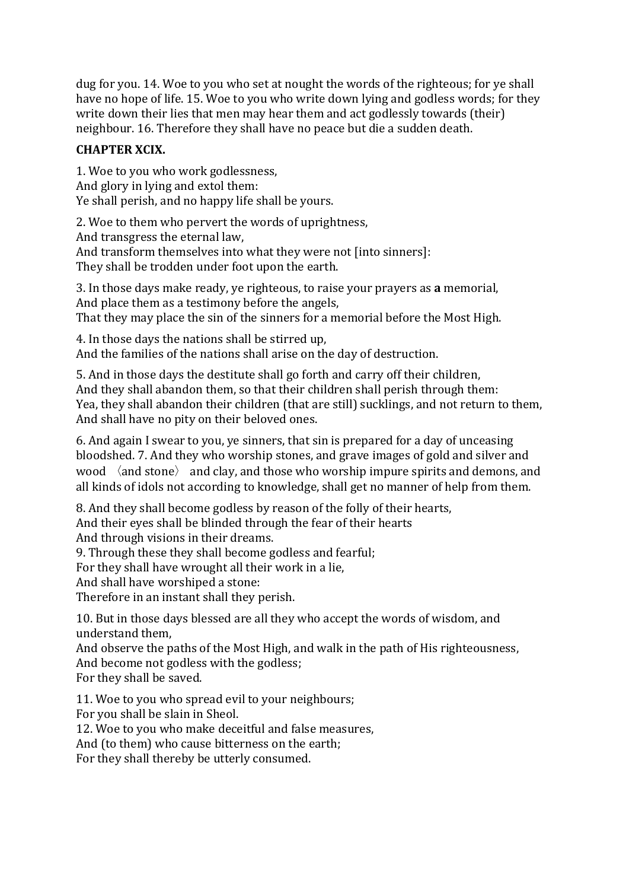dug for you. 14. Woe to you who set at nought the words of the righteous; for ye shall have no hope of life. 15. Woe to you who write down lying and godless words; for they write down their lies that men may hear them and act godlessly towards (their) neighbour. 16. Therefore they shall have no peace but die a sudden death.

**CHAPTER XCIX.**

1. Woe to you who work godlessness,
And glory in lying and extol them:
Ye shall perish, and no happy life shall be yours.

2. Woe to them who pervert the words of uprightness,
And transgress the eternal law,
And transform themselves into what they were not [into sinners]:
They shall be trodden under foot upon the earth.

3. In those days make ready, ye righteous, to raise your prayers as **a** memorial,
And place them as a testimony before the angels,
That they may place the sin of the sinners for a memorial before the Most High.

4. In those days the nations shall be stirred up,
And the families of the nations shall arise on the day of destruction.

5. And in those days the destitute shall go forth and carry off their children,
And they shall abandon them, so that their children shall perish through them:
Yea, they shall abandon their children (that are still) sucklings, and not return to them,
And shall have no pity on their beloved ones.

6. And again I swear to you, ye sinners, that sin is prepared for a day of unceasing bloodshed. 7. And they who worship stones, and grave images of gold and silver and wood 〈and stone〉 and clay, and those who worship impure spirits and demons, and all kinds of idols not according to knowledge, shall get no manner of help from them.

8. And they shall become godless by reason of the folly of their hearts,
And their eyes shall be blinded through the fear of their hearts
And through visions in their dreams.
9. Through these they shall become godless and fearful;
For they shall have wrought all their work in a lie,
And shall have worshiped a stone:
Therefore in an instant shall they perish.

10. But in those days blessed are all they who accept the words of wisdom, and understand them,
And observe the paths of the Most High, and walk in the path of His righteousness,
And become not godless with the godless;
For they shall be saved.

11. Woe to you who spread evil to your neighbours;
For you shall be slain in Sheol.
12. Woe to you who make deceitful and false measures,
And (to them) who cause bitterness on the earth;
For they shall thereby be utterly consumed.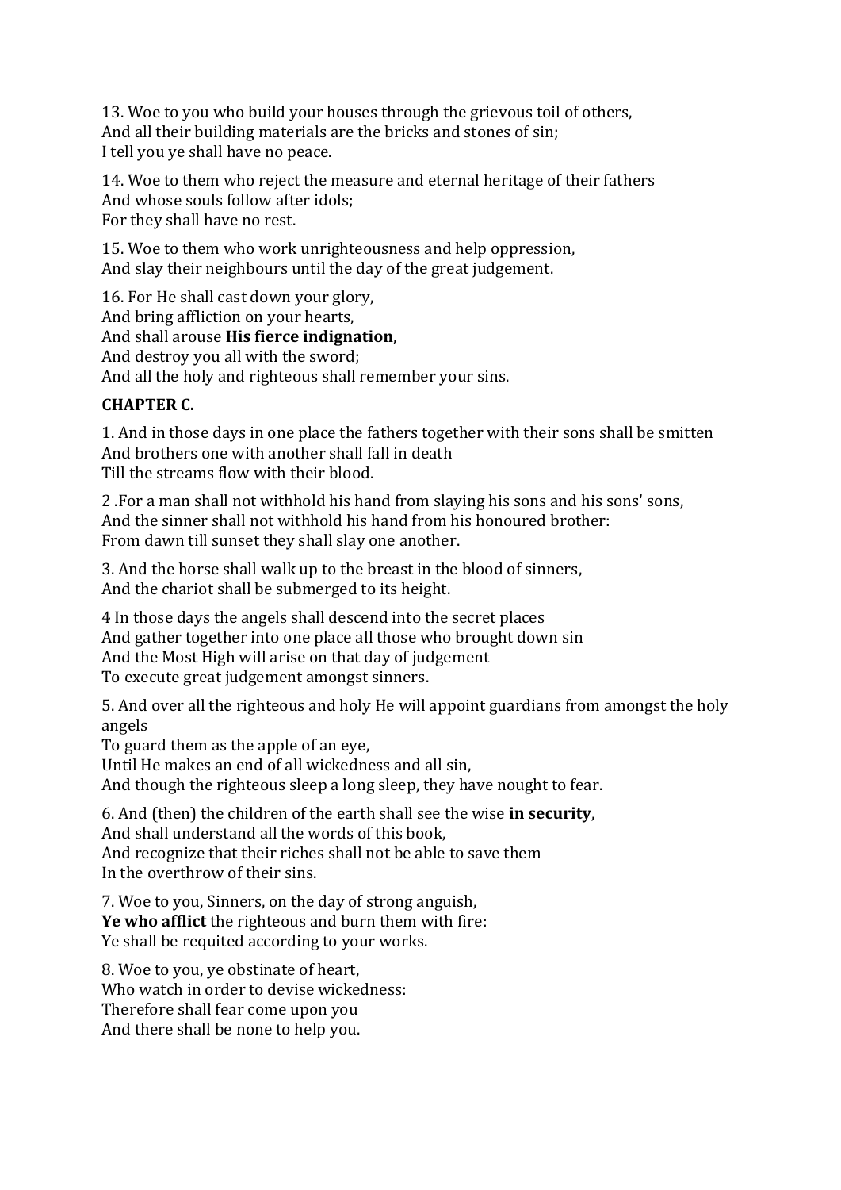13. Woe to you who build your houses through the grievous toil of others,
And all their building materials are the bricks and stones of sin;
I tell you ye shall have no peace.

14. Woe to them who reject the measure and eternal heritage of their fathers
And whose souls follow after idols;
For they shall have no rest.

15. Woe to them who work unrighteousness and help oppression,
And slay their neighbours until the day of the great judgement.

16. For He shall cast down your glory,
And bring affliction on your hearts,
And shall arouse **His fierce indignation**,
And destroy you all with the sword;
And all the holy and righteous shall remember your sins.

**CHAPTER C.**

1. And in those days in one place the fathers together with their sons shall be smitten
And brothers one with another shall fall in death
Till the streams flow with their blood.

2 .For a man shall not withhold his hand from slaying his sons and his sons' sons,
And the sinner shall not withhold his hand from his honoured brother:
From dawn till sunset they shall slay one another.

3. And the horse shall walk up to the breast in the blood of sinners,
And the chariot shall be submerged to its height.

4 In those days the angels shall descend into the secret places
And gather together into one place all those who brought down sin
And the Most High will arise on that day of judgement
To execute great judgement amongst sinners.

5. And over all the righteous and holy He will appoint guardians from amongst the holy angels
To guard them as the apple of an eye,
Until He makes an end of all wickedness and all sin,
And though the righteous sleep a long sleep, they have nought to fear.

6. And (then) the children of the earth shall see the wise **in security**,
And shall understand all the words of this book,
And recognize that their riches shall not be able to save them
In the overthrow of their sins.

7. Woe to you, Sinners, on the day of strong anguish,
**Ye who afflict** the righteous and burn them with fire:
Ye shall be requited according to your works.

8. Woe to you, ye obstinate of heart,
Who watch in order to devise wickedness:
Therefore shall fear come upon you
And there shall be none to help you.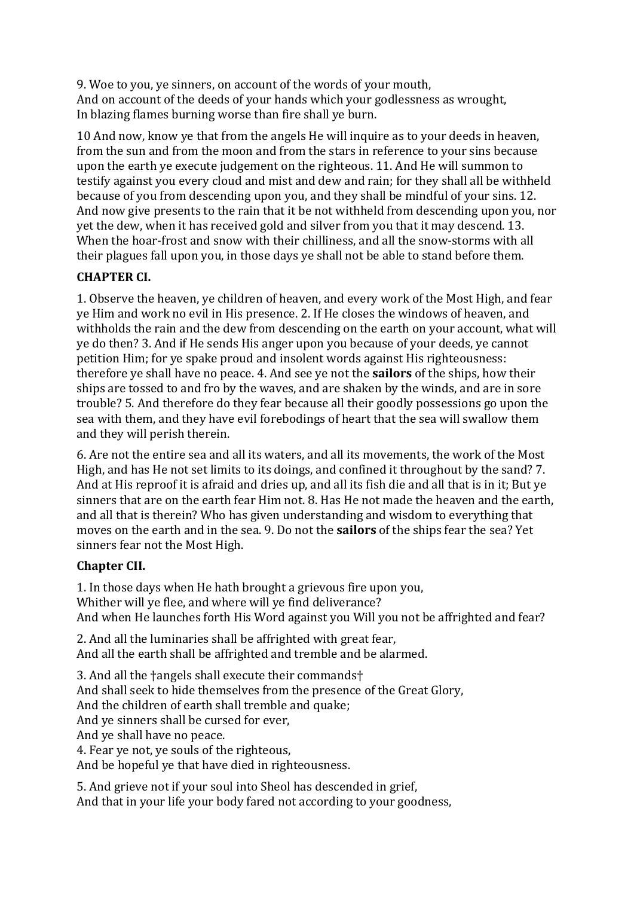9. Woe to you, ye sinners, on account of the words of your mouth,
And on account of the deeds of your hands which your godlessness as wrought,
In blazing flames burning worse than fire shall ye burn.

10 And now, know ye that from the angels He will inquire as to your deeds in heaven, from the sun and from the moon and from the stars in reference to your sins because upon the earth ye execute judgement on the righteous. 11. And He will summon to testify against you every cloud and mist and dew and rain; for they shall all be withheld because of you from descending upon you, and they shall be mindful of your sins. 12. And now give presents to the rain that it be not withheld from descending upon you, nor yet the dew, when it has received gold and silver from you that it may descend. 13. When the hoar-frost and snow with their chilliness, and all the snow-storms with all their plagues fall upon you, in those days ye shall not be able to stand before them.

### CHAPTER CI.

1. Observe the heaven, ye children of heaven, and every work of the Most High, and fear ye Him and work no evil in His presence. 2. If He closes the windows of heaven, and withholds the rain and the dew from descending on the earth on your account, what will ye do then? 3. And if He sends His anger upon you because of your deeds, ye cannot petition Him; for ye spake proud and insolent words against His righteousness: therefore ye shall have no peace. 4. And see ye not the **sailors** of the ships, how their ships are tossed to and fro by the waves, and are shaken by the winds, and are in sore trouble? 5. And therefore do they fear because all their goodly possessions go upon the sea with them, and they have evil forebodings of heart that the sea will swallow them and they will perish therein.

6. Are not the entire sea and all its waters, and all its movements, the work of the Most High, and has He not set limits to its doings, and confined it throughout by the sand? 7. And at His reproof it is afraid and dries up, and all its fish die and all that is in it; But ye sinners that are on the earth fear Him not. 8. Has He not made the heaven and the earth, and all that is therein? Who has given understanding and wisdom to everything that moves on the earth and in the sea. 9. Do not the **sailors** of the ships fear the sea? Yet sinners fear not the Most High.

### Chapter CII.

1. In those days when He hath brought a grievous fire upon you,
Whither will ye flee, and where will ye find deliverance?
And when He launches forth His Word against you Will you not be affrighted and fear?

2. And all the luminaries shall be affrighted with great fear,
And all the earth shall be affrighted and tremble and be alarmed.

3. And all the †angels shall execute their commands†
And shall seek to hide themselves from the presence of the Great Glory,
And the children of earth shall tremble and quake;
And ye sinners shall be cursed for ever,
And ye shall have no peace.
4. Fear ye not, ye souls of the righteous,
And be hopeful ye that have died in righteousness.

5. And grieve not if your soul into Sheol has descended in grief,
And that in your life your body fared not according to your goodness,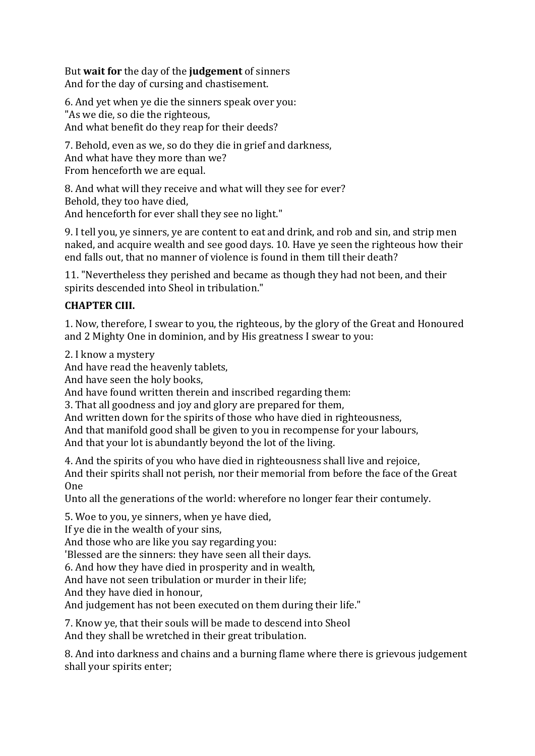But **wait for** the day of the **judgement** of sinners
And for the day of cursing and chastisement.

6. And yet when ye die the sinners speak over you:
"As we die, so die the righteous,
And what benefit do they reap for their deeds?

7. Behold, even as we, so do they die in grief and darkness,
And what have they more than we?
From henceforth we are equal.

8. And what will they receive and what will they see for ever?
Behold, they too have died,
And henceforth for ever shall they see no light."

9. I tell you, ye sinners, ye are content to eat and drink, and rob and sin, and strip men naked, and acquire wealth and see good days. 10. Have ye seen the righteous how their end falls out, that no manner of violence is found in them till their death?

11. "Nevertheless they perished and became as though they had not been, and their spirits descended into Sheol in tribulation."

**CHAPTER CIII.**

1. Now, therefore, I swear to you, the righteous, by the glory of the Great and Honoured and 2 Mighty One in dominion, and by His greatness I swear to you:

2. I know a mystery
And have read the heavenly tablets,
And have seen the holy books,
And have found written therein and inscribed regarding them:
3. That all goodness and joy and glory are prepared for them,
And written down for the spirits of those who have died in righteousness,
And that manifold good shall be given to you in recompense for your labours,
And that your lot is abundantly beyond the lot of the living.

4. And the spirits of you who have died in righteousness shall live and rejoice,
And their spirits shall not perish, nor their memorial from before the face of the Great One
Unto all the generations of the world: wherefore no longer fear their contumely.

5. Woe to you, ye sinners, when ye have died,
If ye die in the wealth of your sins,
And those who are like you say regarding you:
'Blessed are the sinners: they have seen all their days.
6. And how they have died in prosperity and in wealth,
And have not seen tribulation or murder in their life;
And they have died in honour,
And judgement has not been executed on them during their life."

7. Know ye, that their souls will be made to descend into Sheol
And they shall be wretched in their great tribulation.

8. And into darkness and chains and a burning flame where there is grievous judgement shall your spirits enter;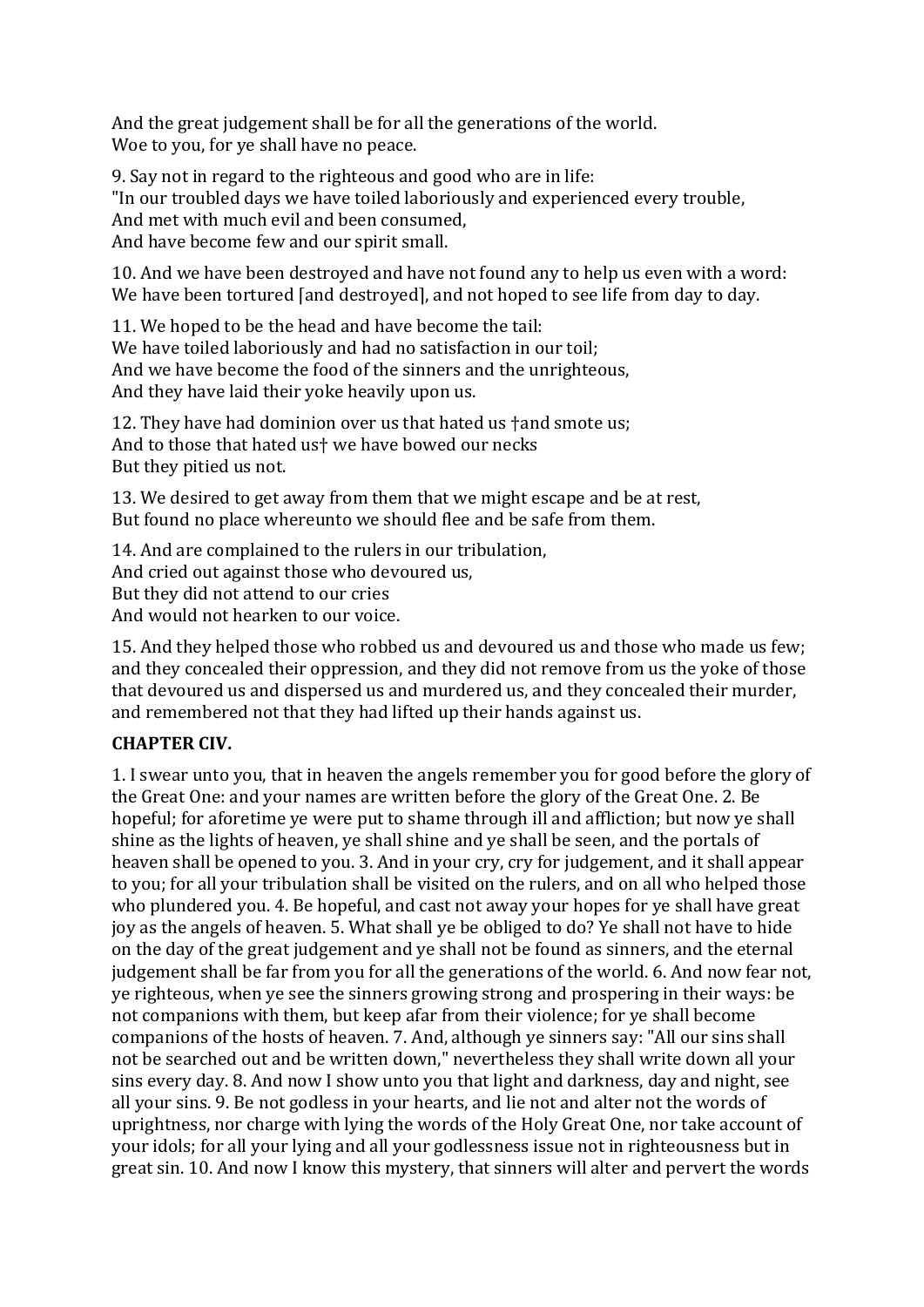And the great judgement shall be for all the generations of the world.
Woe to you, for ye shall have no peace.

9. Say not in regard to the righteous and good who are in life:
"In our troubled days we have toiled laboriously and experienced every trouble,
And met with much evil and been consumed,
And have become few and our spirit small.

10. And we have been destroyed and have not found any to help us even with a word:
We have been tortured [and destroyed], and not hoped to see life from day to day.

11. We hoped to be the head and have become the tail:
We have toiled laboriously and had no satisfaction in our toil;
And we have become the food of the sinners and the unrighteous,
And they have laid their yoke heavily upon us.

12. They have had dominion over us that hated us †and smote us;
And to those that hated us† we have bowed our necks
But they pitied us not.

13. We desired to get away from them that we might escape and be at rest,
But found no place whereunto we should flee and be safe from them.

14. And are complained to the rulers in our tribulation,
And cried out against those who devoured us,
But they did not attend to our cries
And would not hearken to our voice.

15. And they helped those who robbed us and devoured us and those who made us few; and they concealed their oppression, and they did not remove from us the yoke of those that devoured us and dispersed us and murdered us, and they concealed their murder, and remembered not that they had lifted up their hands against us.

**CHAPTER CIV.**

1. I swear unto you, that in heaven the angels remember you for good before the glory of the Great One: and your names are written before the glory of the Great One. 2. Be hopeful; for aforetime ye were put to shame through ill and affliction; but now ye shall shine as the lights of heaven, ye shall shine and ye shall be seen, and the portals of heaven shall be opened to you. 3. And in your cry, cry for judgement, and it shall appear to you; for all your tribulation shall be visited on the rulers, and on all who helped those who plundered you. 4. Be hopeful, and cast not away your hopes for ye shall have great joy as the angels of heaven. 5. What shall ye be obliged to do? Ye shall not have to hide on the day of the great judgement and ye shall not be found as sinners, and the eternal judgement shall be far from you for all the generations of the world. 6. And now fear not, ye righteous, when ye see the sinners growing strong and prospering in their ways: be not companions with them, but keep afar from their violence; for ye shall become companions of the hosts of heaven. 7. And, although ye sinners say: "All our sins shall not be searched out and be written down," nevertheless they shall write down all your sins every day. 8. And now I show unto you that light and darkness, day and night, see all your sins. 9. Be not godless in your hearts, and lie not and alter not the words of uprightness, nor charge with lying the words of the Holy Great One, nor take account of your idols; for all your lying and all your godlessness issue not in righteousness but in great sin. 10. And now I know this mystery, that sinners will alter and pervert the words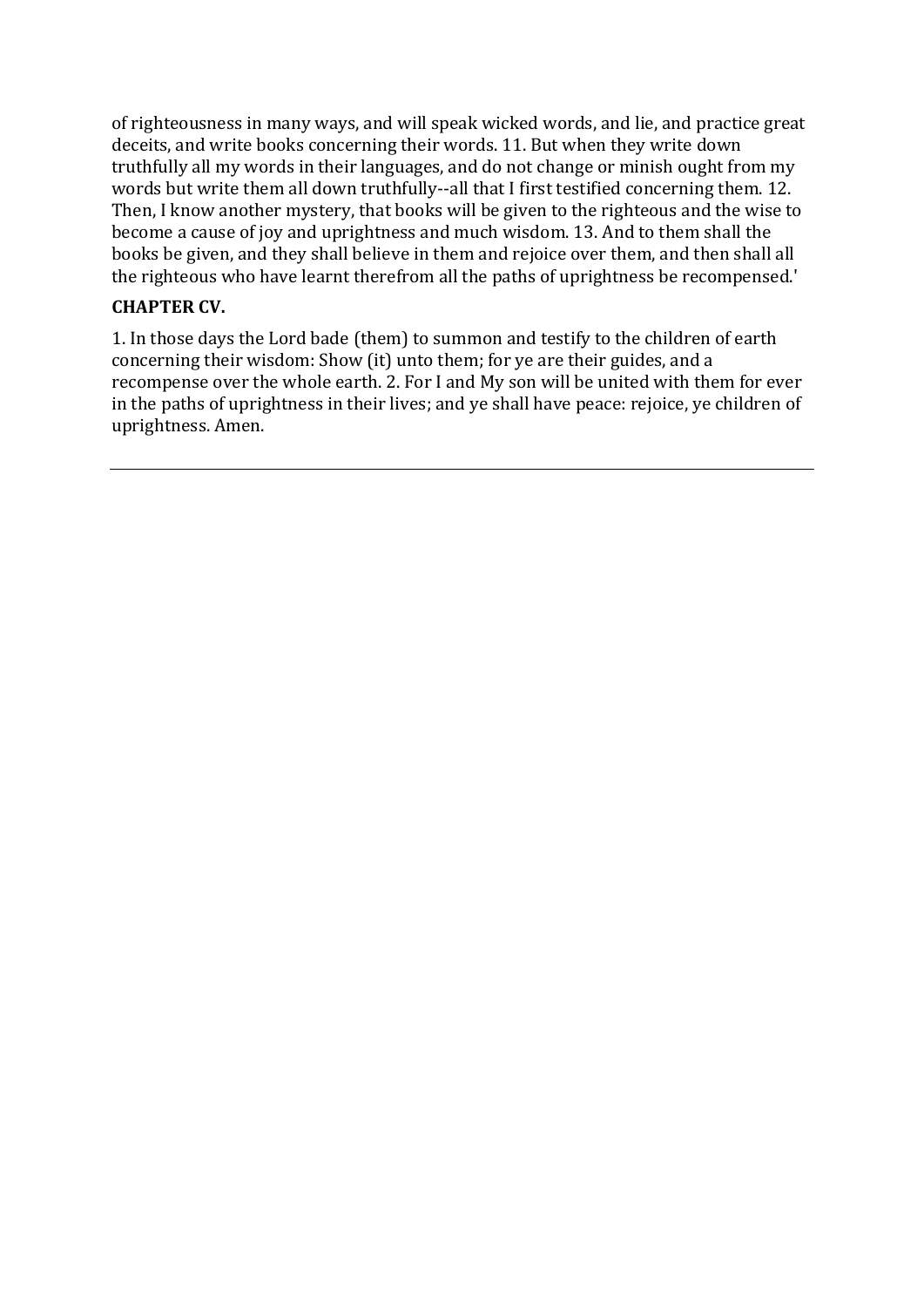of righteousness in many ways, and will speak wicked words, and lie, and practice great deceits, and write books concerning their words. 11. But when they write down truthfully all my words in their languages, and do not change or minish ought from my words but write them all down truthfully--all that I first testified concerning them. 12. Then, I know another mystery, that books will be given to the righteous and the wise to become a cause of joy and uprightness and much wisdom. 13. And to them shall the books be given, and they shall believe in them and rejoice over them, and then shall all the righteous who have learnt therefrom all the paths of uprightness be recompensed.'

**CHAPTER CV.**

1. In those days the Lord bade (them) to summon and testify to the children of earth concerning their wisdom: Show (it) unto them; for ye are their guides, and a recompense over the whole earth. 2. For I and My son will be united with them for ever in the paths of uprightness in their lives; and ye shall have peace: rejoice, ye children of uprightness. Amen.

---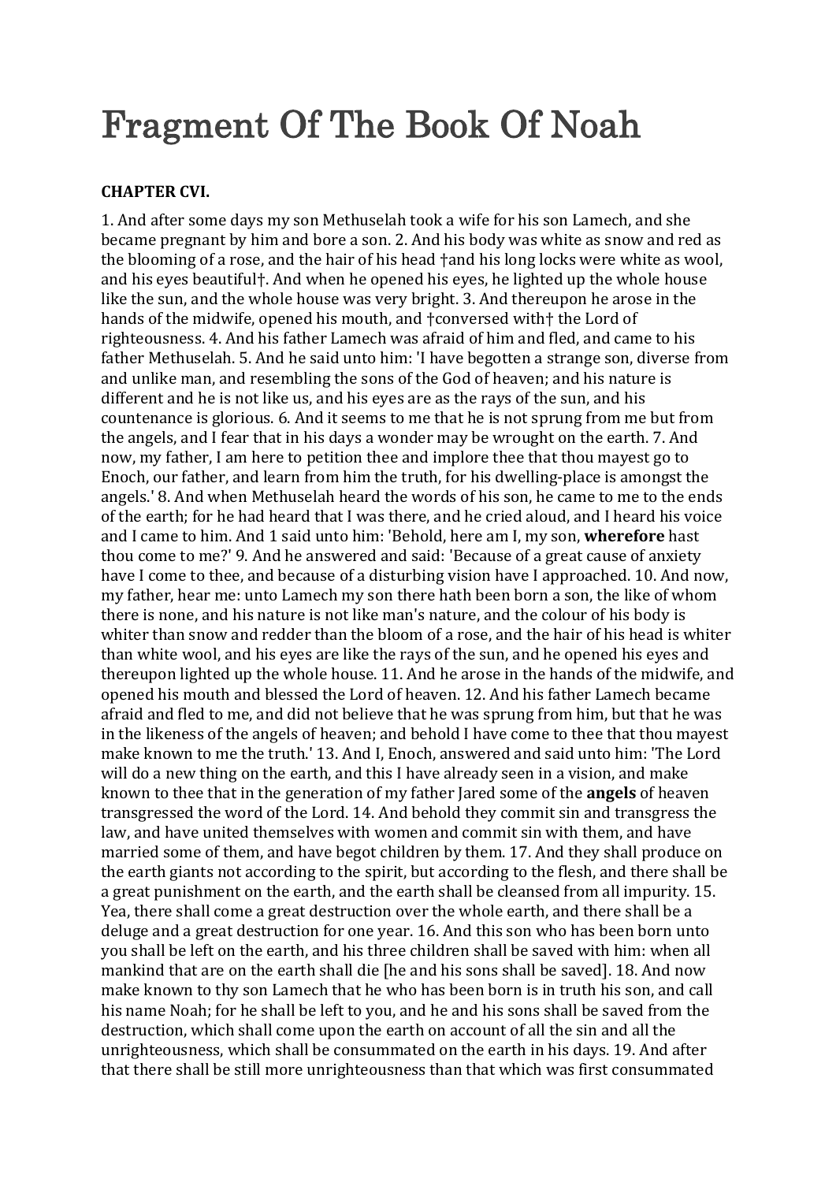# Fragment Of The Book Of Noah

**CHAPTER CVI.**

1. And after some days my son Methuselah took a wife for his son Lamech, and she became pregnant by him and bore a son. 2. And his body was white as snow and red as the blooming of a rose, and the hair of his head †and his long locks were white as wool, and his eyes beautiful†. And when he opened his eyes, he lighted up the whole house like the sun, and the whole house was very bright. 3. And thereupon he arose in the hands of the midwife, opened his mouth, and †conversed with† the Lord of righteousness. 4. And his father Lamech was afraid of him and fled, and came to his father Methuselah. 5. And he said unto him: 'I have begotten a strange son, diverse from and unlike man, and resembling the sons of the God of heaven; and his nature is different and he is not like us, and his eyes are as the rays of the sun, and his countenance is glorious. 6. And it seems to me that he is not sprung from me but from the angels, and I fear that in his days a wonder may be wrought on the earth. 7. And now, my father, I am here to petition thee and implore thee that thou mayest go to Enoch, our father, and learn from him the truth, for his dwelling-place is amongst the angels.' 8. And when Methuselah heard the words of his son, he came to me to the ends of the earth; for he had heard that I was there, and he cried aloud, and I heard his voice and I came to him. And 1 said unto him: 'Behold, here am I, my son, **wherefore** hast thou come to me?' 9. And he answered and said: 'Because of a great cause of anxiety have I come to thee, and because of a disturbing vision have I approached. 10. And now, my father, hear me: unto Lamech my son there hath been born a son, the like of whom there is none, and his nature is not like man's nature, and the colour of his body is whiter than snow and redder than the bloom of a rose, and the hair of his head is whiter than white wool, and his eyes are like the rays of the sun, and he opened his eyes and thereupon lighted up the whole house. 11. And he arose in the hands of the midwife, and opened his mouth and blessed the Lord of heaven. 12. And his father Lamech became afraid and fled to me, and did not believe that he was sprung from him, but that he was in the likeness of the angels of heaven; and behold I have come to thee that thou mayest make known to me the truth.' 13. And I, Enoch, answered and said unto him: 'The Lord will do a new thing on the earth, and this I have already seen in a vision, and make known to thee that in the generation of my father Jared some of the **angels** of heaven transgressed the word of the Lord. 14. And behold they commit sin and transgress the law, and have united themselves with women and commit sin with them, and have married some of them, and have begot children by them. 17. And they shall produce on the earth giants not according to the spirit, but according to the flesh, and there shall be a great punishment on the earth, and the earth shall be cleansed from all impurity. 15. Yea, there shall come a great destruction over the whole earth, and there shall be a deluge and a great destruction for one year. 16. And this son who has been born unto you shall be left on the earth, and his three children shall be saved with him: when all mankind that are on the earth shall die [he and his sons shall be saved]. 18. And now make known to thy son Lamech that he who has been born is in truth his son, and call his name Noah; for he shall be left to you, and he and his sons shall be saved from the destruction, which shall come upon the earth on account of all the sin and all the unrighteousness, which shall be consummated on the earth in his days. 19. And after that there shall be still more unrighteousness than that which was first consummated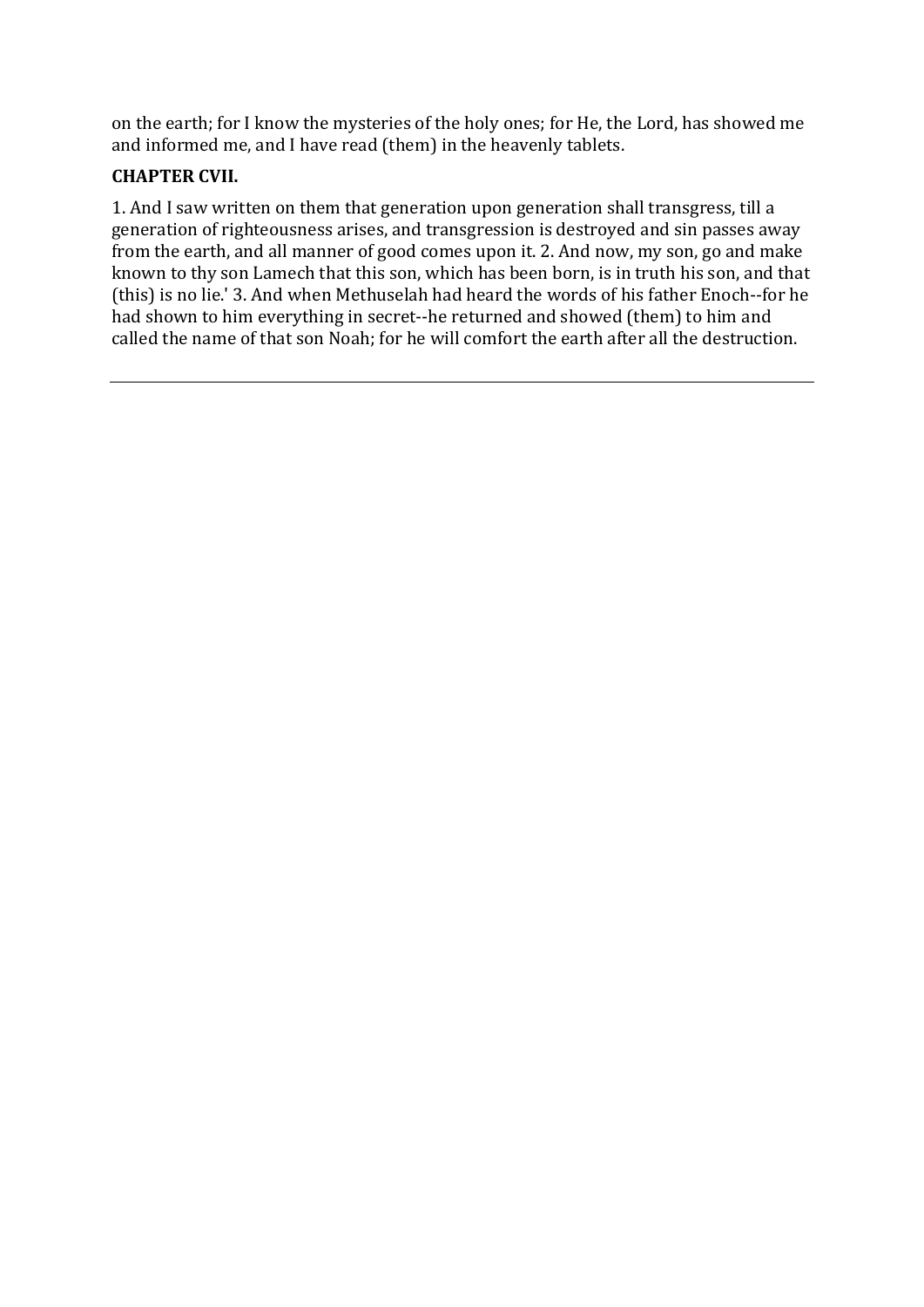on the earth; for I know the mysteries of the holy ones; for He, the Lord, has showed me and informed me, and I have read (them) in the heavenly tablets.

**CHAPTER CVII.**

1. And I saw written on them that generation upon generation shall transgress, till a generation of righteousness arises, and transgression is destroyed and sin passes away from the earth, and all manner of good comes upon it. 2. And now, my son, go and make known to thy son Lamech that this son, which has been born, is in truth his son, and that (this) is no lie.' 3. And when Methuselah had heard the words of his father Enoch--for he had shown to him everything in secret--he returned and showed (them) to him and called the name of that son Noah; for he will comfort the earth after all the destruction.

---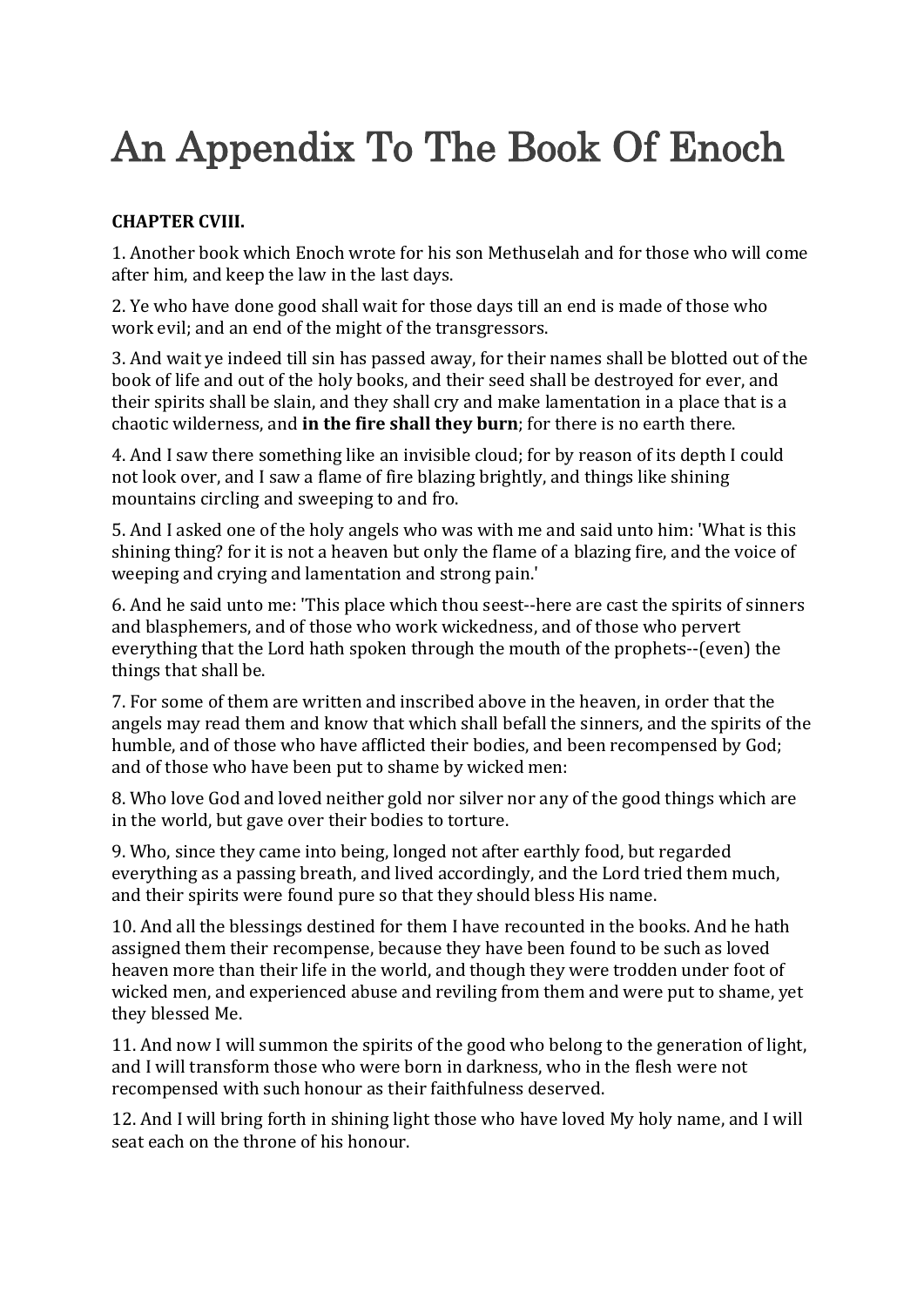# An Appendix To The Book Of Enoch

**CHAPTER CVIII.**

1. Another book which Enoch wrote for his son Methuselah and for those who will come after him, and keep the law in the last days.

2. Ye who have done good shall wait for those days till an end is made of those who work evil; and an end of the might of the transgressors.

3. And wait ye indeed till sin has passed away, for their names shall be blotted out of the book of life and out of the holy books, and their seed shall be destroyed for ever, and their spirits shall be slain, and they shall cry and make lamentation in a place that is a chaotic wilderness, and **in the fire shall they burn**; for there is no earth there.

4. And I saw there something like an invisible cloud; for by reason of its depth I could not look over, and I saw a flame of fire blazing brightly, and things like shining mountains circling and sweeping to and fro.

5. And I asked one of the holy angels who was with me and said unto him: 'What is this shining thing? for it is not a heaven but only the flame of a blazing fire, and the voice of weeping and crying and lamentation and strong pain.'

6. And he said unto me: 'This place which thou seest--here are cast the spirits of sinners and blasphemers, and of those who work wickedness, and of those who pervert everything that the Lord hath spoken through the mouth of the prophets--(even) the things that shall be.

7. For some of them are written and inscribed above in the heaven, in order that the angels may read them and know that which shall befall the sinners, and the spirits of the humble, and of those who have afflicted their bodies, and been recompensed by God; and of those who have been put to shame by wicked men:

8. Who love God and loved neither gold nor silver nor any of the good things which are in the world, but gave over their bodies to torture.

9. Who, since they came into being, longed not after earthly food, but regarded everything as a passing breath, and lived accordingly, and the Lord tried them much, and their spirits were found pure so that they should bless His name.

10. And all the blessings destined for them I have recounted in the books. And he hath assigned them their recompense, because they have been found to be such as loved heaven more than their life in the world, and though they were trodden under foot of wicked men, and experienced abuse and reviling from them and were put to shame, yet they blessed Me.

11. And now I will summon the spirits of the good who belong to the generation of light, and I will transform those who were born in darkness, who in the flesh were not recompensed with such honour as their faithfulness deserved.

12. And I will bring forth in shining light those who have loved My holy name, and I will seat each on the throne of his honour.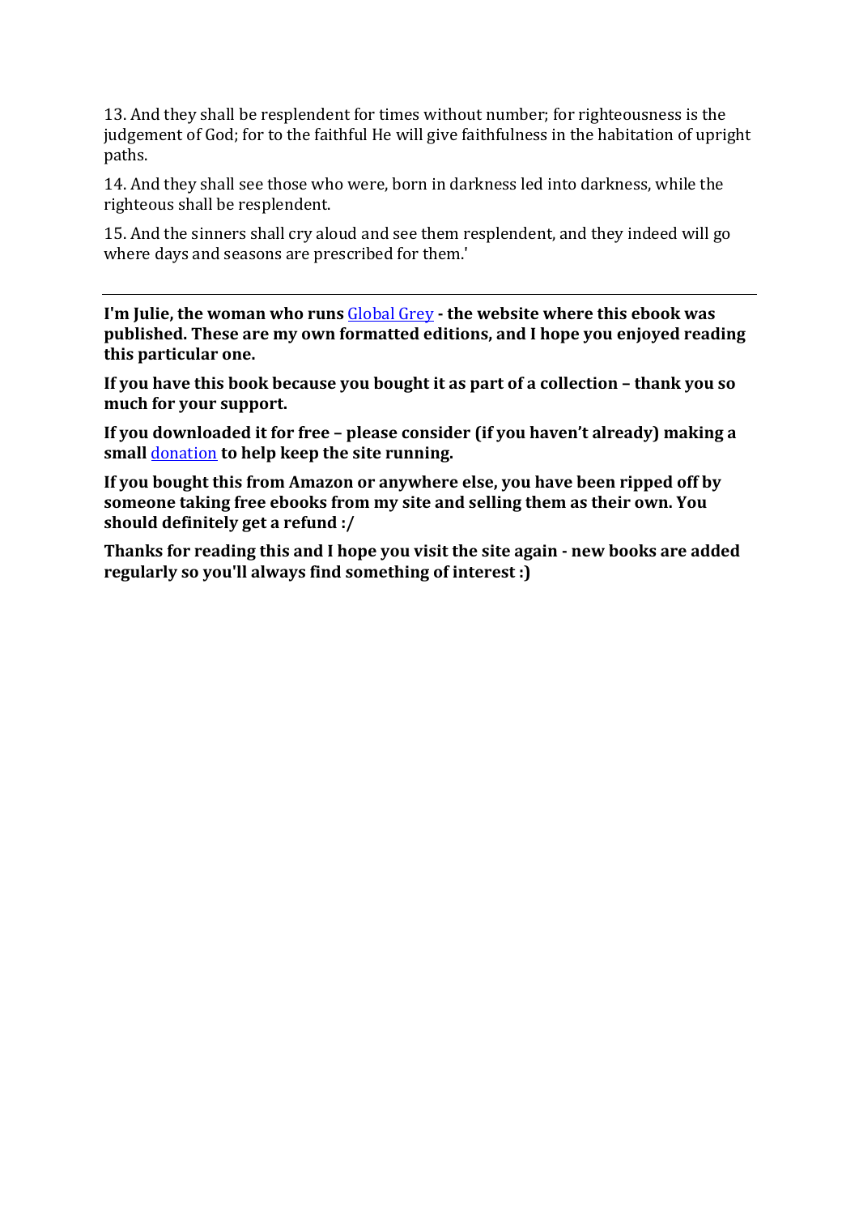13. And they shall be resplendent for times without number; for righteousness is the judgement of God; for to the faithful He will give faithfulness in the habitation of upright paths.

14. And they shall see those who were, born in darkness led into darkness, while the righteous shall be resplendent.

15. And the sinners shall cry aloud and see them resplendent, and they indeed will go where days and seasons are prescribed for them.'

---

**I'm Julie, the woman who runs Global Grey - the website where this ebook was published. These are my own formatted editions, and I hope you enjoyed reading this particular one.**

**If you have this book because you bought it as part of a collection – thank you so much for your support.**

**If you downloaded it for free – please consider (if you haven't already) making a small donation to help keep the site running.**

**If you bought this from Amazon or anywhere else, you have been ripped off by someone taking free ebooks from my site and selling them as their own. You should definitely get a refund :/**

**Thanks for reading this and I hope you visit the site again - new books are added regularly so you'll always find something of interest :)**